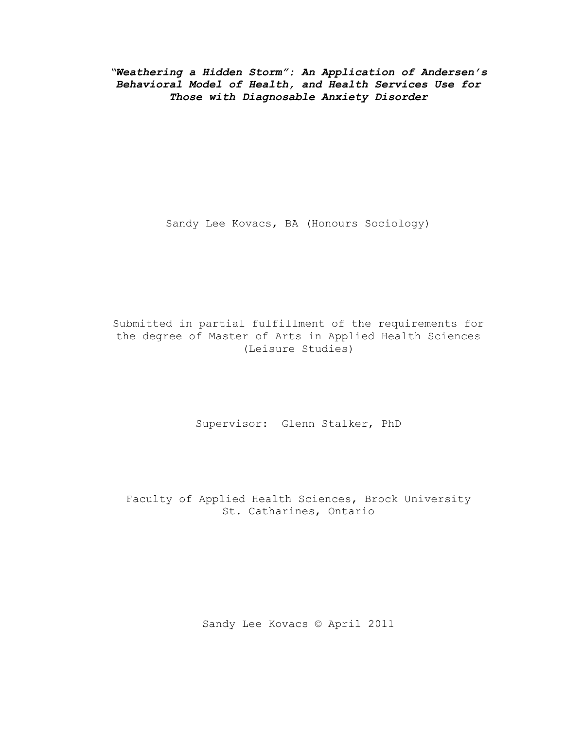# *"Weathering a Hidden Storm": An Application of Andersen's Behavioral Model of Health, and Health Services Use for Those with Diagnosable Anxiety Disorder*

Sandy Lee Kovacs, BA (Honours Sociology)

Submitted in partial fulfillment of the requirements for the degree of Master of Arts in Applied Health Sciences (Leisure Studies)

Supervisor: Glenn Stalker, PhD

Faculty of Applied Health Sciences, Brock University
St. Catharines, Ontario

Sandy Lee Kovacs © April 2011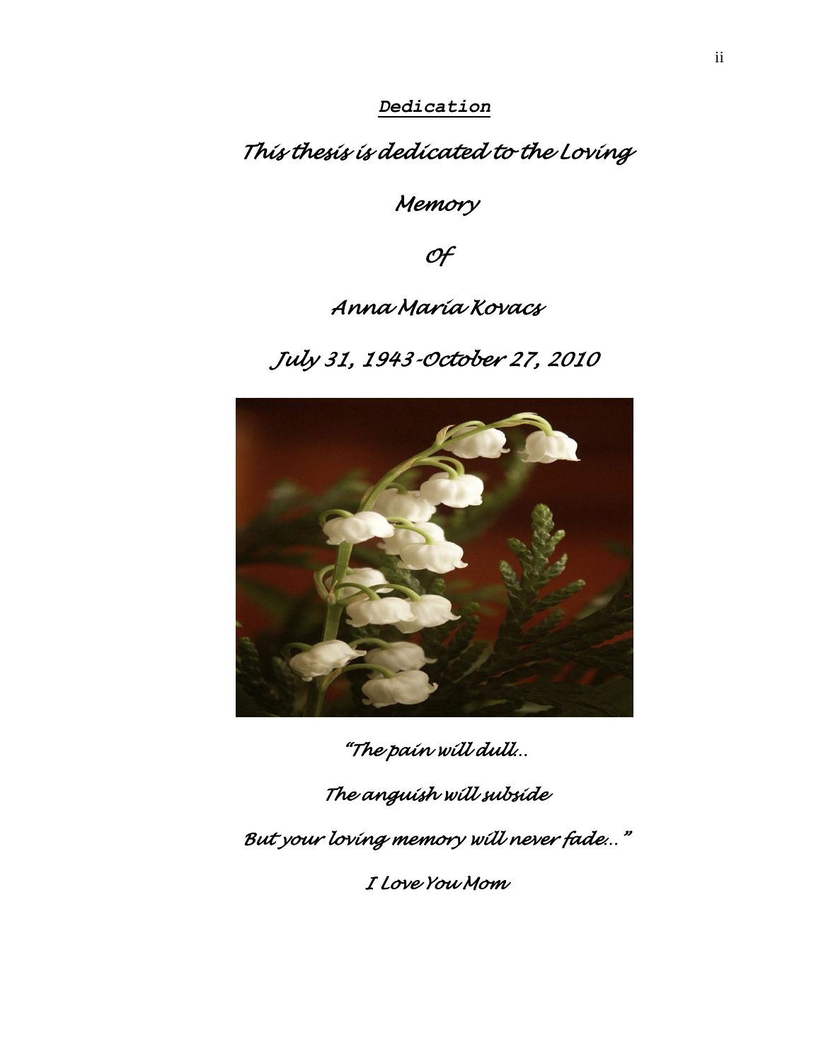# Dedication

*This thesis is dedicated to the Loving*

*Memory*

*Of*

*Anna Maria Kovacs*

*July 31, 1943-October 27, 2010*

*"The pain will dull...*

*The anguish will subside*

*But your loving memory will never fade..."*

*I Love You Mom*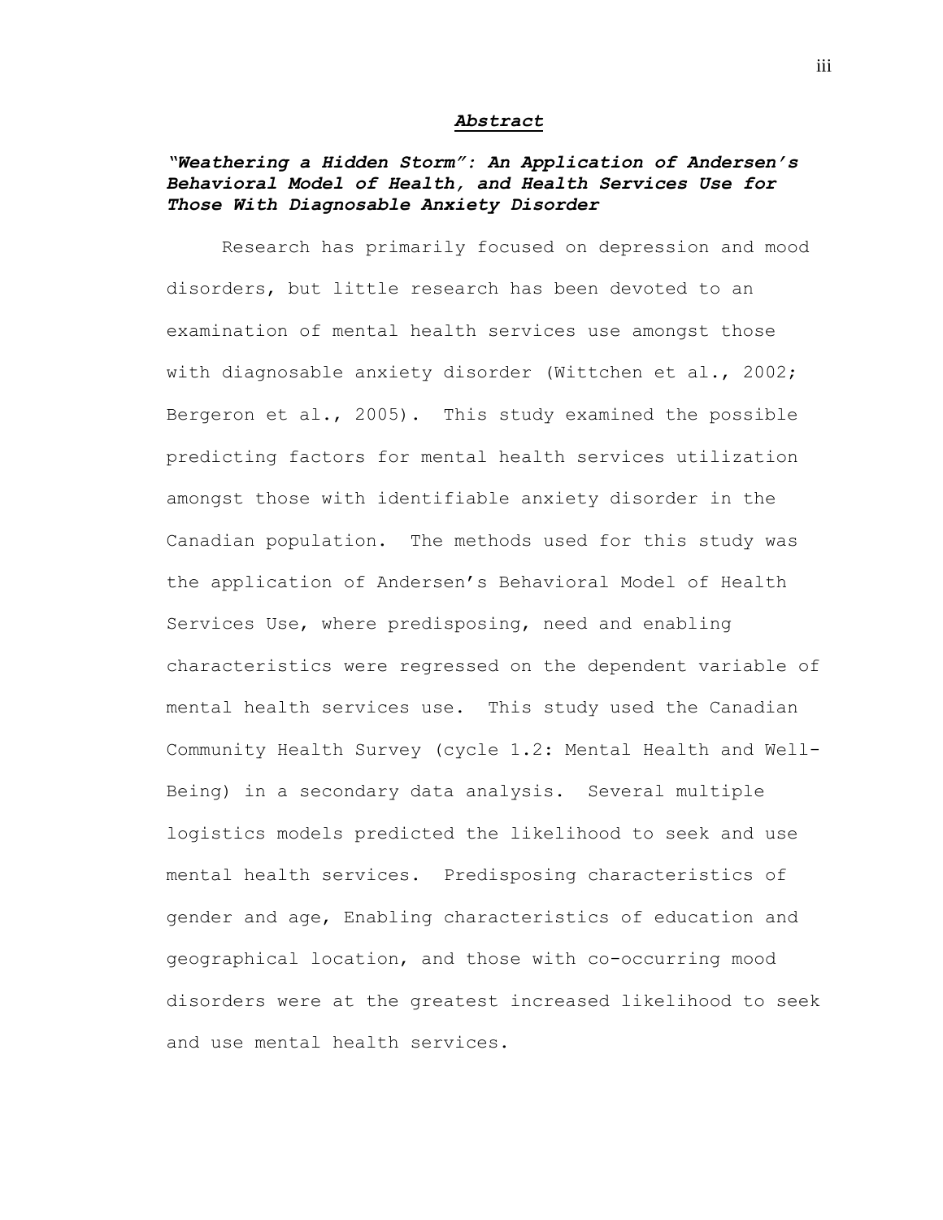## *Abstract*

### *"Weathering a Hidden Storm": An Application of Andersen's Behavioral Model of Health, and Health Services Use for Those With Diagnosable Anxiety Disorder*

Research has primarily focused on depression and mood disorders, but little research has been devoted to an examination of mental health services use amongst those with diagnosable anxiety disorder (Wittchen et al., 2002; Bergeron et al., 2005). This study examined the possible predicting factors for mental health services utilization amongst those with identifiable anxiety disorder in the Canadian population. The methods used for this study was the application of Andersen's Behavioral Model of Health Services Use, where predisposing, need and enabling characteristics were regressed on the dependent variable of mental health services use. This study used the Canadian Community Health Survey (cycle 1.2: Mental Health and Well-Being) in a secondary data analysis. Several multiple logistics models predicted the likelihood to seek and use mental health services. Predisposing characteristics of gender and age, Enabling characteristics of education and geographical location, and those with co-occurring mood disorders were at the greatest increased likelihood to seek and use mental health services.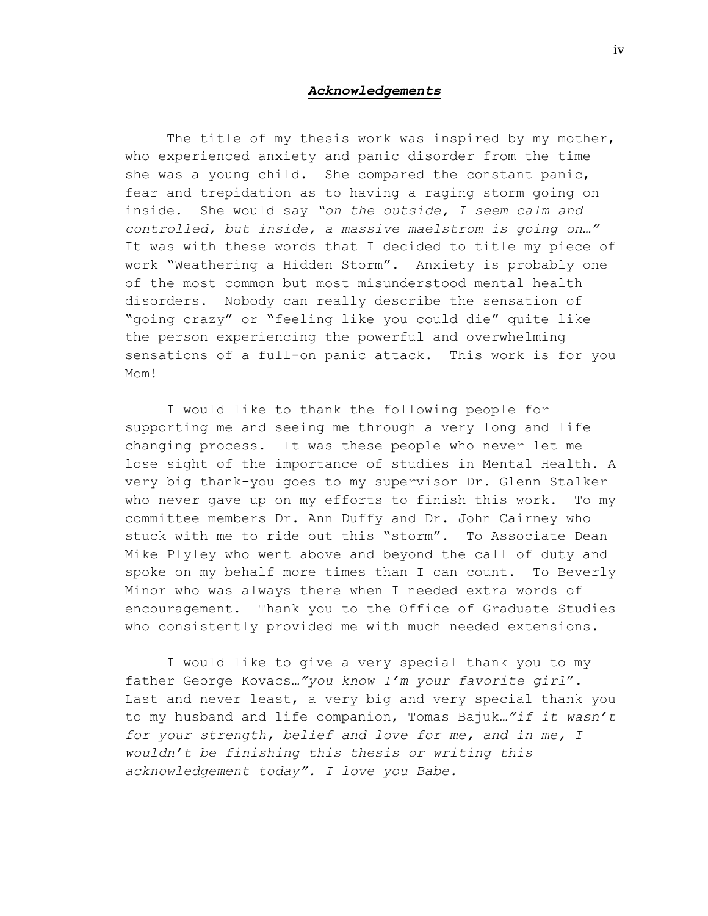# ***Acknowledgements***

The title of my thesis work was inspired by my mother, who experienced anxiety and panic disorder from the time she was a young child. She compared the constant panic, fear and trepidation as to having a raging storm going on inside. She would say *"on the outside, I seem calm and controlled, but inside, a massive maelstrom is going on…"* It was with these words that I decided to title my piece of work "Weathering a Hidden Storm". Anxiety is probably one of the most common but most misunderstood mental health disorders. Nobody can really describe the sensation of "going crazy" or "feeling like you could die" quite like the person experiencing the powerful and overwhelming sensations of a full-on panic attack. This work is for you Mom!

I would like to thank the following people for supporting me and seeing me through a very long and life changing process. It was these people who never let me lose sight of the importance of studies in Mental Health. A very big thank-you goes to my supervisor Dr. Glenn Stalker who never gave up on my efforts to finish this work. To my committee members Dr. Ann Duffy and Dr. John Cairney who stuck with me to ride out this "storm". To Associate Dean Mike Plyley who went above and beyond the call of duty and spoke on my behalf more times than I can count. To Beverly Minor who was always there when I needed extra words of encouragement. Thank you to the Office of Graduate Studies who consistently provided me with much needed extensions.

I would like to give a very special thank you to my father George Kovacs…*"you know I'm your favorite girl*". Last and never least, a very big and very special thank you to my husband and life companion, Tomas Bajuk…*"if it wasn't for your strength, belief and love for me, and in me, I wouldn't be finishing this thesis or writing this acknowledgement today". I love you Babe.*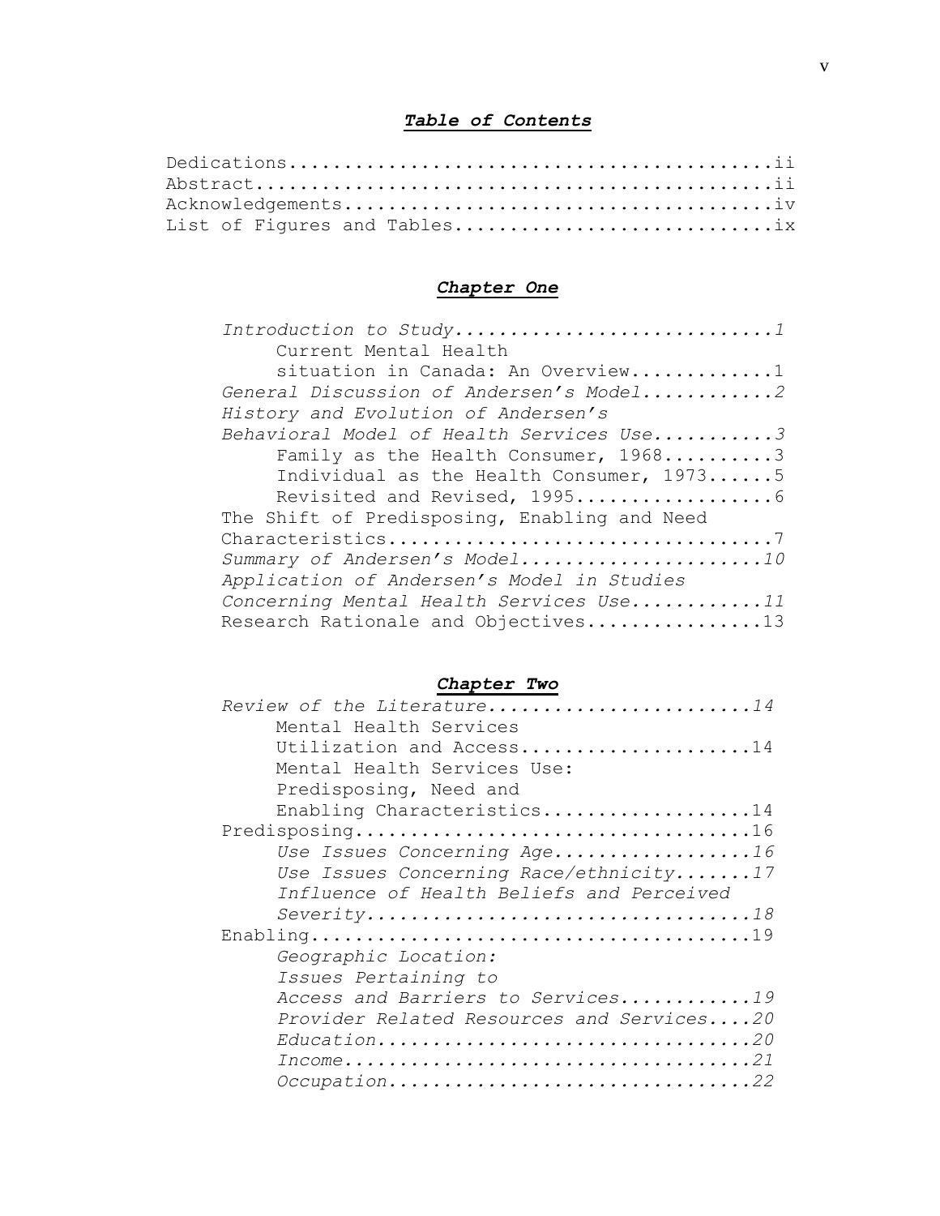# ***Table of Contents***

Dedications............................................ii
Abstract...............................................ii
Acknowledgements.......................................iv
List of Figures and Tables.............................ix

## ***Chapter One***

*Introduction to Study.............................1*
Current Mental Health situation in Canada: An Overview.............1
*General Discussion of Andersen's Model............2*
*History and Evolution of Andersen's Behavioral Model of Health Services Use...........3*
Family as the Health Consumer, 1968..........3
Individual as the Health Consumer, 1973......5
Revisited and Revised, 1995..................6
The Shift of Predisposing, Enabling and Need Characteristics..................................7
*Summary of Andersen's Model.....................10*
*Application of Andersen's Model in Studies Concerning Mental Health Services Use............11*
Research Rationale and Objectives................13

## ***Chapter Two***

*Review of the Literature........................14*
Mental Health Services Utilization and Access.....................14
Mental Health Services Use: Predisposing, Need and Enabling Characteristics...................14
Predisposing....................................16
*Use Issues Concerning Age..................16*
*Use Issues Concerning Race/ethnicity.......17*
*Influence of Health Beliefs and Perceived Severity..................................18*
Enabling........................................19
*Geographic Location: Issues Pertaining to Access and Barriers to Services............19*
*Provider Related Resources and Services....20*
*Education..................................20*
*Income.....................................21*
*Occupation.................................22*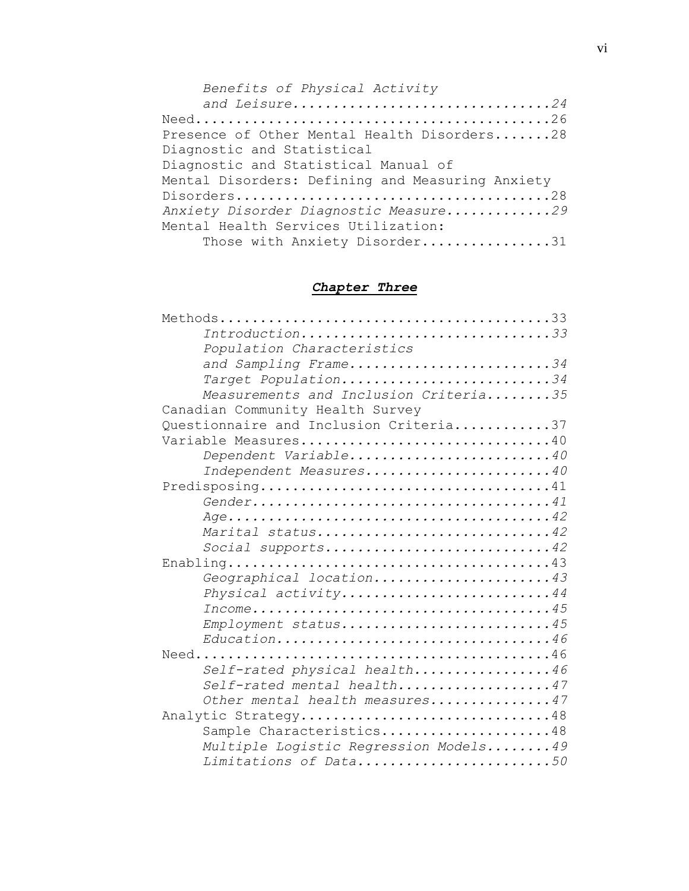*Benefits of Physical Activity and Leisure*................................*24*

Need............................................26

Presence of Other Mental Health Disorders.......28

Diagnostic and Statistical

Diagnostic and Statistical Manual of Mental Disorders: Defining and Measuring Anxiety Disorders.......................................28

*Anxiety Disorder Diagnostic Measure.............29*

Mental Health Services Utilization: Those with Anxiety Disorder................31

## ***Chapter Three***

Methods.........................................33

*Introduction..............................33*

*Population Characteristics and Sampling Frame.........................34*

*Target Population..........................34*

*Measurements and Inclusion Criteria........35*

Canadian Community Health Survey Questionnaire and Inclusion Criteria............37

Variable Measures...............................40

*Dependent Variable.........................40*

*Independent Measures.......................40*

Predisposing....................................41

*Gender.....................................41*

*Age........................................42*

*Marital status.............................42*

*Social supports............................42*

Enabling........................................43

*Geographical location......................43*

*Physical activity..........................44*

*Income.....................................45*

*Employment status..........................45*

*Education..................................46*

Need............................................46

*Self-rated physical health.................46*

*Self-rated mental health...................47*

*Other mental health measures...............47*

Analytic Strategy...............................48

Sample Characteristics.....................48

*Multiple Logistic Regression Models........49*

*Limitations of Data........................50*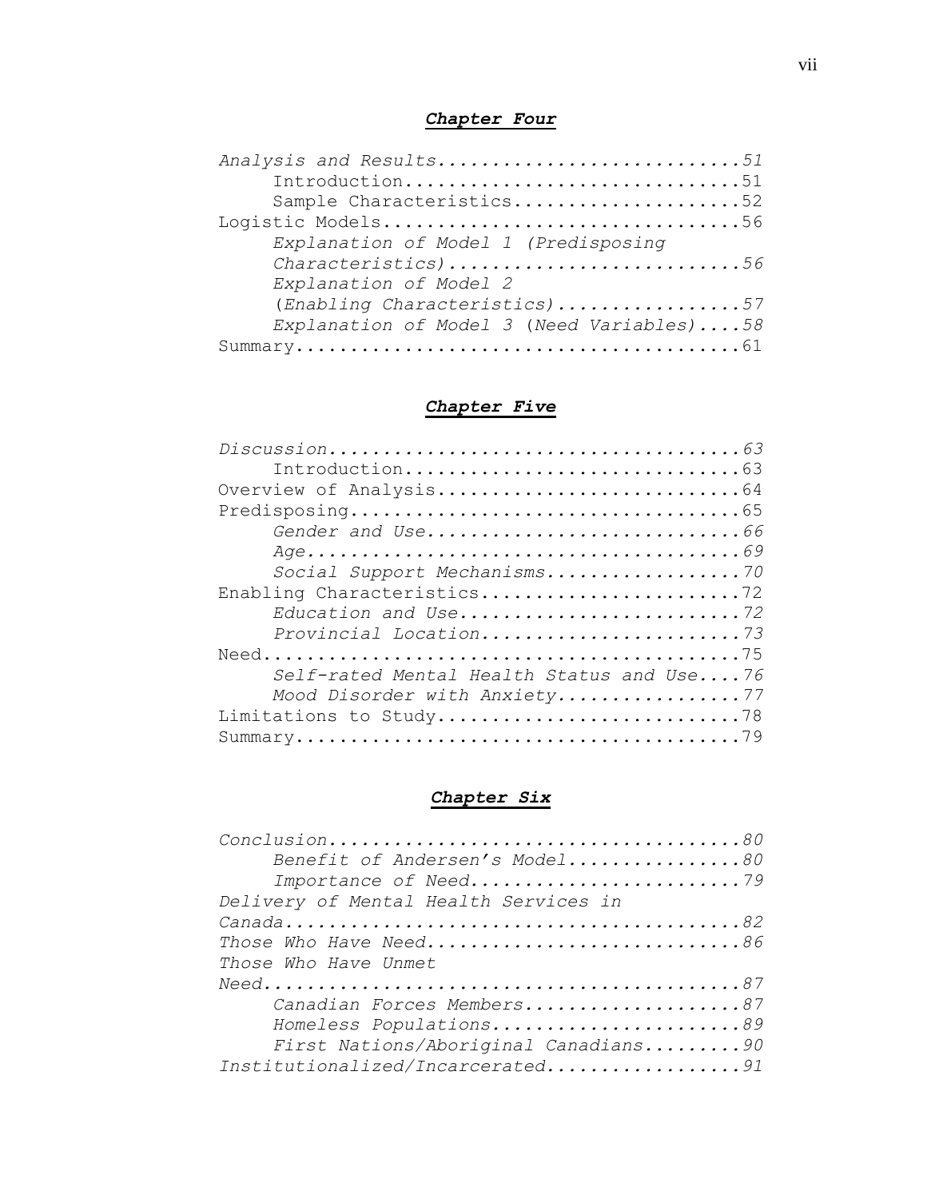## *Chapter Four*

*Analysis and Results*............................*51*
- Introduction...............................51
- Sample Characteristics.....................52

Logistic Models.................................56
- *Explanation of Model 1 (Predisposing Characteristics)*...........................*56*
- *Explanation of Model 2 (Enabling Characteristics)*.................*57*
- *Explanation of Model 3* (*Need Variables)*....*58*

Summary.........................................61

## *Chapter Five*

*Discussion*......................................*63*
- Introduction...............................63

Overview of Analysis............................64

Predisposing....................................65
- *Gender and Use*.............................*66*
- *Age*........................................*69*
- *Social Support Mechanisms*..................*70*

Enabling Characteristics........................72
- *Education and Use*..........................*72*
- *Provincial Location*........................*73*

Need............................................75
- *Self-rated Mental Health Status and Use*....*76*
- *Mood Disorder with Anxiety*.................*77*

Limitations to Study............................78

Summary.........................................79

## *Chapter Six*

*Conclusion*......................................*80*
- *Benefit of Andersen's Model*................*80*
- *Importance of Need*.........................*79*

*Delivery of Mental Health Services in Canada*..........................................*82*

*Those Who Have Need*.............................*86*

*Those Who Have Unmet Need*...........................................*87*
- *Canadian Forces Members*....................*87*
- *Homeless Populations*.......................*89*
- *First Nations/Aboriginal Canadians*.........*90*

*Institutionalized/Incarcerated*..................*91*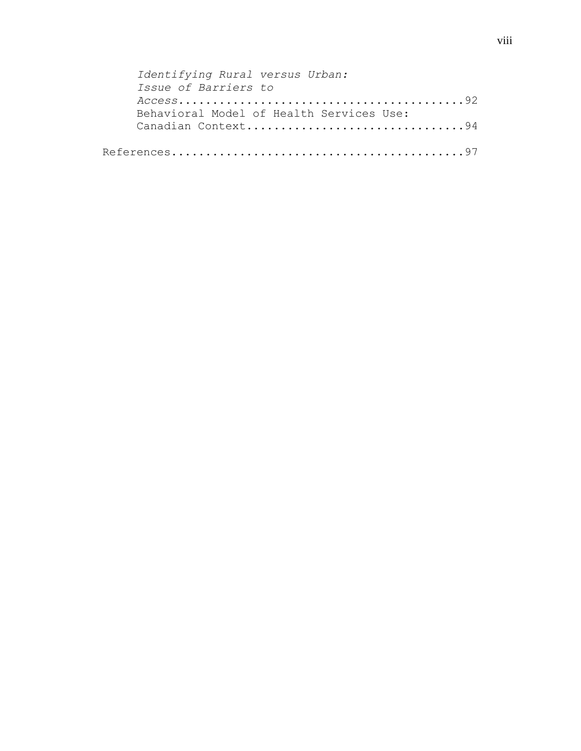*Identifying Rural versus Urban: Issue of Barriers to Access*..........................................92

Behavioral Model of Health Services Use: Canadian Context................................94

References...........................................97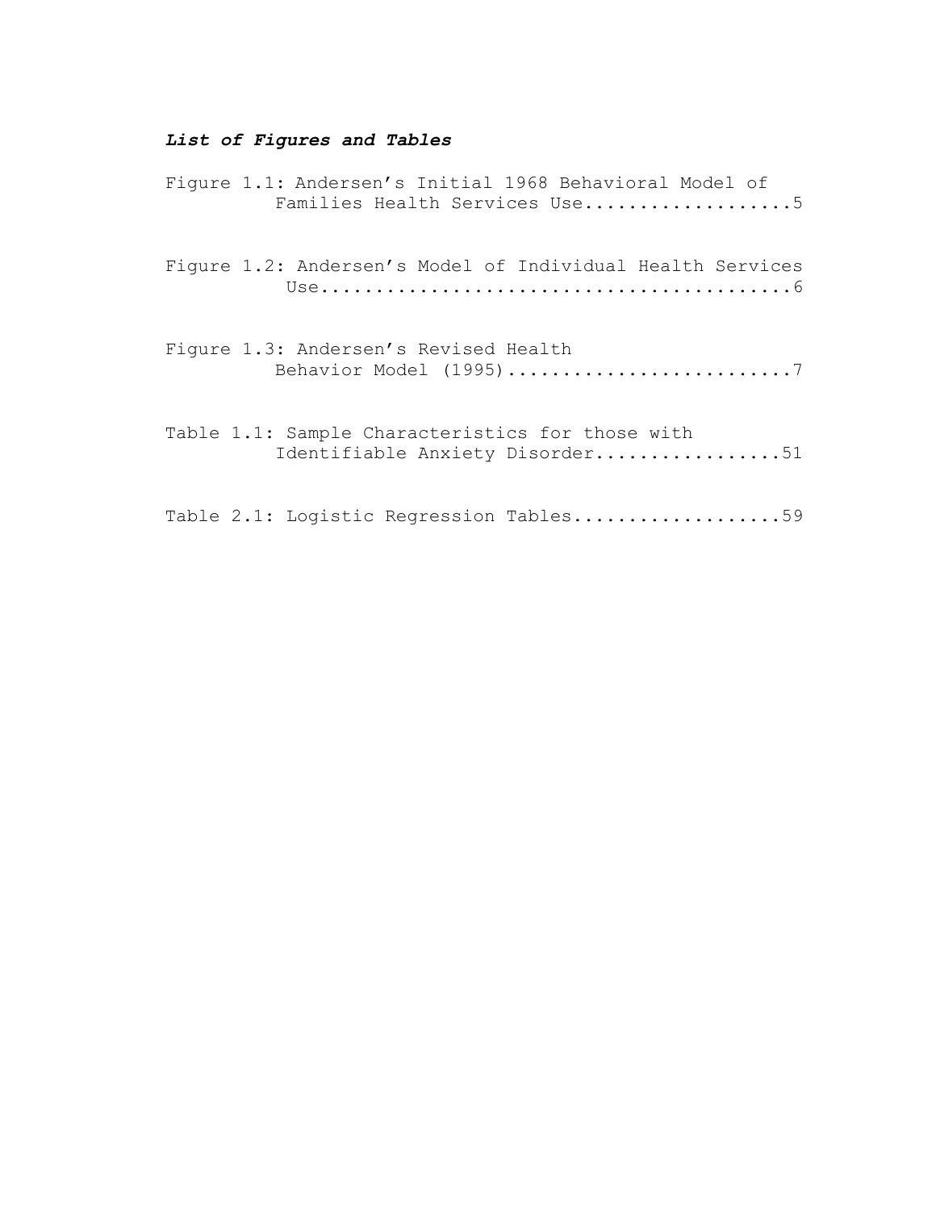***List of Figures and Tables***

Figure 1.1: Andersen's Initial 1968 Behavioral Model of Families Health Services Use...................5

Figure 1.2: Andersen's Model of Individual Health Services Use...........................................6

Figure 1.3: Andersen's Revised Health Behavior Model (1995)..........................7

Table 1.1: Sample Characteristics for those with Identifiable Anxiety Disorder.................51

Table 2.1: Logistic Regression Tables...................59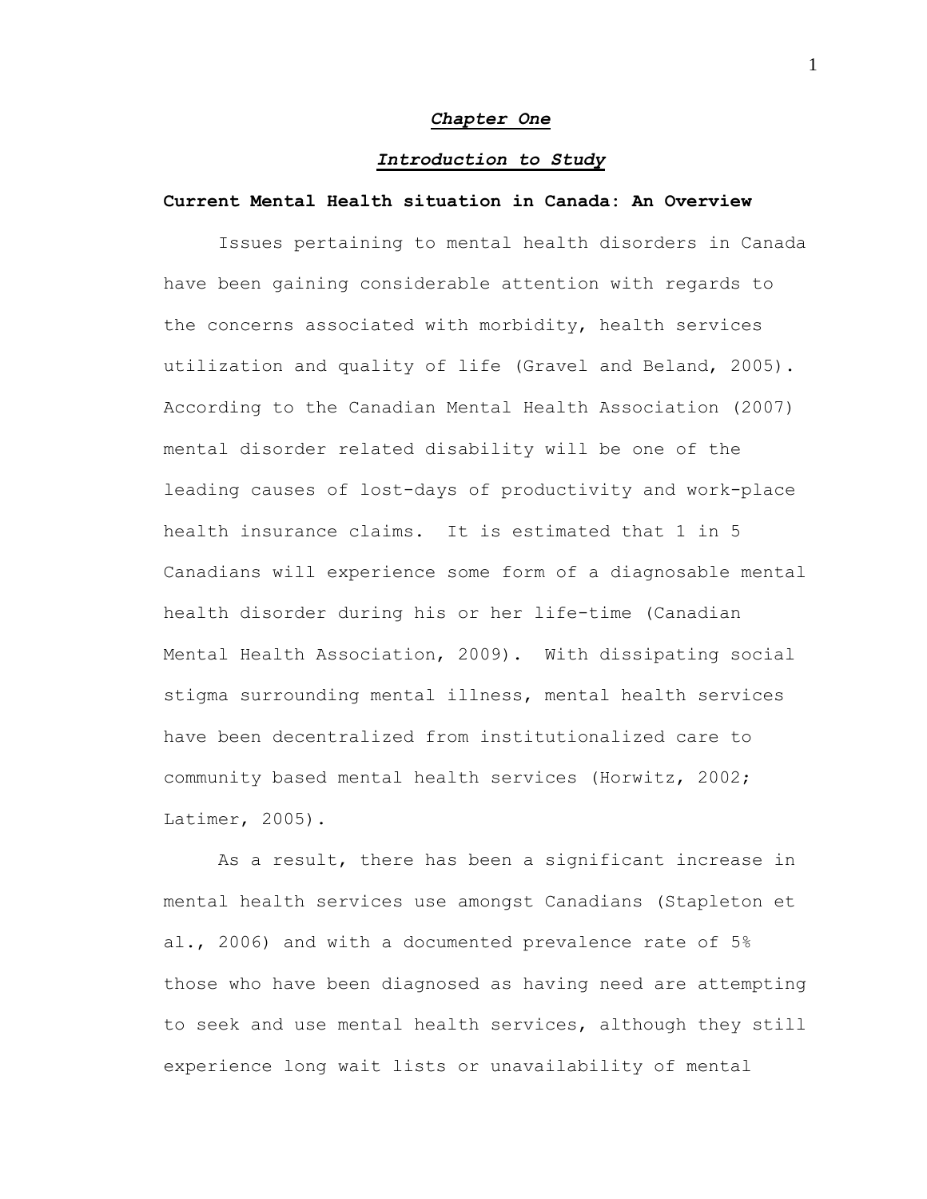# *Chapter One*

## *Introduction to Study*

### **Current Mental Health situation in Canada: An Overview**

Issues pertaining to mental health disorders in Canada have been gaining considerable attention with regards to the concerns associated with morbidity, health services utilization and quality of life (Gravel and Beland, 2005). According to the Canadian Mental Health Association (2007) mental disorder related disability will be one of the leading causes of lost-days of productivity and work-place health insurance claims. It is estimated that 1 in 5 Canadians will experience some form of a diagnosable mental health disorder during his or her life-time (Canadian Mental Health Association, 2009). With dissipating social stigma surrounding mental illness, mental health services have been decentralized from institutionalized care to community based mental health services (Horwitz, 2002; Latimer, 2005).

As a result, there has been a significant increase in mental health services use amongst Canadians (Stapleton et al., 2006) and with a documented prevalence rate of 5% those who have been diagnosed as having need are attempting to seek and use mental health services, although they still experience long wait lists or unavailability of mental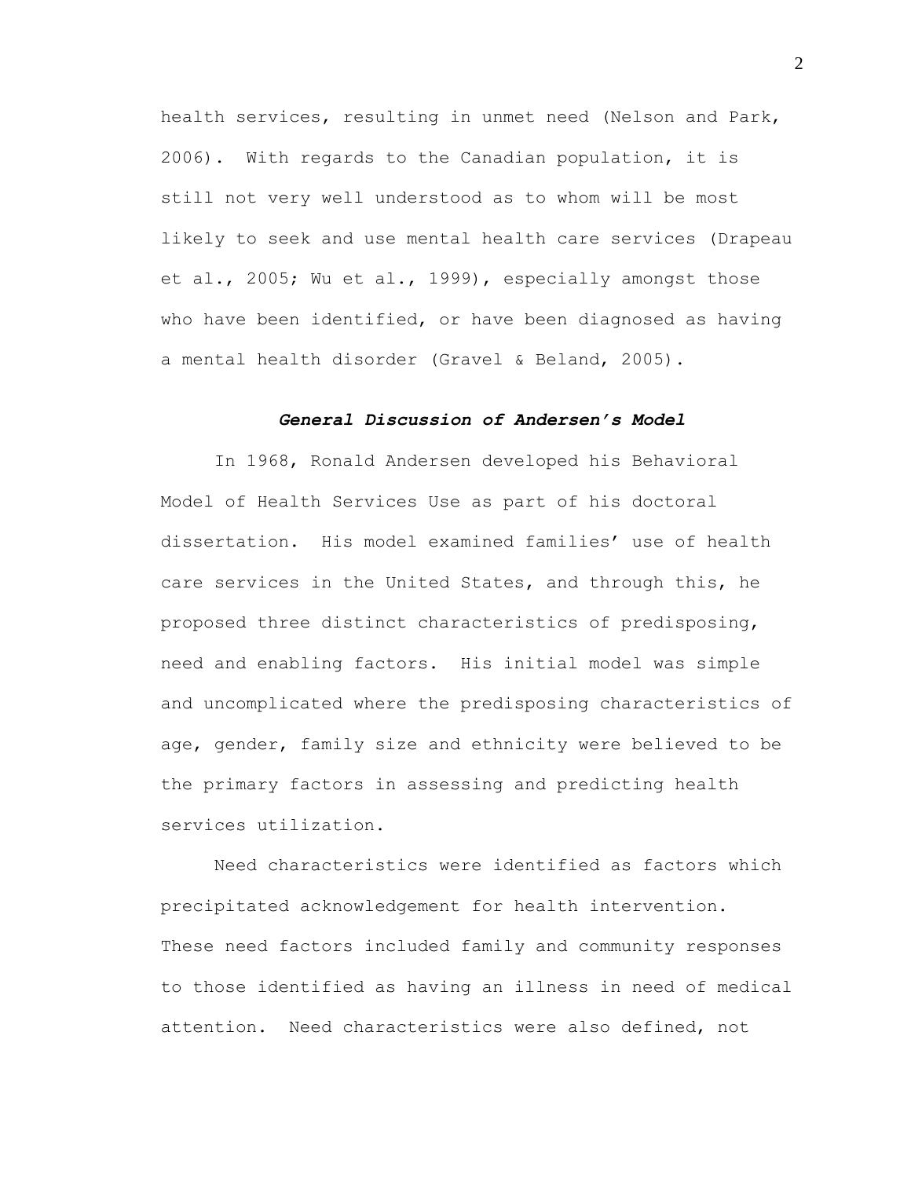health services, resulting in unmet need (Nelson and Park, 2006). With regards to the Canadian population, it is still not very well understood as to whom will be most likely to seek and use mental health care services (Drapeau et al., 2005; Wu et al., 1999), especially amongst those who have been identified, or have been diagnosed as having a mental health disorder (Gravel & Beland, 2005).

### ***General Discussion of Andersen's Model***

In 1968, Ronald Andersen developed his Behavioral Model of Health Services Use as part of his doctoral dissertation. His model examined families' use of health care services in the United States, and through this, he proposed three distinct characteristics of predisposing, need and enabling factors. His initial model was simple and uncomplicated where the predisposing characteristics of age, gender, family size and ethnicity were believed to be the primary factors in assessing and predicting health services utilization.

Need characteristics were identified as factors which precipitated acknowledgement for health intervention. These need factors included family and community responses to those identified as having an illness in need of medical attention. Need characteristics were also defined, not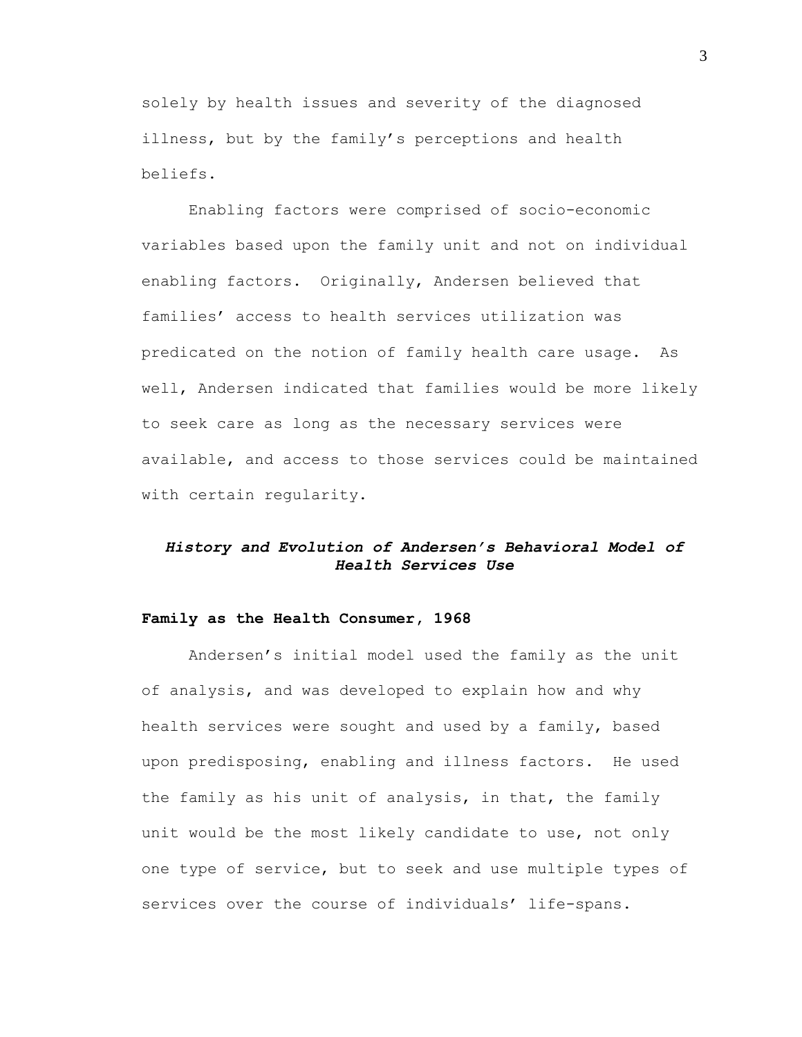solely by health issues and severity of the diagnosed illness, but by the family's perceptions and health beliefs.

Enabling factors were comprised of socio-economic variables based upon the family unit and not on individual enabling factors. Originally, Andersen believed that families' access to health services utilization was predicated on the notion of family health care usage. As well, Andersen indicated that families would be more likely to seek care as long as the necessary services were available, and access to those services could be maintained with certain regularity.

## *History and Evolution of Andersen's Behavioral Model of Health Services Use*

### **Family as the Health Consumer, 1968**

Andersen's initial model used the family as the unit of analysis, and was developed to explain how and why health services were sought and used by a family, based upon predisposing, enabling and illness factors. He used the family as his unit of analysis, in that, the family unit would be the most likely candidate to use, not only one type of service, but to seek and use multiple types of services over the course of individuals' life-spans.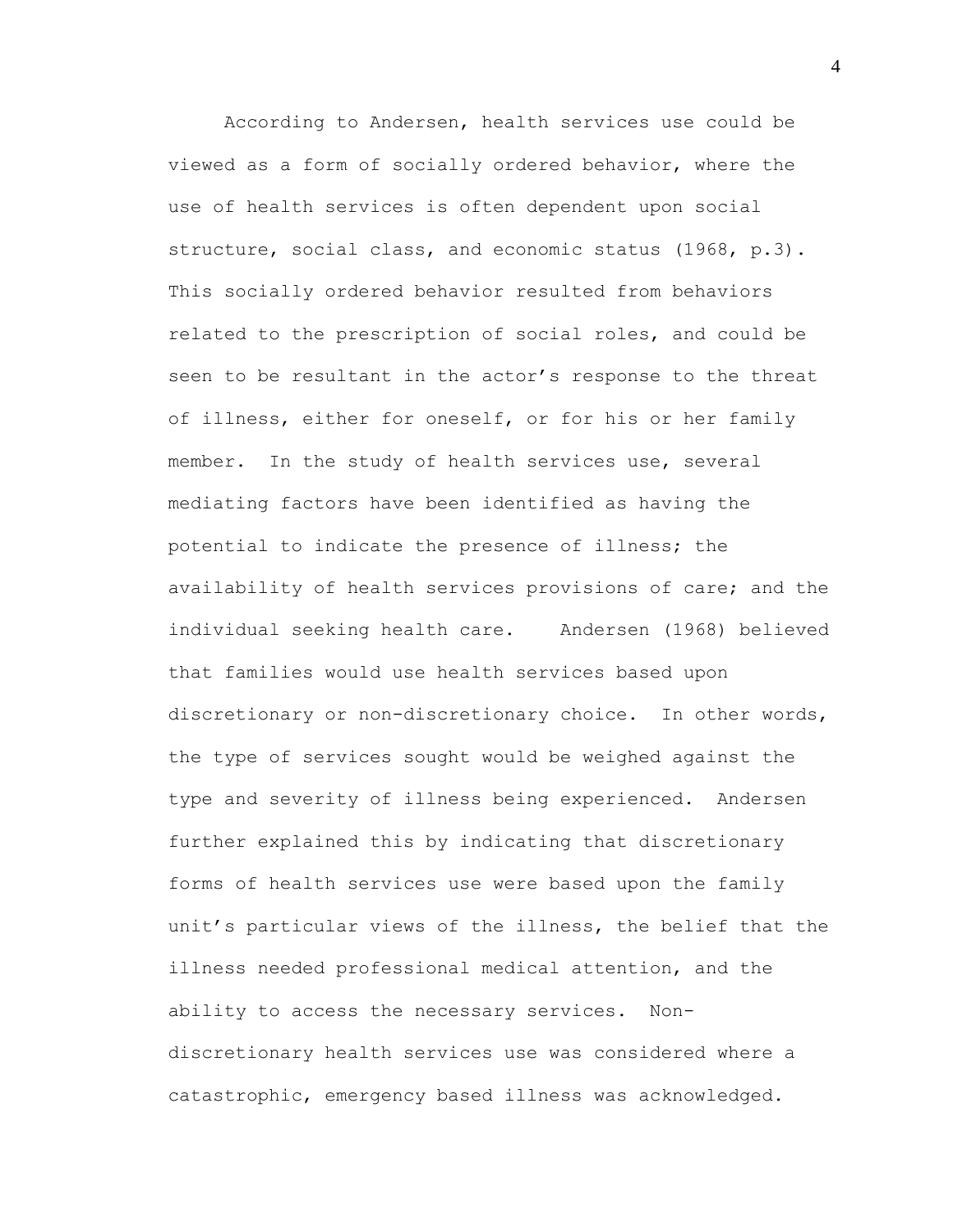According to Andersen, health services use could be viewed as a form of socially ordered behavior, where the use of health services is often dependent upon social structure, social class, and economic status (1968, p.3). This socially ordered behavior resulted from behaviors related to the prescription of social roles, and could be seen to be resultant in the actor's response to the threat of illness, either for oneself, or for his or her family member. In the study of health services use, several mediating factors have been identified as having the potential to indicate the presence of illness; the availability of health services provisions of care; and the individual seeking health care. Andersen (1968) believed that families would use health services based upon discretionary or non-discretionary choice. In other words, the type of services sought would be weighed against the type and severity of illness being experienced. Andersen further explained this by indicating that discretionary forms of health services use were based upon the family unit's particular views of the illness, the belief that the illness needed professional medical attention, and the ability to access the necessary services. Non-discretionary health services use was considered where a catastrophic, emergency based illness was acknowledged.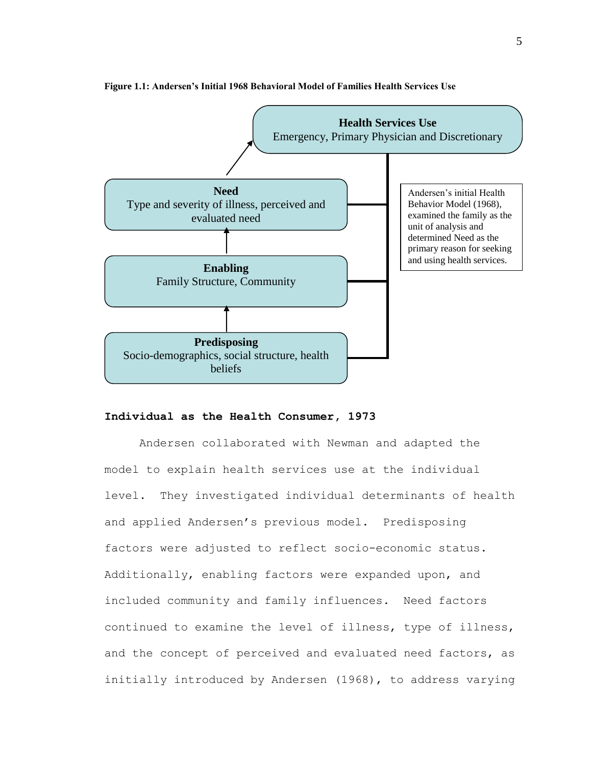**Figure 1.1: Andersen's Initial 1968 Behavioral Model of Families Health Services Use**

**Health Services Use**
Emergency, Primary Physician and Discretionary

**Need**
Type and severity of illness, perceived and evaluated need

**Enabling**
Family Structure, Community

**Predisposing**
Socio-demographics, social structure, health beliefs

Andersen's initial Health Behavior Model (1968), examined the family as the unit of analysis and determined Need as the primary reason for seeking and using health services.

### Individual as the Health Consumer, 1973

Andersen collaborated with Newman and adapted the model to explain health services use at the individual level. They investigated individual determinants of health and applied Andersen's previous model. Predisposing factors were adjusted to reflect socio-economic status. Additionally, enabling factors were expanded upon, and included community and family influences. Need factors continued to examine the level of illness, type of illness, and the concept of perceived and evaluated need factors, as initially introduced by Andersen (1968), to address varying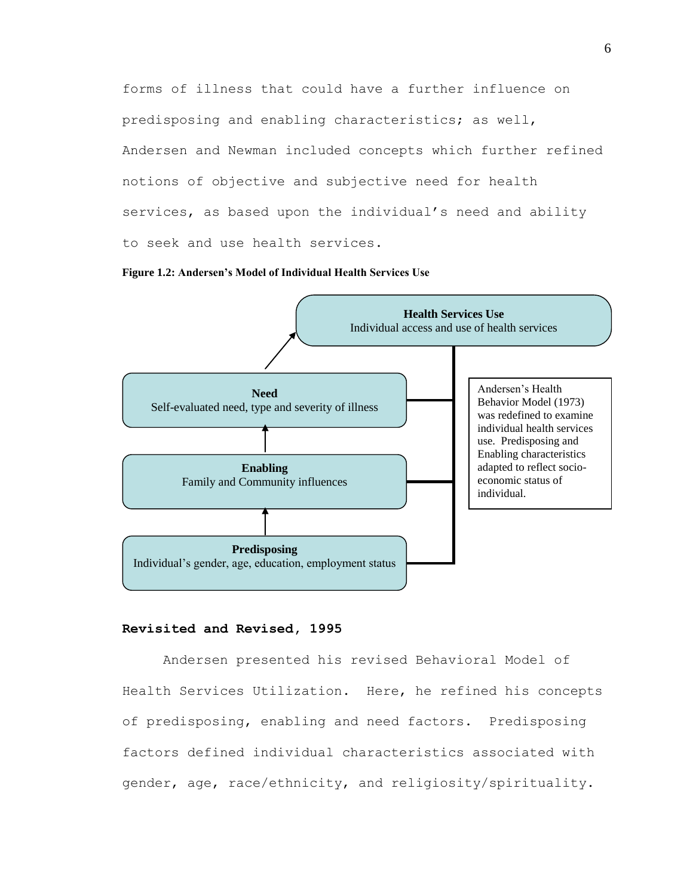forms of illness that could have a further influence on predisposing and enabling characteristics; as well, Andersen and Newman included concepts which further refined notions of objective and subjective need for health services, as based upon the individual's need and ability to seek and use health services.

**Figure 1.2: Andersen's Model of Individual Health Services Use**

**Health Services Use**
Individual access and use of health services

**Need**
Self-evaluated need, type and severity of illness

**Enabling**
Family and Community influences

**Predisposing**
Individual's gender, age, education, employment status

Andersen's Health Behavior Model (1973) was redefined to examine individual health services use. Predisposing and Enabling characteristics adapted to reflect socio-economic status of individual.

### Revisited and Revised, 1995

Andersen presented his revised Behavioral Model of Health Services Utilization. Here, he refined his concepts of predisposing, enabling and need factors. Predisposing factors defined individual characteristics associated with gender, age, race/ethnicity, and religiosity/spirituality.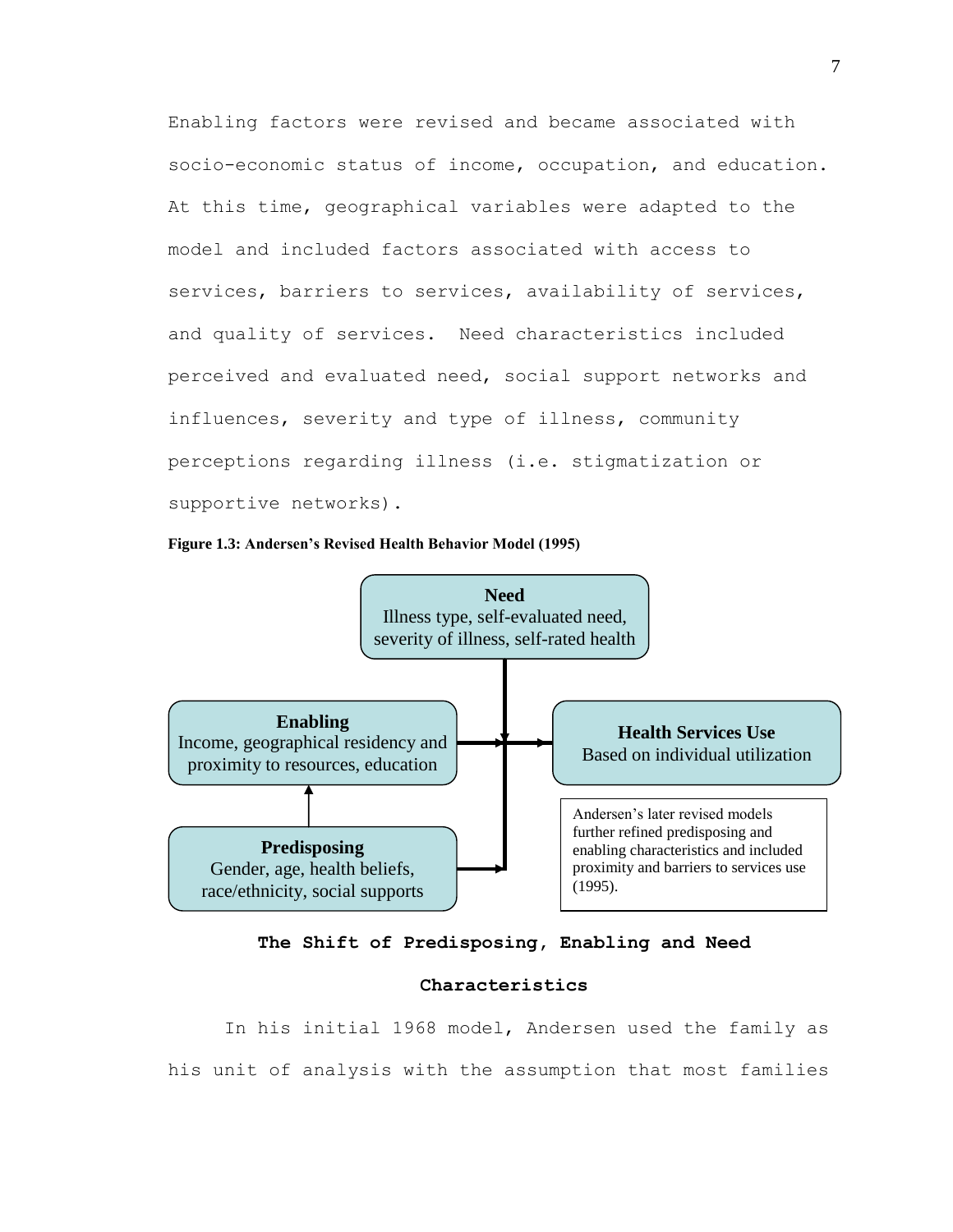Enabling factors were revised and became associated with socio-economic status of income, occupation, and education. At this time, geographical variables were adapted to the model and included factors associated with access to services, barriers to services, availability of services, and quality of services. Need characteristics included perceived and evaluated need, social support networks and influences, severity and type of illness, community perceptions regarding illness (i.e. stigmatization or supportive networks).

**Figure 1.3: Andersen's Revised Health Behavior Model (1995)**

**Need**
Illness type, self-evaluated need, severity of illness, self-rated health

**Enabling**
Income, geographical residency and proximity to resources, education

**Health Services Use**
Based on individual utilization

**Predisposing**
Gender, age, health beliefs, race/ethnicity, social supports

Andersen's later revised models further refined predisposing and enabling characteristics and included proximity and barriers to services use (1995).

## The Shift of Predisposing, Enabling and Need Characteristics

In his initial 1968 model, Andersen used the family as his unit of analysis with the assumption that most families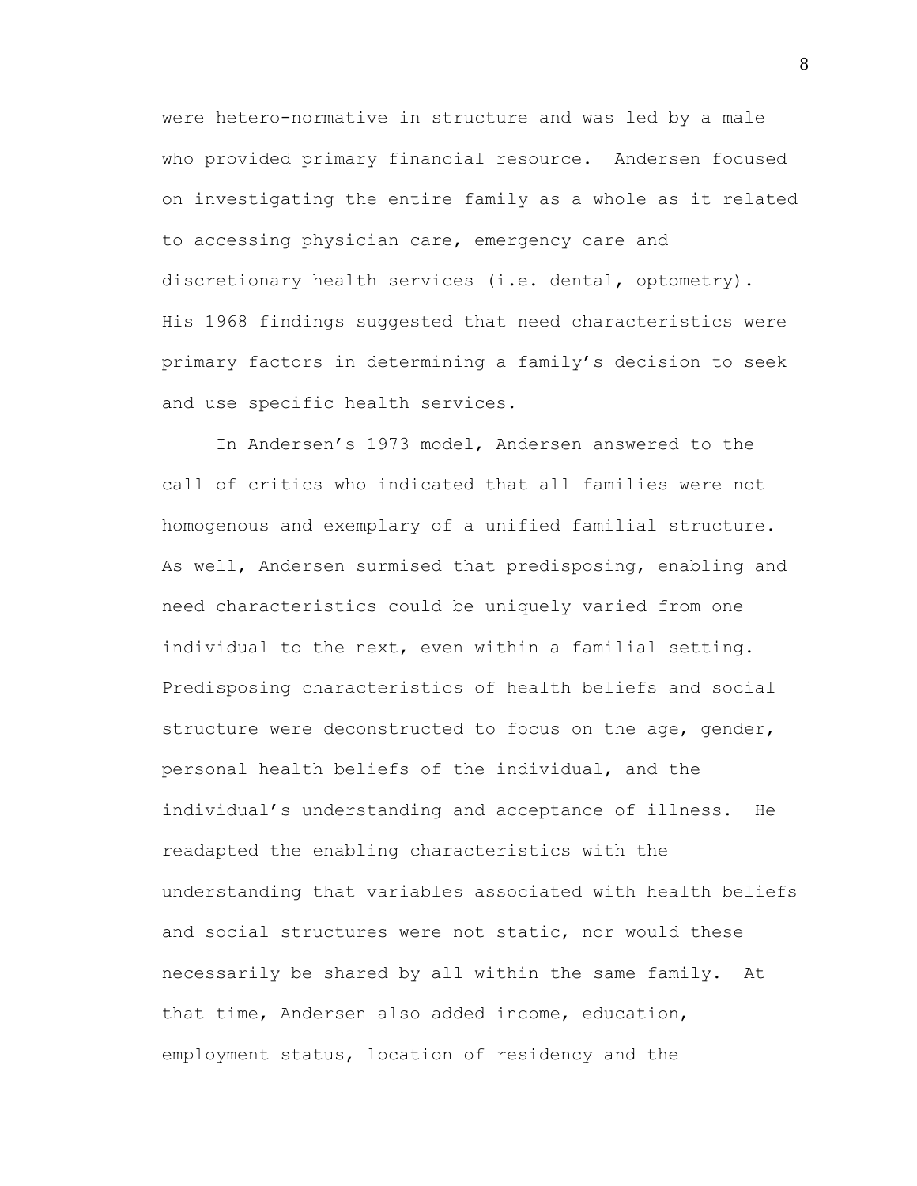were hetero-normative in structure and was led by a male who provided primary financial resource. Andersen focused on investigating the entire family as a whole as it related to accessing physician care, emergency care and discretionary health services (i.e. dental, optometry). His 1968 findings suggested that need characteristics were primary factors in determining a family's decision to seek and use specific health services.

In Andersen's 1973 model, Andersen answered to the call of critics who indicated that all families were not homogenous and exemplary of a unified familial structure. As well, Andersen surmised that predisposing, enabling and need characteristics could be uniquely varied from one individual to the next, even within a familial setting. Predisposing characteristics of health beliefs and social structure were deconstructed to focus on the age, gender, personal health beliefs of the individual, and the individual's understanding and acceptance of illness. He readapted the enabling characteristics with the understanding that variables associated with health beliefs and social structures were not static, nor would these necessarily be shared by all within the same family. At that time, Andersen also added income, education, employment status, location of residency and the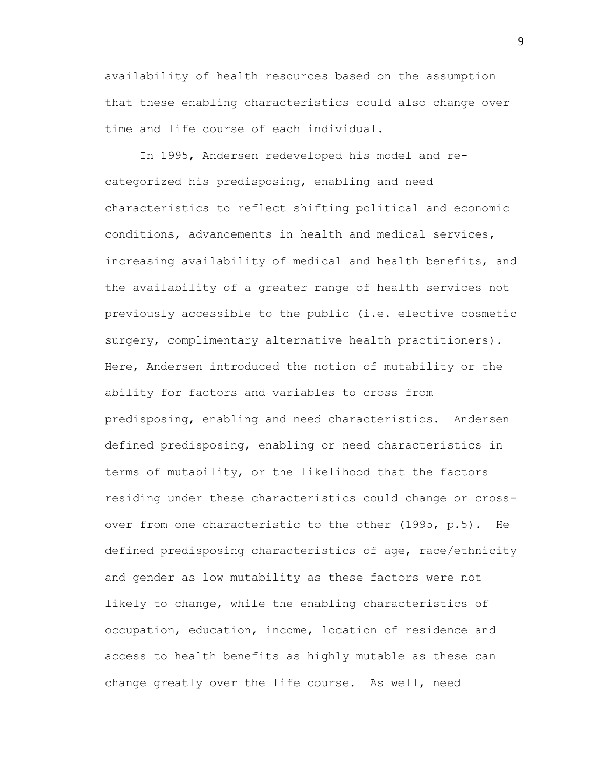availability of health resources based on the assumption that these enabling characteristics could also change over time and life course of each individual.

In 1995, Andersen redeveloped his model and re-categorized his predisposing, enabling and need characteristics to reflect shifting political and economic conditions, advancements in health and medical services, increasing availability of medical and health benefits, and the availability of a greater range of health services not previously accessible to the public (i.e. elective cosmetic surgery, complimentary alternative health practitioners). Here, Andersen introduced the notion of mutability or the ability for factors and variables to cross from predisposing, enabling and need characteristics. Andersen defined predisposing, enabling or need characteristics in terms of mutability, or the likelihood that the factors residing under these characteristics could change or cross-over from one characteristic to the other (1995, p.5). He defined predisposing characteristics of age, race/ethnicity and gender as low mutability as these factors were not likely to change, while the enabling characteristics of occupation, education, income, location of residence and access to health benefits as highly mutable as these can change greatly over the life course. As well, need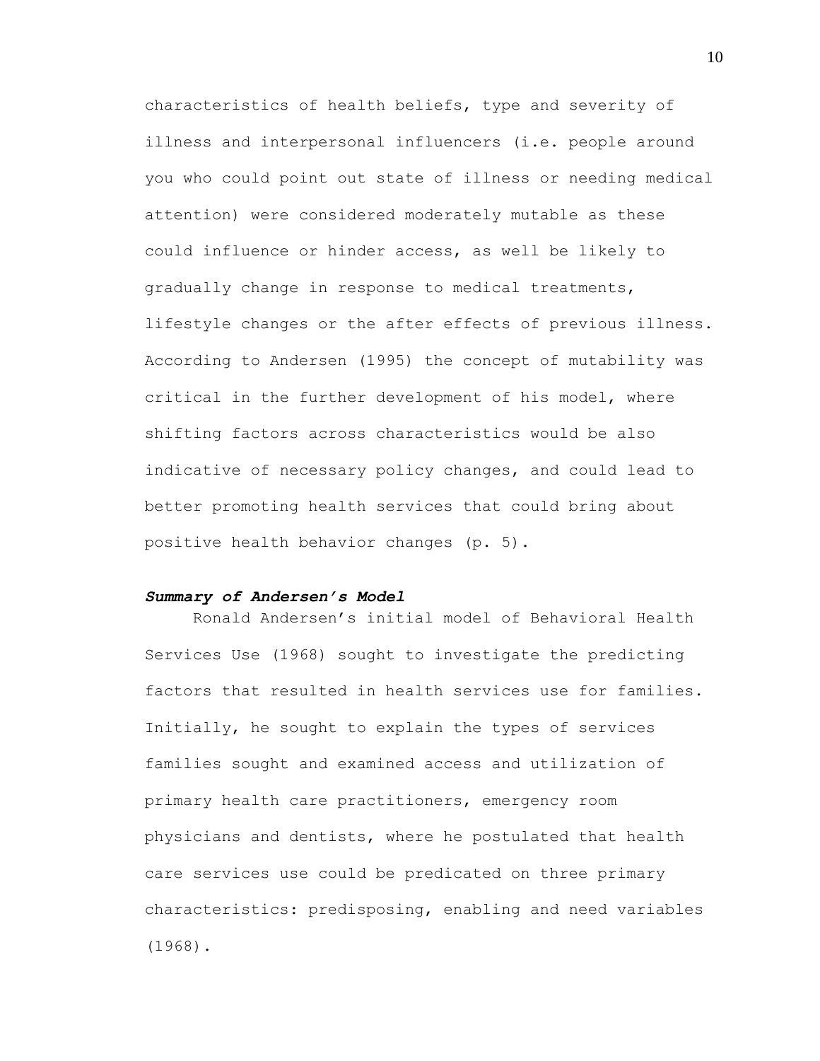characteristics of health beliefs, type and severity of illness and interpersonal influencers (i.e. people around you who could point out state of illness or needing medical attention) were considered moderately mutable as these could influence or hinder access, as well be likely to gradually change in response to medical treatments, lifestyle changes or the after effects of previous illness. According to Andersen (1995) the concept of mutability was critical in the further development of his model, where shifting factors across characteristics would be also indicative of necessary policy changes, and could lead to better promoting health services that could bring about positive health behavior changes (p. 5).

### ***Summary of Andersen's Model***

Ronald Andersen's initial model of Behavioral Health Services Use (1968) sought to investigate the predicting factors that resulted in health services use for families. Initially, he sought to explain the types of services families sought and examined access and utilization of primary health care practitioners, emergency room physicians and dentists, where he postulated that health care services use could be predicated on three primary characteristics: predisposing, enabling and need variables (1968).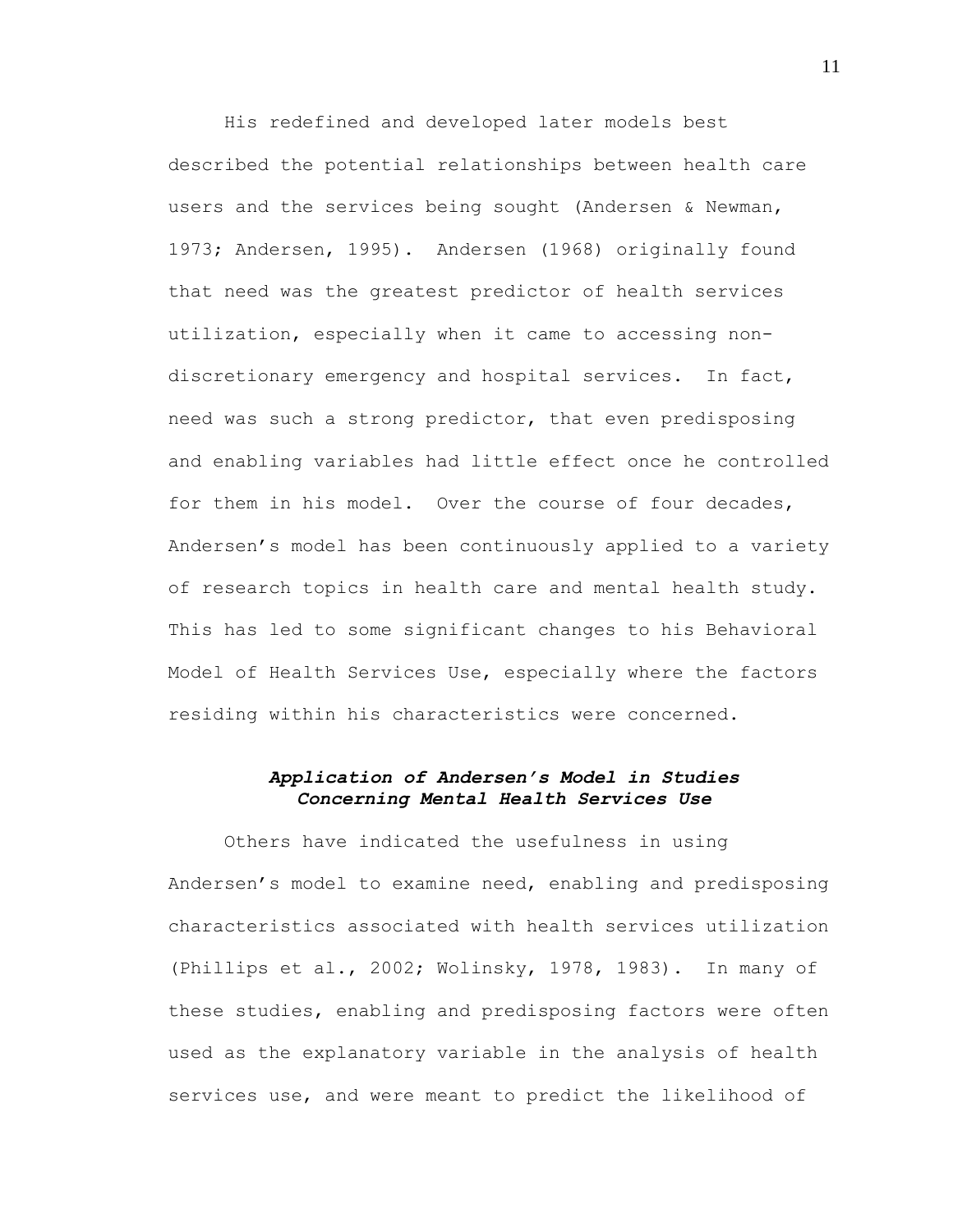His redefined and developed later models best described the potential relationships between health care users and the services being sought (Andersen & Newman, 1973; Andersen, 1995). Andersen (1968) originally found that need was the greatest predictor of health services utilization, especially when it came to accessing non-discretionary emergency and hospital services. In fact, need was such a strong predictor, that even predisposing and enabling variables had little effect once he controlled for them in his model. Over the course of four decades, Andersen's model has been continuously applied to a variety of research topics in health care and mental health study. This has led to some significant changes to his Behavioral Model of Health Services Use, especially where the factors residing within his characteristics were concerned.

### *Application of Andersen's Model in Studies Concerning Mental Health Services Use*

Others have indicated the usefulness in using Andersen's model to examine need, enabling and predisposing characteristics associated with health services utilization (Phillips et al., 2002; Wolinsky, 1978, 1983). In many of these studies, enabling and predisposing factors were often used as the explanatory variable in the analysis of health services use, and were meant to predict the likelihood of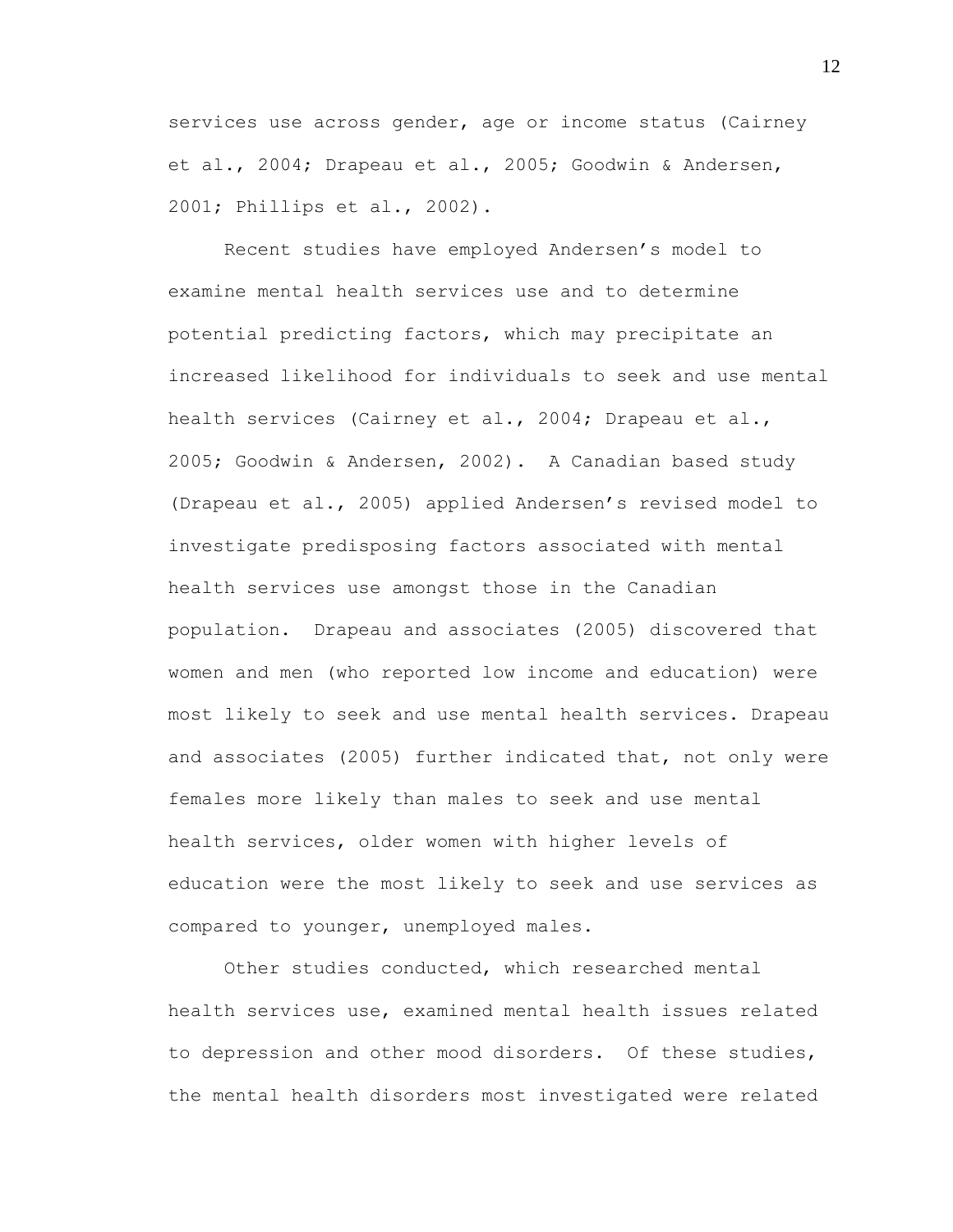services use across gender, age or income status (Cairney et al., 2004; Drapeau et al., 2005; Goodwin & Andersen, 2001; Phillips et al., 2002).

Recent studies have employed Andersen's model to examine mental health services use and to determine potential predicting factors, which may precipitate an increased likelihood for individuals to seek and use mental health services (Cairney et al., 2004; Drapeau et al., 2005; Goodwin & Andersen, 2002). A Canadian based study (Drapeau et al., 2005) applied Andersen's revised model to investigate predisposing factors associated with mental health services use amongst those in the Canadian population. Drapeau and associates (2005) discovered that women and men (who reported low income and education) were most likely to seek and use mental health services. Drapeau and associates (2005) further indicated that, not only were females more likely than males to seek and use mental health services, older women with higher levels of education were the most likely to seek and use services as compared to younger, unemployed males.

Other studies conducted, which researched mental health services use, examined mental health issues related to depression and other mood disorders. Of these studies, the mental health disorders most investigated were related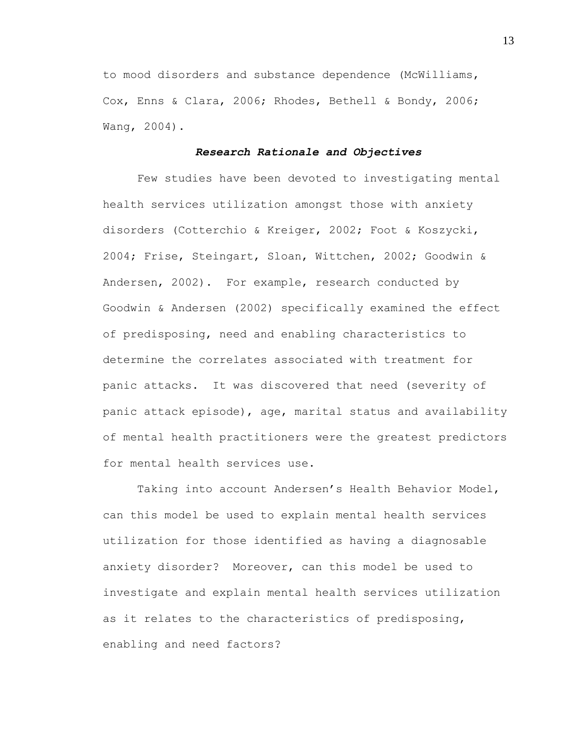to mood disorders and substance dependence (McWilliams, Cox, Enns & Clara, 2006; Rhodes, Bethell & Bondy, 2006; Wang, 2004).

### ***Research Rationale and Objectives***

Few studies have been devoted to investigating mental health services utilization amongst those with anxiety disorders (Cotterchio & Kreiger, 2002; Foot & Koszycki, 2004; Frise, Steingart, Sloan, Wittchen, 2002; Goodwin & Andersen, 2002). For example, research conducted by Goodwin & Andersen (2002) specifically examined the effect of predisposing, need and enabling characteristics to determine the correlates associated with treatment for panic attacks. It was discovered that need (severity of panic attack episode), age, marital status and availability of mental health practitioners were the greatest predictors for mental health services use.

Taking into account Andersen's Health Behavior Model, can this model be used to explain mental health services utilization for those identified as having a diagnosable anxiety disorder? Moreover, can this model be used to investigate and explain mental health services utilization as it relates to the characteristics of predisposing, enabling and need factors?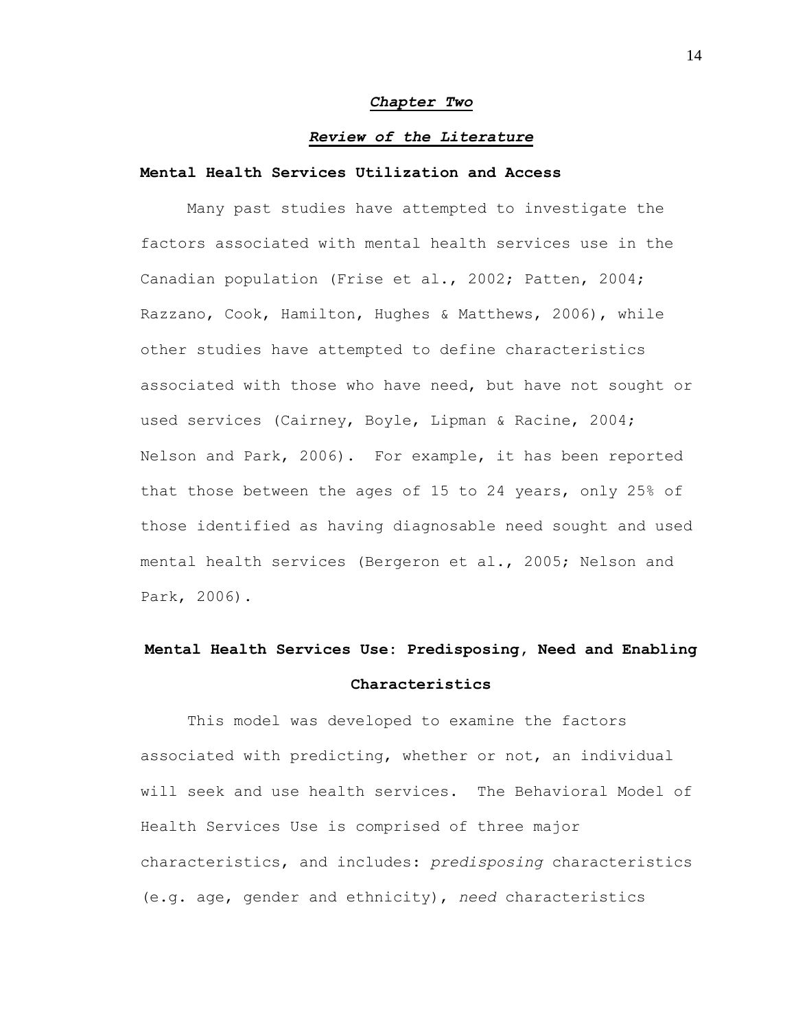# *Chapter Two*

## *Review of the Literature*

### Mental Health Services Utilization and Access

Many past studies have attempted to investigate the factors associated with mental health services use in the Canadian population (Frise et al., 2002; Patten, 2004; Razzano, Cook, Hamilton, Hughes & Matthews, 2006), while other studies have attempted to define characteristics associated with those who have need, but have not sought or used services (Cairney, Boyle, Lipman & Racine, 2004; Nelson and Park, 2006). For example, it has been reported that those between the ages of 15 to 24 years, only 25% of those identified as having diagnosable need sought and used mental health services (Bergeron et al., 2005; Nelson and Park, 2006).

### Mental Health Services Use: Predisposing, Need and Enabling Characteristics

This model was developed to examine the factors associated with predicting, whether or not, an individual will seek and use health services. The Behavioral Model of Health Services Use is comprised of three major characteristics, and includes: *predisposing* characteristics (e.g. age, gender and ethnicity), *need* characteristics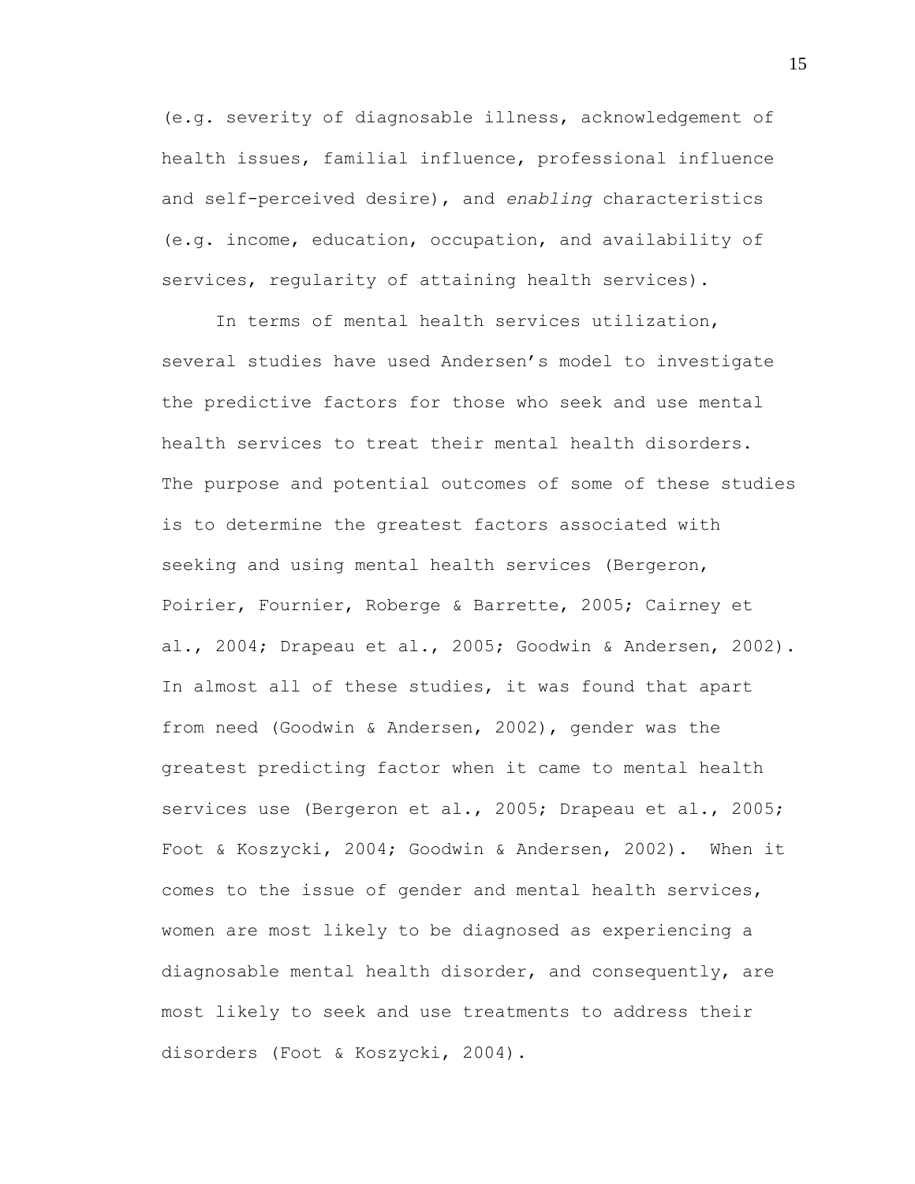(e.g. severity of diagnosable illness, acknowledgement of health issues, familial influence, professional influence and self-perceived desire), and *enabling* characteristics (e.g. income, education, occupation, and availability of services, regularity of attaining health services).

In terms of mental health services utilization, several studies have used Andersen's model to investigate the predictive factors for those who seek and use mental health services to treat their mental health disorders. The purpose and potential outcomes of some of these studies is to determine the greatest factors associated with seeking and using mental health services (Bergeron, Poirier, Fournier, Roberge & Barrette, 2005; Cairney et al., 2004; Drapeau et al., 2005; Goodwin & Andersen, 2002). In almost all of these studies, it was found that apart from need (Goodwin & Andersen, 2002), gender was the greatest predicting factor when it came to mental health services use (Bergeron et al., 2005; Drapeau et al., 2005; Foot & Koszycki, 2004; Goodwin & Andersen, 2002). When it comes to the issue of gender and mental health services, women are most likely to be diagnosed as experiencing a diagnosable mental health disorder, and consequently, are most likely to seek and use treatments to address their disorders (Foot & Koszycki, 2004).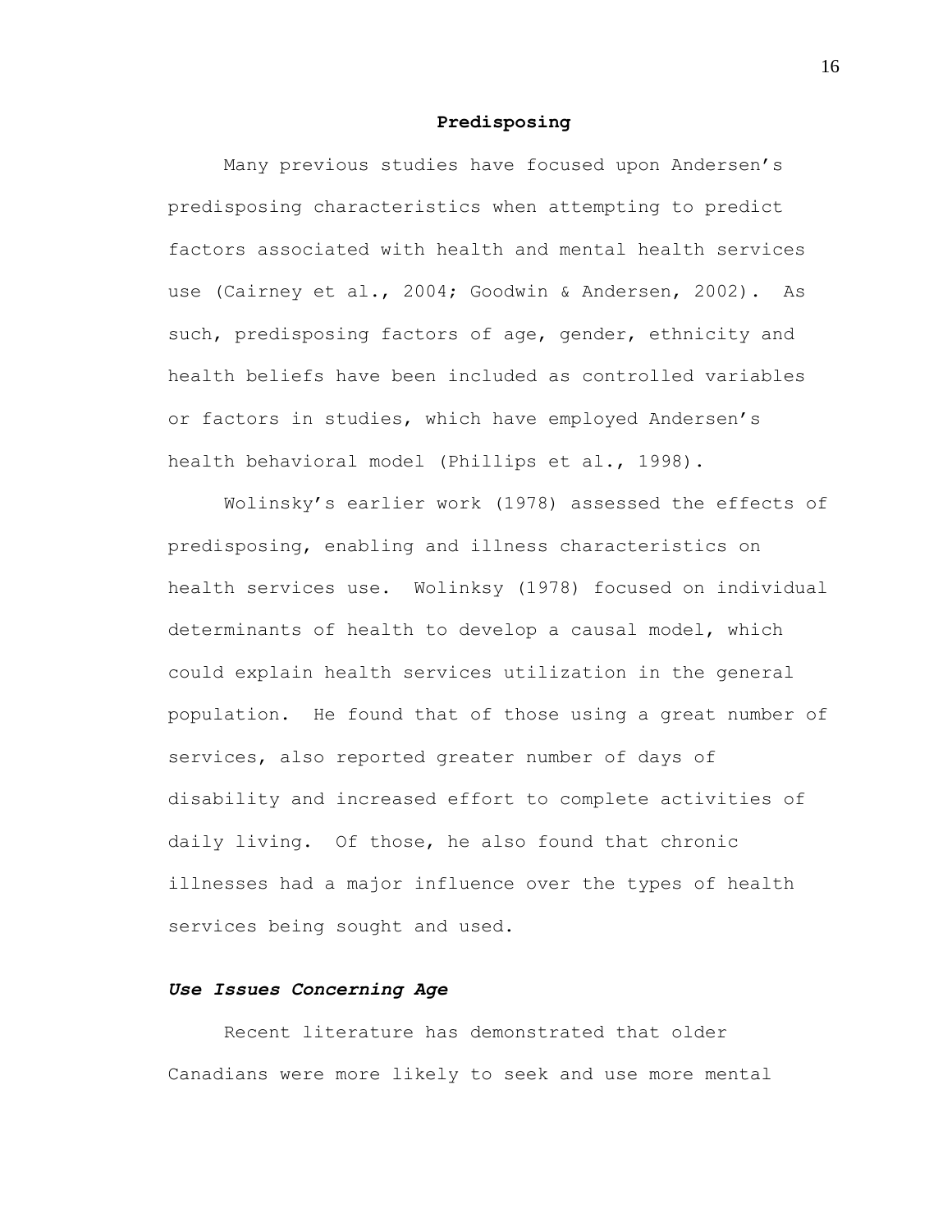## Predisposing

Many previous studies have focused upon Andersen's predisposing characteristics when attempting to predict factors associated with health and mental health services use (Cairney et al., 2004; Goodwin & Andersen, 2002). As such, predisposing factors of age, gender, ethnicity and health beliefs have been included as controlled variables or factors in studies, which have employed Andersen's health behavioral model (Phillips et al., 1998).

Wolinsky's earlier work (1978) assessed the effects of predisposing, enabling and illness characteristics on health services use. Wolinksy (1978) focused on individual determinants of health to develop a causal model, which could explain health services utilization in the general population. He found that of those using a great number of services, also reported greater number of days of disability and increased effort to complete activities of daily living. Of those, he also found that chronic illnesses had a major influence over the types of health services being sought and used.

### *Use Issues Concerning Age*

Recent literature has demonstrated that older Canadians were more likely to seek and use more mental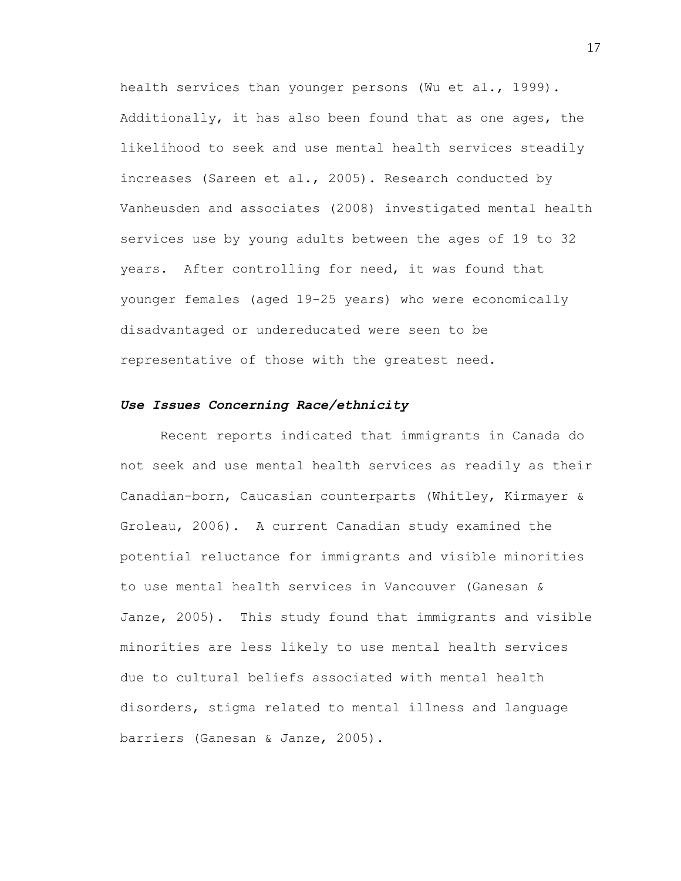health services than younger persons (Wu et al., 1999). Additionally, it has also been found that as one ages, the likelihood to seek and use mental health services steadily increases (Sareen et al., 2005). Research conducted by Vanheusden and associates (2008) investigated mental health services use by young adults between the ages of 19 to 32 years. After controlling for need, it was found that younger females (aged 19-25 years) who were economically disadvantaged or undereducated were seen to be representative of those with the greatest need.

### ***Use Issues Concerning Race/ethnicity***

Recent reports indicated that immigrants in Canada do not seek and use mental health services as readily as their Canadian-born, Caucasian counterparts (Whitley, Kirmayer & Groleau, 2006). A current Canadian study examined the potential reluctance for immigrants and visible minorities to use mental health services in Vancouver (Ganesan & Janze, 2005). This study found that immigrants and visible minorities are less likely to use mental health services due to cultural beliefs associated with mental health disorders, stigma related to mental illness and language barriers (Ganesan & Janze, 2005).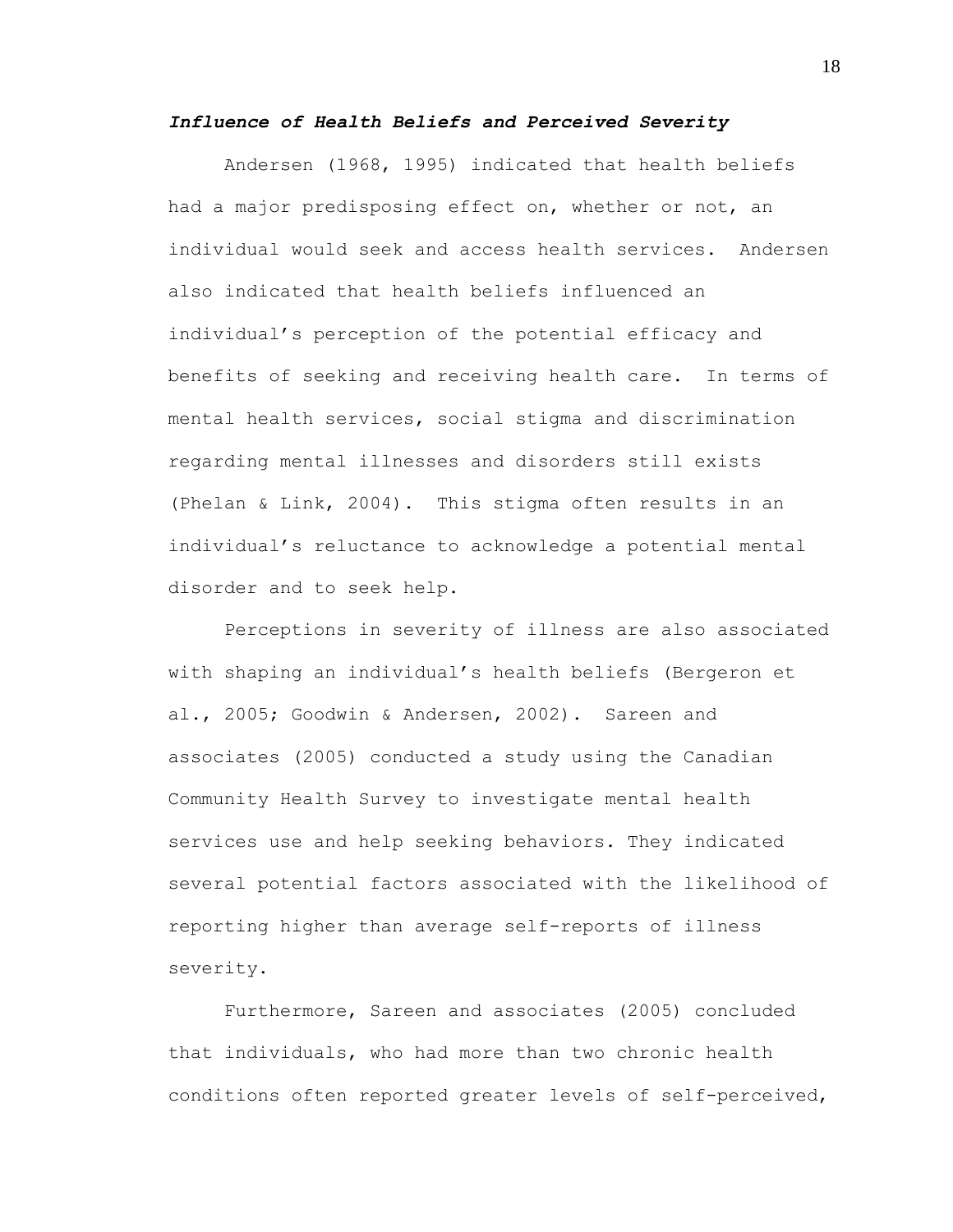### ***Influence of Health Beliefs and Perceived Severity***

Andersen (1968, 1995) indicated that health beliefs had a major predisposing effect on, whether or not, an individual would seek and access health services. Andersen also indicated that health beliefs influenced an individual's perception of the potential efficacy and benefits of seeking and receiving health care. In terms of mental health services, social stigma and discrimination regarding mental illnesses and disorders still exists (Phelan & Link, 2004). This stigma often results in an individual's reluctance to acknowledge a potential mental disorder and to seek help.

Perceptions in severity of illness are also associated with shaping an individual's health beliefs (Bergeron et al., 2005; Goodwin & Andersen, 2002). Sareen and associates (2005) conducted a study using the Canadian Community Health Survey to investigate mental health services use and help seeking behaviors. They indicated several potential factors associated with the likelihood of reporting higher than average self-reports of illness severity.

Furthermore, Sareen and associates (2005) concluded that individuals, who had more than two chronic health conditions often reported greater levels of self-perceived,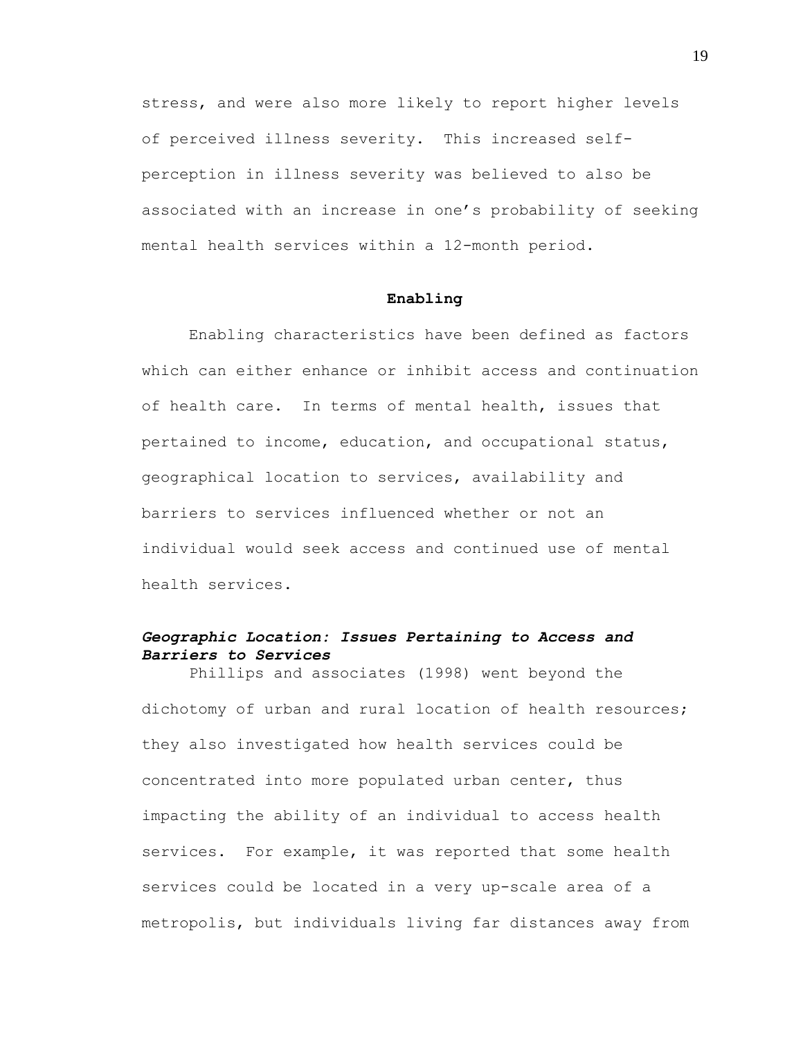stress, and were also more likely to report higher levels of perceived illness severity. This increased self-perception in illness severity was believed to also be associated with an increase in one's probability of seeking mental health services within a 12-month period.

## Enabling

Enabling characteristics have been defined as factors which can either enhance or inhibit access and continuation of health care. In terms of mental health, issues that pertained to income, education, and occupational status, geographical location to services, availability and barriers to services influenced whether or not an individual would seek access and continued use of mental health services.

### *Geographic Location: Issues Pertaining to Access and Barriers to Services*

Phillips and associates (1998) went beyond the dichotomy of urban and rural location of health resources; they also investigated how health services could be concentrated into more populated urban center, thus impacting the ability of an individual to access health services. For example, it was reported that some health services could be located in a very up-scale area of a metropolis, but individuals living far distances away from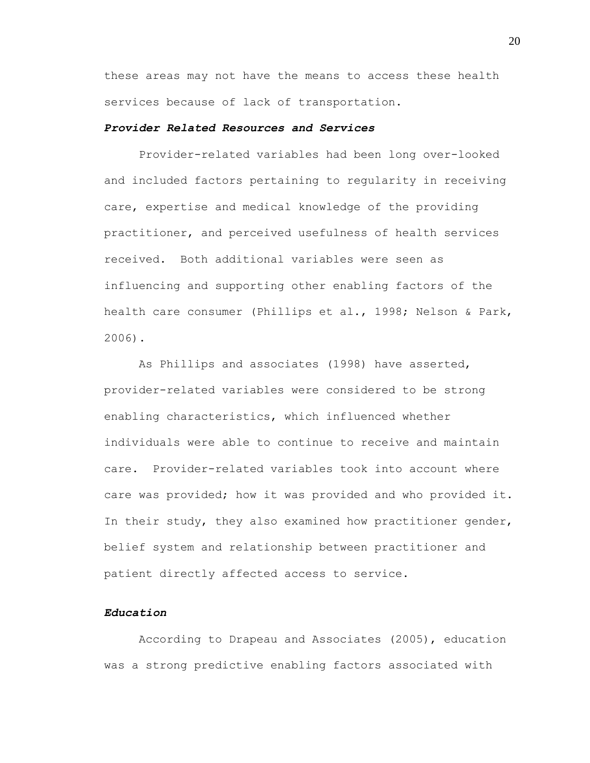these areas may not have the means to access these health services because of lack of transportation.

### ***Provider Related Resources and Services***

Provider-related variables had been long over-looked and included factors pertaining to regularity in receiving care, expertise and medical knowledge of the providing practitioner, and perceived usefulness of health services received. Both additional variables were seen as influencing and supporting other enabling factors of the health care consumer (Phillips et al., 1998; Nelson & Park, 2006).

As Phillips and associates (1998) have asserted, provider-related variables were considered to be strong enabling characteristics, which influenced whether individuals were able to continue to receive and maintain care. Provider-related variables took into account where care was provided; how it was provided and who provided it. In their study, they also examined how practitioner gender, belief system and relationship between practitioner and patient directly affected access to service.

### ***Education***

According to Drapeau and Associates (2005), education was a strong predictive enabling factors associated with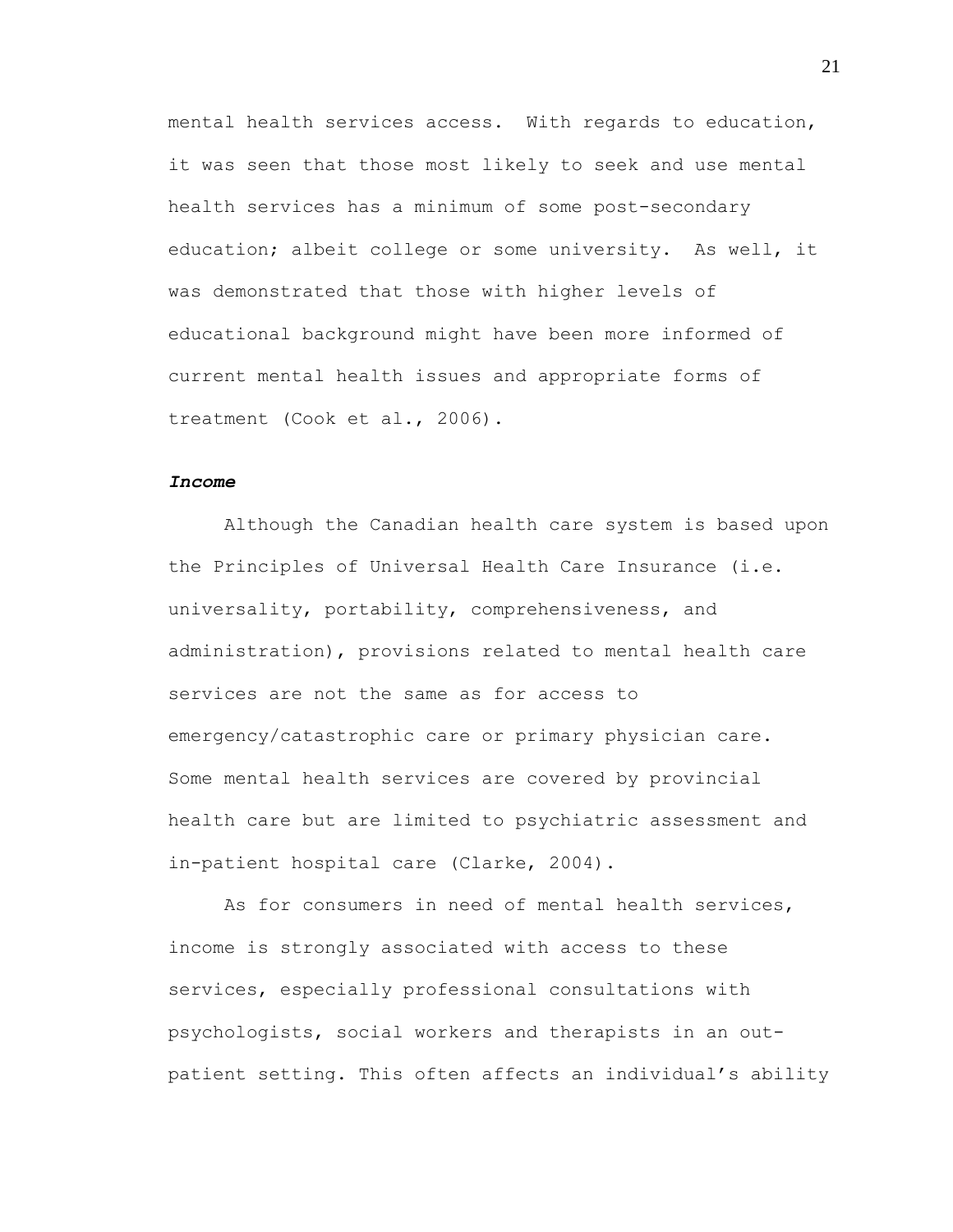mental health services access. With regards to education, it was seen that those most likely to seek and use mental health services has a minimum of some post-secondary education; albeit college or some university. As well, it was demonstrated that those with higher levels of educational background might have been more informed of current mental health issues and appropriate forms of treatment (Cook et al., 2006).

### ***Income***

Although the Canadian health care system is based upon the Principles of Universal Health Care Insurance (i.e. universality, portability, comprehensiveness, and administration), provisions related to mental health care services are not the same as for access to emergency/catastrophic care or primary physician care. Some mental health services are covered by provincial health care but are limited to psychiatric assessment and in-patient hospital care (Clarke, 2004).

As for consumers in need of mental health services, income is strongly associated with access to these services, especially professional consultations with psychologists, social workers and therapists in an out-patient setting. This often affects an individual's ability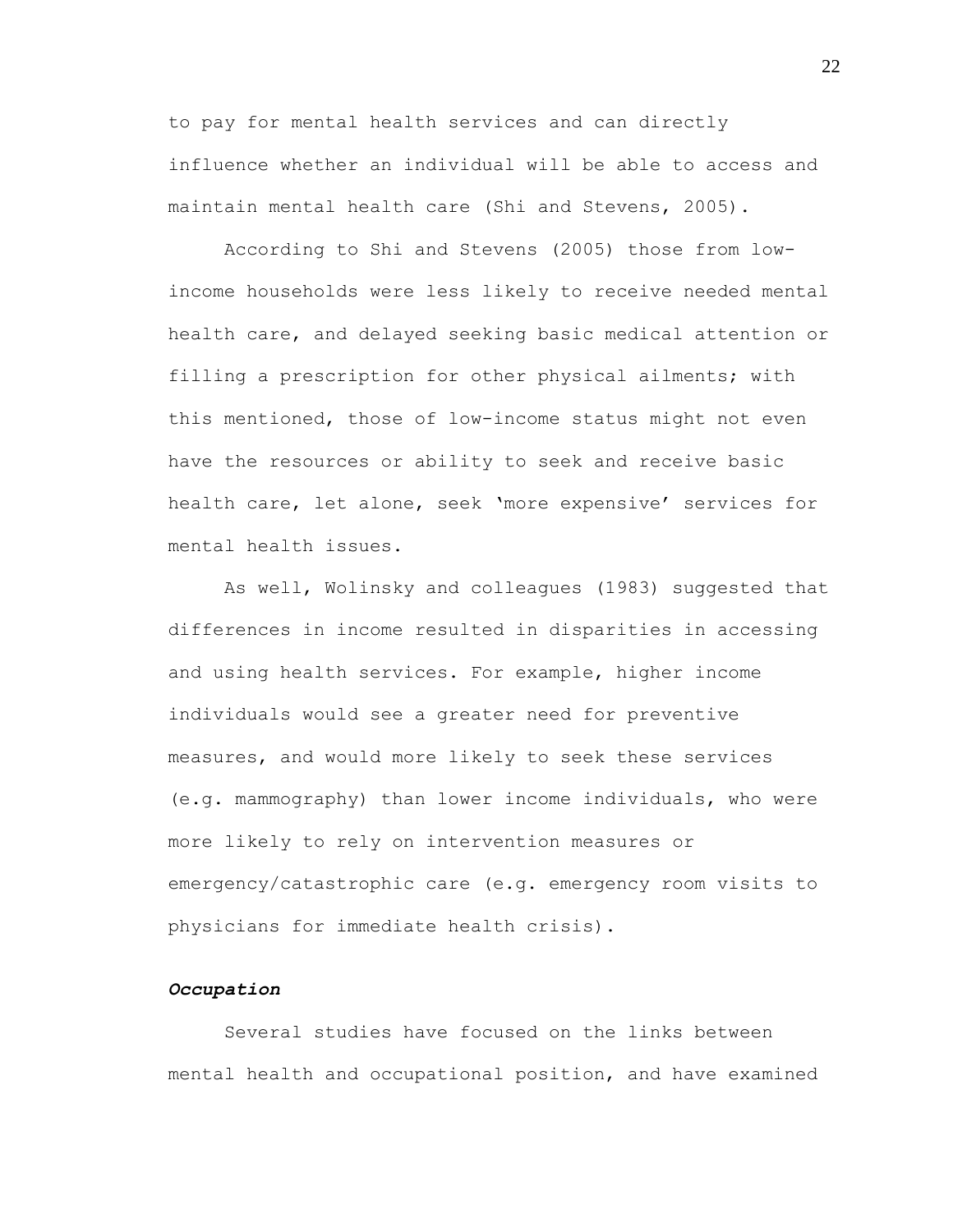to pay for mental health services and can directly influence whether an individual will be able to access and maintain mental health care (Shi and Stevens, 2005).

According to Shi and Stevens (2005) those from low-income households were less likely to receive needed mental health care, and delayed seeking basic medical attention or filling a prescription for other physical ailments; with this mentioned, those of low-income status might not even have the resources or ability to seek and receive basic health care, let alone, seek 'more expensive' services for mental health issues.

As well, Wolinsky and colleagues (1983) suggested that differences in income resulted in disparities in accessing and using health services. For example, higher income individuals would see a greater need for preventive measures, and would more likely to seek these services (e.g. mammography) than lower income individuals, who were more likely to rely on intervention measures or emergency/catastrophic care (e.g. emergency room visits to physicians for immediate health crisis).

***Occupation***

Several studies have focused on the links between mental health and occupational position, and have examined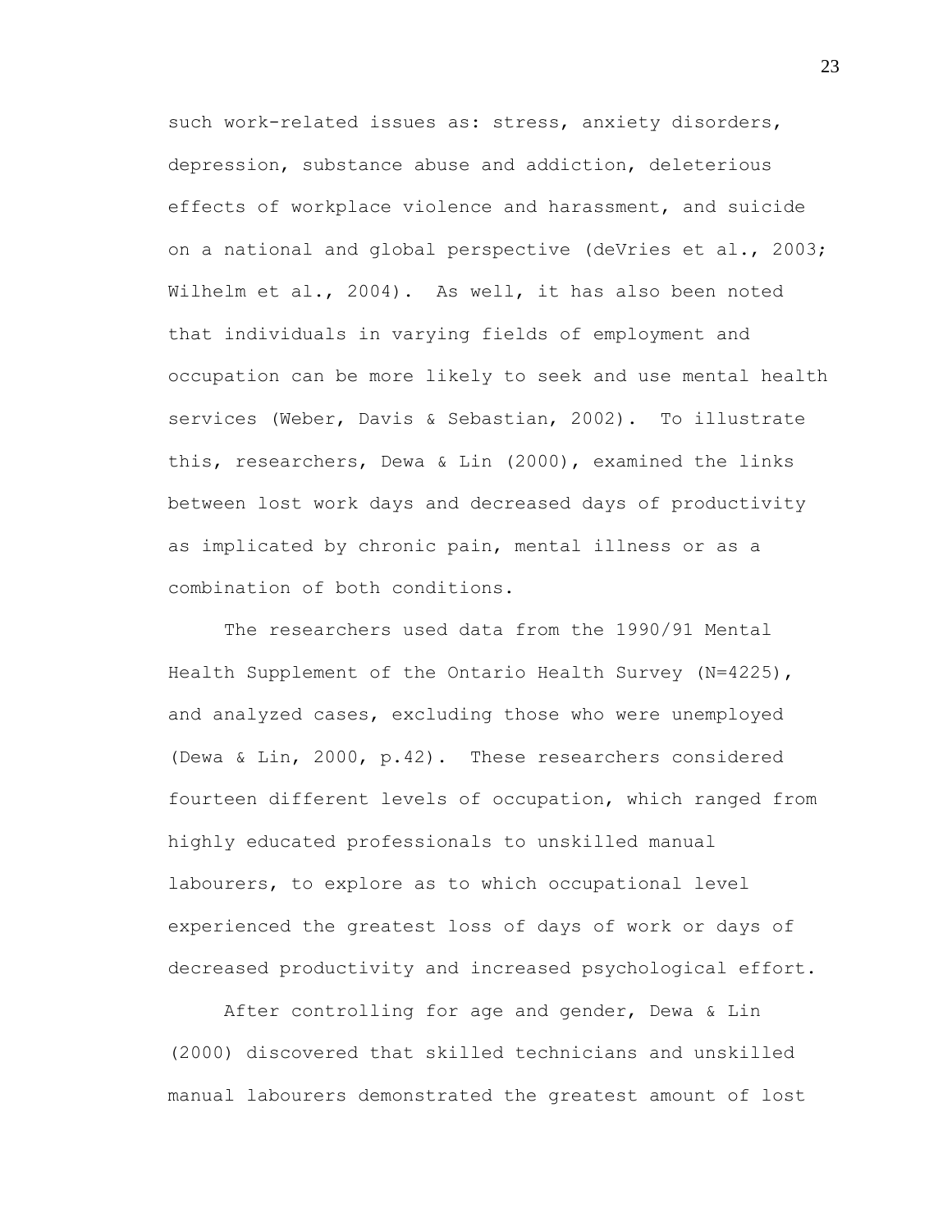such work-related issues as: stress, anxiety disorders, depression, substance abuse and addiction, deleterious effects of workplace violence and harassment, and suicide on a national and global perspective (deVries et al., 2003; Wilhelm et al., 2004). As well, it has also been noted that individuals in varying fields of employment and occupation can be more likely to seek and use mental health services (Weber, Davis & Sebastian, 2002). To illustrate this, researchers, Dewa & Lin (2000), examined the links between lost work days and decreased days of productivity as implicated by chronic pain, mental illness or as a combination of both conditions.

The researchers used data from the 1990/91 Mental Health Supplement of the Ontario Health Survey (N=4225), and analyzed cases, excluding those who were unemployed (Dewa & Lin, 2000, p.42). These researchers considered fourteen different levels of occupation, which ranged from highly educated professionals to unskilled manual labourers, to explore as to which occupational level experienced the greatest loss of days of work or days of decreased productivity and increased psychological effort.

After controlling for age and gender, Dewa & Lin (2000) discovered that skilled technicians and unskilled manual labourers demonstrated the greatest amount of lost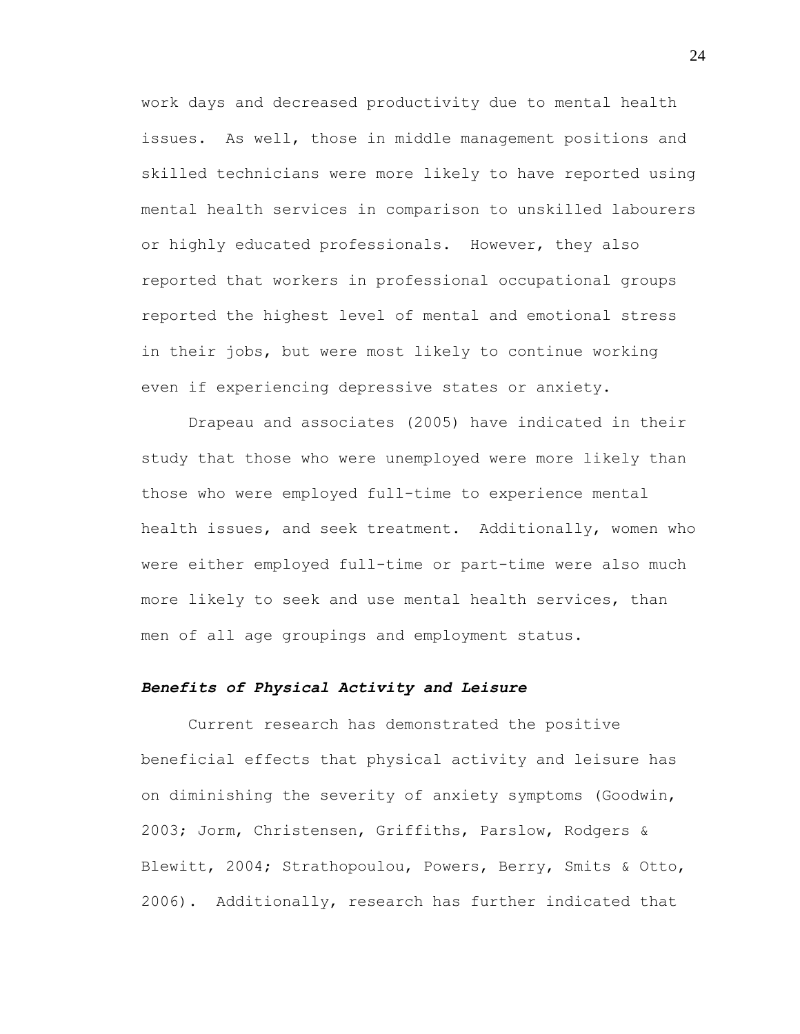work days and decreased productivity due to mental health issues. As well, those in middle management positions and skilled technicians were more likely to have reported using mental health services in comparison to unskilled labourers or highly educated professionals. However, they also reported that workers in professional occupational groups reported the highest level of mental and emotional stress in their jobs, but were most likely to continue working even if experiencing depressive states or anxiety.

Drapeau and associates (2005) have indicated in their study that those who were unemployed were more likely than those who were employed full-time to experience mental health issues, and seek treatment. Additionally, women who were either employed full-time or part-time were also much more likely to seek and use mental health services, than men of all age groupings and employment status.

### ***Benefits of Physical Activity and Leisure***

Current research has demonstrated the positive beneficial effects that physical activity and leisure has on diminishing the severity of anxiety symptoms (Goodwin, 2003; Jorm, Christensen, Griffiths, Parslow, Rodgers & Blewitt, 2004; Strathopoulou, Powers, Berry, Smits & Otto, 2006). Additionally, research has further indicated that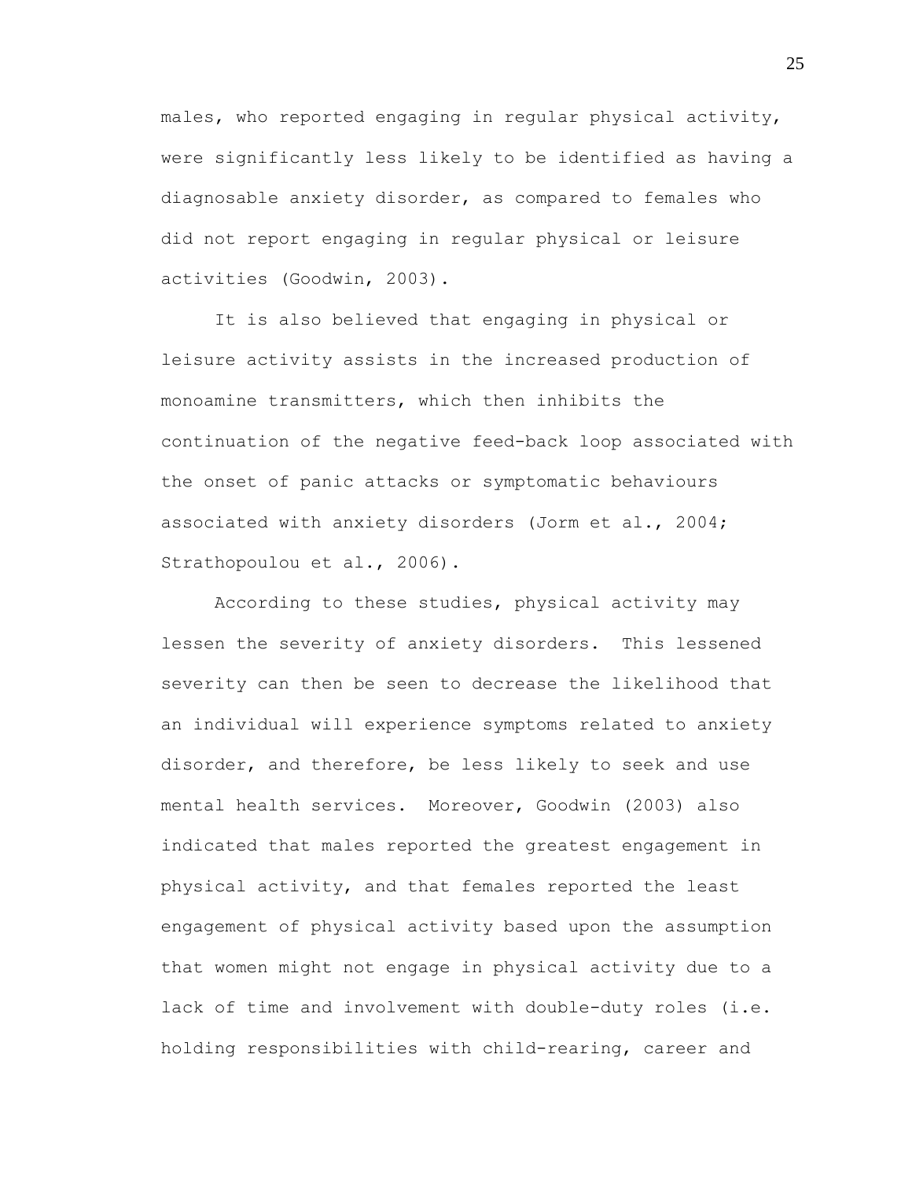males, who reported engaging in regular physical activity, were significantly less likely to be identified as having a diagnosable anxiety disorder, as compared to females who did not report engaging in regular physical or leisure activities (Goodwin, 2003).

It is also believed that engaging in physical or leisure activity assists in the increased production of monoamine transmitters, which then inhibits the continuation of the negative feed-back loop associated with the onset of panic attacks or symptomatic behaviours associated with anxiety disorders (Jorm et al., 2004; Strathopoulou et al., 2006).

According to these studies, physical activity may lessen the severity of anxiety disorders. This lessened severity can then be seen to decrease the likelihood that an individual will experience symptoms related to anxiety disorder, and therefore, be less likely to seek and use mental health services. Moreover, Goodwin (2003) also indicated that males reported the greatest engagement in physical activity, and that females reported the least engagement of physical activity based upon the assumption that women might not engage in physical activity due to a lack of time and involvement with double-duty roles (i.e. holding responsibilities with child-rearing, career and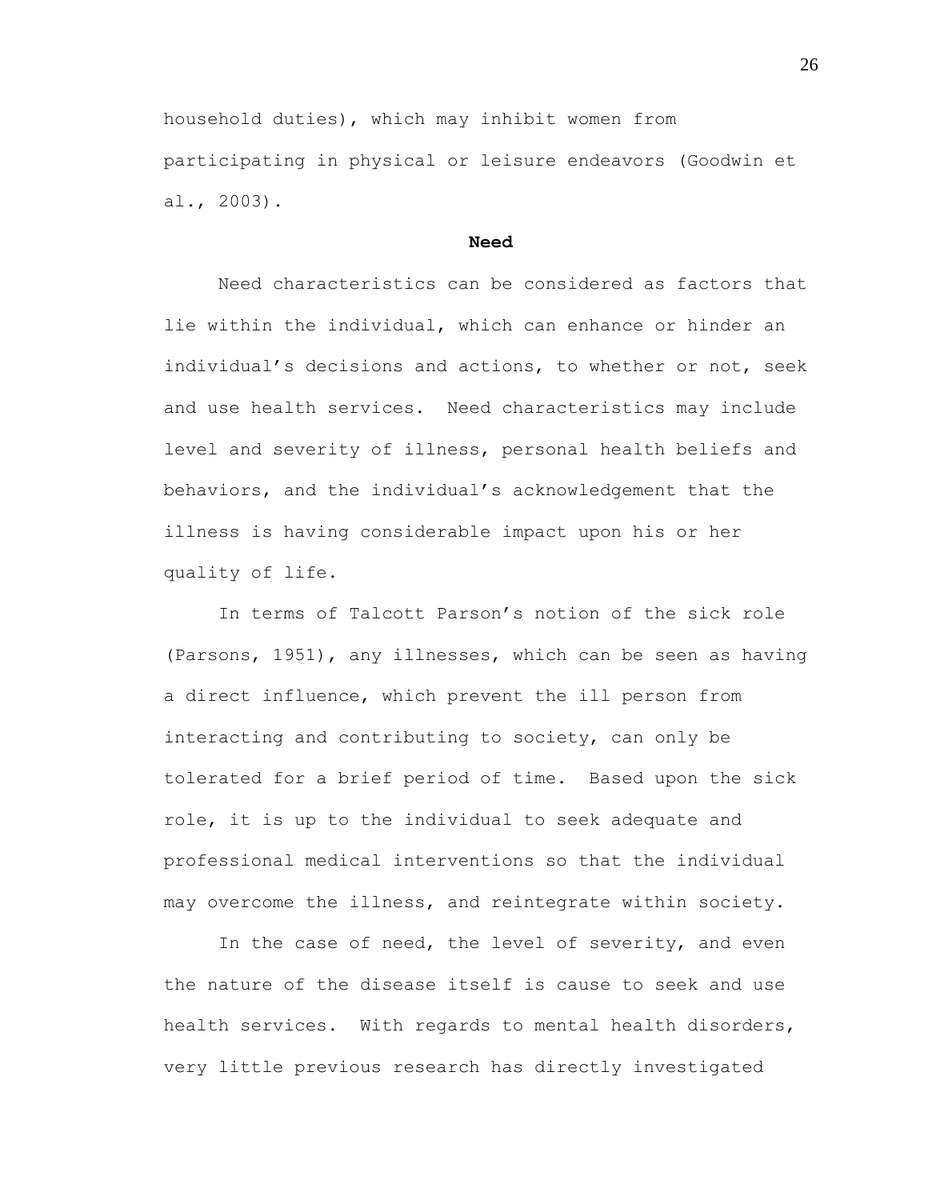household duties), which may inhibit women from participating in physical or leisure endeavors (Goodwin et al., 2003).

## Need

Need characteristics can be considered as factors that lie within the individual, which can enhance or hinder an individual’s decisions and actions, to whether or not, seek and use health services. Need characteristics may include level and severity of illness, personal health beliefs and behaviors, and the individual’s acknowledgement that the illness is having considerable impact upon his or her quality of life.

In terms of Talcott Parson’s notion of the sick role (Parsons, 1951), any illnesses, which can be seen as having a direct influence, which prevent the ill person from interacting and contributing to society, can only be tolerated for a brief period of time. Based upon the sick role, it is up to the individual to seek adequate and professional medical interventions so that the individual may overcome the illness, and reintegrate within society.

In the case of need, the level of severity, and even the nature of the disease itself is cause to seek and use health services. With regards to mental health disorders, very little previous research has directly investigated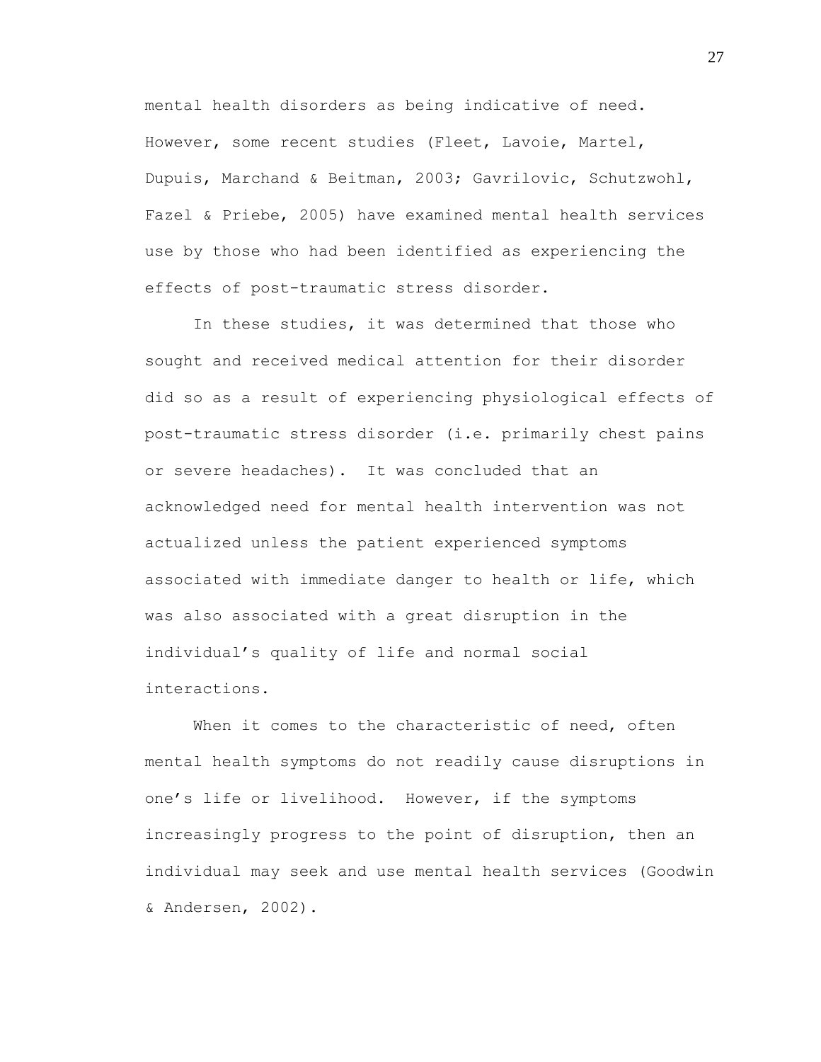mental health disorders as being indicative of need. However, some recent studies (Fleet, Lavoie, Martel, Dupuis, Marchand & Beitman, 2003; Gavrilovic, Schutzwohl, Fazel & Priebe, 2005) have examined mental health services use by those who had been identified as experiencing the effects of post-traumatic stress disorder.

In these studies, it was determined that those who sought and received medical attention for their disorder did so as a result of experiencing physiological effects of post-traumatic stress disorder (i.e. primarily chest pains or severe headaches). It was concluded that an acknowledged need for mental health intervention was not actualized unless the patient experienced symptoms associated with immediate danger to health or life, which was also associated with a great disruption in the individual's quality of life and normal social interactions.

When it comes to the characteristic of need, often mental health symptoms do not readily cause disruptions in one's life or livelihood. However, if the symptoms increasingly progress to the point of disruption, then an individual may seek and use mental health services (Goodwin & Andersen, 2002).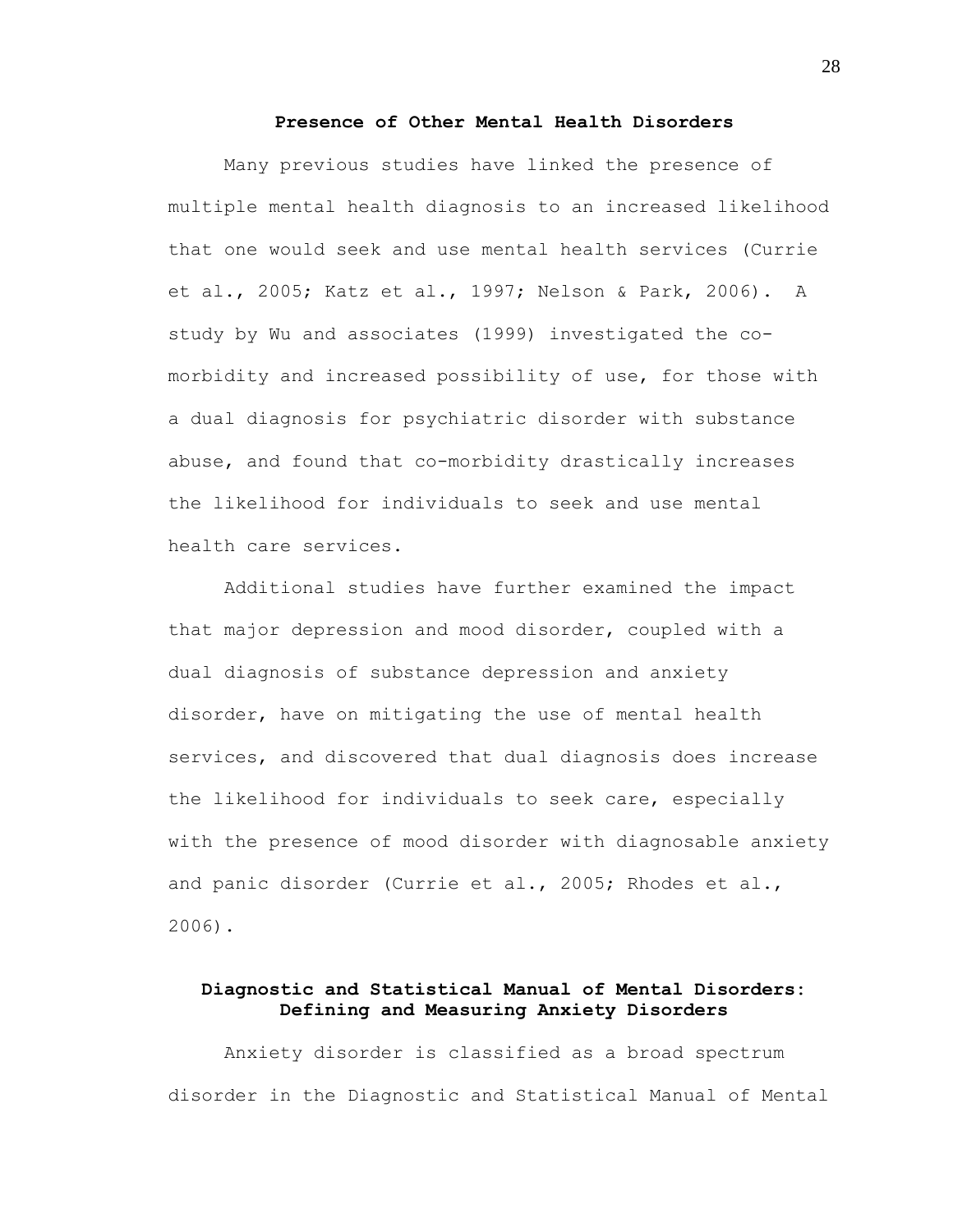## Presence of Other Mental Health Disorders

Many previous studies have linked the presence of multiple mental health diagnosis to an increased likelihood that one would seek and use mental health services (Currie et al., 2005; Katz et al., 1997; Nelson & Park, 2006). A study by Wu and associates (1999) investigated the co-morbidity and increased possibility of use, for those with a dual diagnosis for psychiatric disorder with substance abuse, and found that co-morbidity drastically increases the likelihood for individuals to seek and use mental health care services.

Additional studies have further examined the impact that major depression and mood disorder, coupled with a dual diagnosis of substance depression and anxiety disorder, have on mitigating the use of mental health services, and discovered that dual diagnosis does increase the likelihood for individuals to seek care, especially with the presence of mood disorder with diagnosable anxiety and panic disorder (Currie et al., 2005; Rhodes et al., 2006).

## Diagnostic and Statistical Manual of Mental Disorders: Defining and Measuring Anxiety Disorders

Anxiety disorder is classified as a broad spectrum disorder in the Diagnostic and Statistical Manual of Mental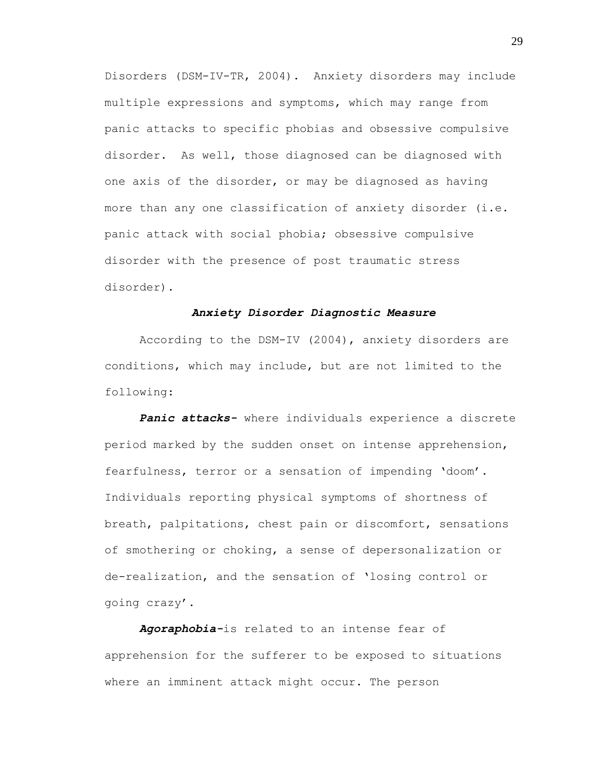Disorders (DSM-IV-TR, 2004). Anxiety disorders may include multiple expressions and symptoms, which may range from panic attacks to specific phobias and obsessive compulsive disorder. As well, those diagnosed can be diagnosed with one axis of the disorder, or may be diagnosed as having more than any one classification of anxiety disorder (i.e. panic attack with social phobia; obsessive compulsive disorder with the presence of post traumatic stress disorder).

### *Anxiety Disorder Diagnostic Measure*

According to the DSM-IV (2004), anxiety disorders are conditions, which may include, but are not limited to the following:

***Panic attacks***- where individuals experience a discrete period marked by the sudden onset on intense apprehension, fearfulness, terror or a sensation of impending 'doom'. Individuals reporting physical symptoms of shortness of breath, palpitations, chest pain or discomfort, sensations of smothering or choking, a sense of depersonalization or de-realization, and the sensation of 'losing control or going crazy'.

***Agoraphobia***-is related to an intense fear of apprehension for the sufferer to be exposed to situations where an imminent attack might occur. The person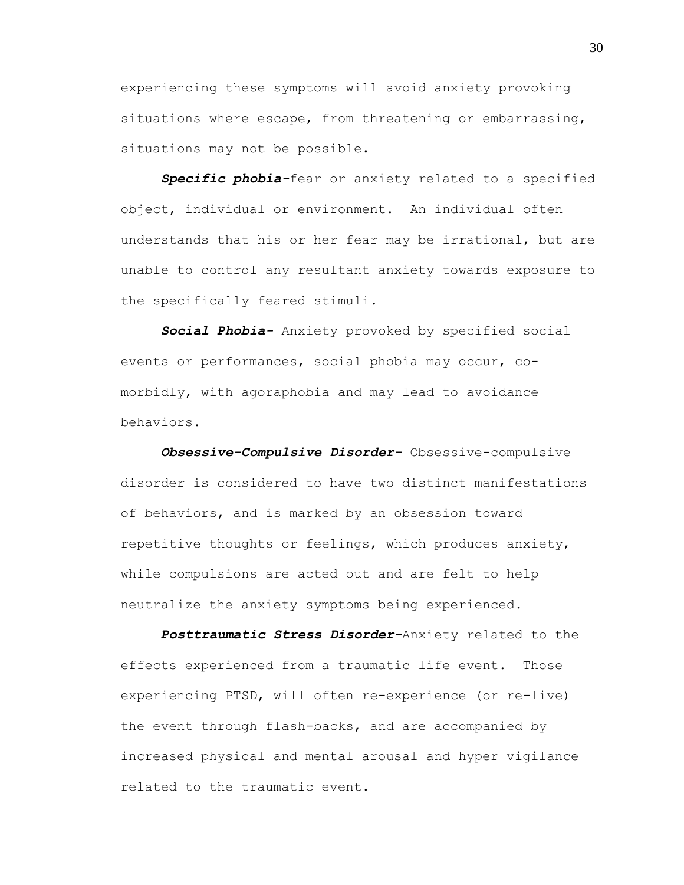experiencing these symptoms will avoid anxiety provoking situations where escape, from threatening or embarrassing, situations may not be possible.

***Specific phobia***-fear or anxiety related to a specified object, individual or environment. An individual often understands that his or her fear may be irrational, but are unable to control any resultant anxiety towards exposure to the specifically feared stimuli.

***Social Phobia***- Anxiety provoked by specified social events or performances, social phobia may occur, co-morbidly, with agoraphobia and may lead to avoidance behaviors.

***Obsessive-Compulsive Disorder***- Obsessive-compulsive disorder is considered to have two distinct manifestations of behaviors, and is marked by an obsession toward repetitive thoughts or feelings, which produces anxiety, while compulsions are acted out and are felt to help neutralize the anxiety symptoms being experienced.

***Posttraumatic Stress Disorder***-Anxiety related to the effects experienced from a traumatic life event. Those experiencing PTSD, will often re-experience (or re-live) the event through flash-backs, and are accompanied by increased physical and mental arousal and hyper vigilance related to the traumatic event.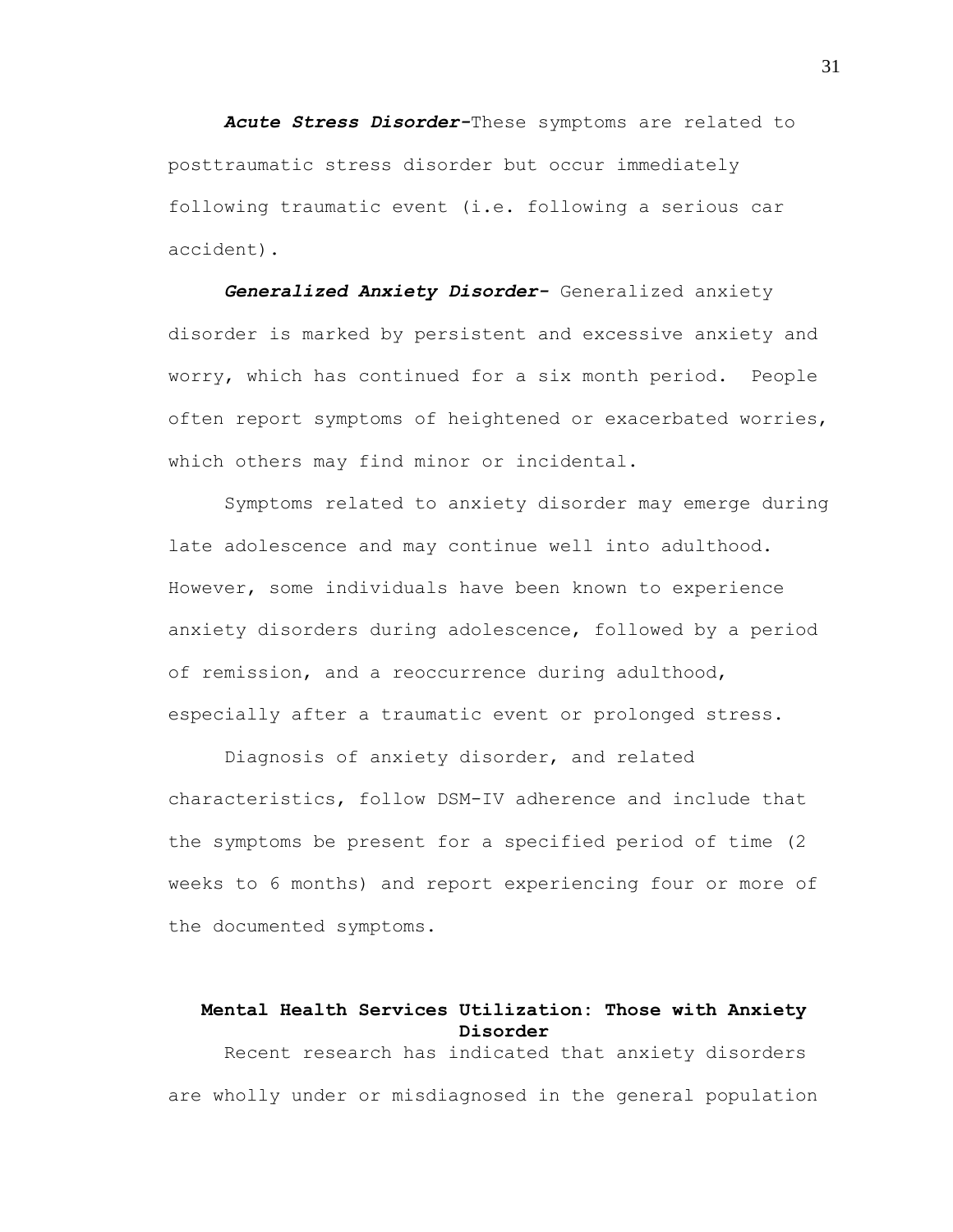***Acute Stress Disorder***-These symptoms are related to posttraumatic stress disorder but occur immediately following traumatic event (i.e. following a serious car accident).

***Generalized Anxiety Disorder***- Generalized anxiety disorder is marked by persistent and excessive anxiety and worry, which has continued for a six month period. People often report symptoms of heightened or exacerbated worries, which others may find minor or incidental.

Symptoms related to anxiety disorder may emerge during late adolescence and may continue well into adulthood. However, some individuals have been known to experience anxiety disorders during adolescence, followed by a period of remission, and a reoccurrence during adulthood, especially after a traumatic event or prolonged stress.

Diagnosis of anxiety disorder, and related characteristics, follow DSM-IV adherence and include that the symptoms be present for a specified period of time (2 weeks to 6 months) and report experiencing four or more of the documented symptoms.

## Mental Health Services Utilization: Those with Anxiety Disorder

Recent research has indicated that anxiety disorders are wholly under or misdiagnosed in the general population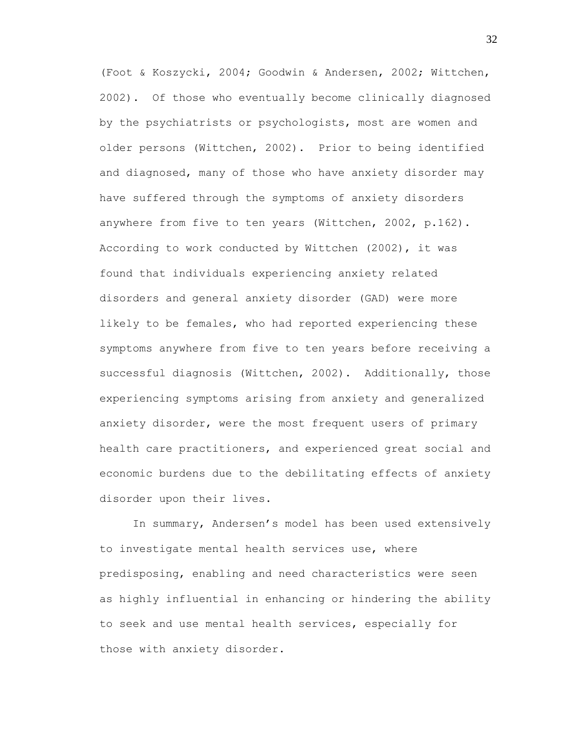(Foot & Koszycki, 2004; Goodwin & Andersen, 2002; Wittchen, 2002). Of those who eventually become clinically diagnosed by the psychiatrists or psychologists, most are women and older persons (Wittchen, 2002). Prior to being identified and diagnosed, many of those who have anxiety disorder may have suffered through the symptoms of anxiety disorders anywhere from five to ten years (Wittchen, 2002, p.162). According to work conducted by Wittchen (2002), it was found that individuals experiencing anxiety related disorders and general anxiety disorder (GAD) were more likely to be females, who had reported experiencing these symptoms anywhere from five to ten years before receiving a successful diagnosis (Wittchen, 2002). Additionally, those experiencing symptoms arising from anxiety and generalized anxiety disorder, were the most frequent users of primary health care practitioners, and experienced great social and economic burdens due to the debilitating effects of anxiety disorder upon their lives.

In summary, Andersen's model has been used extensively to investigate mental health services use, where predisposing, enabling and need characteristics were seen as highly influential in enhancing or hindering the ability to seek and use mental health services, especially for those with anxiety disorder.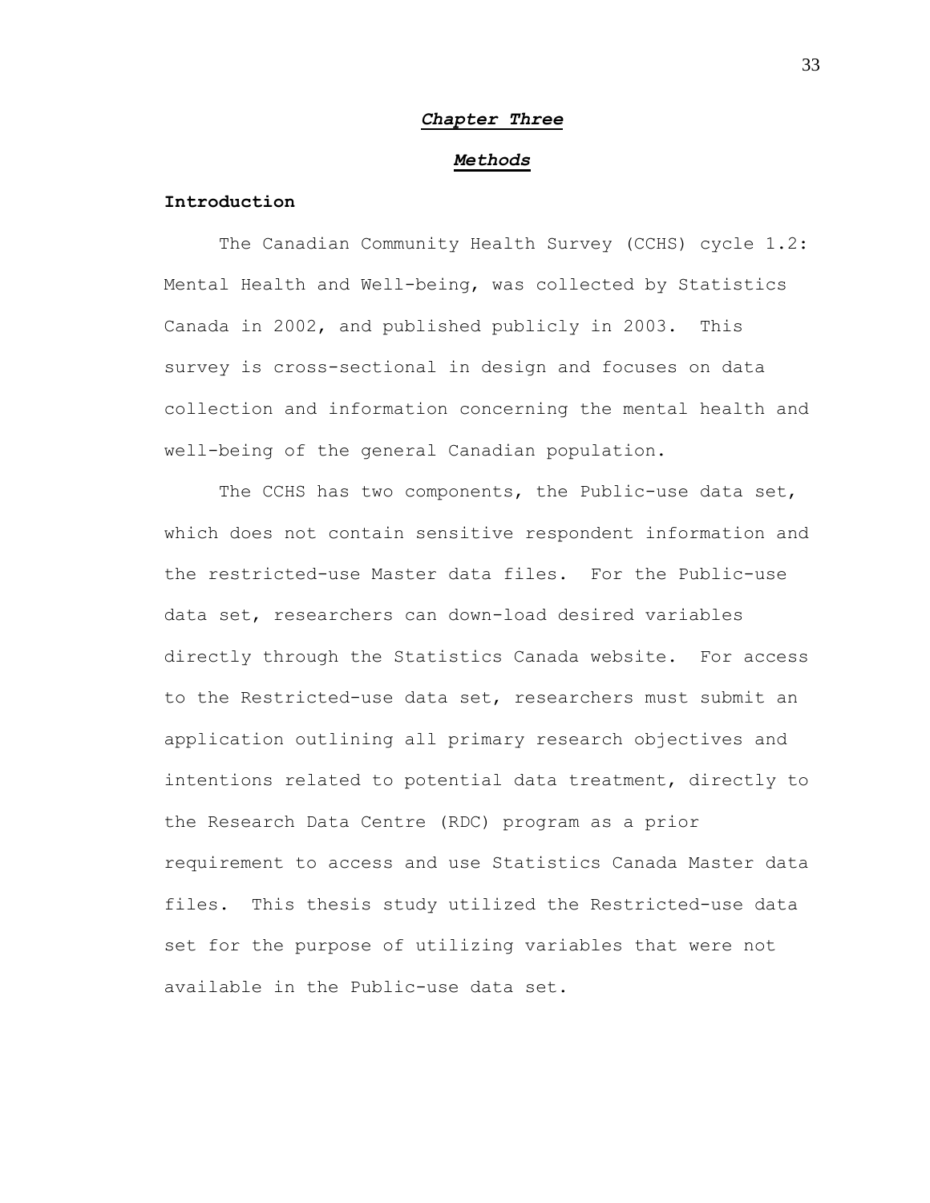# *Chapter Three*

## *Methods*

### Introduction

The Canadian Community Health Survey (CCHS) cycle 1.2: Mental Health and Well-being, was collected by Statistics Canada in 2002, and published publicly in 2003. This survey is cross-sectional in design and focuses on data collection and information concerning the mental health and well-being of the general Canadian population.

The CCHS has two components, the Public-use data set, which does not contain sensitive respondent information and the restricted-use Master data files. For the Public-use data set, researchers can down-load desired variables directly through the Statistics Canada website. For access to the Restricted-use data set, researchers must submit an application outlining all primary research objectives and intentions related to potential data treatment, directly to the Research Data Centre (RDC) program as a prior requirement to access and use Statistics Canada Master data files. This thesis study utilized the Restricted-use data set for the purpose of utilizing variables that were not available in the Public-use data set.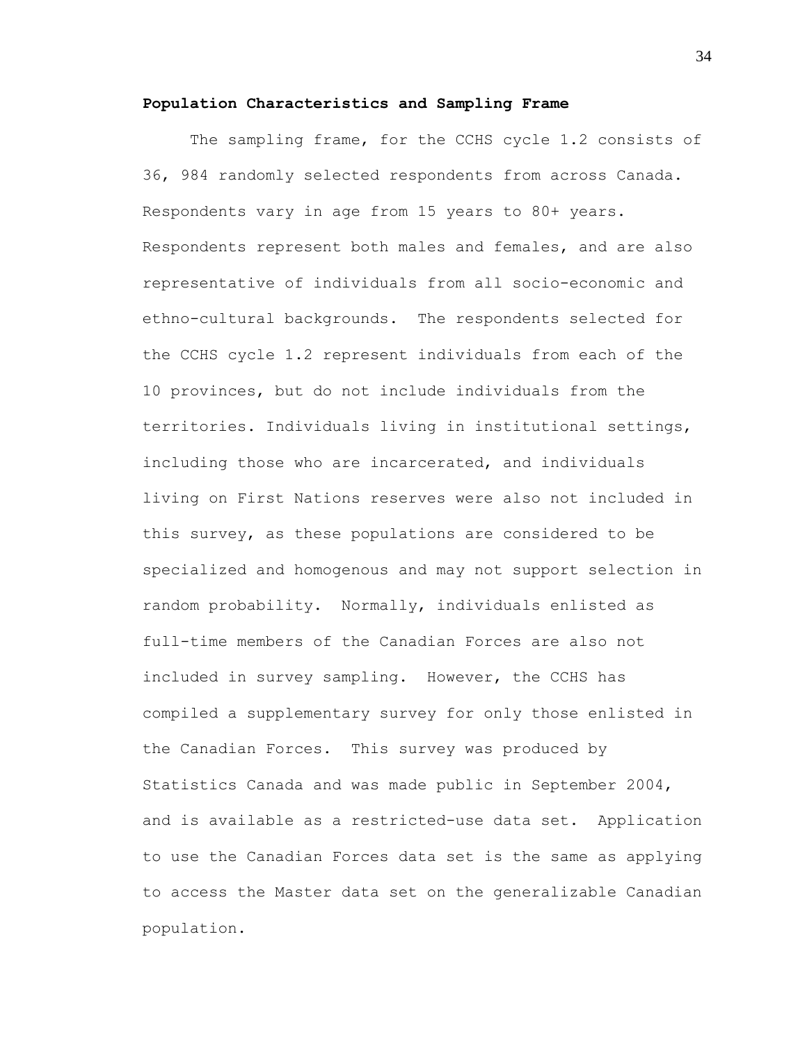**Population Characteristics and Sampling Frame**

The sampling frame, for the CCHS cycle 1.2 consists of 36, 984 randomly selected respondents from across Canada. Respondents vary in age from 15 years to 80+ years. Respondents represent both males and females, and are also representative of individuals from all socio-economic and ethno-cultural backgrounds. The respondents selected for the CCHS cycle 1.2 represent individuals from each of the 10 provinces, but do not include individuals from the territories. Individuals living in institutional settings, including those who are incarcerated, and individuals living on First Nations reserves were also not included in this survey, as these populations are considered to be specialized and homogenous and may not support selection in random probability. Normally, individuals enlisted as full-time members of the Canadian Forces are also not included in survey sampling. However, the CCHS has compiled a supplementary survey for only those enlisted in the Canadian Forces. This survey was produced by Statistics Canada and was made public in September 2004, and is available as a restricted-use data set. Application to use the Canadian Forces data set is the same as applying to access the Master data set on the generalizable Canadian population.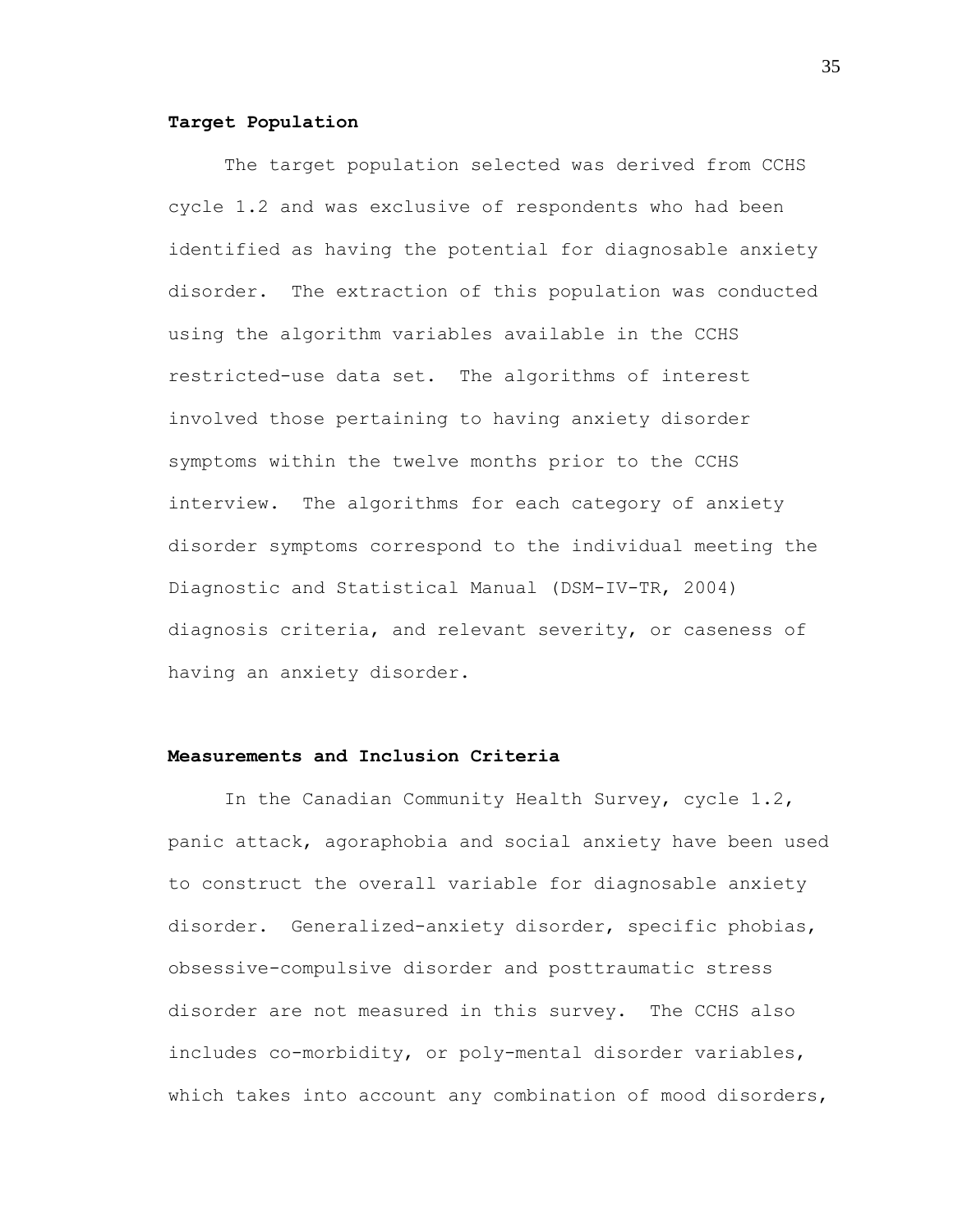**Target Population**

The target population selected was derived from CCHS cycle 1.2 and was exclusive of respondents who had been identified as having the potential for diagnosable anxiety disorder. The extraction of this population was conducted using the algorithm variables available in the CCHS restricted-use data set. The algorithms of interest involved those pertaining to having anxiety disorder symptoms within the twelve months prior to the CCHS interview. The algorithms for each category of anxiety disorder symptoms correspond to the individual meeting the Diagnostic and Statistical Manual (DSM-IV-TR, 2004) diagnosis criteria, and relevant severity, or caseness of having an anxiety disorder.

**Measurements and Inclusion Criteria**

In the Canadian Community Health Survey, cycle 1.2, panic attack, agoraphobia and social anxiety have been used to construct the overall variable for diagnosable anxiety disorder. Generalized-anxiety disorder, specific phobias, obsessive-compulsive disorder and posttraumatic stress disorder are not measured in this survey. The CCHS also includes co-morbidity, or poly-mental disorder variables, which takes into account any combination of mood disorders,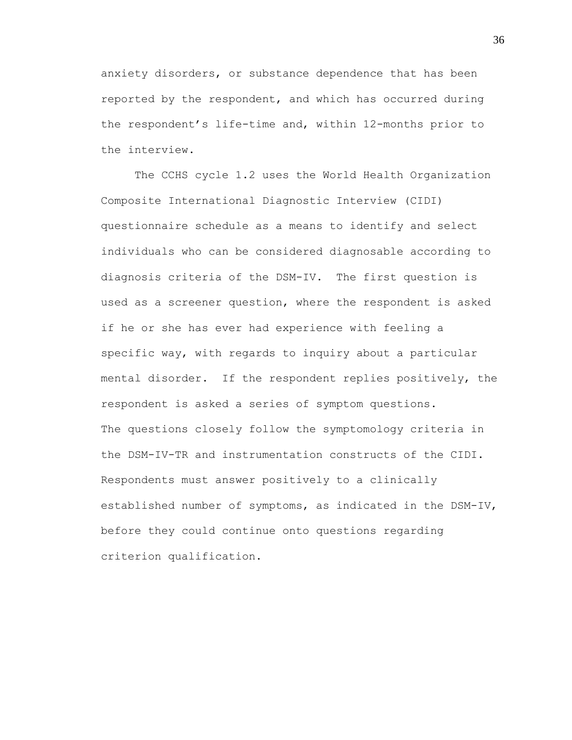anxiety disorders, or substance dependence that has been reported by the respondent, and which has occurred during the respondent's life-time and, within 12-months prior to the interview.

The CCHS cycle 1.2 uses the World Health Organization Composite International Diagnostic Interview (CIDI) questionnaire schedule as a means to identify and select individuals who can be considered diagnosable according to diagnosis criteria of the DSM-IV. The first question is used as a screener question, where the respondent is asked if he or she has ever had experience with feeling a specific way, with regards to inquiry about a particular mental disorder. If the respondent replies positively, the respondent is asked a series of symptom questions. The questions closely follow the symptomology criteria in the DSM-IV-TR and instrumentation constructs of the CIDI. Respondents must answer positively to a clinically established number of symptoms, as indicated in the DSM-IV, before they could continue onto questions regarding criterion qualification.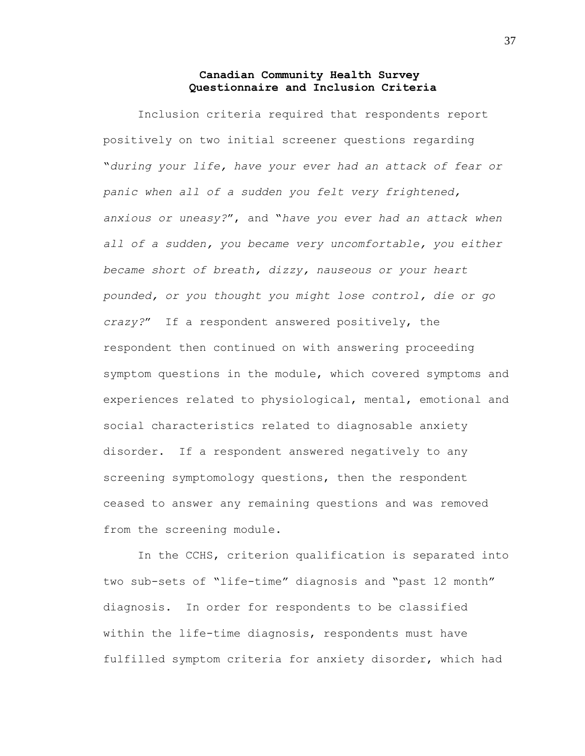## Canadian Community Health Survey Questionnaire and Inclusion Criteria

Inclusion criteria required that respondents report positively on two initial screener questions regarding "*during your life, have your ever had an attack of fear or panic when all of a sudden you felt very frightened, anxious or uneasy?*", and "*have you ever had an attack when all of a sudden, you became very uncomfortable, you either became short of breath, dizzy, nauseous or your heart pounded, or you thought you might lose control, die or go crazy?*" If a respondent answered positively, the respondent then continued on with answering proceeding symptom questions in the module, which covered symptoms and experiences related to physiological, mental, emotional and social characteristics related to diagnosable anxiety disorder. If a respondent answered negatively to any screening symptomology questions, then the respondent ceased to answer any remaining questions and was removed from the screening module.

In the CCHS, criterion qualification is separated into two sub-sets of "life-time" diagnosis and "past 12 month" diagnosis. In order for respondents to be classified within the life-time diagnosis, respondents must have fulfilled symptom criteria for anxiety disorder, which had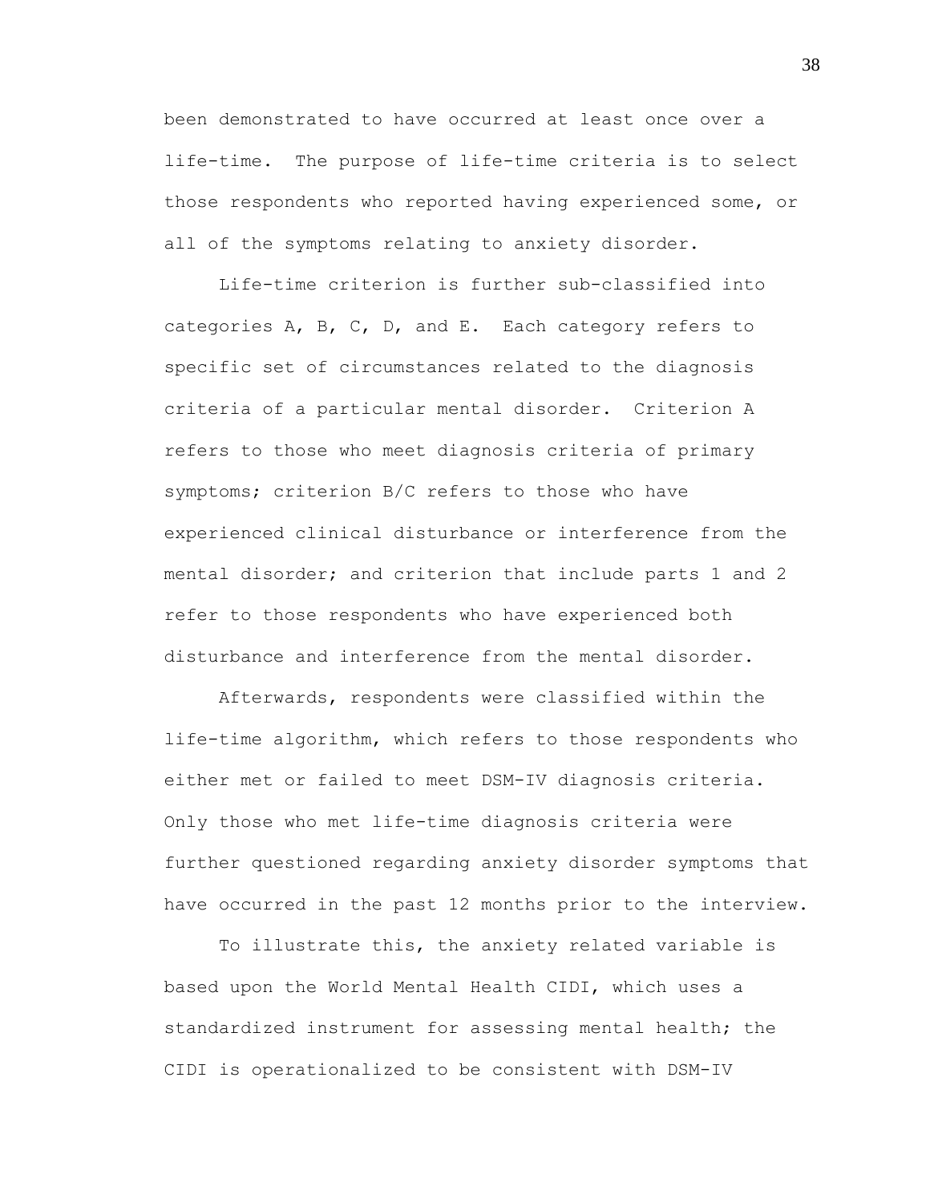been demonstrated to have occurred at least once over a life-time. The purpose of life-time criteria is to select those respondents who reported having experienced some, or all of the symptoms relating to anxiety disorder.

Life-time criterion is further sub-classified into categories A, B, C, D, and E. Each category refers to specific set of circumstances related to the diagnosis criteria of a particular mental disorder. Criterion A refers to those who meet diagnosis criteria of primary symptoms; criterion B/C refers to those who have experienced clinical disturbance or interference from the mental disorder; and criterion that include parts 1 and 2 refer to those respondents who have experienced both disturbance and interference from the mental disorder.

Afterwards, respondents were classified within the life-time algorithm, which refers to those respondents who either met or failed to meet DSM-IV diagnosis criteria. Only those who met life-time diagnosis criteria were further questioned regarding anxiety disorder symptoms that have occurred in the past 12 months prior to the interview.

To illustrate this, the anxiety related variable is based upon the World Mental Health CIDI, which uses a standardized instrument for assessing mental health; the CIDI is operationalized to be consistent with DSM-IV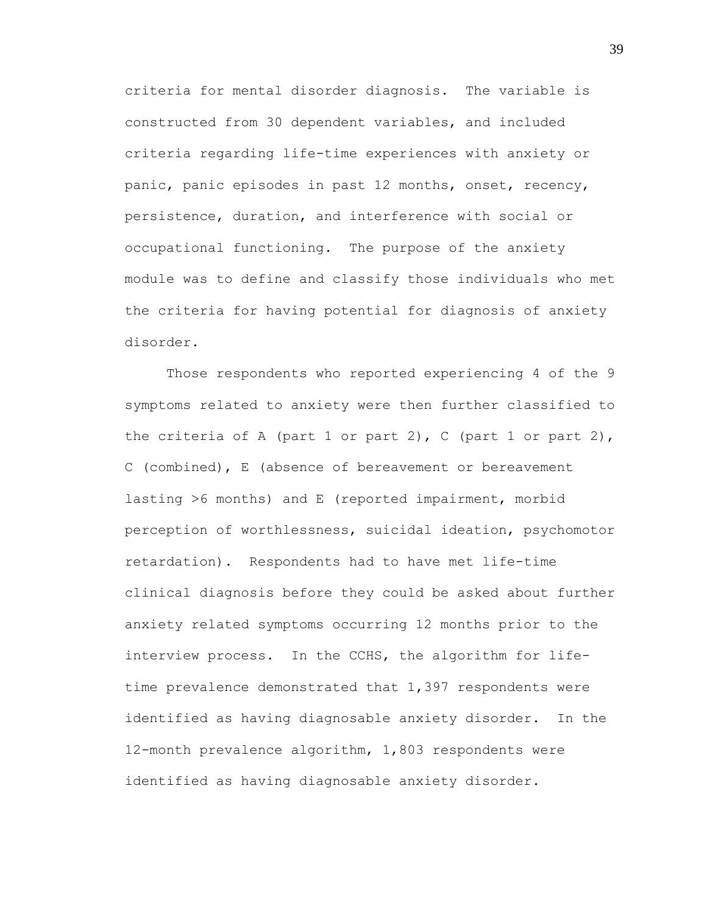criteria for mental disorder diagnosis. The variable is constructed from 30 dependent variables, and included criteria regarding life-time experiences with anxiety or panic, panic episodes in past 12 months, onset, recency, persistence, duration, and interference with social or occupational functioning. The purpose of the anxiety module was to define and classify those individuals who met the criteria for having potential for diagnosis of anxiety disorder.

Those respondents who reported experiencing 4 of the 9 symptoms related to anxiety were then further classified to the criteria of A (part 1 or part 2), C (part 1 or part 2), C (combined), E (absence of bereavement or bereavement lasting >6 months) and E (reported impairment, morbid perception of worthlessness, suicidal ideation, psychomotor retardation). Respondents had to have met life-time clinical diagnosis before they could be asked about further anxiety related symptoms occurring 12 months prior to the interview process. In the CCHS, the algorithm for life-time prevalence demonstrated that 1,397 respondents were identified as having diagnosable anxiety disorder. In the 12-month prevalence algorithm, 1,803 respondents were identified as having diagnosable anxiety disorder.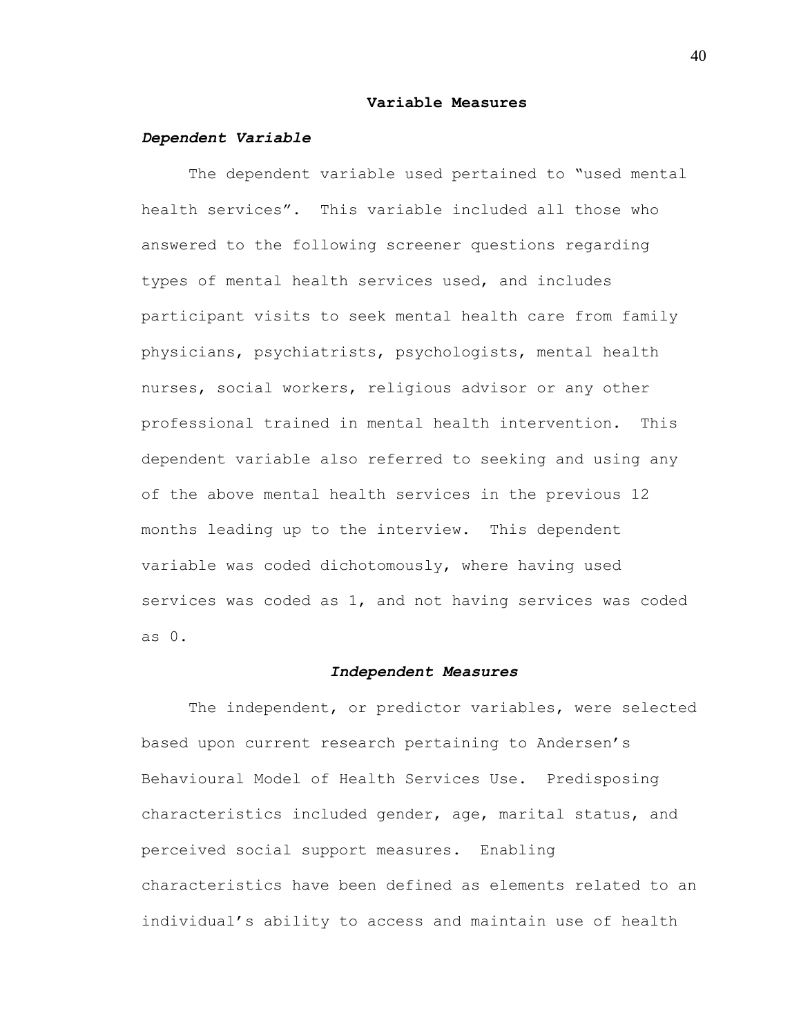## Variable Measures

### *Dependent Variable*

The dependent variable used pertained to "used mental health services". This variable included all those who answered to the following screener questions regarding types of mental health services used, and includes participant visits to seek mental health care from family physicians, psychiatrists, psychologists, mental health nurses, social workers, religious advisor or any other professional trained in mental health intervention. This dependent variable also referred to seeking and using any of the above mental health services in the previous 12 months leading up to the interview. This dependent variable was coded dichotomously, where having used services was coded as 1, and not having services was coded as 0.

### *Independent Measures*

The independent, or predictor variables, were selected based upon current research pertaining to Andersen's Behavioural Model of Health Services Use. Predisposing characteristics included gender, age, marital status, and perceived social support measures. Enabling characteristics have been defined as elements related to an individual's ability to access and maintain use of health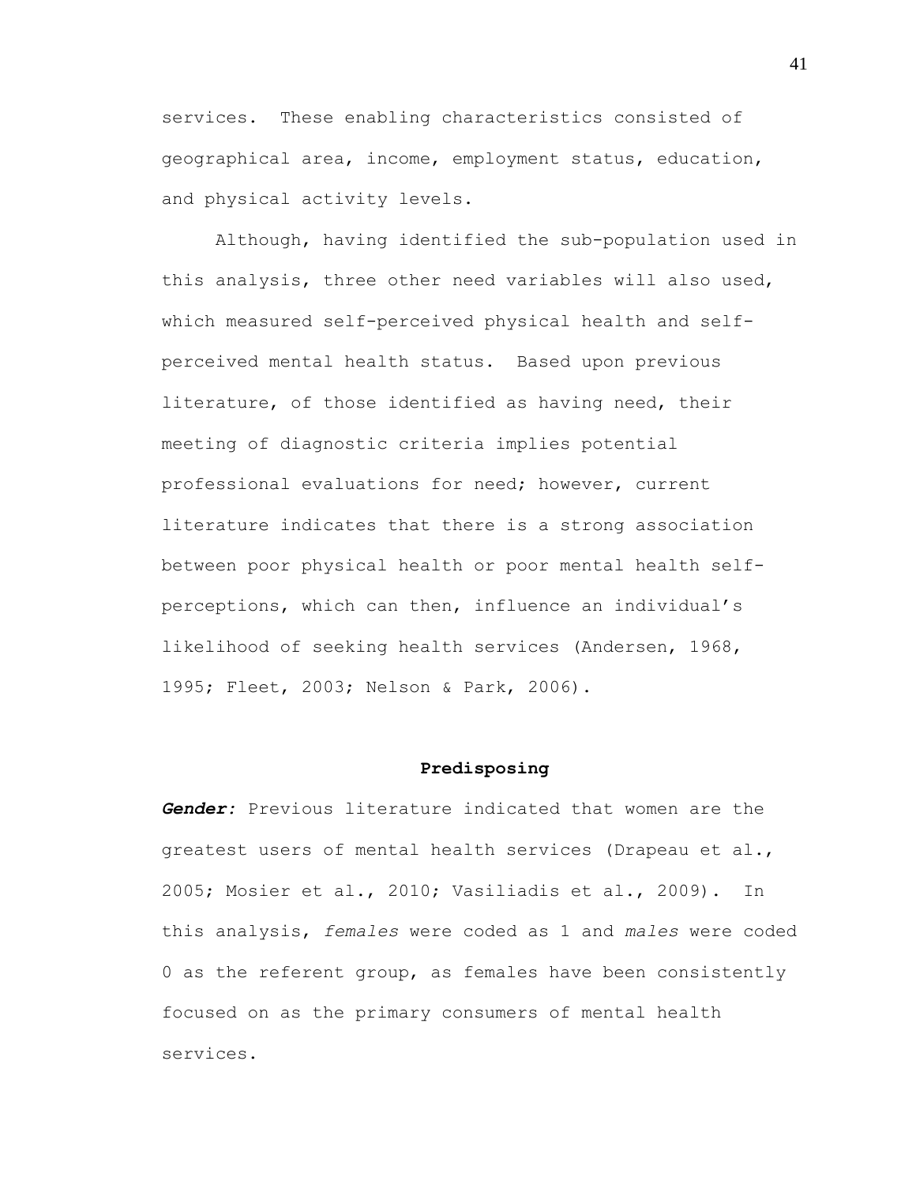services. These enabling characteristics consisted of geographical area, income, employment status, education, and physical activity levels.

Although, having identified the sub-population used in this analysis, three other need variables will also used, which measured self-perceived physical health and self-perceived mental health status. Based upon previous literature, of those identified as having need, their meeting of diagnostic criteria implies potential professional evaluations for need; however, current literature indicates that there is a strong association between poor physical health or poor mental health self-perceptions, which can then, influence an individual's likelihood of seeking health services (Andersen, 1968, 1995; Fleet, 2003; Nelson & Park, 2006).

## Predisposing

***Gender:*** Previous literature indicated that women are the greatest users of mental health services (Drapeau et al., 2005; Mosier et al., 2010; Vasiliadis et al., 2009). In this analysis, *females* were coded as 1 and *males* were coded 0 as the referent group, as females have been consistently focused on as the primary consumers of mental health services.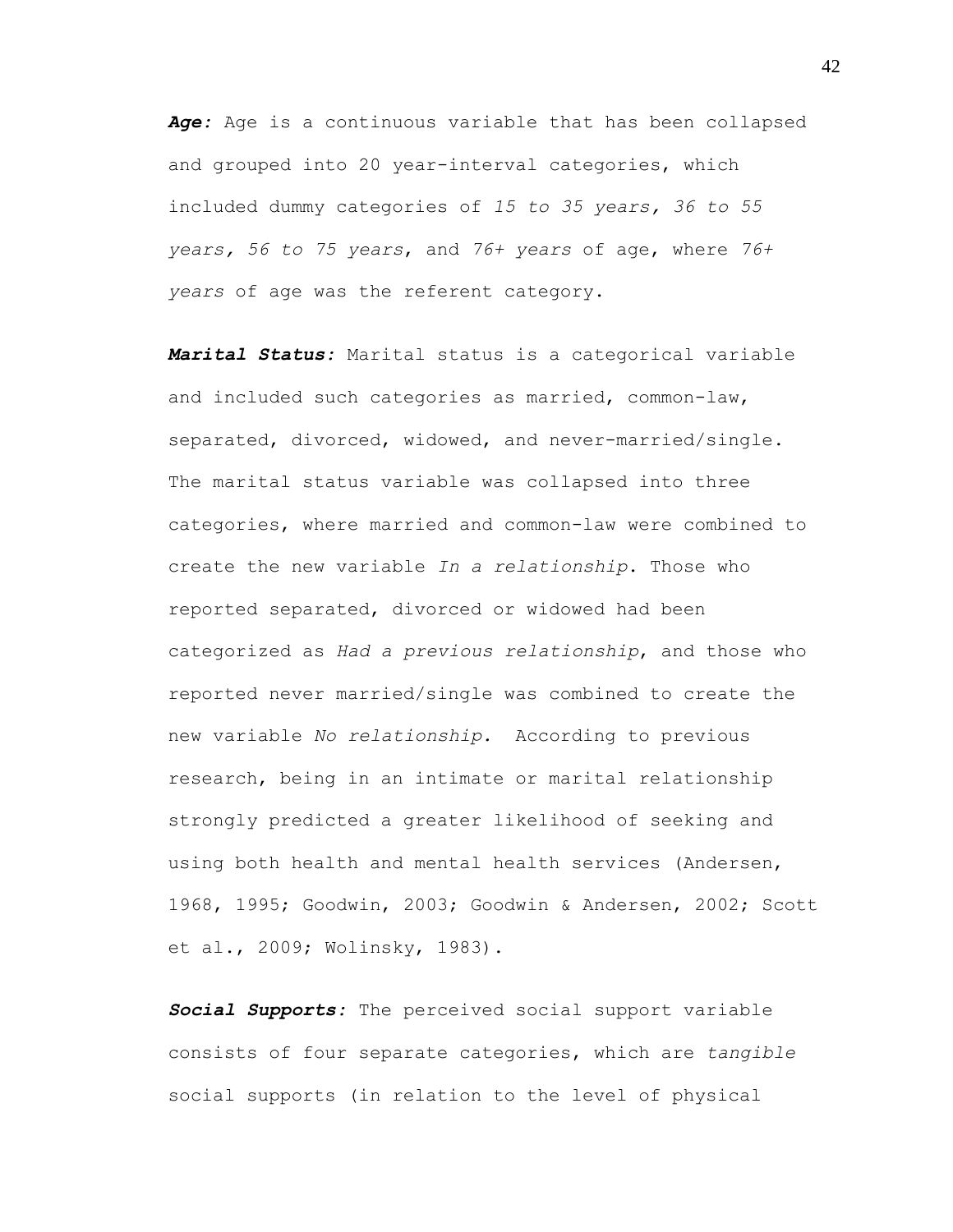***Age:*** Age is a continuous variable that has been collapsed and grouped into 20 year-interval categories, which included dummy categories of *15 to 35 years, 36 to 55 years, 56 to 75 years*, and *76+ years* of age, where *76+ years* of age was the referent category.

***Marital Status:*** Marital status is a categorical variable and included such categories as married, common-law, separated, divorced, widowed, and never-married/single. The marital status variable was collapsed into three categories, where married and common-law were combined to create the new variable *In a relationship*. Those who reported separated, divorced or widowed had been categorized as *Had a previous relationship*, and those who reported never married/single was combined to create the new variable *No relationship.* According to previous research, being in an intimate or marital relationship strongly predicted a greater likelihood of seeking and using both health and mental health services (Andersen, 1968, 1995; Goodwin, 2003; Goodwin & Andersen, 2002; Scott et al., 2009; Wolinsky, 1983).

***Social Supports:*** The perceived social support variable consists of four separate categories, which are *tangible* social supports (in relation to the level of physical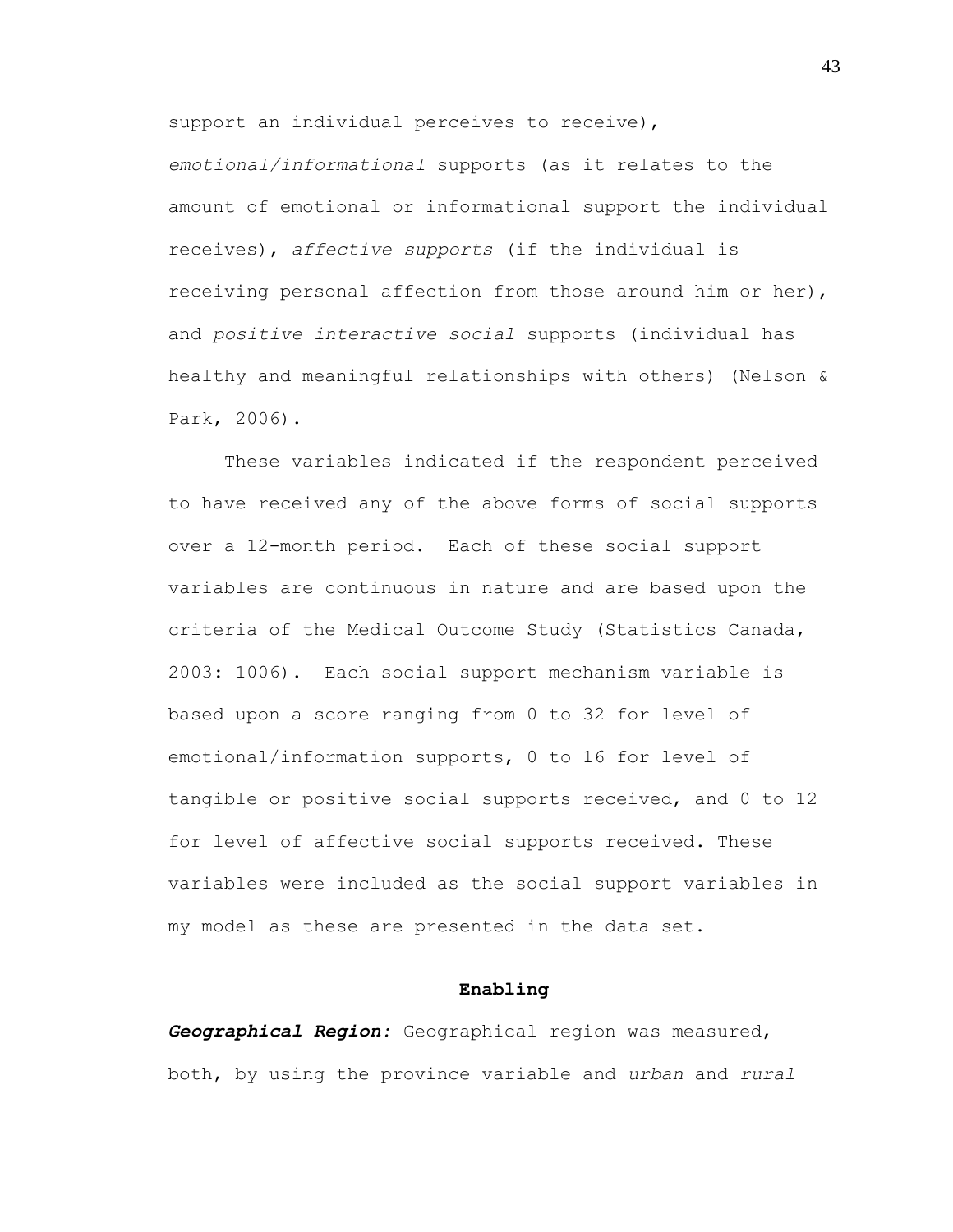support an individual perceives to receive), *emotional/informational* supports (as it relates to the amount of emotional or informational support the individual receives), *affective supports* (if the individual is receiving personal affection from those around him or her), and *positive interactive social* supports (individual has healthy and meaningful relationships with others) (Nelson & Park, 2006).

These variables indicated if the respondent perceived to have received any of the above forms of social supports over a 12-month period. Each of these social support variables are continuous in nature and are based upon the criteria of the Medical Outcome Study (Statistics Canada, 2003: 1006). Each social support mechanism variable is based upon a score ranging from 0 to 32 for level of emotional/information supports, 0 to 16 for level of tangible or positive social supports received, and 0 to 12 for level of affective social supports received. These variables were included as the social support variables in my model as these are presented in the data set.

## Enabling

***Geographical Region:*** Geographical region was measured, both, by using the province variable and *urban* and *rural*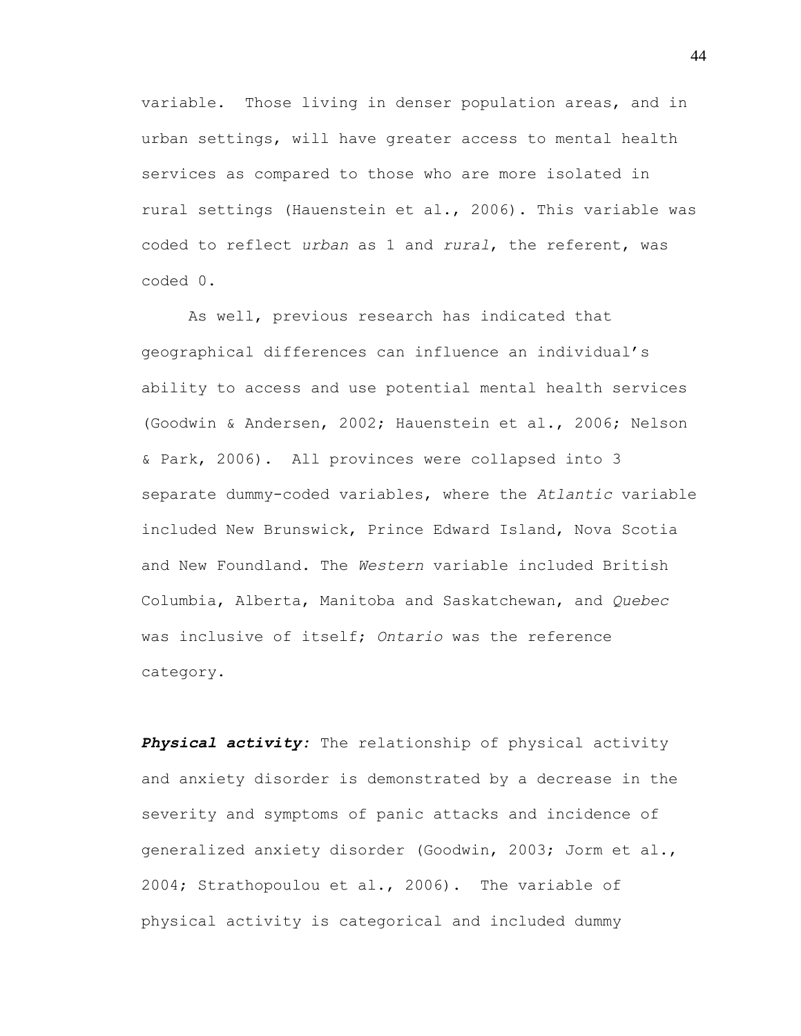variable. Those living in denser population areas, and in urban settings, will have greater access to mental health services as compared to those who are more isolated in rural settings (Hauenstein et al., 2006). This variable was coded to reflect *urban* as 1 and *rural*, the referent, was coded 0.

As well, previous research has indicated that geographical differences can influence an individual's ability to access and use potential mental health services (Goodwin & Andersen, 2002; Hauenstein et al., 2006; Nelson & Park, 2006). All provinces were collapsed into 3 separate dummy-coded variables, where the *Atlantic* variable included New Brunswick, Prince Edward Island, Nova Scotia and New Foundland. The *Western* variable included British Columbia, Alberta, Manitoba and Saskatchewan, and *Quebec* was inclusive of itself; *Ontario* was the reference category.

***Physical activity:*** The relationship of physical activity and anxiety disorder is demonstrated by a decrease in the severity and symptoms of panic attacks and incidence of generalized anxiety disorder (Goodwin, 2003; Jorm et al., 2004; Strathopoulou et al., 2006). The variable of physical activity is categorical and included dummy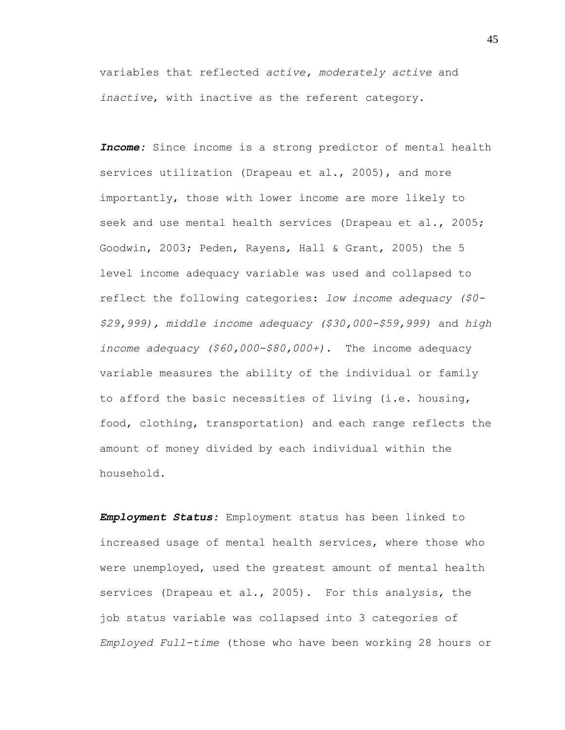variables that reflected *active, moderately active* and *inactive*, with inactive as the referent category.

***Income:*** Since income is a strong predictor of mental health services utilization (Drapeau et al., 2005), and more importantly, those with lower income are more likely to seek and use mental health services (Drapeau et al., 2005; Goodwin, 2003; Peden, Rayens, Hall & Grant, 2005) the 5 level income adequacy variable was used and collapsed to reflect the following categories: *low income adequacy ($0-$29,999), middle income adequacy ($30,000-$59,999)* and *high income adequacy ($60,000-$80,000+)*. The income adequacy variable measures the ability of the individual or family to afford the basic necessities of living (i.e. housing, food, clothing, transportation) and each range reflects the amount of money divided by each individual within the household.

***Employment Status:*** Employment status has been linked to increased usage of mental health services, where those who were unemployed, used the greatest amount of mental health services (Drapeau et al., 2005). For this analysis, the job status variable was collapsed into 3 categories of *Employed Full-time* (those who have been working 28 hours or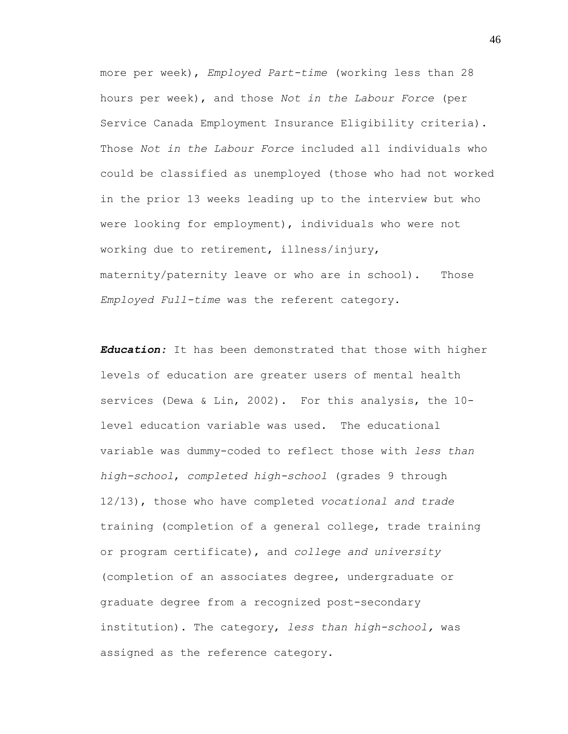more per week), *Employed Part-time* (working less than 28 hours per week), and those *Not in the Labour Force* (per Service Canada Employment Insurance Eligibility criteria). Those *Not in the Labour Force* included all individuals who could be classified as unemployed (those who had not worked in the prior 13 weeks leading up to the interview but who were looking for employment), individuals who were not working due to retirement, illness/injury, maternity/paternity leave or who are in school). Those *Employed Full-time* was the referent category.

***Education:*** It has been demonstrated that those with higher levels of education are greater users of mental health services (Dewa & Lin, 2002). For this analysis, the 10-level education variable was used. The educational variable was dummy-coded to reflect those with *less than high-school*, *completed high-school* (grades 9 through 12/13), those who have completed *vocational and trade* training (completion of a general college, trade training or program certificate), and *college and university* (completion of an associates degree, undergraduate or graduate degree from a recognized post-secondary institution). The category, *less than high-school,* was assigned as the reference category.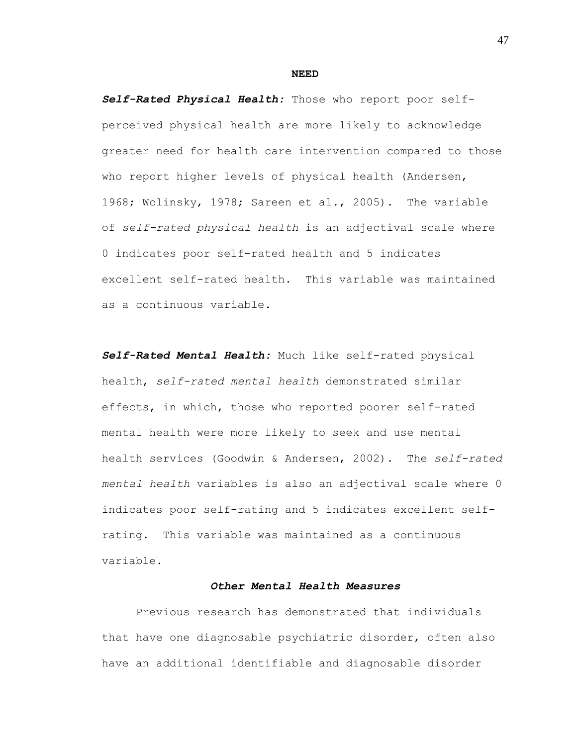**NEED**

***Self-Rated Physical Health:*** Those who report poor self-perceived physical health are more likely to acknowledge greater need for health care intervention compared to those who report higher levels of physical health (Andersen, 1968; Wolinsky, 1978; Sareen et al., 2005). The variable of *self-rated physical health* is an adjectival scale where 0 indicates poor self-rated health and 5 indicates excellent self-rated health. This variable was maintained as a continuous variable.

***Self-Rated Mental Health:*** Much like self-rated physical health, *self-rated mental health* demonstrated similar effects, in which, those who reported poorer self-rated mental health were more likely to seek and use mental health services (Goodwin & Andersen, 2002). The *self-rated mental health* variables is also an adjectival scale where 0 indicates poor self-rating and 5 indicates excellent self-rating. This variable was maintained as a continuous variable.

### *Other Mental Health Measures*

Previous research has demonstrated that individuals that have one diagnosable psychiatric disorder, often also have an additional identifiable and diagnosable disorder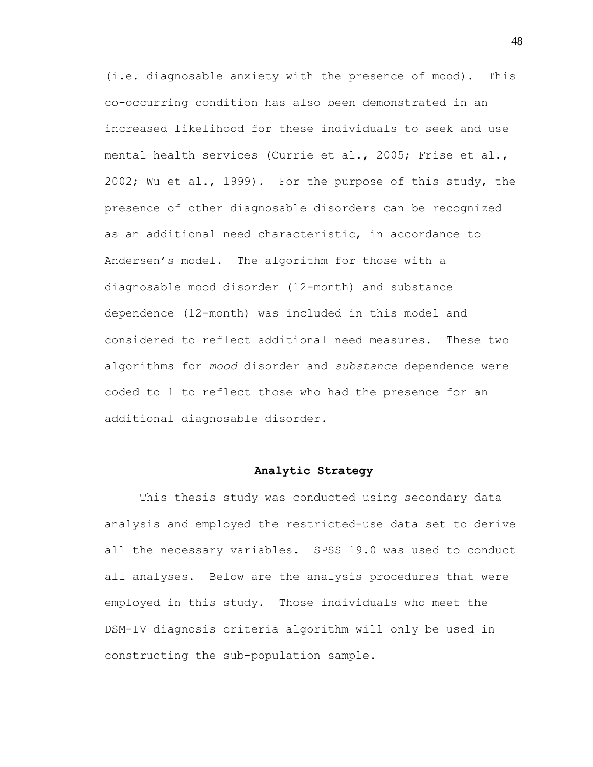(i.e. diagnosable anxiety with the presence of mood). This co-occurring condition has also been demonstrated in an increased likelihood for these individuals to seek and use mental health services (Currie et al., 2005; Frise et al., 2002; Wu et al., 1999). For the purpose of this study, the presence of other diagnosable disorders can be recognized as an additional need characteristic, in accordance to Andersen's model. The algorithm for those with a diagnosable mood disorder (12-month) and substance dependence (12-month) was included in this model and considered to reflect additional need measures. These two algorithms for *mood* disorder and *substance* dependence were coded to 1 to reflect those who had the presence for an additional diagnosable disorder.

## Analytic Strategy

This thesis study was conducted using secondary data analysis and employed the restricted-use data set to derive all the necessary variables. SPSS 19.0 was used to conduct all analyses. Below are the analysis procedures that were employed in this study. Those individuals who meet the DSM-IV diagnosis criteria algorithm will only be used in constructing the sub-population sample.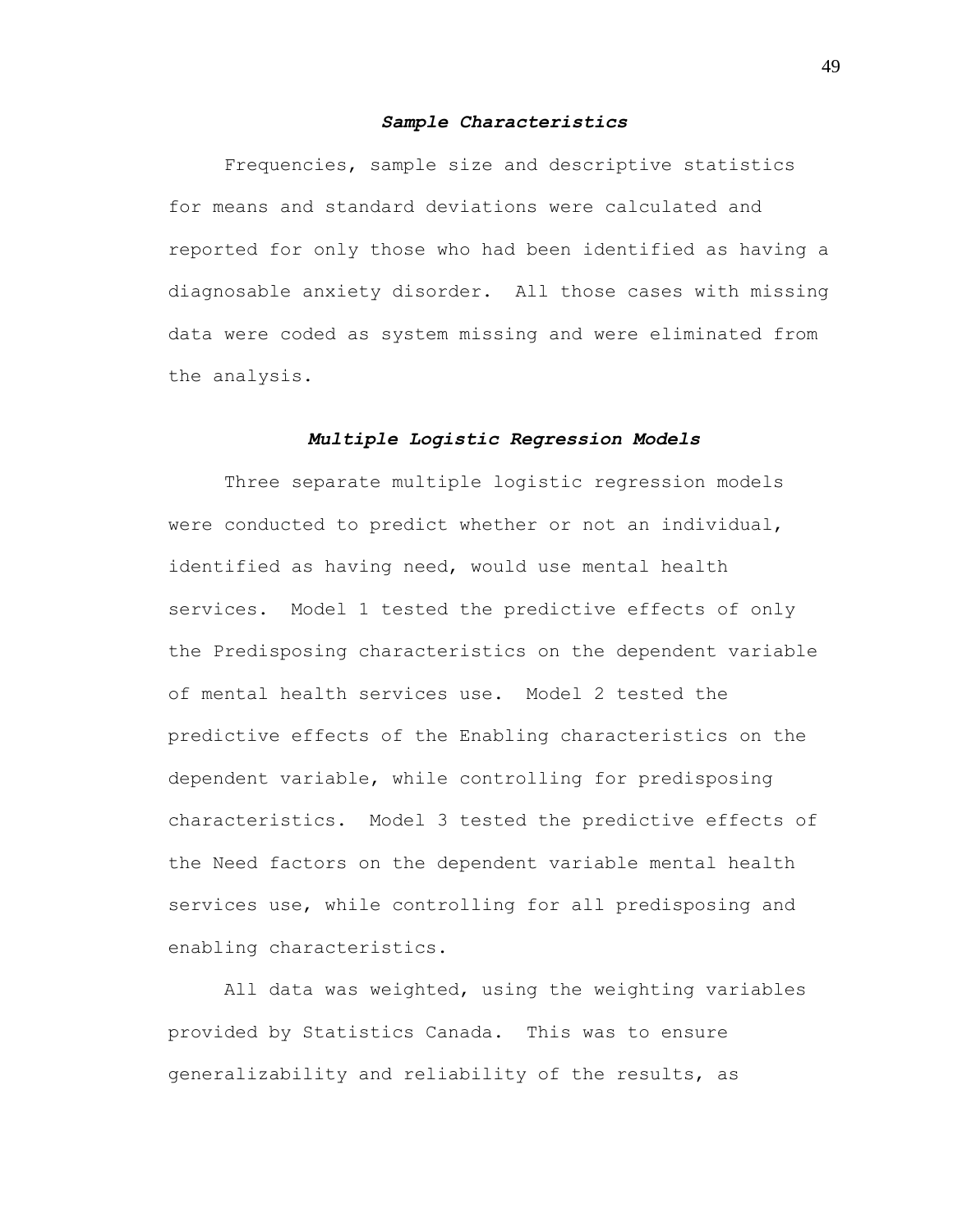### ***Sample Characteristics***

Frequencies, sample size and descriptive statistics for means and standard deviations were calculated and reported for only those who had been identified as having a diagnosable anxiety disorder. All those cases with missing data were coded as system missing and were eliminated from the analysis.

### ***Multiple Logistic Regression Models***

Three separate multiple logistic regression models were conducted to predict whether or not an individual, identified as having need, would use mental health services. Model 1 tested the predictive effects of only the Predisposing characteristics on the dependent variable of mental health services use. Model 2 tested the predictive effects of the Enabling characteristics on the dependent variable, while controlling for predisposing characteristics. Model 3 tested the predictive effects of the Need factors on the dependent variable mental health services use, while controlling for all predisposing and enabling characteristics.

All data was weighted, using the weighting variables provided by Statistics Canada. This was to ensure generalizability and reliability of the results, as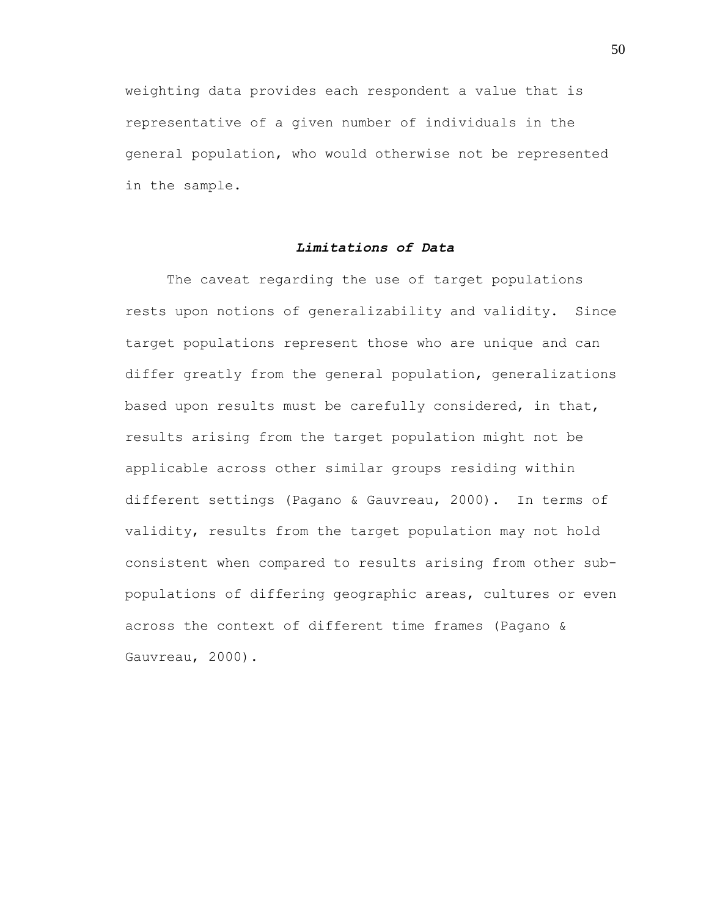weighting data provides each respondent a value that is representative of a given number of individuals in the general population, who would otherwise not be represented in the sample.

### ***Limitations of Data***

The caveat regarding the use of target populations rests upon notions of generalizability and validity. Since target populations represent those who are unique and can differ greatly from the general population, generalizations based upon results must be carefully considered, in that, results arising from the target population might not be applicable across other similar groups residing within different settings (Pagano & Gauvreau, 2000). In terms of validity, results from the target population may not hold consistent when compared to results arising from other sub-populations of differing geographic areas, cultures or even across the context of different time frames (Pagano & Gauvreau, 2000).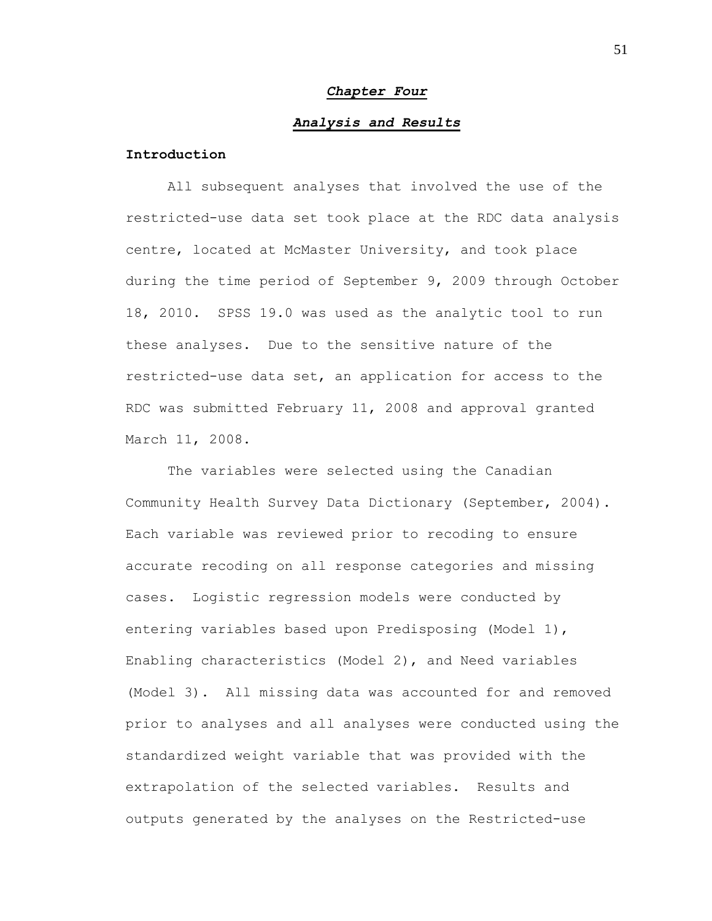# *Chapter Four*

## *Analysis and Results*

### **Introduction**

All subsequent analyses that involved the use of the restricted-use data set took place at the RDC data analysis centre, located at McMaster University, and took place during the time period of September 9, 2009 through October 18, 2010. SPSS 19.0 was used as the analytic tool to run these analyses. Due to the sensitive nature of the restricted-use data set, an application for access to the RDC was submitted February 11, 2008 and approval granted March 11, 2008.

The variables were selected using the Canadian Community Health Survey Data Dictionary (September, 2004). Each variable was reviewed prior to recoding to ensure accurate recoding on all response categories and missing cases. Logistic regression models were conducted by entering variables based upon Predisposing (Model 1), Enabling characteristics (Model 2), and Need variables (Model 3). All missing data was accounted for and removed prior to analyses and all analyses were conducted using the standardized weight variable that was provided with the extrapolation of the selected variables. Results and outputs generated by the analyses on the Restricted-use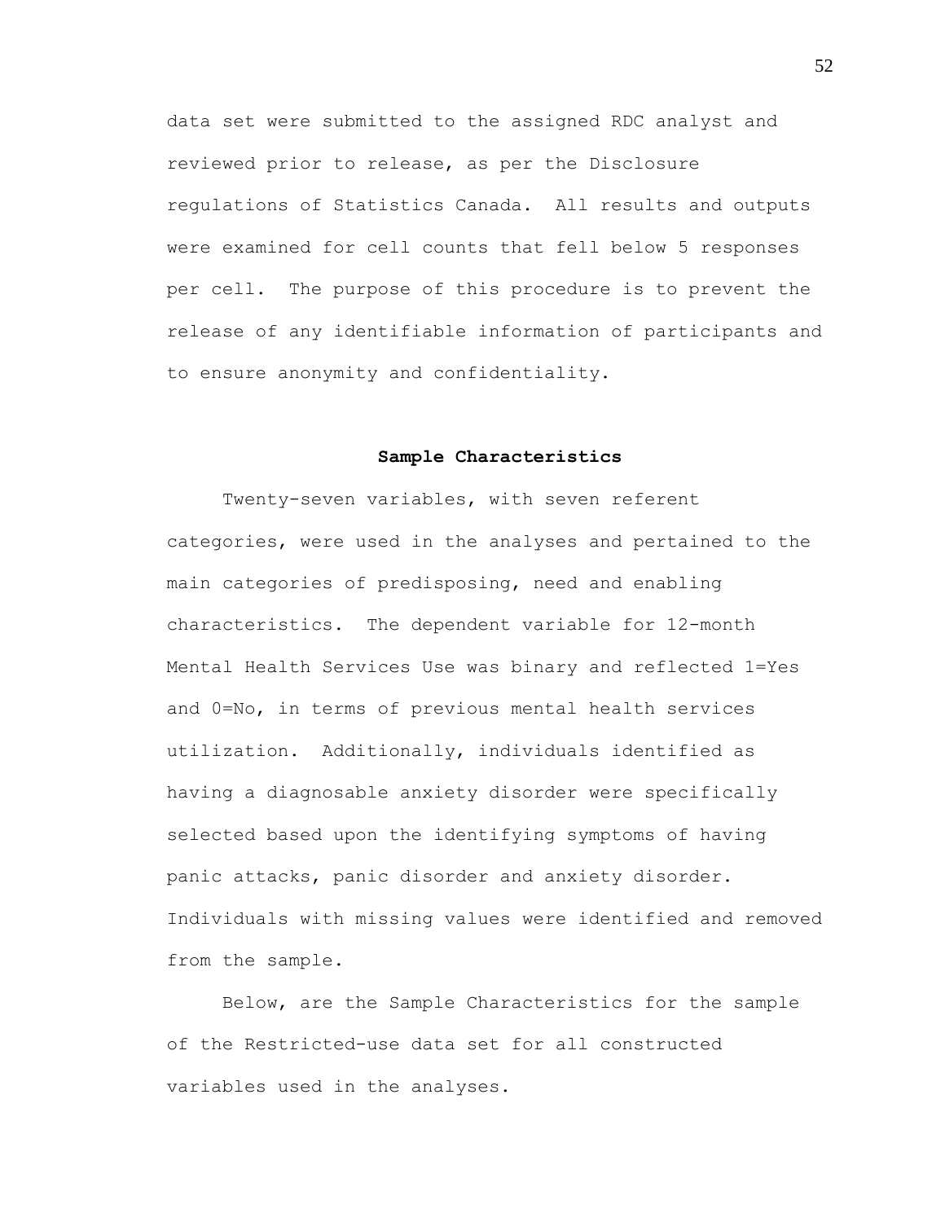data set were submitted to the assigned RDC analyst and reviewed prior to release, as per the Disclosure regulations of Statistics Canada. All results and outputs were examined for cell counts that fell below 5 responses per cell. The purpose of this procedure is to prevent the release of any identifiable information of participants and to ensure anonymity and confidentiality.

## Sample Characteristics

Twenty-seven variables, with seven referent categories, were used in the analyses and pertained to the main categories of predisposing, need and enabling characteristics. The dependent variable for 12-month Mental Health Services Use was binary and reflected 1=Yes and 0=No, in terms of previous mental health services utilization. Additionally, individuals identified as having a diagnosable anxiety disorder were specifically selected based upon the identifying symptoms of having panic attacks, panic disorder and anxiety disorder. Individuals with missing values were identified and removed from the sample.

Below, are the Sample Characteristics for the sample of the Restricted-use data set for all constructed variables used in the analyses.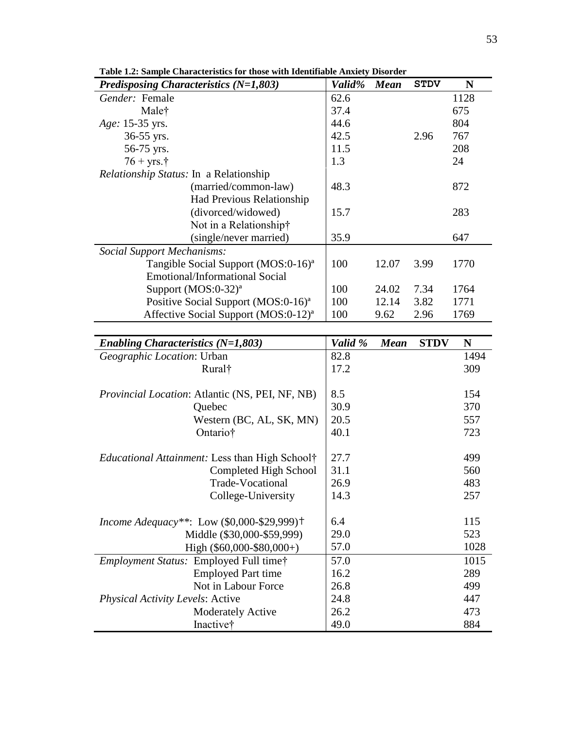**Table 1.2: Sample Characteristics for those with Identifiable Anxiety Disorder**

| ***Predisposing Characteristics (N=1,803)*** | ***Valid%*** | ***Mean*** | **STDV** | **N** |
|---|---|---|---|---|
| *Gender:* Female | 62.6 | | | 1128 |
| Male† | 37.4 | | | 675 |
| *Age:* 15-35 yrs. | 44.6 | | | 804 |
| 36-55 yrs. | 42.5 | | 2.96 | 767 |
| 56-75 yrs. | 11.5 | | | 208 |
| 76 + yrs.† | 1.3 | | | 24 |
| *Relationship Status:* In a Relationship (married/common-law) | 48.3 | | | 872 |
| Had Previous Relationship (divorced/widowed) | 15.7 | | | 283 |
| Not in a Relationship† (single/never married) | 35.9 | | | 647 |
| *Social Support Mechanisms:* | | | | |
| Tangible Social Support (MOS:0-16)[a] | 100 | 12.07 | 3.99 | 1770 |
| Emotional/Informational Social Support (MOS:0-32)[a] | 100 | 24.02 | 7.34 | 1764 |
| Positive Social Support (MOS:0-16)[a] | 100 | 12.14 | 3.82 | 1771 |
| Affective Social Support (MOS:0-12)[a] | 100 | 9.62 | 2.96 | 1769 |

| ***Enabling Characteristics (N=1,803)*** | ***Valid %*** | ***Mean*** | **STDV** | **N** |
|---|---|---|---|---|
| *Geographic Location*: Urban | 82.8 | | | 1494 |
| Rural† | 17.2 | | | 309 |
| *Provincial Location*: Atlantic (NS, PEI, NF, NB) | 8.5 | | | 154 |
| Quebec | 30.9 | | | 370 |
| Western (BC, AL, SK, MN) | 20.5 | | | 557 |
| Ontario† | 40.1 | | | 723 |
| *Educational Attainment:* Less than High School† | 27.7 | | | 499 |
| Completed High School | 31.1 | | | 560 |
| Trade-Vocational | 26.9 | | | 483 |
| College-University | 14.3 | | | 257 |
| *Income Adequacy***: Low ($0,000-$29,999)† | 6.4 | | | 115 |
| Middle ($30,000-$59,999) | 29.0 | | | 523 |
| High ($60,000-$80,000+) | 57.0 | | | 1028 |
| *Employment Status:* Employed Full time† | 57.0 | | | 1015 |
| Employed Part time | 16.2 | | | 289 |
| Not in Labour Force | 26.8 | | | 499 |
| *Physical Activity Levels*: Active | 24.8 | | | 447 |
| Moderately Active | 26.2 | | | 473 |
| Inactive† | 49.0 | | | 884 |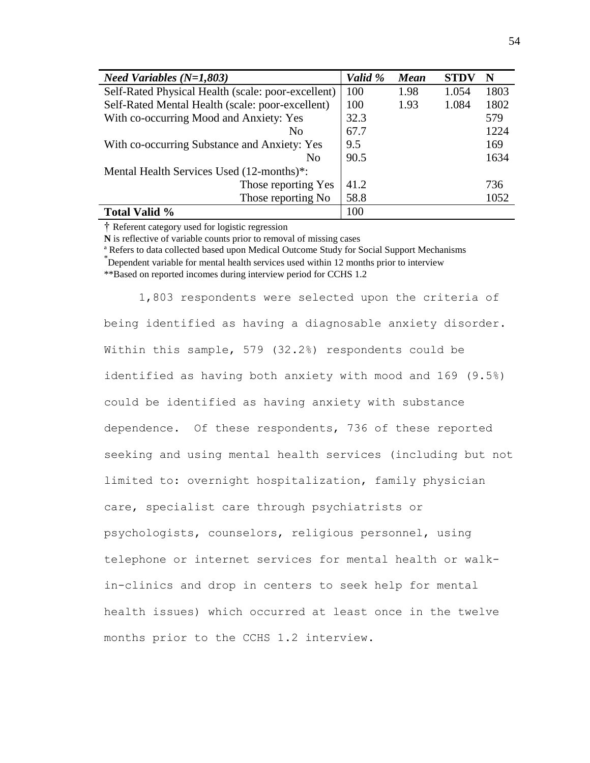| *Need Variables (N=1,803)* | *Valid %* | *Mean* | **STDV** | **N** |
|---|---|---|---|---|
| Self-Rated Physical Health (scale: poor-excellent) | 100 | 1.98 | 1.054 | 1803 |
| Self-Rated Mental Health (scale: poor-excellent) | 100 | 1.93 | 1.084 | 1802 |
| With co-occurring Mood and Anxiety: Yes | 32.3 | | | 579 |
| No | 67.7 | | | 1224 |
| With co-occurring Substance and Anxiety: Yes | 9.5 | | | 169 |
| No | 90.5 | | | 1634 |
| Mental Health Services Used (12-months)*: | | | | |
| Those reporting Yes | 41.2 | | | 736 |
| Those reporting No | 58.8 | | | 1052 |
| **Total Valid %** | 100 | | | |

† Referent category used for logistic regression

**N** is reflective of variable counts prior to removal of missing cases

[a] Refers to data collected based upon Medical Outcome Study for Social Support Mechanisms

*Dependent variable for mental health services used within 12 months prior to interview

**Based on reported incomes during interview period for CCHS 1.2

1,803 respondents were selected upon the criteria of being identified as having a diagnosable anxiety disorder. Within this sample, 579 (32.2%) respondents could be identified as having both anxiety with mood and 169 (9.5%) could be identified as having anxiety with substance dependence. Of these respondents, 736 of these reported seeking and using mental health services (including but not limited to: overnight hospitalization, family physician care, specialist care through psychiatrists or psychologists, counselors, religious personnel, using telephone or internet services for mental health or walk-in-clinics and drop in centers to seek help for mental health issues) which occurred at least once in the twelve months prior to the CCHS 1.2 interview.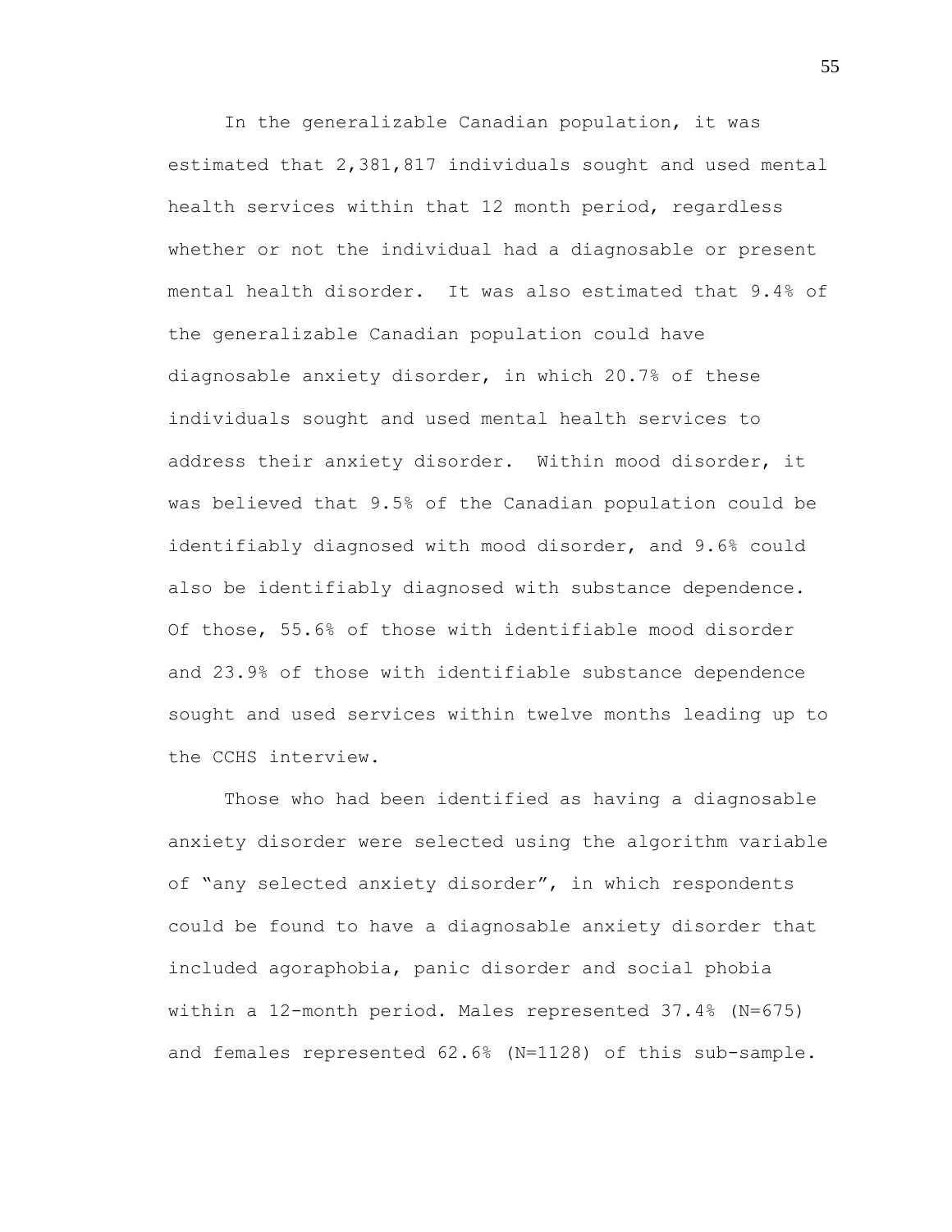In the generalizable Canadian population, it was estimated that 2,381,817 individuals sought and used mental health services within that 12 month period, regardless whether or not the individual had a diagnosable or present mental health disorder. It was also estimated that 9.4% of the generalizable Canadian population could have diagnosable anxiety disorder, in which 20.7% of these individuals sought and used mental health services to address their anxiety disorder. Within mood disorder, it was believed that 9.5% of the Canadian population could be identifiably diagnosed with mood disorder, and 9.6% could also be identifiably diagnosed with substance dependence. Of those, 55.6% of those with identifiable mood disorder and 23.9% of those with identifiable substance dependence sought and used services within twelve months leading up to the CCHS interview.

Those who had been identified as having a diagnosable anxiety disorder were selected using the algorithm variable of "any selected anxiety disorder", in which respondents could be found to have a diagnosable anxiety disorder that included agoraphobia, panic disorder and social phobia within a 12-month period. Males represented 37.4% (N=675) and females represented 62.6% (N=1128) of this sub-sample.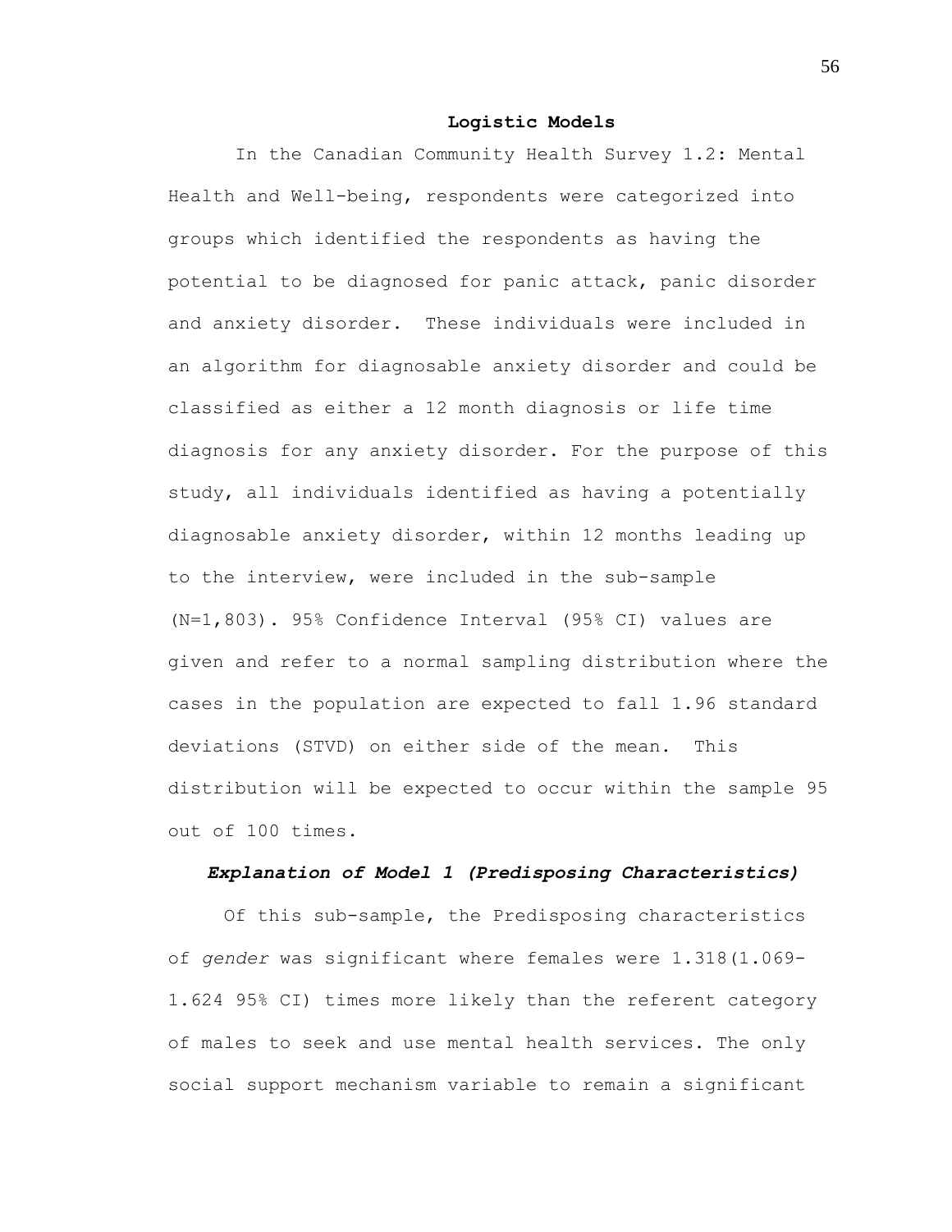## Logistic Models

In the Canadian Community Health Survey 1.2: Mental Health and Well-being, respondents were categorized into groups which identified the respondents as having the potential to be diagnosed for panic attack, panic disorder and anxiety disorder. These individuals were included in an algorithm for diagnosable anxiety disorder and could be classified as either a 12 month diagnosis or life time diagnosis for any anxiety disorder. For the purpose of this study, all individuals identified as having a potentially diagnosable anxiety disorder, within 12 months leading up to the interview, were included in the sub-sample (N=1,803). 95% Confidence Interval (95% CI) values are given and refer to a normal sampling distribution where the cases in the population are expected to fall 1.96 standard deviations (STVD) on either side of the mean. This distribution will be expected to occur within the sample 95 out of 100 times.

### *Explanation of Model 1 (Predisposing Characteristics)*

Of this sub-sample, the Predisposing characteristics of *gender* was significant where females were 1.318(1.069-1.624 95% CI) times more likely than the referent category of males to seek and use mental health services. The only social support mechanism variable to remain a significant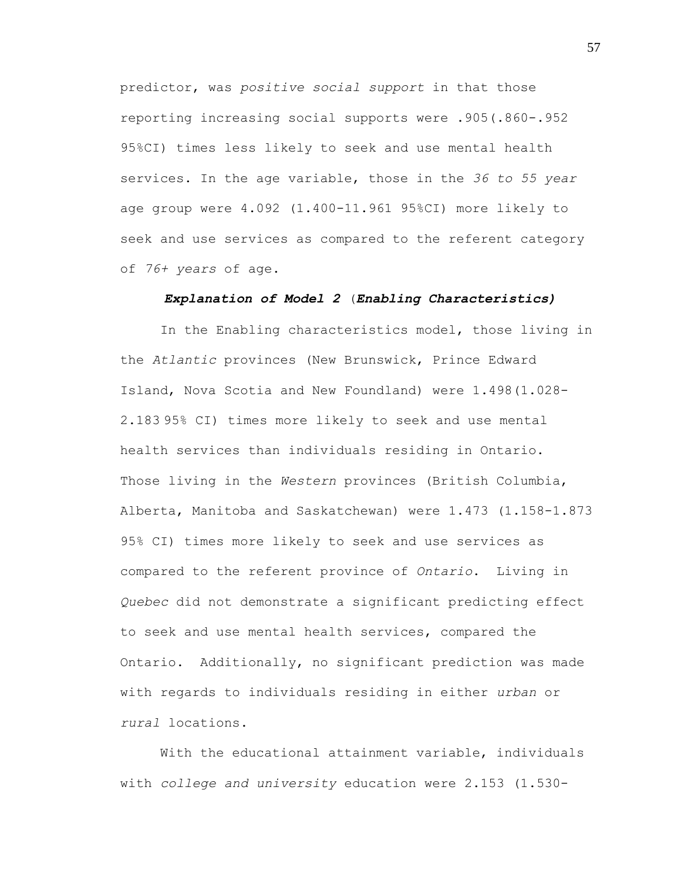predictor, was *positive social support* in that those reporting increasing social supports were .905(.860-.952 95%CI) times less likely to seek and use mental health services. In the age variable, those in the *36 to 55 year* age group were 4.092 (1.400-11.961 95%CI) more likely to seek and use services as compared to the referent category of *76+ years* of age.

### ***Explanation of Model 2*** (***Enabling Characteristics)***

In the Enabling characteristics model, those living in the *Atlantic* provinces (New Brunswick, Prince Edward Island, Nova Scotia and New Foundland) were 1.498(1.028-2.183 95% CI) times more likely to seek and use mental health services than individuals residing in Ontario. Those living in the *Western* provinces (British Columbia, Alberta, Manitoba and Saskatchewan) were 1.473 (1.158-1.873 95% CI) times more likely to seek and use services as compared to the referent province of *Ontario*. Living in *Quebec* did not demonstrate a significant predicting effect to seek and use mental health services, compared the Ontario. Additionally, no significant prediction was made with regards to individuals residing in either *urban* or *rural* locations.

With the educational attainment variable, individuals with *college and university* education were 2.153 (1.530-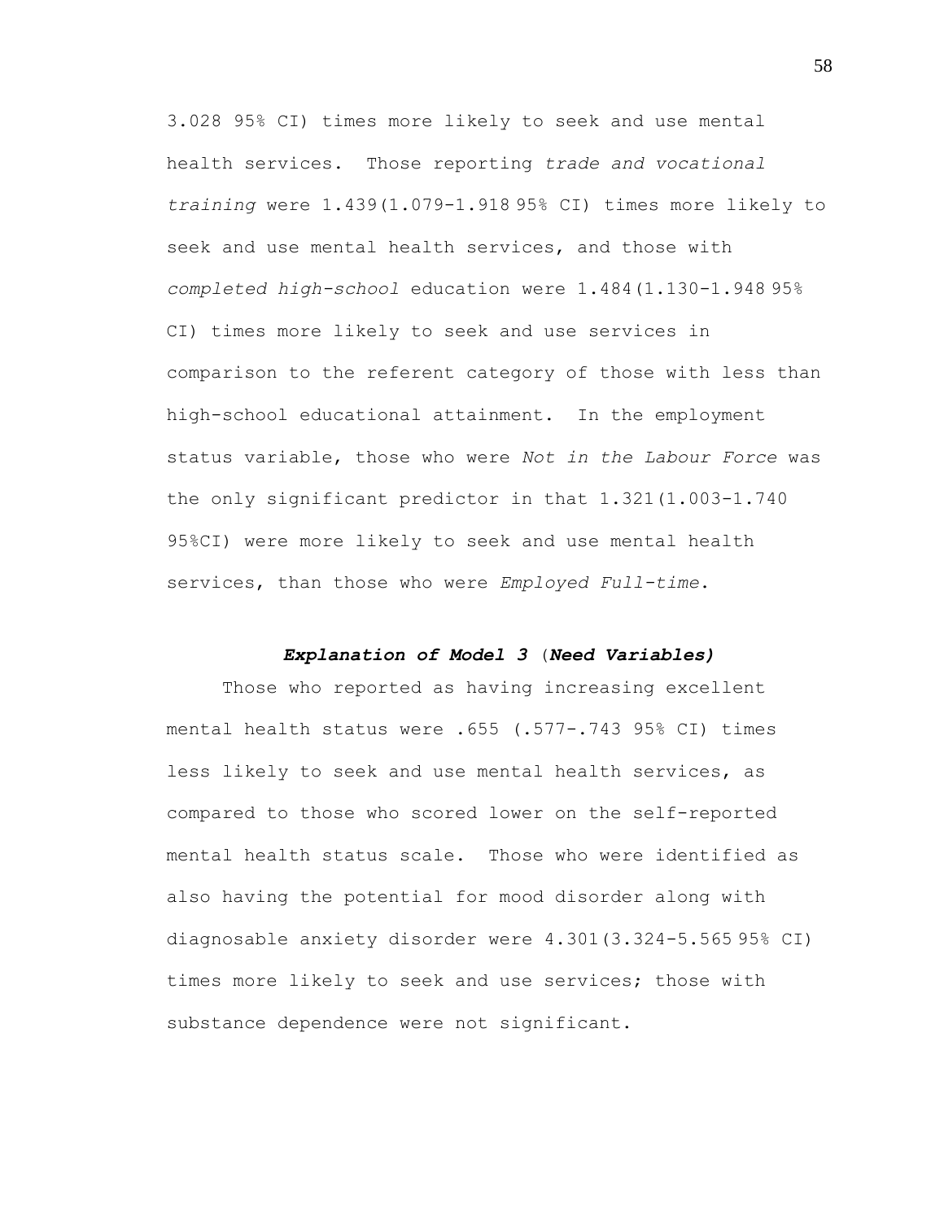3.028 95% CI) times more likely to seek and use mental health services. Those reporting *trade and vocational training* were 1.439(1.079-1.918 95% CI) times more likely to seek and use mental health services, and those with *completed high-school* education were 1.484(1.130-1.948 95% CI) times more likely to seek and use services in comparison to the referent category of those with less than high-school educational attainment. In the employment status variable, those who were *Not in the Labour Force* was the only significant predictor in that 1.321(1.003-1.740 95%CI) were more likely to seek and use mental health services, than those who were *Employed Full-time*.

### ***Explanation of Model 3*** (***Need Variables)***

Those who reported as having increasing excellent mental health status were .655 (.577-.743 95% CI) times less likely to seek and use mental health services, as compared to those who scored lower on the self-reported mental health status scale. Those who were identified as also having the potential for mood disorder along with diagnosable anxiety disorder were 4.301(3.324-5.565 95% CI) times more likely to seek and use services; those with substance dependence were not significant.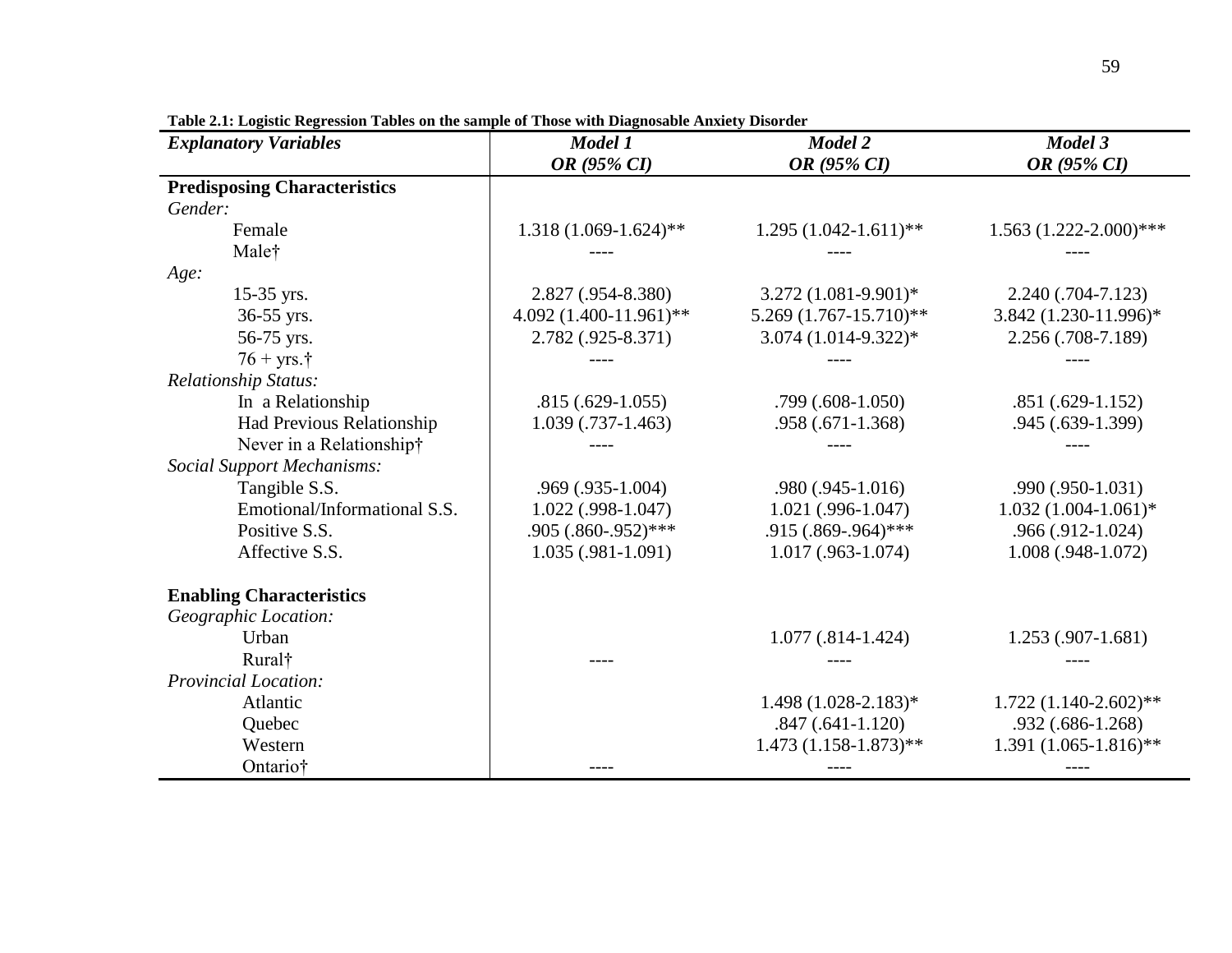**Table 2.1: Logistic Regression Tables on the sample of Those with Diagnosable Anxiety Disorder**

| *Explanatory Variables* | *Model 1* *OR (95% CI)* | *Model 2* *OR (95% CI)* | *Model 3* *OR (95% CI)* |
|---|---|---|---|
| **Predisposing Characteristics** | | | |
| *Gender:* | | | |
| Female | 1.318 (1.069-1.624)** | 1.295 (1.042-1.611)** | 1.563 (1.222-2.000)*** |
| Male† | ---- | ---- | ---- |
| *Age:* | | | |
| 15-35 yrs. | 2.827 (.954-8.380) | 3.272 (1.081-9.901)* | 2.240 (.704-7.123) |
| 36-55 yrs. | 4.092 (1.400-11.961)** | 5.269 (1.767-15.710)** | 3.842 (1.230-11.996)* |
| 56-75 yrs. | 2.782 (.925-8.371) | 3.074 (1.014-9.322)* | 2.256 (.708-7.189) |
| 76 + yrs.† | ---- | ---- | ---- |
| *Relationship Status:* | | | |
| In a Relationship | .815 (.629-1.055) | .799 (.608-1.050) | .851 (.629-1.152) |
| Had Previous Relationship | 1.039 (.737-1.463) | .958 (.671-1.368) | .945 (.639-1.399) |
| Never in a Relationship† | ---- | ---- | ---- |
| *Social Support Mechanisms:* | | | |
| Tangible S.S. | .969 (.935-1.004) | .980 (.945-1.016) | .990 (.950-1.031) |
| Emotional/Informational S.S. | 1.022 (.998-1.047) | 1.021 (.996-1.047) | 1.032 (1.004-1.061)* |
| Positive S.S. | .905 (.860-.952)*** | .915 (.869-.964)*** | .966 (.912-1.024) |
| Affective S.S. | 1.035 (.981-1.091) | 1.017 (.963-1.074) | 1.008 (.948-1.072) |
| **Enabling Characteristics** | | | |
| *Geographic Location:* | | | |
| Urban | | 1.077 (.814-1.424) | 1.253 (.907-1.681) |
| Rural† | ---- | ---- | ---- |
| *Provincial Location:* | | | |
| Atlantic | | 1.498 (1.028-2.183)* | 1.722 (1.140-2.602)** |
| Quebec | | .847 (.641-1.120) | .932 (.686-1.268) |
| Western | | 1.473 (1.158-1.873)** | 1.391 (1.065-1.816)** |
| Ontario† | ---- | ---- | ---- |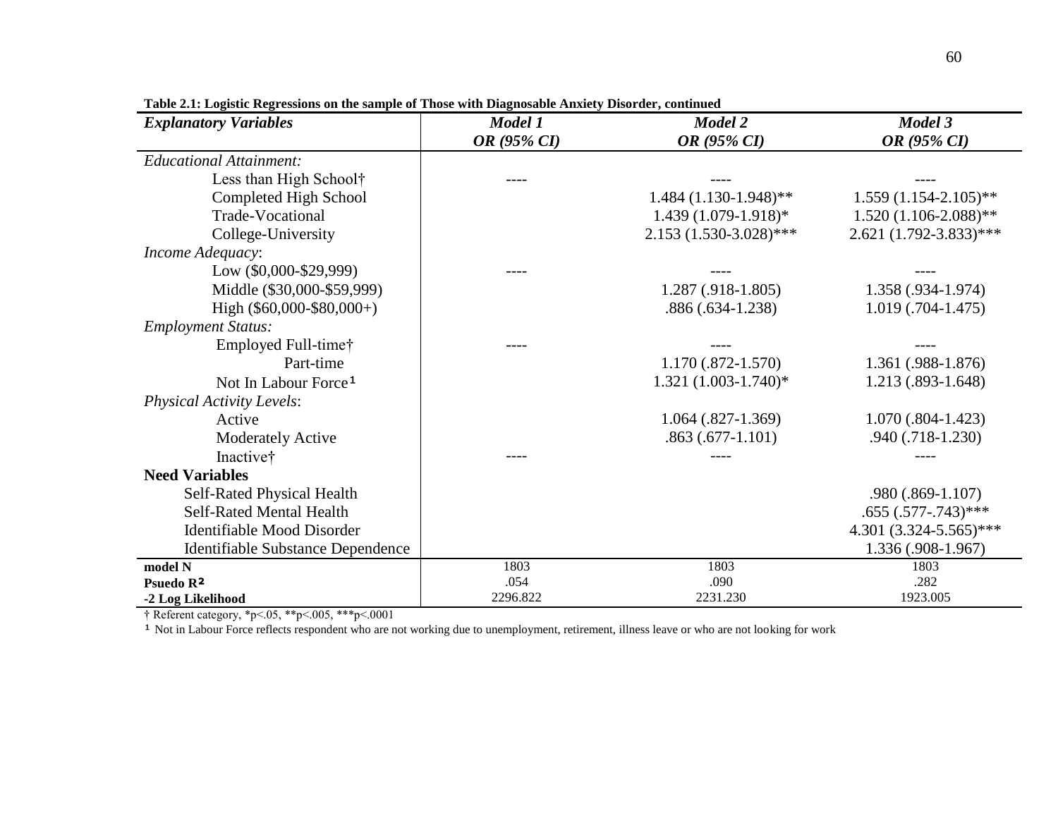**Table 2.1: Logistic Regressions on the sample of Those with Diagnosable Anxiety Disorder, continued**

| *Explanatory Variables* | *Model 1* *OR (95% CI)* | *Model 2* *OR (95% CI)* | *Model 3* *OR (95% CI)* |
|---|---|---|---|
| *Educational Attainment:* | | | |
| Less than High School† | ---- | ---- | ---- |
| Completed High School | | 1.484 (1.130-1.948)** | 1.559 (1.154-2.105)** |
| Trade-Vocational | | 1.439 (1.079-1.918)* | 1.520 (1.106-2.088)** |
| College-University | | 2.153 (1.530-3.028)*** | 2.621 (1.792-3.833)*** |
| *Income Adequacy*: | | | |
| Low ($0,000-$29,999) | ---- | ---- | ---- |
| Middle ($30,000-$59,999) | | 1.287 (.918-1.805) | 1.358 (.934-1.974) |
| High ($60,000-$80,000+) | | .886 (.634-1.238) | 1.019 (.704-1.475) |
| *Employment Status:* | | | |
| Employed Full-time† | ---- | ---- | ---- |
| Part-time | | 1.170 (.872-1.570) | 1.361 (.988-1.876) |
| Not In Labour Force[1] | | 1.321 (1.003-1.740)* | 1.213 (.893-1.648) |
| *Physical Activity Levels*: | | | |
| Active | | 1.064 (.827-1.369) | 1.070 (.804-1.423) |
| Moderately Active | | .863 (.677-1.101) | .940 (.718-1.230) |
| Inactive† | ---- | ---- | ---- |
| **Need Variables** | | | |
| Self-Rated Physical Health | | | .980 (.869-1.107) |
| Self-Rated Mental Health | | | .655 (.577-.743)*** |
| Identifiable Mood Disorder | | | 4.301 (3.324-5.565)*** |
| Identifiable Substance Dependence | | | 1.336 (.908-1.967) |
| **model N** | 1803 | 1803 | 1803 |
| **Psuedo $R^2$** | .054 | .090 | .282 |
| **-2 Log Likelihood** | 2296.822 | 2231.230 | 1923.005 |

† Referent category, *p<.05, **p<.005, ***p<.0001

[1] Not in Labour Force reflects respondent who are not working due to unemployment, retirement, illness leave or who are not looking for work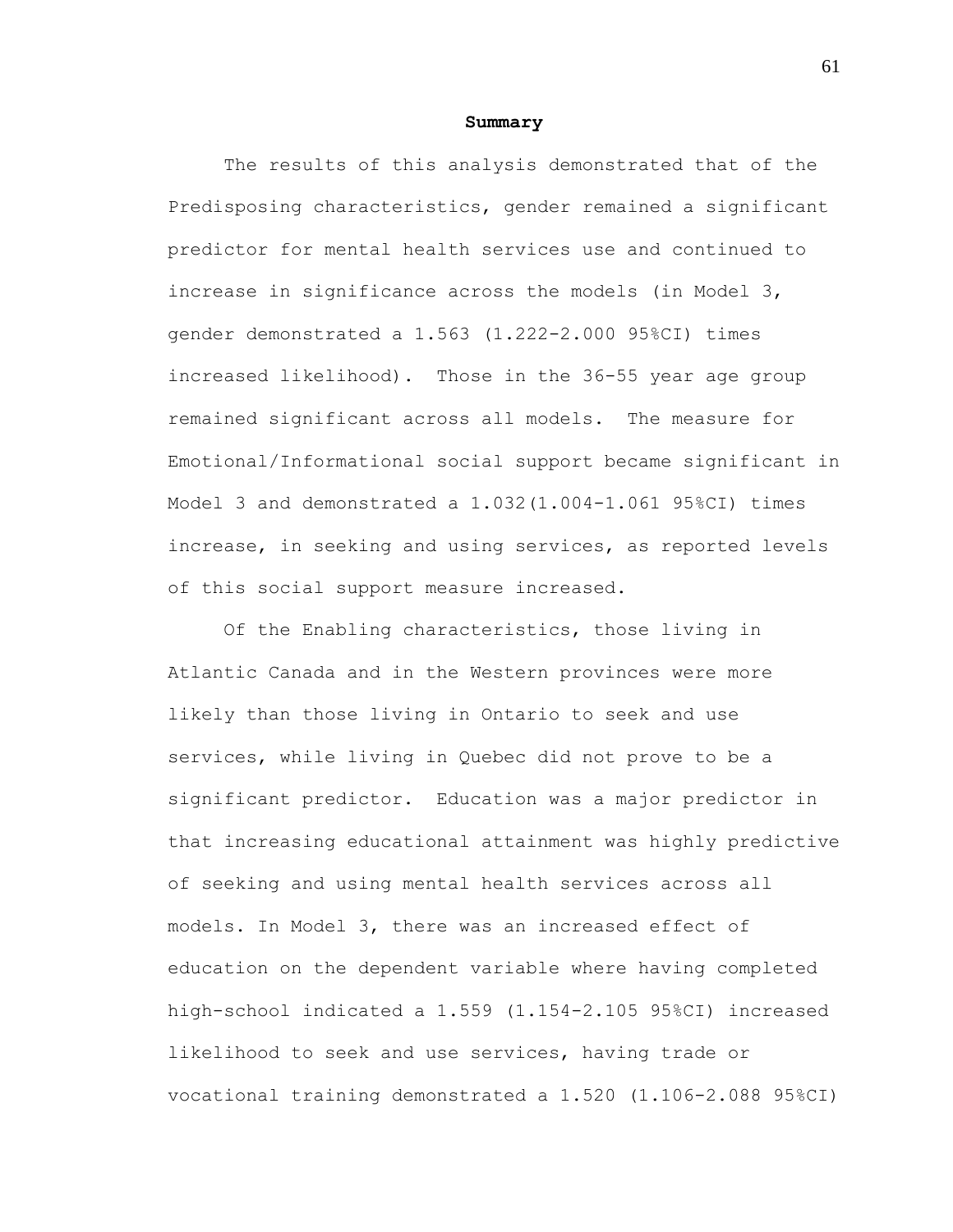**Summary**

The results of this analysis demonstrated that of the Predisposing characteristics, gender remained a significant predictor for mental health services use and continued to increase in significance across the models (in Model 3, gender demonstrated a 1.563 (1.222-2.000 95%CI) times increased likelihood). Those in the 36-55 year age group remained significant across all models. The measure for Emotional/Informational social support became significant in Model 3 and demonstrated a 1.032(1.004-1.061 95%CI) times increase, in seeking and using services, as reported levels of this social support measure increased.

Of the Enabling characteristics, those living in Atlantic Canada and in the Western provinces were more likely than those living in Ontario to seek and use services, while living in Quebec did not prove to be a significant predictor. Education was a major predictor in that increasing educational attainment was highly predictive of seeking and using mental health services across all models. In Model 3, there was an increased effect of education on the dependent variable where having completed high-school indicated a 1.559 (1.154-2.105 95%CI) increased likelihood to seek and use services, having trade or vocational training demonstrated a 1.520 (1.106-2.088 95%CI)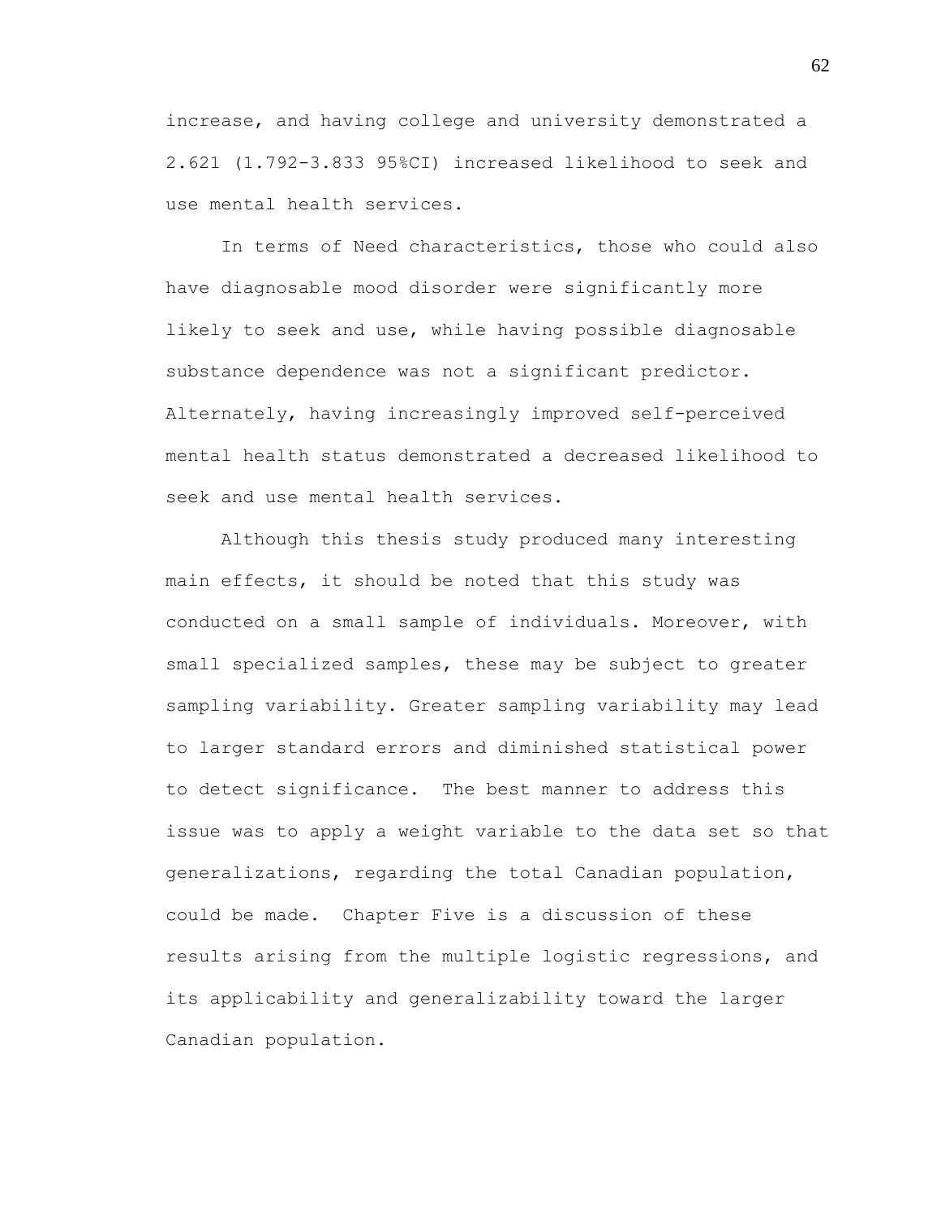increase, and having college and university demonstrated a 2.621 (1.792-3.833 95%CI) increased likelihood to seek and use mental health services.

In terms of Need characteristics, those who could also have diagnosable mood disorder were significantly more likely to seek and use, while having possible diagnosable substance dependence was not a significant predictor. Alternately, having increasingly improved self-perceived mental health status demonstrated a decreased likelihood to seek and use mental health services.

Although this thesis study produced many interesting main effects, it should be noted that this study was conducted on a small sample of individuals. Moreover, with small specialized samples, these may be subject to greater sampling variability. Greater sampling variability may lead to larger standard errors and diminished statistical power to detect significance. The best manner to address this issue was to apply a weight variable to the data set so that generalizations, regarding the total Canadian population, could be made. Chapter Five is a discussion of these results arising from the multiple logistic regressions, and its applicability and generalizability toward the larger Canadian population.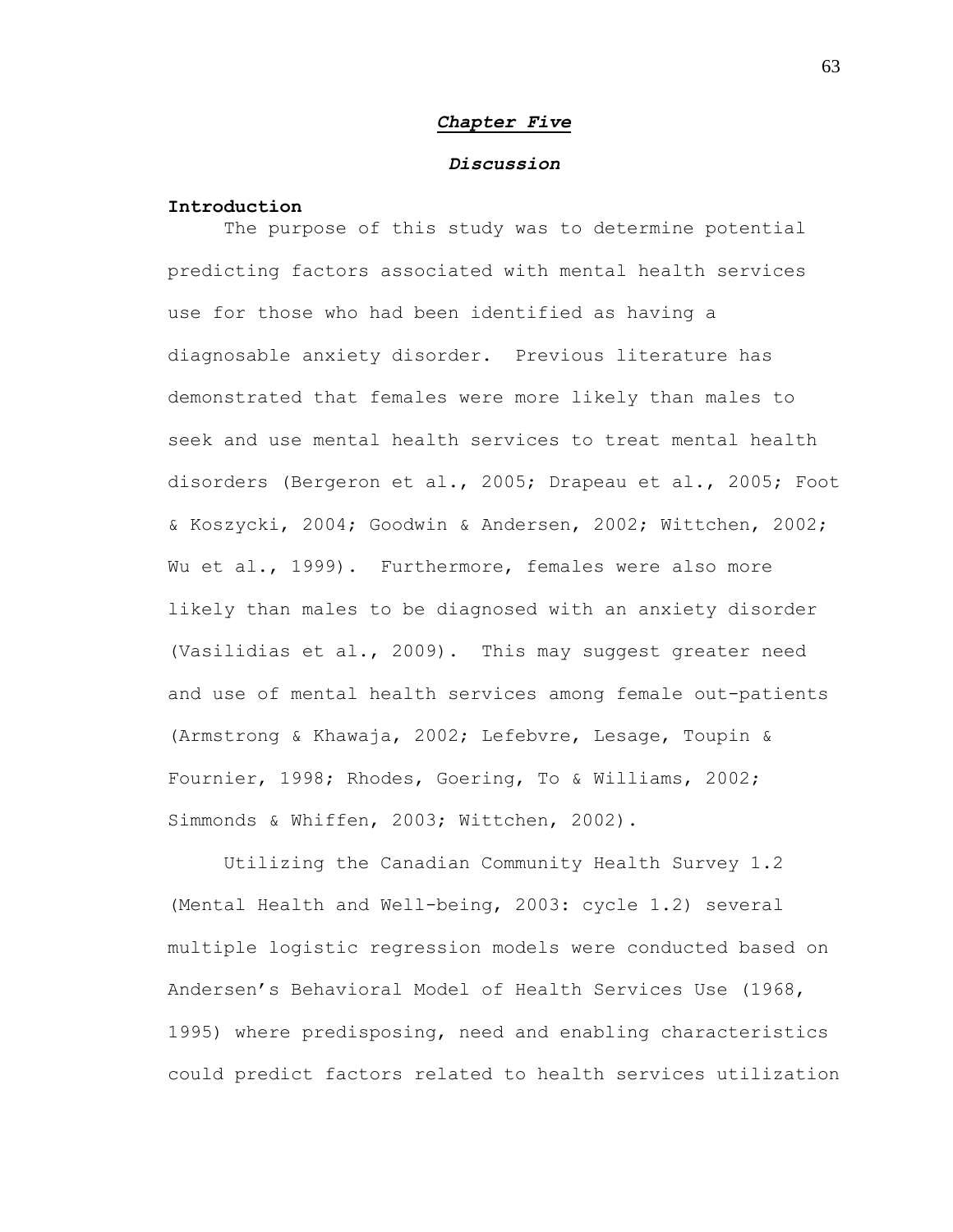## *Chapter Five*

### *Discussion*

**Introduction**

The purpose of this study was to determine potential predicting factors associated with mental health services use for those who had been identified as having a diagnosable anxiety disorder. Previous literature has demonstrated that females were more likely than males to seek and use mental health services to treat mental health disorders (Bergeron et al., 2005; Drapeau et al., 2005; Foot & Koszycki, 2004; Goodwin & Andersen, 2002; Wittchen, 2002; Wu et al., 1999). Furthermore, females were also more likely than males to be diagnosed with an anxiety disorder (Vasilidias et al., 2009). This may suggest greater need and use of mental health services among female out-patients (Armstrong & Khawaja, 2002; Lefebvre, Lesage, Toupin & Fournier, 1998; Rhodes, Goering, To & Williams, 2002; Simmonds & Whiffen, 2003; Wittchen, 2002).

Utilizing the Canadian Community Health Survey 1.2 (Mental Health and Well-being, 2003: cycle 1.2) several multiple logistic regression models were conducted based on Andersen's Behavioral Model of Health Services Use (1968, 1995) where predisposing, need and enabling characteristics could predict factors related to health services utilization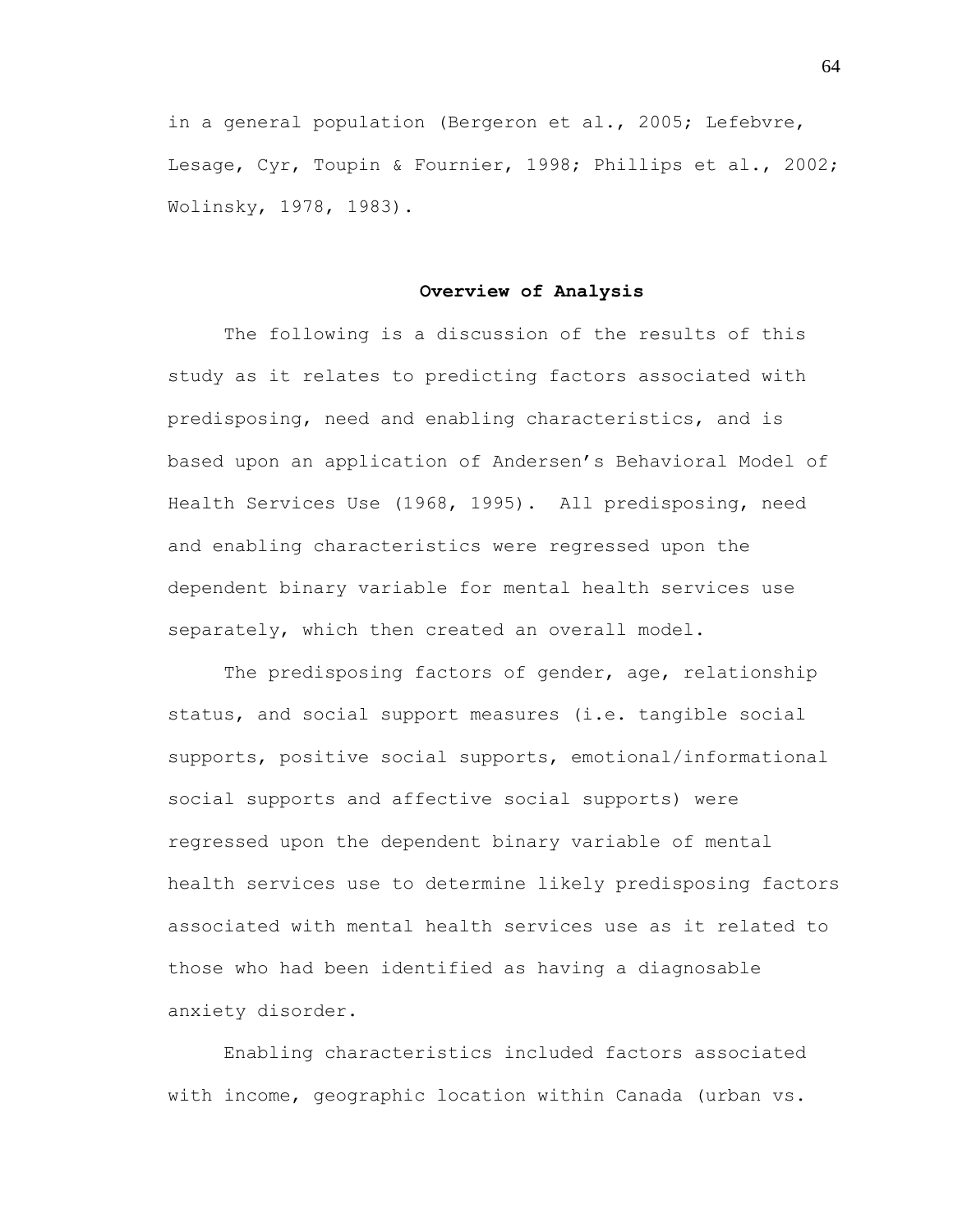in a general population (Bergeron et al., 2005; Lefebvre, Lesage, Cyr, Toupin & Fournier, 1998; Phillips et al., 2002; Wolinsky, 1978, 1983).

## Overview of Analysis

The following is a discussion of the results of this study as it relates to predicting factors associated with predisposing, need and enabling characteristics, and is based upon an application of Andersen's Behavioral Model of Health Services Use (1968, 1995). All predisposing, need and enabling characteristics were regressed upon the dependent binary variable for mental health services use separately, which then created an overall model.

The predisposing factors of gender, age, relationship status, and social support measures (i.e. tangible social supports, positive social supports, emotional/informational social supports and affective social supports) were regressed upon the dependent binary variable of mental health services use to determine likely predisposing factors associated with mental health services use as it related to those who had been identified as having a diagnosable anxiety disorder.

Enabling characteristics included factors associated with income, geographic location within Canada (urban vs.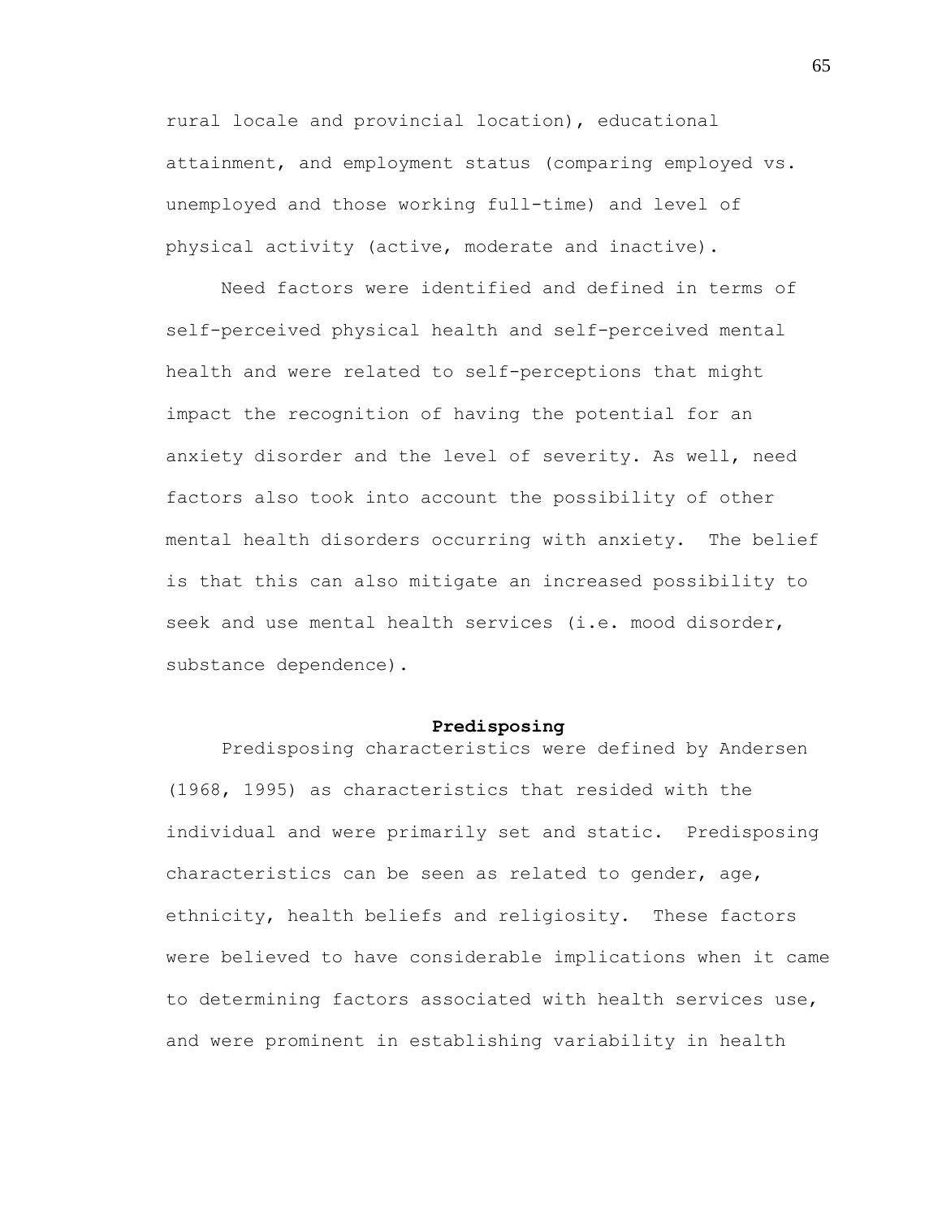rural locale and provincial location), educational attainment, and employment status (comparing employed vs. unemployed and those working full-time) and level of physical activity (active, moderate and inactive).

Need factors were identified and defined in terms of self-perceived physical health and self-perceived mental health and were related to self-perceptions that might impact the recognition of having the potential for an anxiety disorder and the level of severity. As well, need factors also took into account the possibility of other mental health disorders occurring with anxiety. The belief is that this can also mitigate an increased possibility to seek and use mental health services (i.e. mood disorder, substance dependence).

## Predisposing

Predisposing characteristics were defined by Andersen (1968, 1995) as characteristics that resided with the individual and were primarily set and static. Predisposing characteristics can be seen as related to gender, age, ethnicity, health beliefs and religiosity. These factors were believed to have considerable implications when it came to determining factors associated with health services use, and were prominent in establishing variability in health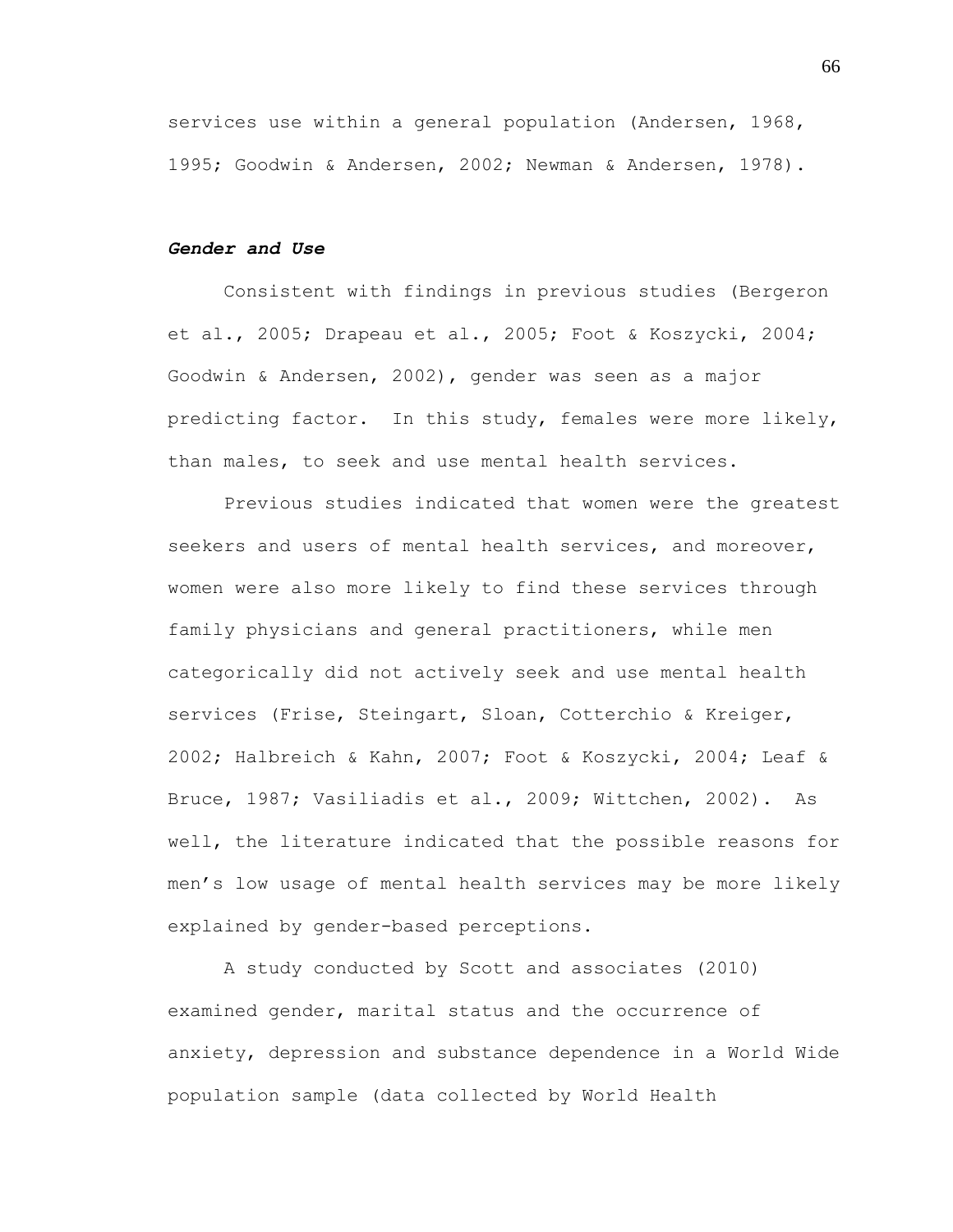services use within a general population (Andersen, 1968, 1995; Goodwin & Andersen, 2002; Newman & Andersen, 1978).

### ***Gender and Use***

Consistent with findings in previous studies (Bergeron et al., 2005; Drapeau et al., 2005; Foot & Koszycki, 2004; Goodwin & Andersen, 2002), gender was seen as a major predicting factor. In this study, females were more likely, than males, to seek and use mental health services.

Previous studies indicated that women were the greatest seekers and users of mental health services, and moreover, women were also more likely to find these services through family physicians and general practitioners, while men categorically did not actively seek and use mental health services (Frise, Steingart, Sloan, Cotterchio & Kreiger, 2002; Halbreich & Kahn, 2007; Foot & Koszycki, 2004; Leaf & Bruce, 1987; Vasiliadis et al., 2009; Wittchen, 2002). As well, the literature indicated that the possible reasons for men's low usage of mental health services may be more likely explained by gender-based perceptions.

A study conducted by Scott and associates (2010) examined gender, marital status and the occurrence of anxiety, depression and substance dependence in a World Wide population sample (data collected by World Health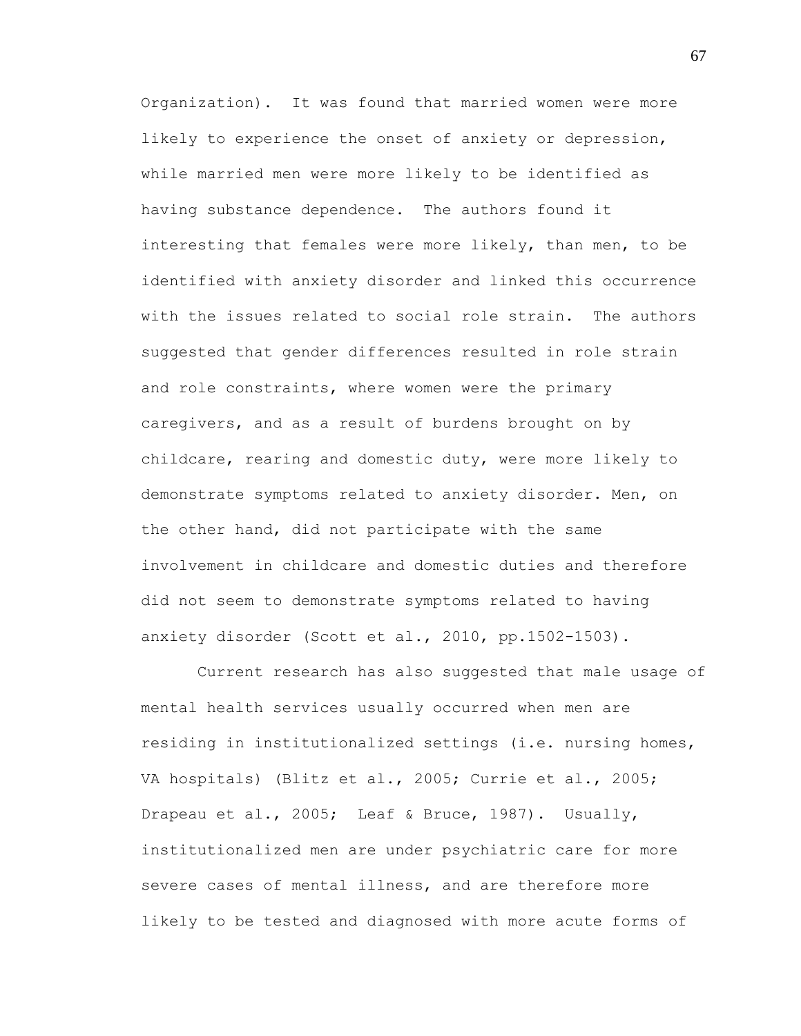Organization). It was found that married women were more likely to experience the onset of anxiety or depression, while married men were more likely to be identified as having substance dependence. The authors found it interesting that females were more likely, than men, to be identified with anxiety disorder and linked this occurrence with the issues related to social role strain. The authors suggested that gender differences resulted in role strain and role constraints, where women were the primary caregivers, and as a result of burdens brought on by childcare, rearing and domestic duty, were more likely to demonstrate symptoms related to anxiety disorder. Men, on the other hand, did not participate with the same involvement in childcare and domestic duties and therefore did not seem to demonstrate symptoms related to having anxiety disorder (Scott et al., 2010, pp.1502-1503).

Current research has also suggested that male usage of mental health services usually occurred when men are residing in institutionalized settings (i.e. nursing homes, VA hospitals) (Blitz et al., 2005; Currie et al., 2005; Drapeau et al., 2005; Leaf & Bruce, 1987). Usually, institutionalized men are under psychiatric care for more severe cases of mental illness, and are therefore more likely to be tested and diagnosed with more acute forms of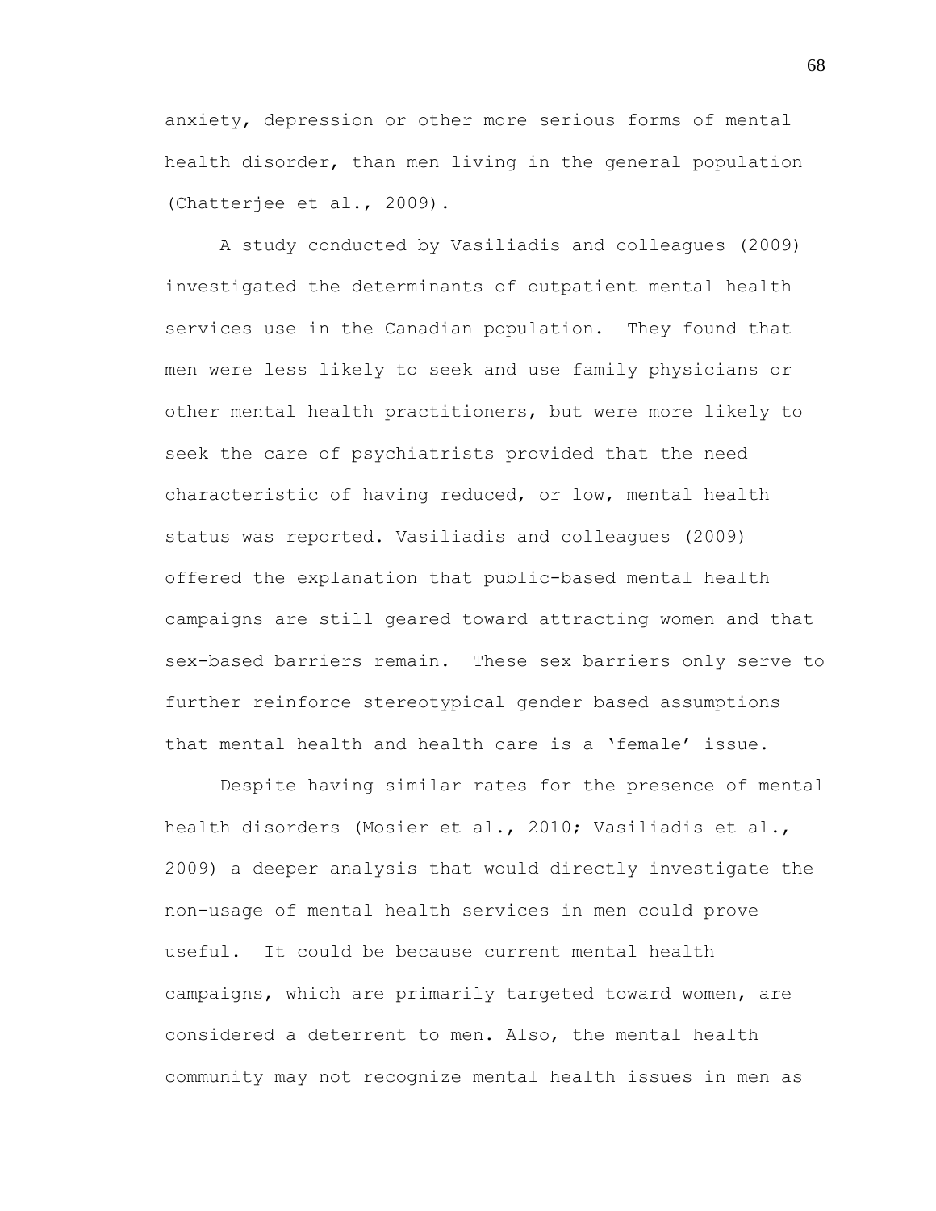anxiety, depression or other more serious forms of mental health disorder, than men living in the general population (Chatterjee et al., 2009).

A study conducted by Vasiliadis and colleagues (2009) investigated the determinants of outpatient mental health services use in the Canadian population. They found that men were less likely to seek and use family physicians or other mental health practitioners, but were more likely to seek the care of psychiatrists provided that the need characteristic of having reduced, or low, mental health status was reported. Vasiliadis and colleagues (2009) offered the explanation that public-based mental health campaigns are still geared toward attracting women and that sex-based barriers remain. These sex barriers only serve to further reinforce stereotypical gender based assumptions that mental health and health care is a 'female' issue.

Despite having similar rates for the presence of mental health disorders (Mosier et al., 2010; Vasiliadis et al., 2009) a deeper analysis that would directly investigate the non-usage of mental health services in men could prove useful. It could be because current mental health campaigns, which are primarily targeted toward women, are considered a deterrent to men. Also, the mental health community may not recognize mental health issues in men as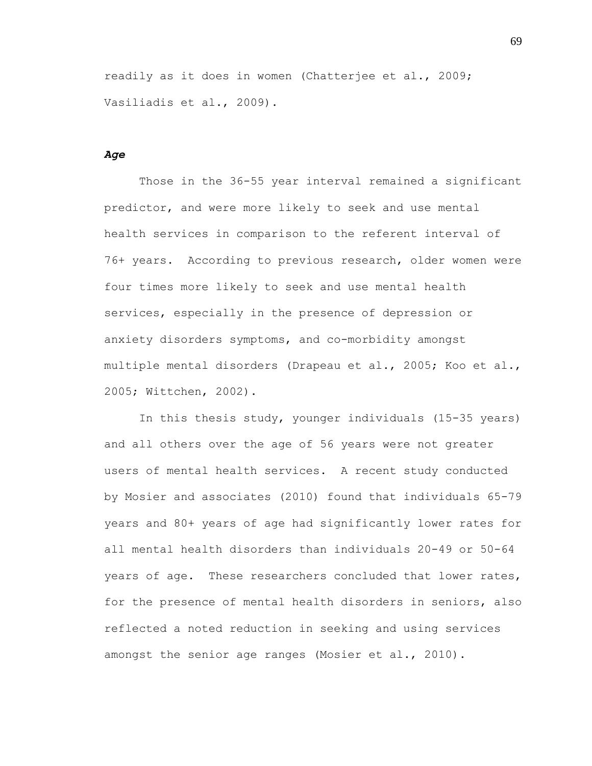readily as it does in women (Chatterjee et al., 2009; Vasiliadis et al., 2009).

### *Age*

Those in the 36-55 year interval remained a significant predictor, and were more likely to seek and use mental health services in comparison to the referent interval of 76+ years. According to previous research, older women were four times more likely to seek and use mental health services, especially in the presence of depression or anxiety disorders symptoms, and co-morbidity amongst multiple mental disorders (Drapeau et al., 2005; Koo et al., 2005; Wittchen, 2002).

In this thesis study, younger individuals (15-35 years) and all others over the age of 56 years were not greater users of mental health services. A recent study conducted by Mosier and associates (2010) found that individuals 65-79 years and 80+ years of age had significantly lower rates for all mental health disorders than individuals 20-49 or 50-64 years of age. These researchers concluded that lower rates, for the presence of mental health disorders in seniors, also reflected a noted reduction in seeking and using services amongst the senior age ranges (Mosier et al., 2010).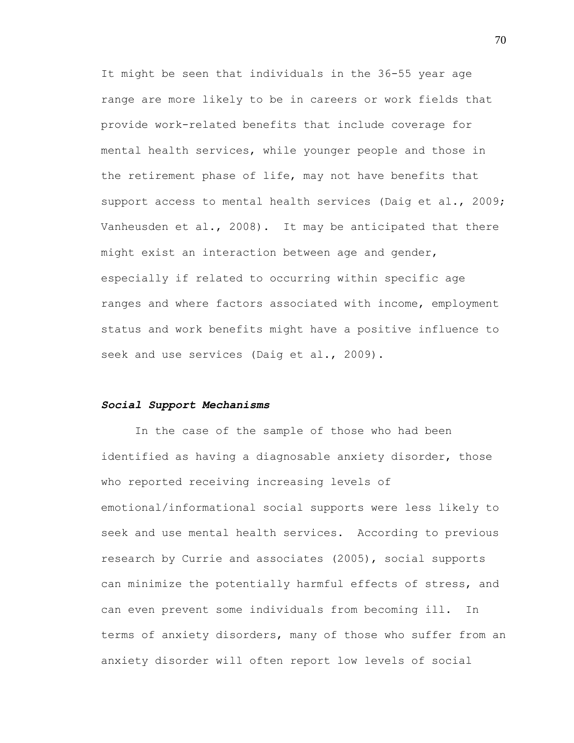It might be seen that individuals in the 36-55 year age range are more likely to be in careers or work fields that provide work-related benefits that include coverage for mental health services, while younger people and those in the retirement phase of life, may not have benefits that support access to mental health services (Daig et al., 2009; Vanheusden et al., 2008). It may be anticipated that there might exist an interaction between age and gender, especially if related to occurring within specific age ranges and where factors associated with income, employment status and work benefits might have a positive influence to seek and use services (Daig et al., 2009).

### ***Social Support Mechanisms***

In the case of the sample of those who had been identified as having a diagnosable anxiety disorder, those who reported receiving increasing levels of emotional/informational social supports were less likely to seek and use mental health services. According to previous research by Currie and associates (2005), social supports can minimize the potentially harmful effects of stress, and can even prevent some individuals from becoming ill. In terms of anxiety disorders, many of those who suffer from an anxiety disorder will often report low levels of social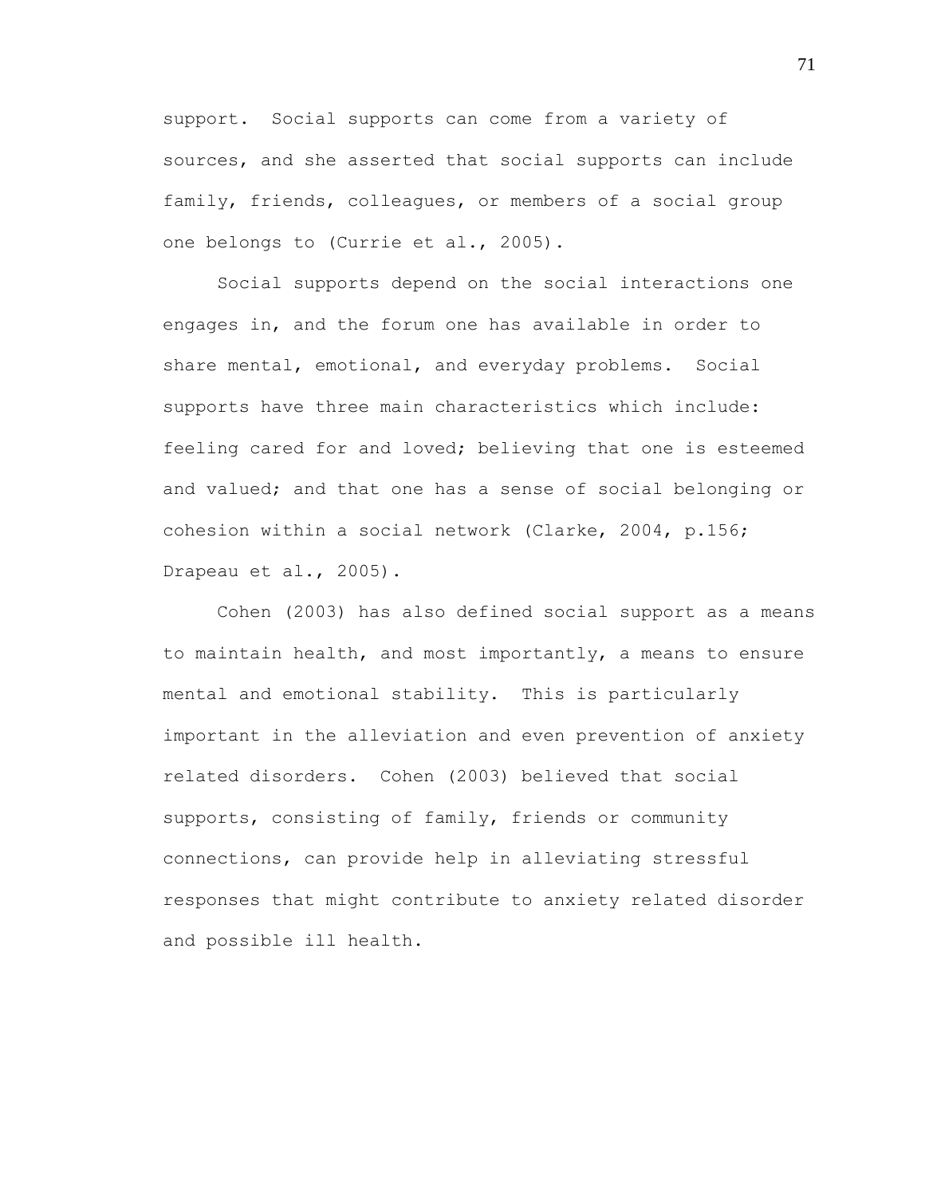support. Social supports can come from a variety of sources, and she asserted that social supports can include family, friends, colleagues, or members of a social group one belongs to (Currie et al., 2005).

Social supports depend on the social interactions one engages in, and the forum one has available in order to share mental, emotional, and everyday problems. Social supports have three main characteristics which include: feeling cared for and loved; believing that one is esteemed and valued; and that one has a sense of social belonging or cohesion within a social network (Clarke, 2004, p.156; Drapeau et al., 2005).

Cohen (2003) has also defined social support as a means to maintain health, and most importantly, a means to ensure mental and emotional stability. This is particularly important in the alleviation and even prevention of anxiety related disorders. Cohen (2003) believed that social supports, consisting of family, friends or community connections, can provide help in alleviating stressful responses that might contribute to anxiety related disorder and possible ill health.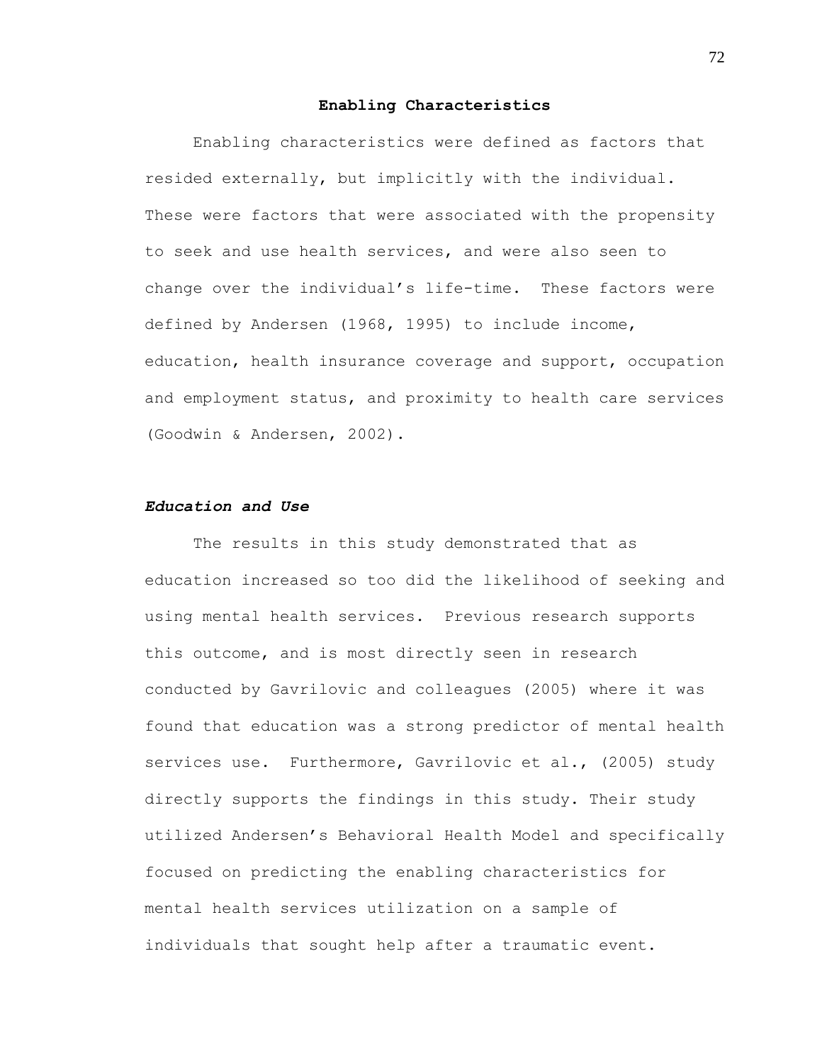## Enabling Characteristics

Enabling characteristics were defined as factors that resided externally, but implicitly with the individual. These were factors that were associated with the propensity to seek and use health services, and were also seen to change over the individual's life-time. These factors were defined by Andersen (1968, 1995) to include income, education, health insurance coverage and support, occupation and employment status, and proximity to health care services (Goodwin & Andersen, 2002).

### ***Education and Use***

The results in this study demonstrated that as education increased so too did the likelihood of seeking and using mental health services. Previous research supports this outcome, and is most directly seen in research conducted by Gavrilovic and colleagues (2005) where it was found that education was a strong predictor of mental health services use. Furthermore, Gavrilovic et al., (2005) study directly supports the findings in this study. Their study utilized Andersen's Behavioral Health Model and specifically focused on predicting the enabling characteristics for mental health services utilization on a sample of individuals that sought help after a traumatic event.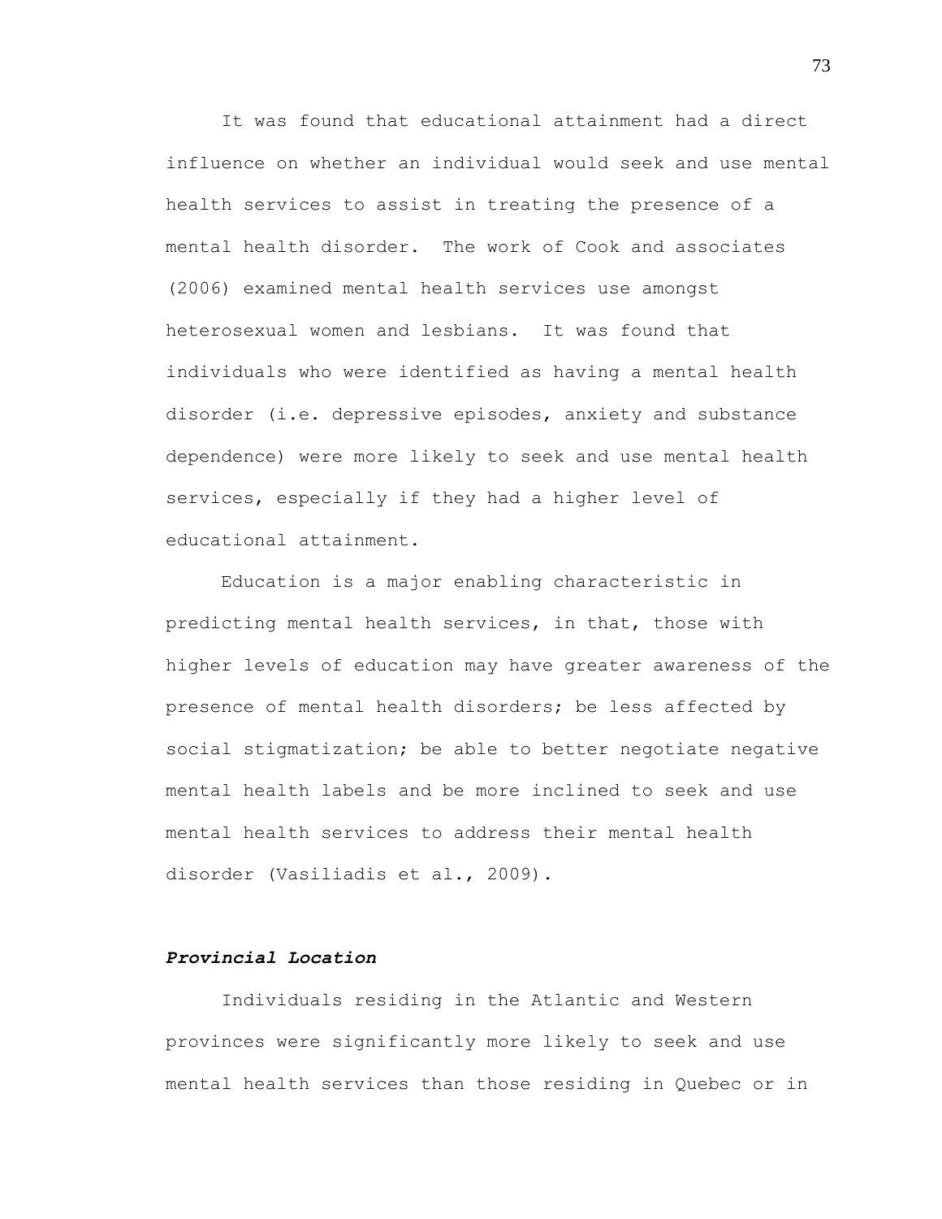It was found that educational attainment had a direct influence on whether an individual would seek and use mental health services to assist in treating the presence of a mental health disorder. The work of Cook and associates (2006) examined mental health services use amongst heterosexual women and lesbians. It was found that individuals who were identified as having a mental health disorder (i.e. depressive episodes, anxiety and substance dependence) were more likely to seek and use mental health services, especially if they had a higher level of educational attainment.

Education is a major enabling characteristic in predicting mental health services, in that, those with higher levels of education may have greater awareness of the presence of mental health disorders; be less affected by social stigmatization; be able to better negotiate negative mental health labels and be more inclined to seek and use mental health services to address their mental health disorder (Vasiliadis et al., 2009).

***Provincial Location***

Individuals residing in the Atlantic and Western provinces were significantly more likely to seek and use mental health services than those residing in Quebec or in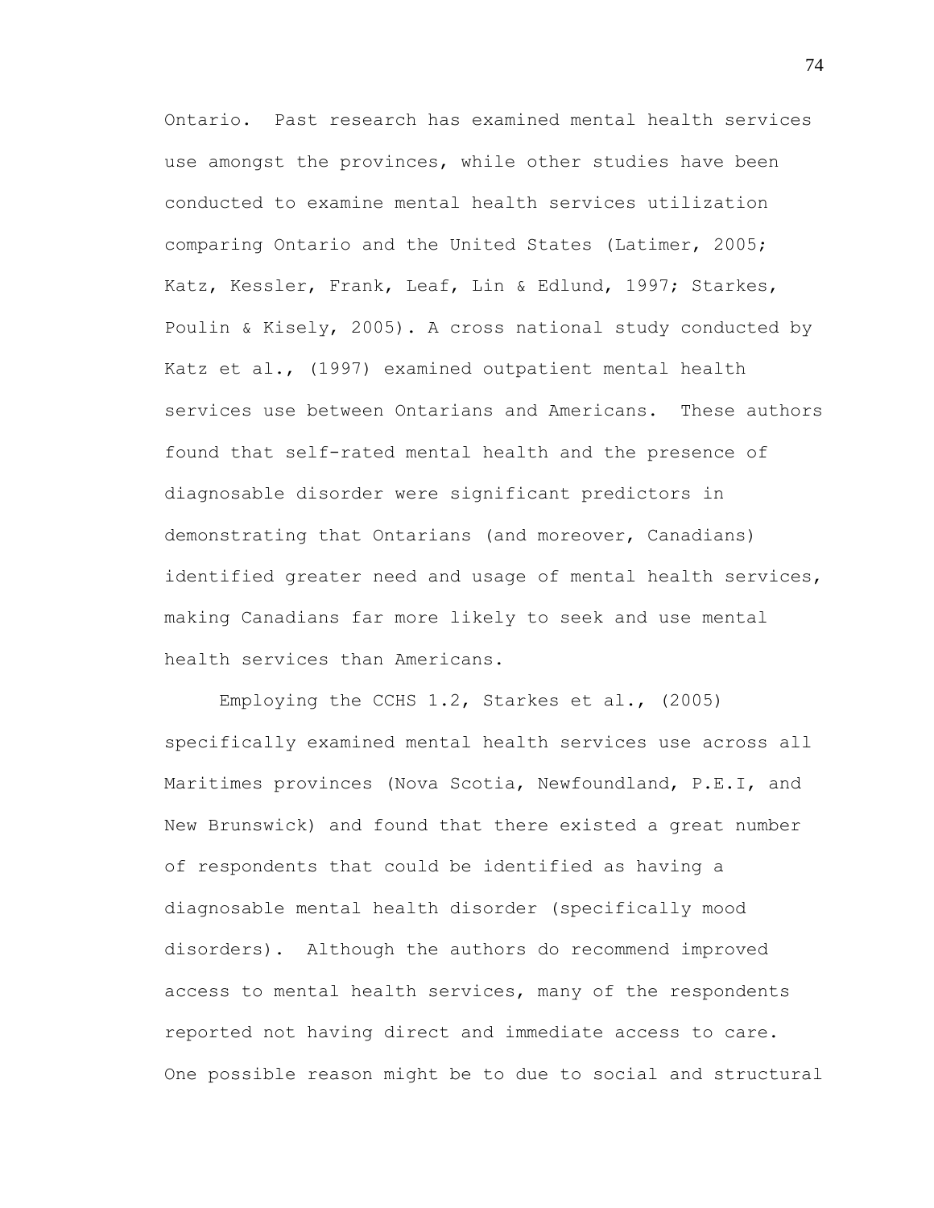Ontario. Past research has examined mental health services use amongst the provinces, while other studies have been conducted to examine mental health services utilization comparing Ontario and the United States (Latimer, 2005; Katz, Kessler, Frank, Leaf, Lin & Edlund, 1997; Starkes, Poulin & Kisely, 2005). A cross national study conducted by Katz et al., (1997) examined outpatient mental health services use between Ontarians and Americans. These authors found that self-rated mental health and the presence of diagnosable disorder were significant predictors in demonstrating that Ontarians (and moreover, Canadians) identified greater need and usage of mental health services, making Canadians far more likely to seek and use mental health services than Americans.

Employing the CCHS 1.2, Starkes et al., (2005) specifically examined mental health services use across all Maritimes provinces (Nova Scotia, Newfoundland, P.E.I, and New Brunswick) and found that there existed a great number of respondents that could be identified as having a diagnosable mental health disorder (specifically mood disorders). Although the authors do recommend improved access to mental health services, many of the respondents reported not having direct and immediate access to care. One possible reason might be to due to social and structural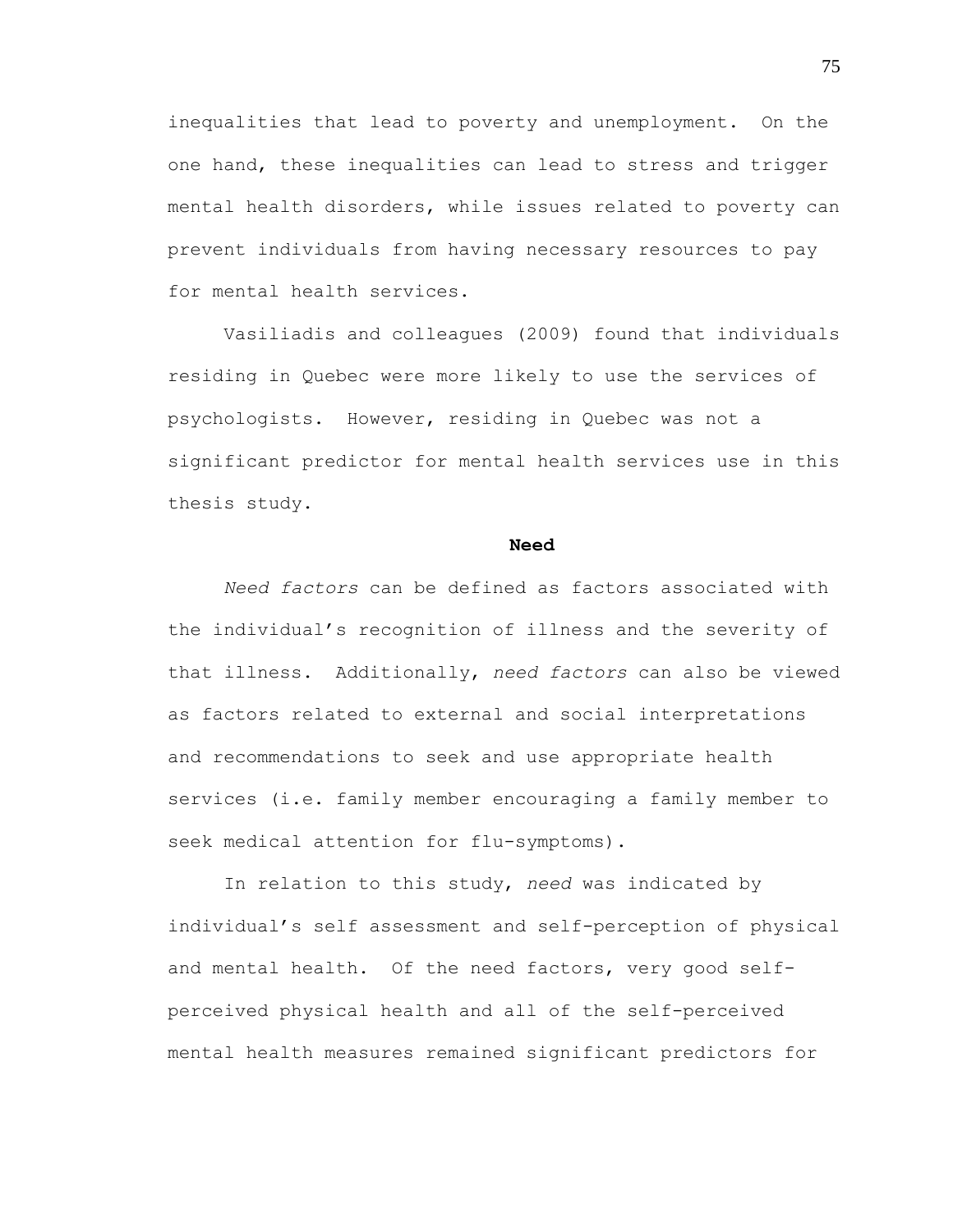inequalities that lead to poverty and unemployment. On the one hand, these inequalities can lead to stress and trigger mental health disorders, while issues related to poverty can prevent individuals from having necessary resources to pay for mental health services.

Vasiliadis and colleagues (2009) found that individuals residing in Quebec were more likely to use the services of psychologists. However, residing in Quebec was not a significant predictor for mental health services use in this thesis study.

## Need

*Need factors* can be defined as factors associated with the individual's recognition of illness and the severity of that illness. Additionally, *need factors* can also be viewed as factors related to external and social interpretations and recommendations to seek and use appropriate health services (i.e. family member encouraging a family member to seek medical attention for flu-symptoms).

In relation to this study, *need* was indicated by individual's self assessment and self-perception of physical and mental health. Of the need factors, very good self-perceived physical health and all of the self-perceived mental health measures remained significant predictors for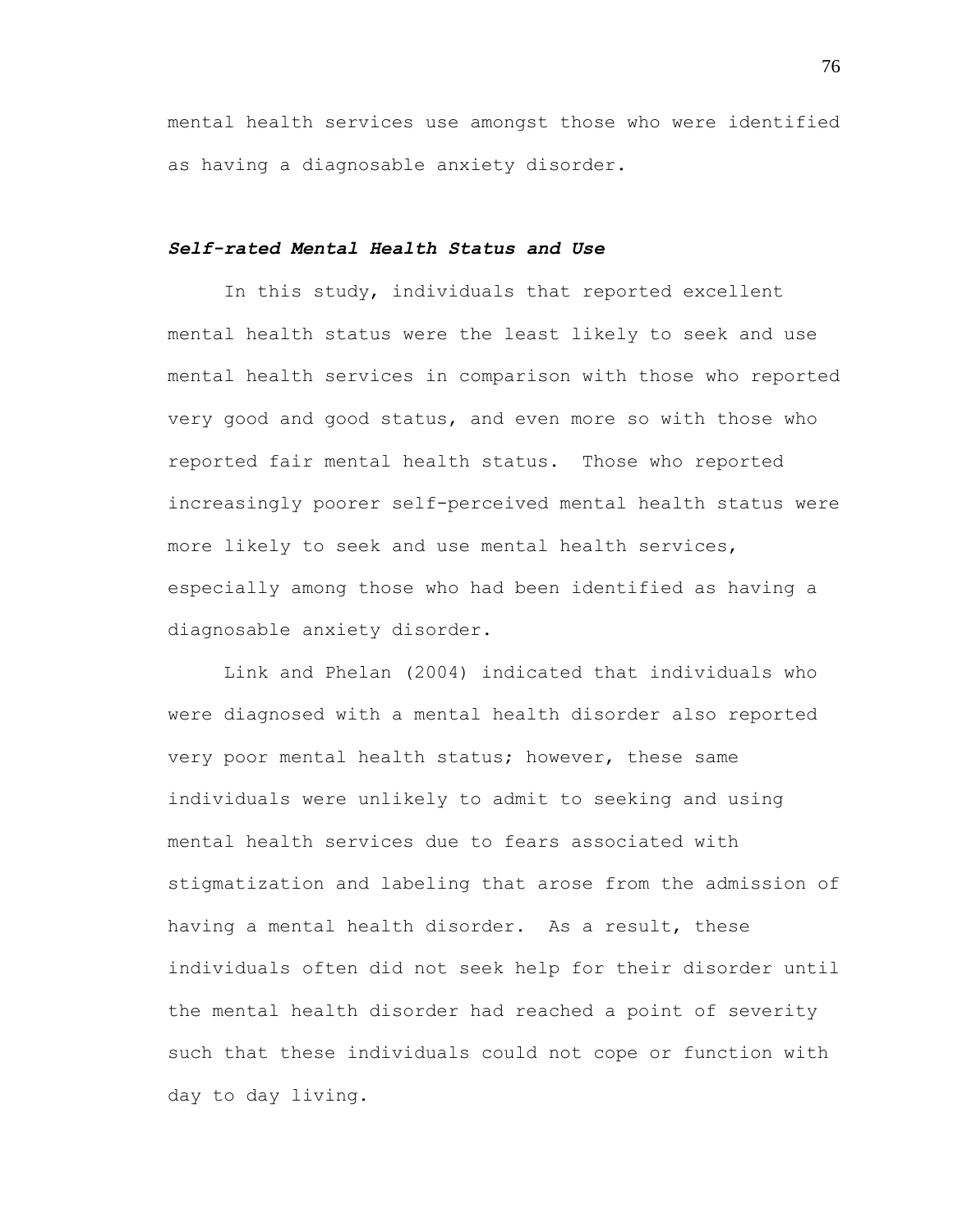mental health services use amongst those who were identified as having a diagnosable anxiety disorder.

### ***Self-rated Mental Health Status and Use***

In this study, individuals that reported excellent mental health status were the least likely to seek and use mental health services in comparison with those who reported very good and good status, and even more so with those who reported fair mental health status. Those who reported increasingly poorer self-perceived mental health status were more likely to seek and use mental health services, especially among those who had been identified as having a diagnosable anxiety disorder.

Link and Phelan (2004) indicated that individuals who were diagnosed with a mental health disorder also reported very poor mental health status; however, these same individuals were unlikely to admit to seeking and using mental health services due to fears associated with stigmatization and labeling that arose from the admission of having a mental health disorder. As a result, these individuals often did not seek help for their disorder until the mental health disorder had reached a point of severity such that these individuals could not cope or function with day to day living.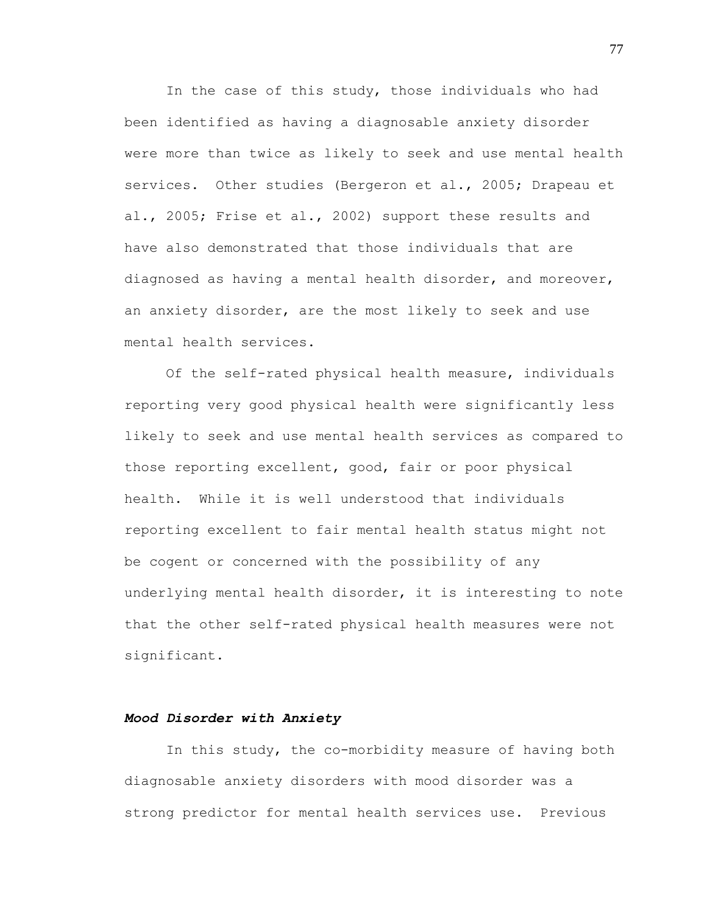In the case of this study, those individuals who had been identified as having a diagnosable anxiety disorder were more than twice as likely to seek and use mental health services. Other studies (Bergeron et al., 2005; Drapeau et al., 2005; Frise et al., 2002) support these results and have also demonstrated that those individuals that are diagnosed as having a mental health disorder, and moreover, an anxiety disorder, are the most likely to seek and use mental health services.

Of the self-rated physical health measure, individuals reporting very good physical health were significantly less likely to seek and use mental health services as compared to those reporting excellent, good, fair or poor physical health. While it is well understood that individuals reporting excellent to fair mental health status might not be cogent or concerned with the possibility of any underlying mental health disorder, it is interesting to note that the other self-rated physical health measures were not significant.

### ***Mood Disorder with Anxiety***

In this study, the co-morbidity measure of having both diagnosable anxiety disorders with mood disorder was a strong predictor for mental health services use. Previous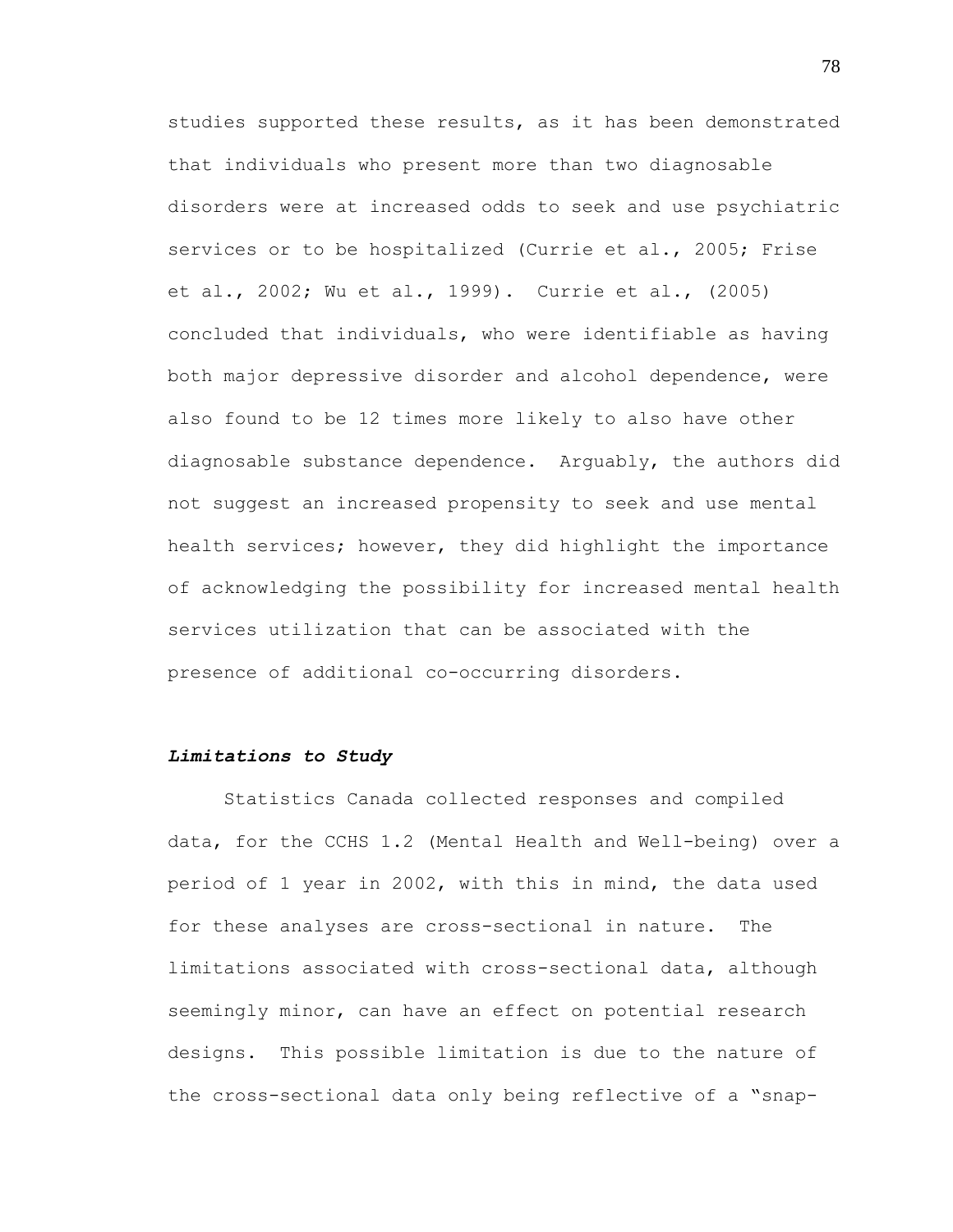studies supported these results, as it has been demonstrated that individuals who present more than two diagnosable disorders were at increased odds to seek and use psychiatric services or to be hospitalized (Currie et al., 2005; Frise et al., 2002; Wu et al., 1999). Currie et al., (2005) concluded that individuals, who were identifiable as having both major depressive disorder and alcohol dependence, were also found to be 12 times more likely to also have other diagnosable substance dependence. Arguably, the authors did not suggest an increased propensity to seek and use mental health services; however, they did highlight the importance of acknowledging the possibility for increased mental health services utilization that can be associated with the presence of additional co-occurring disorders.

### ***Limitations to Study***

Statistics Canada collected responses and compiled data, for the CCHS 1.2 (Mental Health and Well-being) over a period of 1 year in 2002, with this in mind, the data used for these analyses are cross-sectional in nature. The limitations associated with cross-sectional data, although seemingly minor, can have an effect on potential research designs. This possible limitation is due to the nature of the cross-sectional data only being reflective of a "snap-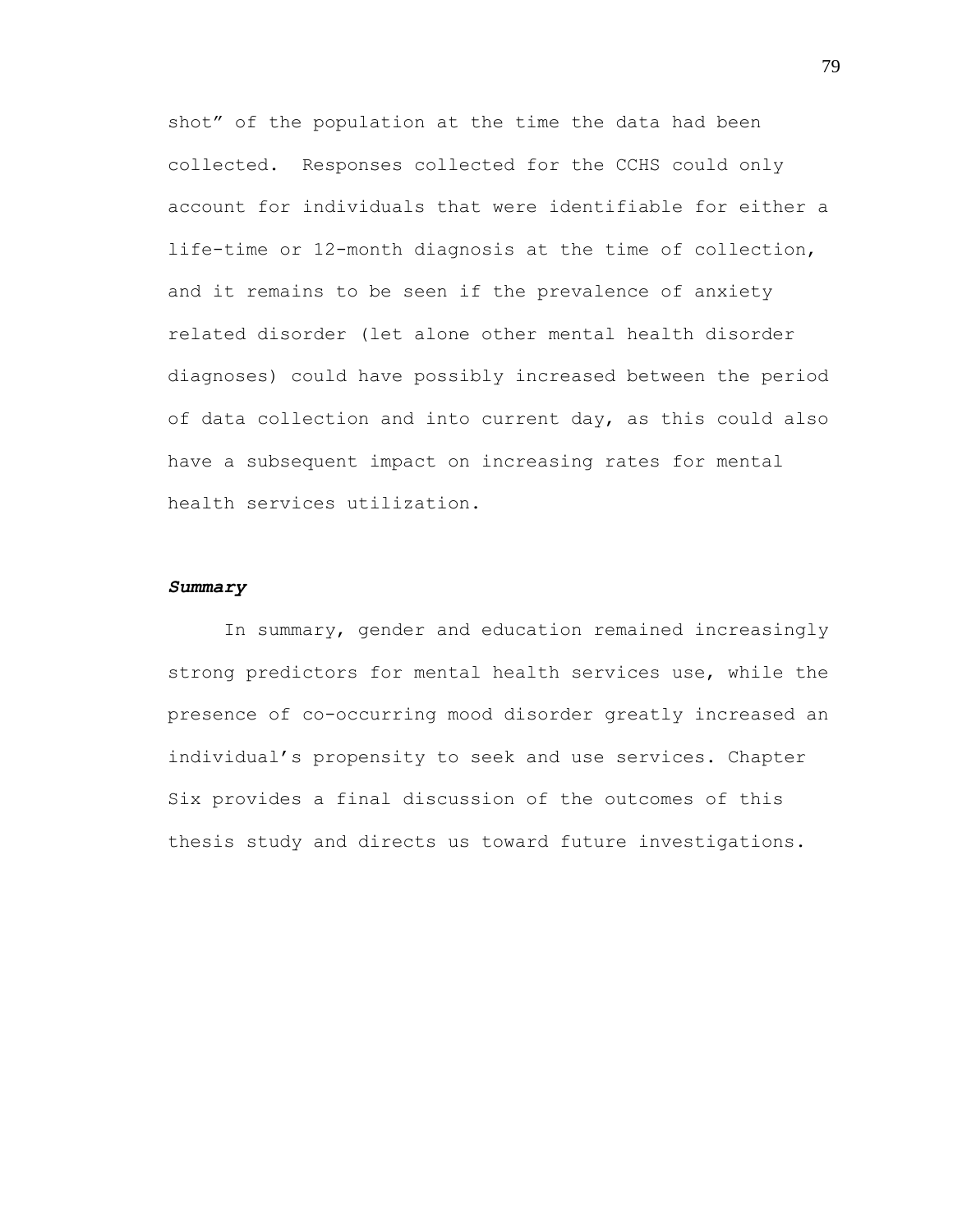shot" of the population at the time the data had been collected. Responses collected for the CCHS could only account for individuals that were identifiable for either a life-time or 12-month diagnosis at the time of collection, and it remains to be seen if the prevalence of anxiety related disorder (let alone other mental health disorder diagnoses) could have possibly increased between the period of data collection and into current day, as this could also have a subsequent impact on increasing rates for mental health services utilization.

### ***Summary***

In summary, gender and education remained increasingly strong predictors for mental health services use, while the presence of co-occurring mood disorder greatly increased an individual's propensity to seek and use services. Chapter Six provides a final discussion of the outcomes of this thesis study and directs us toward future investigations.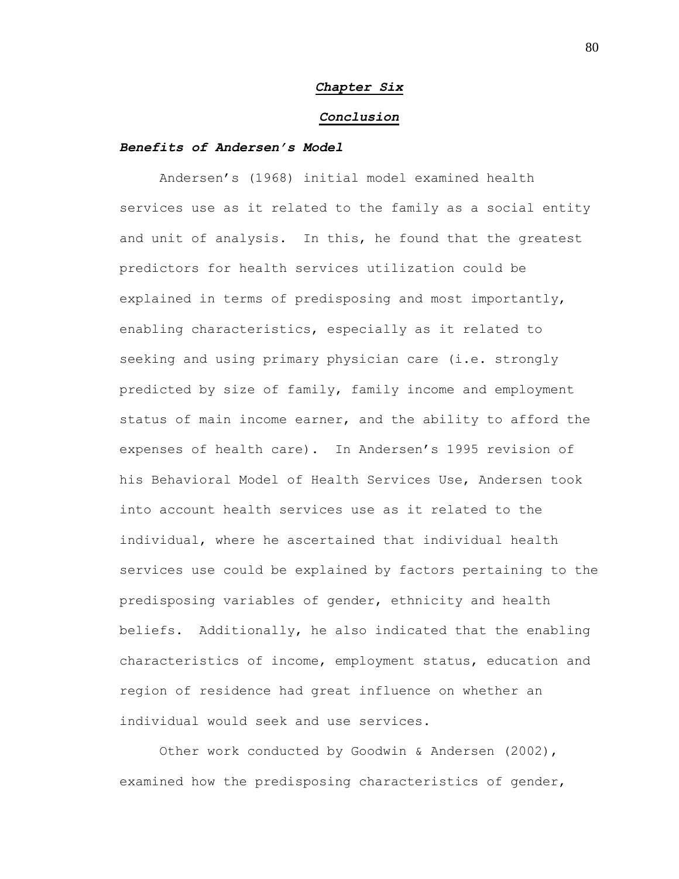# *Chapter Six*

# *Conclusion*

### *Benefits of Andersen's Model*

Andersen's (1968) initial model examined health services use as it related to the family as a social entity and unit of analysis. In this, he found that the greatest predictors for health services utilization could be explained in terms of predisposing and most importantly, enabling characteristics, especially as it related to seeking and using primary physician care (i.e. strongly predicted by size of family, family income and employment status of main income earner, and the ability to afford the expenses of health care). In Andersen's 1995 revision of his Behavioral Model of Health Services Use, Andersen took into account health services use as it related to the individual, where he ascertained that individual health services use could be explained by factors pertaining to the predisposing variables of gender, ethnicity and health beliefs. Additionally, he also indicated that the enabling characteristics of income, employment status, education and region of residence had great influence on whether an individual would seek and use services.

Other work conducted by Goodwin & Andersen (2002), examined how the predisposing characteristics of gender,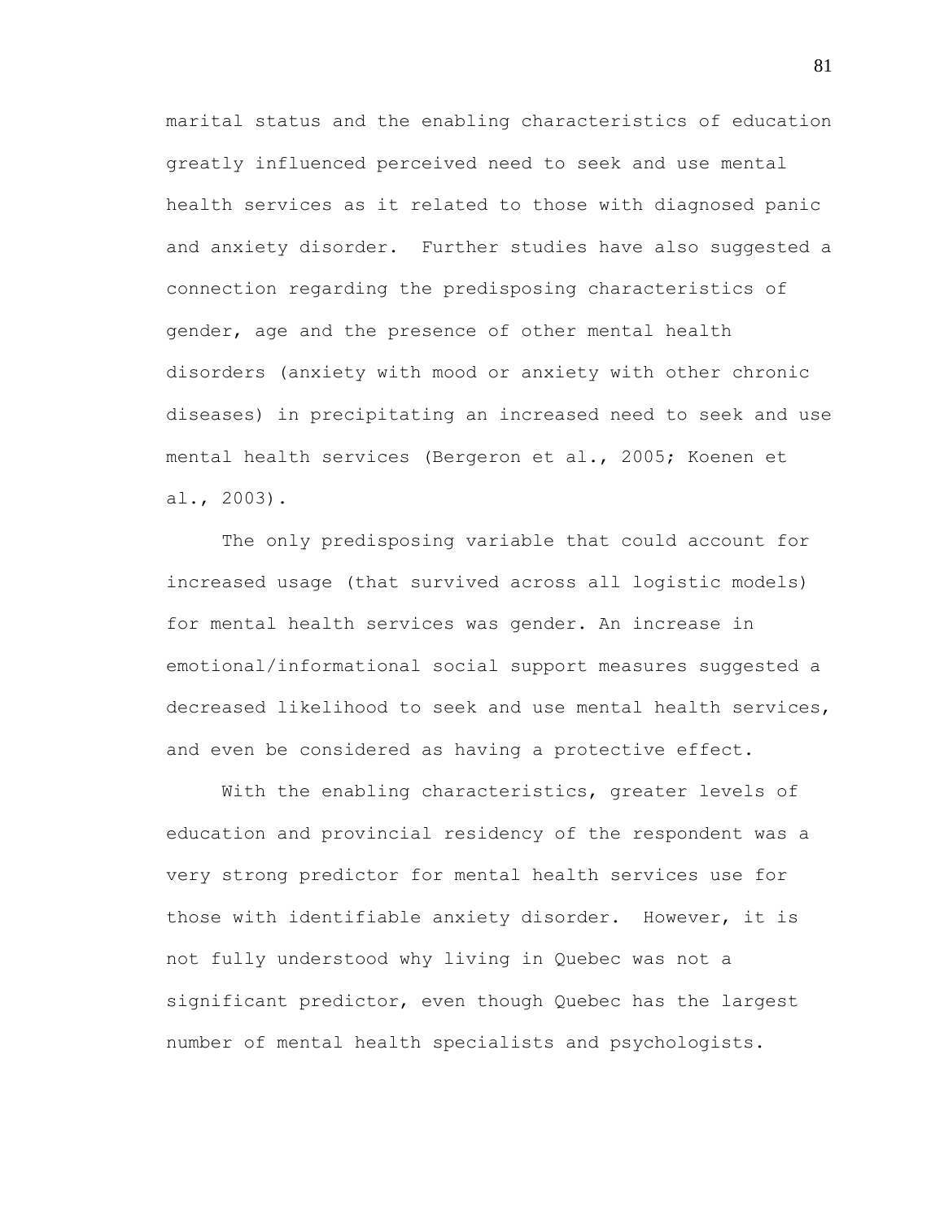marital status and the enabling characteristics of education greatly influenced perceived need to seek and use mental health services as it related to those with diagnosed panic and anxiety disorder. Further studies have also suggested a connection regarding the predisposing characteristics of gender, age and the presence of other mental health disorders (anxiety with mood or anxiety with other chronic diseases) in precipitating an increased need to seek and use mental health services (Bergeron et al., 2005; Koenen et al., 2003).

The only predisposing variable that could account for increased usage (that survived across all logistic models) for mental health services was gender. An increase in emotional/informational social support measures suggested a decreased likelihood to seek and use mental health services, and even be considered as having a protective effect.

With the enabling characteristics, greater levels of education and provincial residency of the respondent was a very strong predictor for mental health services use for those with identifiable anxiety disorder. However, it is not fully understood why living in Quebec was not a significant predictor, even though Quebec has the largest number of mental health specialists and psychologists.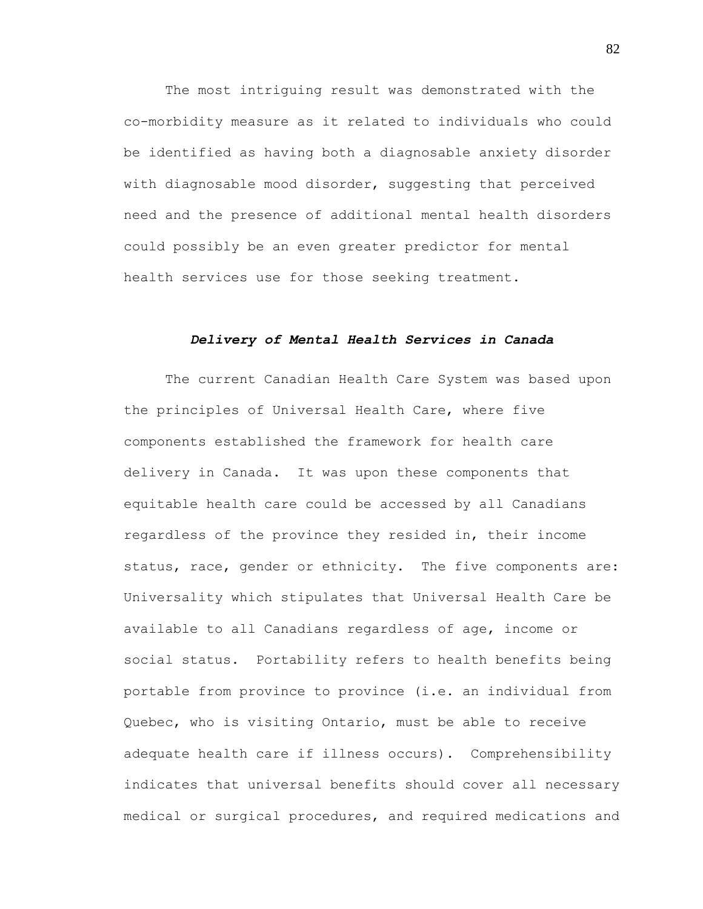The most intriguing result was demonstrated with the co-morbidity measure as it related to individuals who could be identified as having both a diagnosable anxiety disorder with diagnosable mood disorder, suggesting that perceived need and the presence of additional mental health disorders could possibly be an even greater predictor for mental health services use for those seeking treatment.

### ***Delivery of Mental Health Services in Canada***

The current Canadian Health Care System was based upon the principles of Universal Health Care, where five components established the framework for health care delivery in Canada. It was upon these components that equitable health care could be accessed by all Canadians regardless of the province they resided in, their income status, race, gender or ethnicity. The five components are: Universality which stipulates that Universal Health Care be available to all Canadians regardless of age, income or social status. Portability refers to health benefits being portable from province to province (i.e. an individual from Quebec, who is visiting Ontario, must be able to receive adequate health care if illness occurs). Comprehensibility indicates that universal benefits should cover all necessary medical or surgical procedures, and required medications and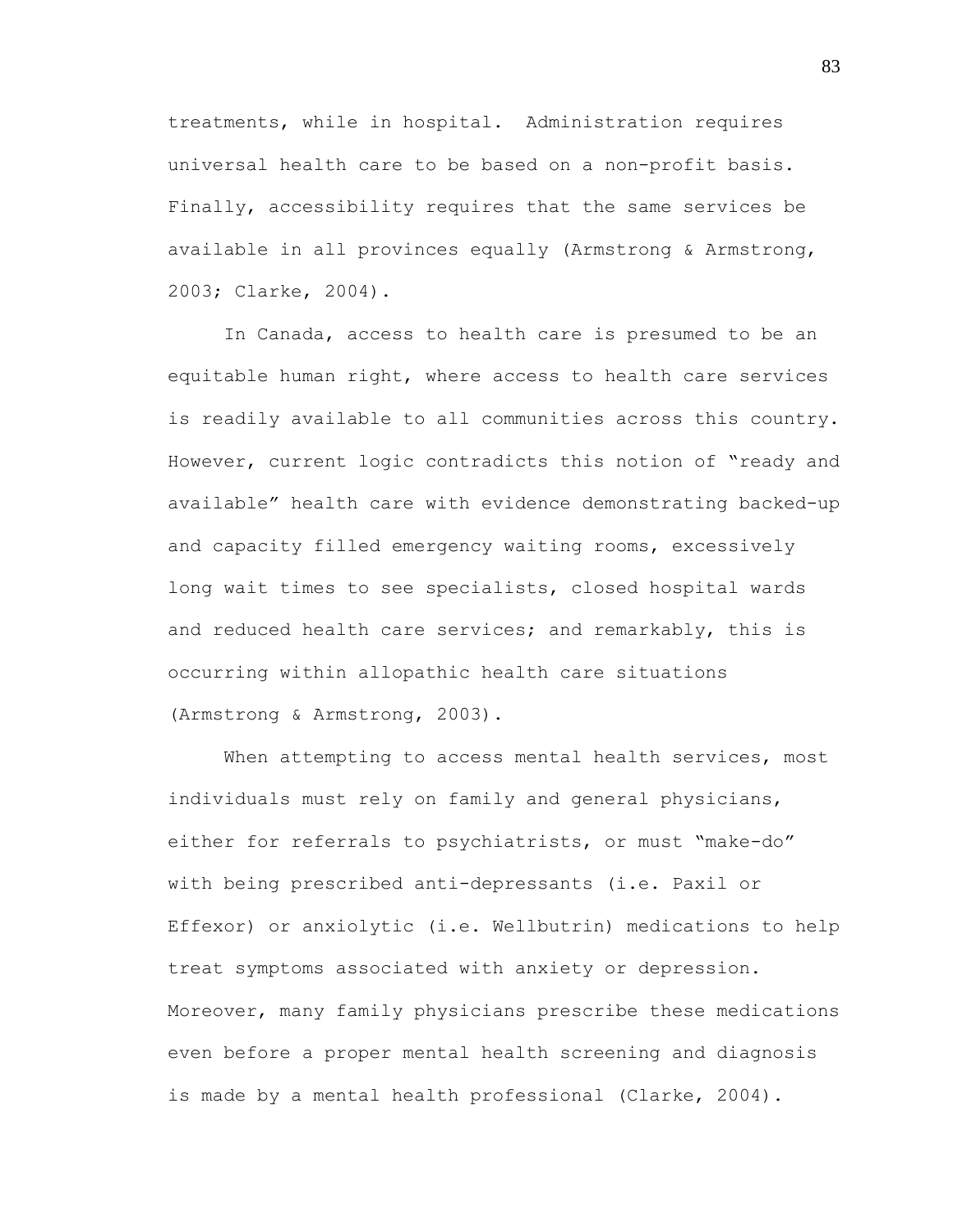treatments, while in hospital. Administration requires universal health care to be based on a non-profit basis. Finally, accessibility requires that the same services be available in all provinces equally (Armstrong & Armstrong, 2003; Clarke, 2004).

In Canada, access to health care is presumed to be an equitable human right, where access to health care services is readily available to all communities across this country. However, current logic contradicts this notion of "ready and available" health care with evidence demonstrating backed-up and capacity filled emergency waiting rooms, excessively long wait times to see specialists, closed hospital wards and reduced health care services; and remarkably, this is occurring within allopathic health care situations (Armstrong & Armstrong, 2003).

When attempting to access mental health services, most individuals must rely on family and general physicians, either for referrals to psychiatrists, or must "make-do" with being prescribed anti-depressants (i.e. Paxil or Effexor) or anxiolytic (i.e. Wellbutrin) medications to help treat symptoms associated with anxiety or depression. Moreover, many family physicians prescribe these medications even before a proper mental health screening and diagnosis is made by a mental health professional (Clarke, 2004).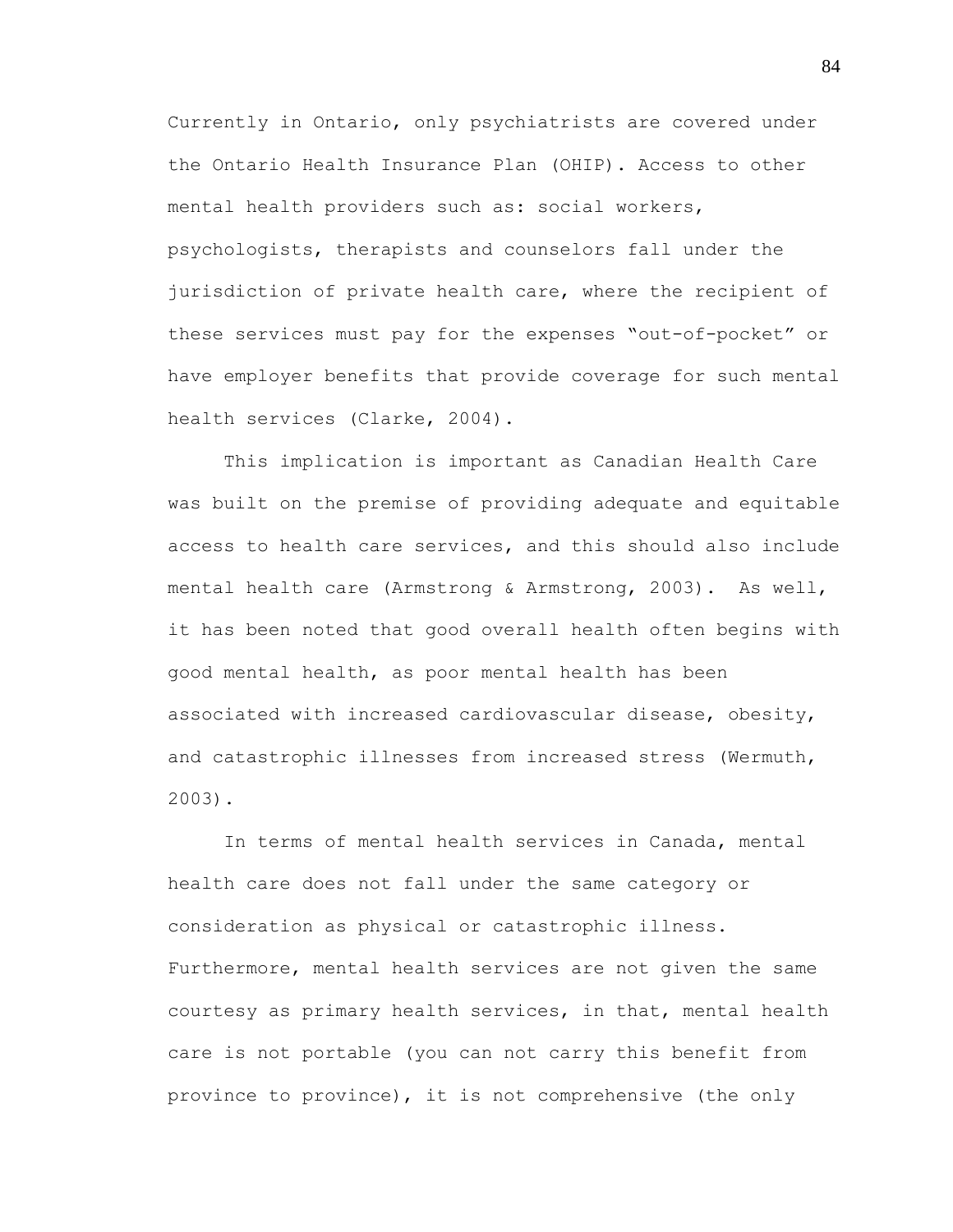Currently in Ontario, only psychiatrists are covered under the Ontario Health Insurance Plan (OHIP). Access to other mental health providers such as: social workers, psychologists, therapists and counselors fall under the jurisdiction of private health care, where the recipient of these services must pay for the expenses “out-of-pocket” or have employer benefits that provide coverage for such mental health services (Clarke, 2004).

This implication is important as Canadian Health Care was built on the premise of providing adequate and equitable access to health care services, and this should also include mental health care (Armstrong & Armstrong, 2003). As well, it has been noted that good overall health often begins with good mental health, as poor mental health has been associated with increased cardiovascular disease, obesity, and catastrophic illnesses from increased stress (Wermuth, 2003).

In terms of mental health services in Canada, mental health care does not fall under the same category or consideration as physical or catastrophic illness. Furthermore, mental health services are not given the same courtesy as primary health services, in that, mental health care is not portable (you can not carry this benefit from province to province), it is not comprehensive (the only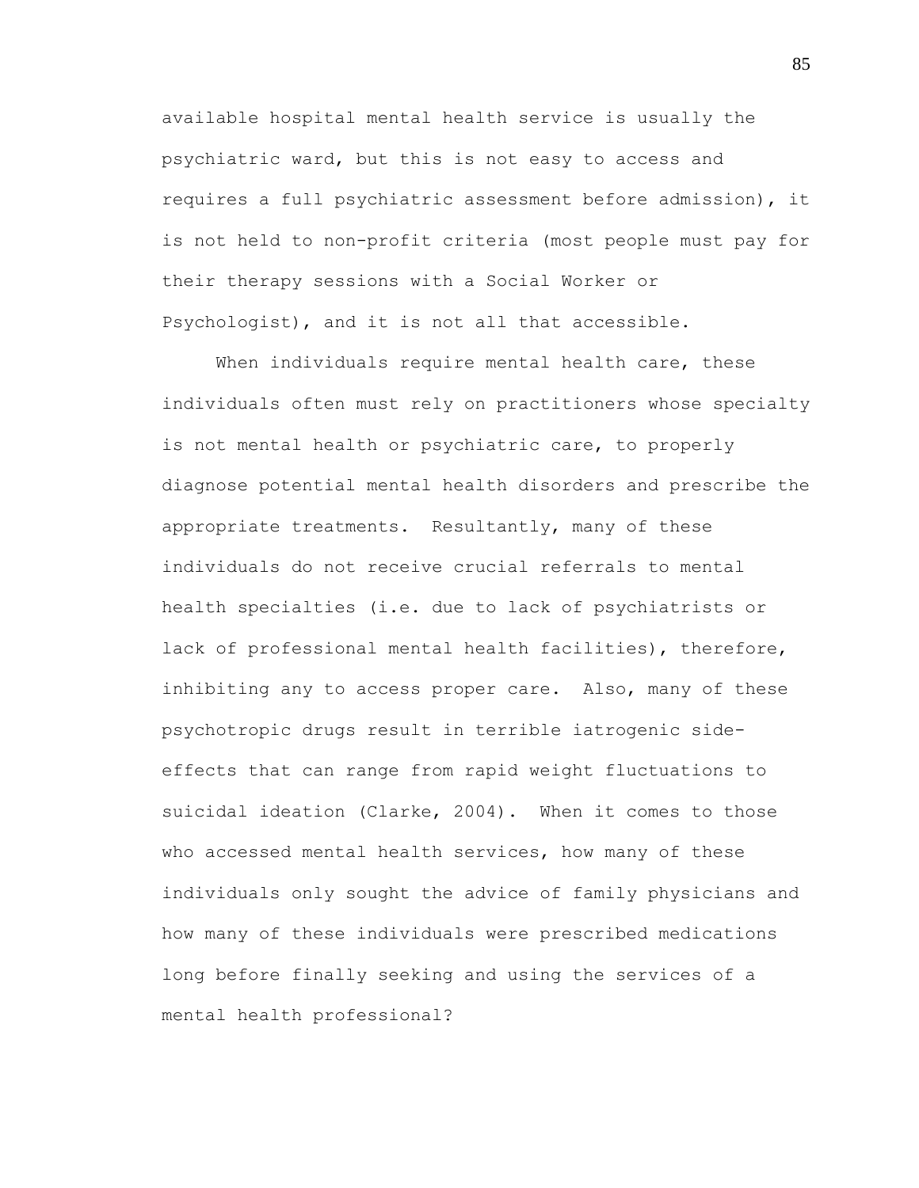available hospital mental health service is usually the psychiatric ward, but this is not easy to access and requires a full psychiatric assessment before admission), it is not held to non-profit criteria (most people must pay for their therapy sessions with a Social Worker or Psychologist), and it is not all that accessible.

When individuals require mental health care, these individuals often must rely on practitioners whose specialty is not mental health or psychiatric care, to properly diagnose potential mental health disorders and prescribe the appropriate treatments. Resultantly, many of these individuals do not receive crucial referrals to mental health specialties (i.e. due to lack of psychiatrists or lack of professional mental health facilities), therefore, inhibiting any to access proper care. Also, many of these psychotropic drugs result in terrible iatrogenic side-effects that can range from rapid weight fluctuations to suicidal ideation (Clarke, 2004). When it comes to those who accessed mental health services, how many of these individuals only sought the advice of family physicians and how many of these individuals were prescribed medications long before finally seeking and using the services of a mental health professional?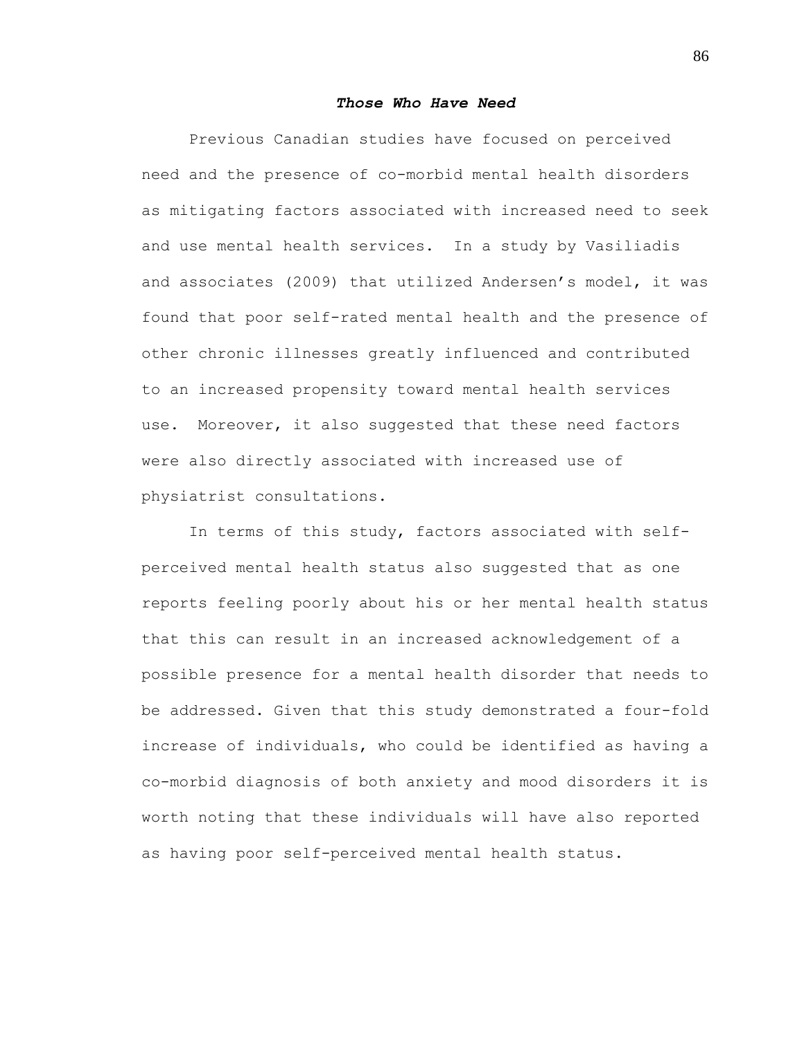### ***Those Who Have Need***

Previous Canadian studies have focused on perceived need and the presence of co-morbid mental health disorders as mitigating factors associated with increased need to seek and use mental health services. In a study by Vasiliadis and associates (2009) that utilized Andersen's model, it was found that poor self-rated mental health and the presence of other chronic illnesses greatly influenced and contributed to an increased propensity toward mental health services use. Moreover, it also suggested that these need factors were also directly associated with increased use of physiatrist consultations.

In terms of this study, factors associated with self-perceived mental health status also suggested that as one reports feeling poorly about his or her mental health status that this can result in an increased acknowledgement of a possible presence for a mental health disorder that needs to be addressed. Given that this study demonstrated a four-fold increase of individuals, who could be identified as having a co-morbid diagnosis of both anxiety and mood disorders it is worth noting that these individuals will have also reported as having poor self-perceived mental health status.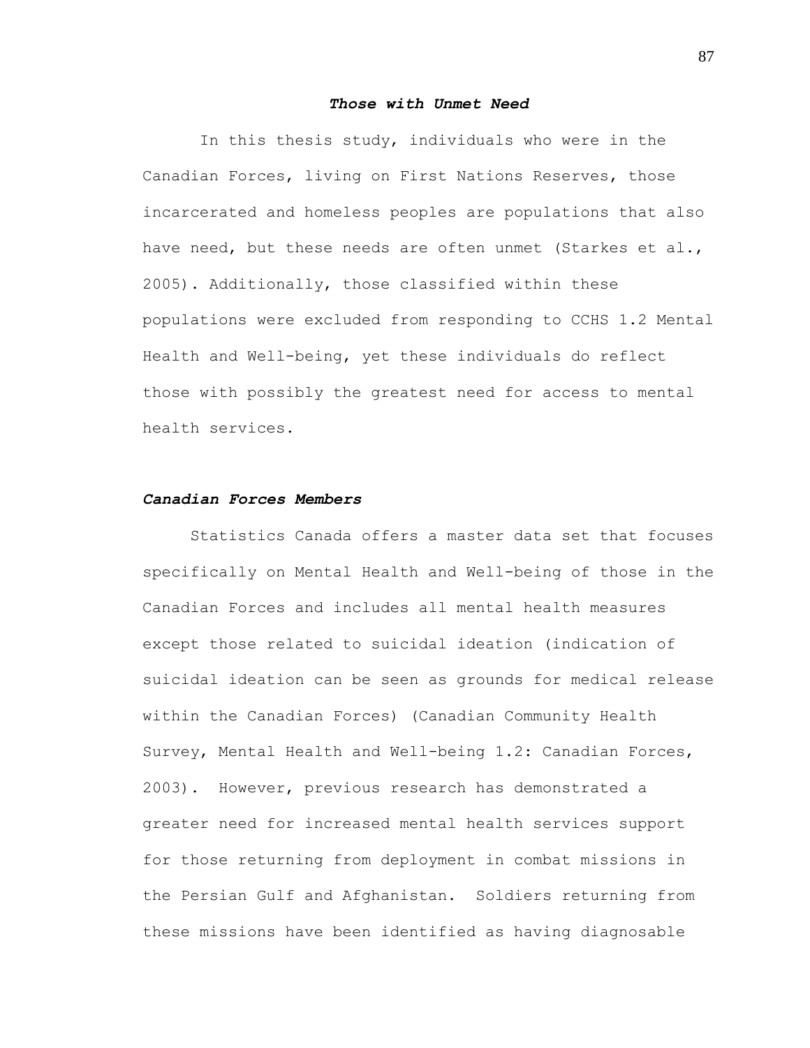### ***Those with Unmet Need***

In this thesis study, individuals who were in the Canadian Forces, living on First Nations Reserves, those incarcerated and homeless peoples are populations that also have need, but these needs are often unmet (Starkes et al., 2005). Additionally, those classified within these populations were excluded from responding to CCHS 1.2 Mental Health and Well-being, yet these individuals do reflect those with possibly the greatest need for access to mental health services.

#### ***Canadian Forces Members***

Statistics Canada offers a master data set that focuses specifically on Mental Health and Well-being of those in the Canadian Forces and includes all mental health measures except those related to suicidal ideation (indication of suicidal ideation can be seen as grounds for medical release within the Canadian Forces) (Canadian Community Health Survey, Mental Health and Well-being 1.2: Canadian Forces, 2003). However, previous research has demonstrated a greater need for increased mental health services support for those returning from deployment in combat missions in the Persian Gulf and Afghanistan. Soldiers returning from these missions have been identified as having diagnosable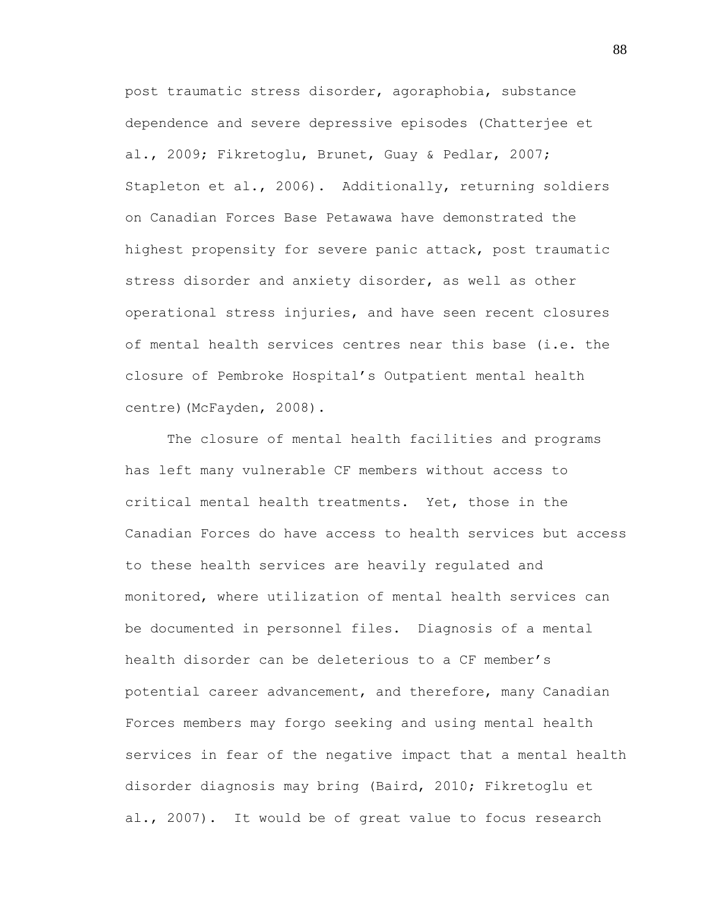post traumatic stress disorder, agoraphobia, substance dependence and severe depressive episodes (Chatterjee et al., 2009; Fikretoglu, Brunet, Guay & Pedlar, 2007; Stapleton et al., 2006). Additionally, returning soldiers on Canadian Forces Base Petawawa have demonstrated the highest propensity for severe panic attack, post traumatic stress disorder and anxiety disorder, as well as other operational stress injuries, and have seen recent closures of mental health services centres near this base (i.e. the closure of Pembroke Hospital's Outpatient mental health centre)(McFayden, 2008).

The closure of mental health facilities and programs has left many vulnerable CF members without access to critical mental health treatments. Yet, those in the Canadian Forces do have access to health services but access to these health services are heavily regulated and monitored, where utilization of mental health services can be documented in personnel files. Diagnosis of a mental health disorder can be deleterious to a CF member's potential career advancement, and therefore, many Canadian Forces members may forgo seeking and using mental health services in fear of the negative impact that a mental health disorder diagnosis may bring (Baird, 2010; Fikretoglu et al., 2007). It would be of great value to focus research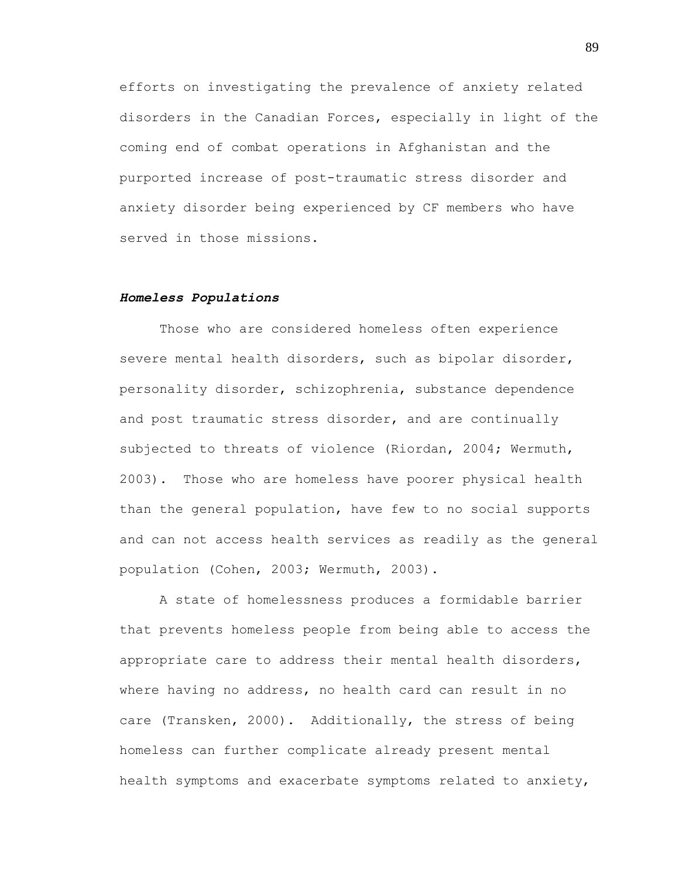efforts on investigating the prevalence of anxiety related disorders in the Canadian Forces, especially in light of the coming end of combat operations in Afghanistan and the purported increase of post-traumatic stress disorder and anxiety disorder being experienced by CF members who have served in those missions.

### ***Homeless Populations***

Those who are considered homeless often experience severe mental health disorders, such as bipolar disorder, personality disorder, schizophrenia, substance dependence and post traumatic stress disorder, and are continually subjected to threats of violence (Riordan, 2004; Wermuth, 2003). Those who are homeless have poorer physical health than the general population, have few to no social supports and can not access health services as readily as the general population (Cohen, 2003; Wermuth, 2003).

A state of homelessness produces a formidable barrier that prevents homeless people from being able to access the appropriate care to address their mental health disorders, where having no address, no health card can result in no care (Transken, 2000). Additionally, the stress of being homeless can further complicate already present mental health symptoms and exacerbate symptoms related to anxiety,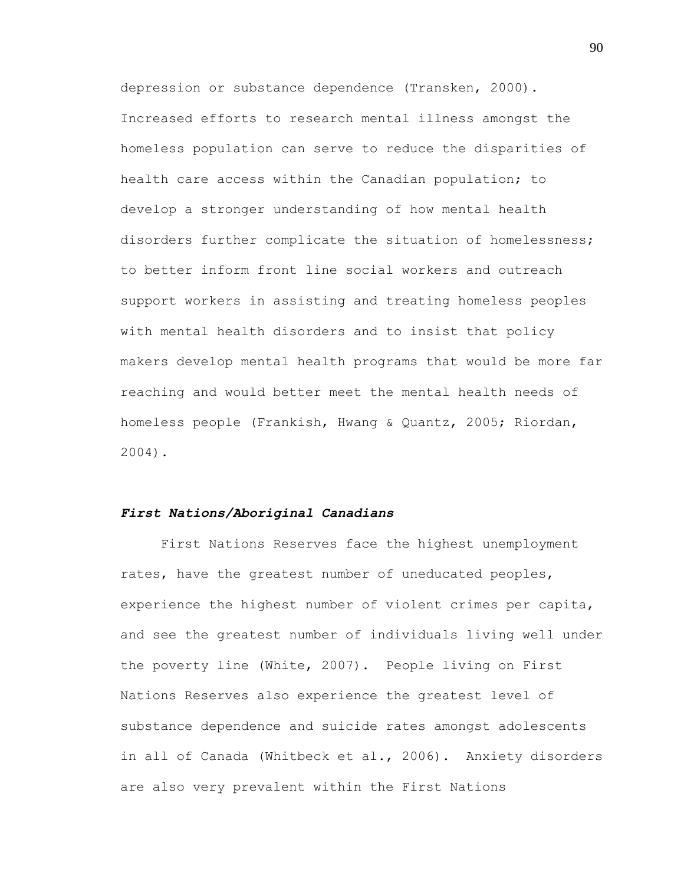depression or substance dependence (Transken, 2000). Increased efforts to research mental illness amongst the homeless population can serve to reduce the disparities of health care access within the Canadian population; to develop a stronger understanding of how mental health disorders further complicate the situation of homelessness; to better inform front line social workers and outreach support workers in assisting and treating homeless peoples with mental health disorders and to insist that policy makers develop mental health programs that would be more far reaching and would better meet the mental health needs of homeless people (Frankish, Hwang & Quantz, 2005; Riordan, 2004).

### ***First Nations/Aboriginal Canadians***

First Nations Reserves face the highest unemployment rates, have the greatest number of uneducated peoples, experience the highest number of violent crimes per capita, and see the greatest number of individuals living well under the poverty line (White, 2007). People living on First Nations Reserves also experience the greatest level of substance dependence and suicide rates amongst adolescents in all of Canada (Whitbeck et al., 2006). Anxiety disorders are also very prevalent within the First Nations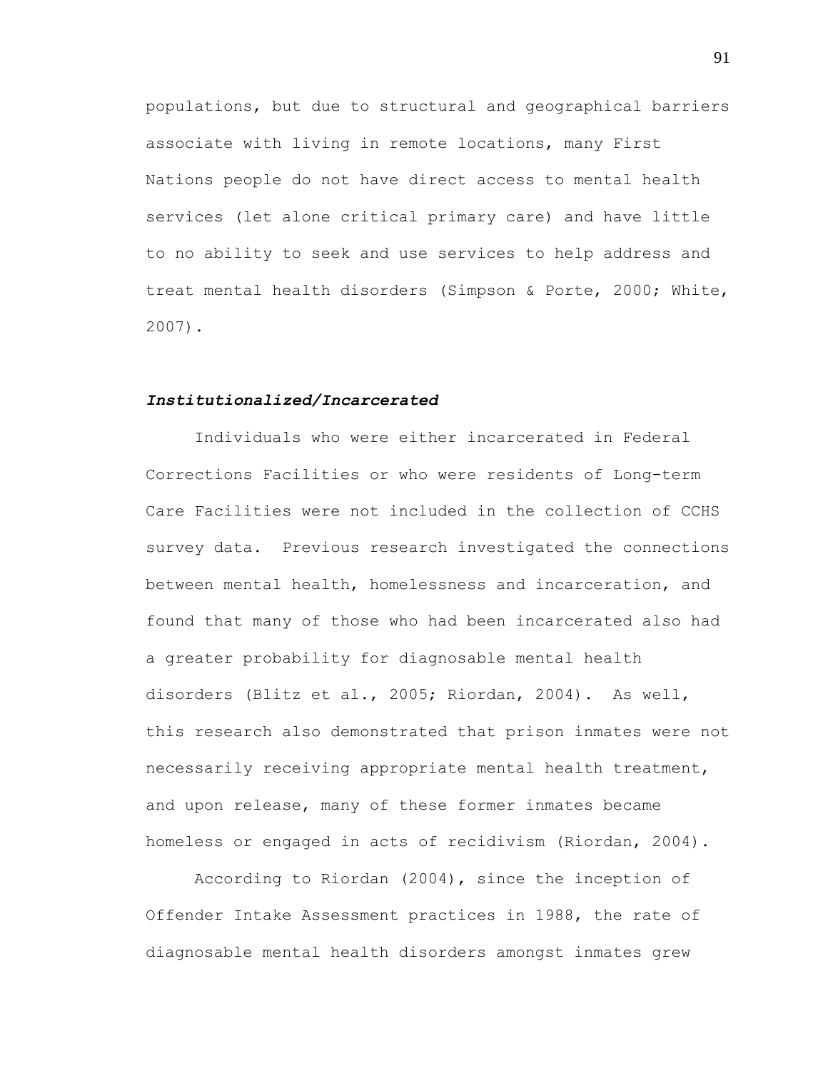populations, but due to structural and geographical barriers associate with living in remote locations, many First Nations people do not have direct access to mental health services (let alone critical primary care) and have little to no ability to seek and use services to help address and treat mental health disorders (Simpson & Porte, 2000; White, 2007).

### ***Institutionalized/Incarcerated***

Individuals who were either incarcerated in Federal Corrections Facilities or who were residents of Long-term Care Facilities were not included in the collection of CCHS survey data. Previous research investigated the connections between mental health, homelessness and incarceration, and found that many of those who had been incarcerated also had a greater probability for diagnosable mental health disorders (Blitz et al., 2005; Riordan, 2004). As well, this research also demonstrated that prison inmates were not necessarily receiving appropriate mental health treatment, and upon release, many of these former inmates became homeless or engaged in acts of recidivism (Riordan, 2004).

According to Riordan (2004), since the inception of Offender Intake Assessment practices in 1988, the rate of diagnosable mental health disorders amongst inmates grew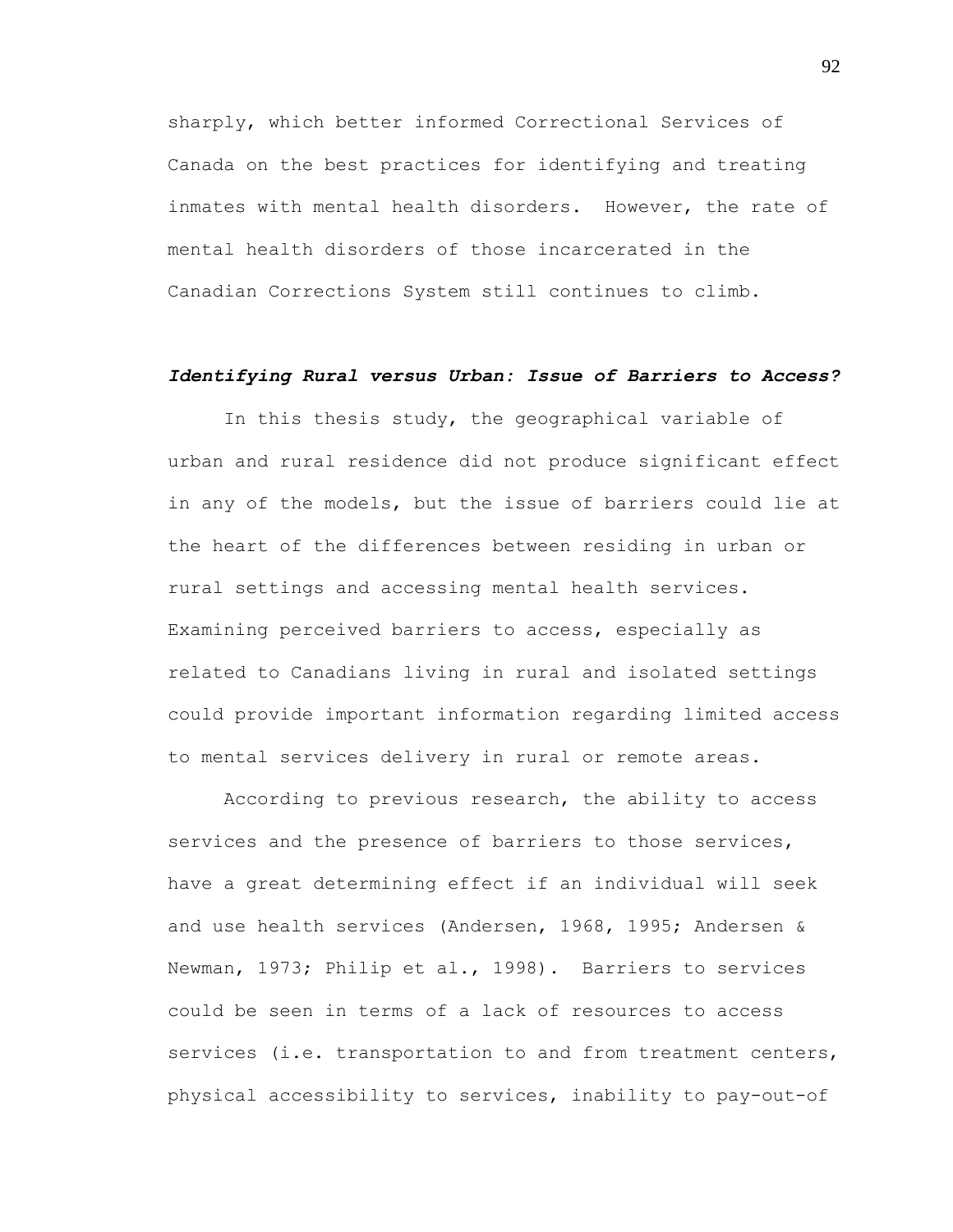sharply, which better informed Correctional Services of Canada on the best practices for identifying and treating inmates with mental health disorders. However, the rate of mental health disorders of those incarcerated in the Canadian Corrections System still continues to climb.

### ***Identifying Rural versus Urban: Issue of Barriers to Access?***

In this thesis study, the geographical variable of urban and rural residence did not produce significant effect in any of the models, but the issue of barriers could lie at the heart of the differences between residing in urban or rural settings and accessing mental health services. Examining perceived barriers to access, especially as related to Canadians living in rural and isolated settings could provide important information regarding limited access to mental services delivery in rural or remote areas.

According to previous research, the ability to access services and the presence of barriers to those services, have a great determining effect if an individual will seek and use health services (Andersen, 1968, 1995; Andersen & Newman, 1973; Philip et al., 1998). Barriers to services could be seen in terms of a lack of resources to access services (i.e. transportation to and from treatment centers, physical accessibility to services, inability to pay-out-of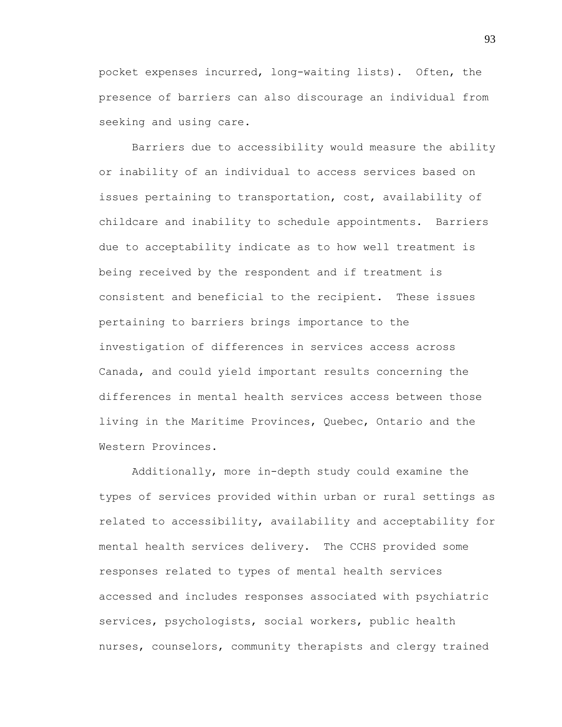pocket expenses incurred, long-waiting lists). Often, the presence of barriers can also discourage an individual from seeking and using care.

Barriers due to accessibility would measure the ability or inability of an individual to access services based on issues pertaining to transportation, cost, availability of childcare and inability to schedule appointments. Barriers due to acceptability indicate as to how well treatment is being received by the respondent and if treatment is consistent and beneficial to the recipient. These issues pertaining to barriers brings importance to the investigation of differences in services access across Canada, and could yield important results concerning the differences in mental health services access between those living in the Maritime Provinces, Quebec, Ontario and the Western Provinces.

Additionally, more in-depth study could examine the types of services provided within urban or rural settings as related to accessibility, availability and acceptability for mental health services delivery. The CCHS provided some responses related to types of mental health services accessed and includes responses associated with psychiatric services, psychologists, social workers, public health nurses, counselors, community therapists and clergy trained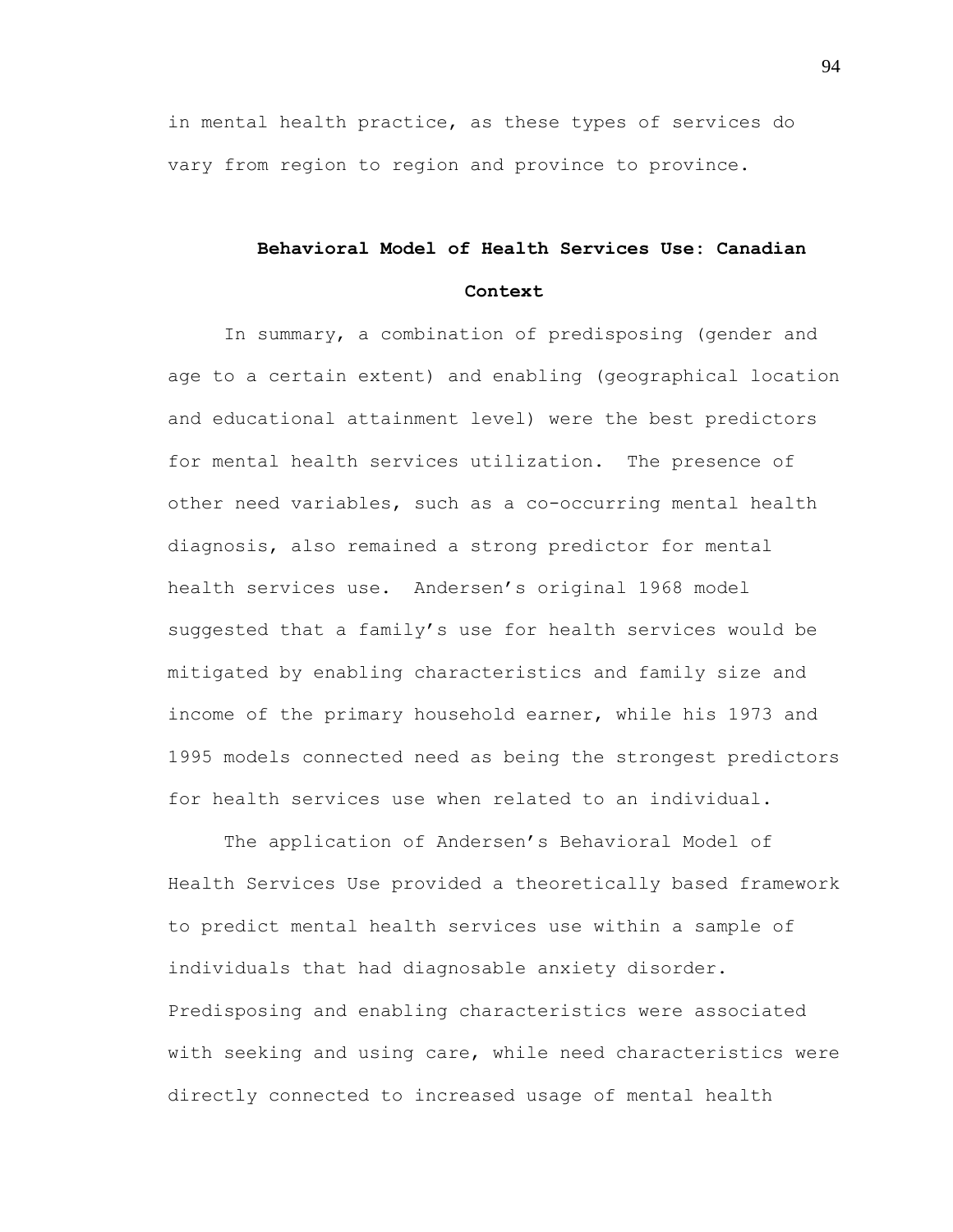in mental health practice, as these types of services do vary from region to region and province to province.

## Behavioral Model of Health Services Use: Canadian Context

In summary, a combination of predisposing (gender and age to a certain extent) and enabling (geographical location and educational attainment level) were the best predictors for mental health services utilization. The presence of other need variables, such as a co-occurring mental health diagnosis, also remained a strong predictor for mental health services use. Andersen's original 1968 model suggested that a family's use for health services would be mitigated by enabling characteristics and family size and income of the primary household earner, while his 1973 and 1995 models connected need as being the strongest predictors for health services use when related to an individual.

The application of Andersen's Behavioral Model of Health Services Use provided a theoretically based framework to predict mental health services use within a sample of individuals that had diagnosable anxiety disorder. Predisposing and enabling characteristics were associated with seeking and using care, while need characteristics were directly connected to increased usage of mental health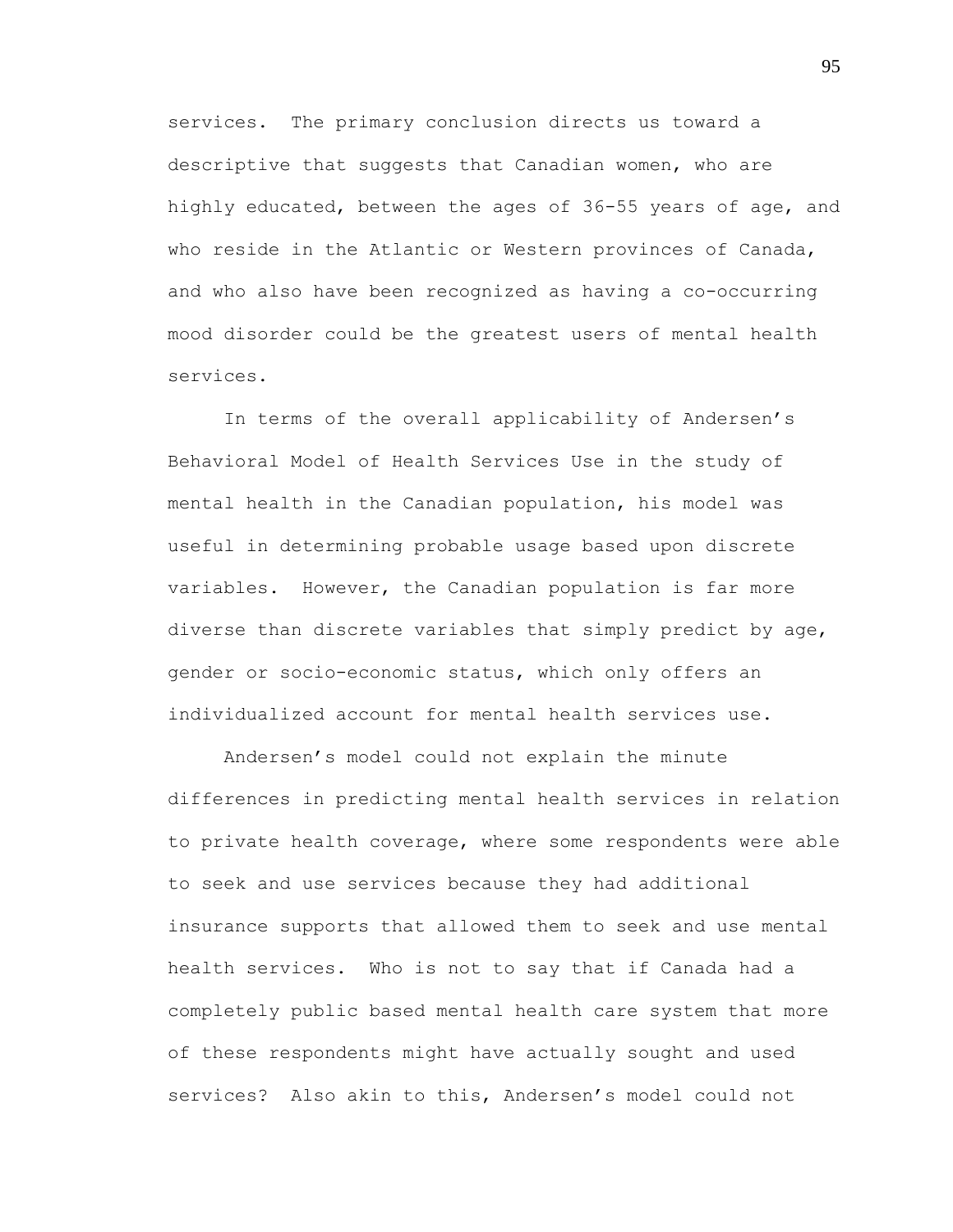services. The primary conclusion directs us toward a descriptive that suggests that Canadian women, who are highly educated, between the ages of 36-55 years of age, and who reside in the Atlantic or Western provinces of Canada, and who also have been recognized as having a co-occurring mood disorder could be the greatest users of mental health services.

In terms of the overall applicability of Andersen's Behavioral Model of Health Services Use in the study of mental health in the Canadian population, his model was useful in determining probable usage based upon discrete variables. However, the Canadian population is far more diverse than discrete variables that simply predict by age, gender or socio-economic status, which only offers an individualized account for mental health services use.

Andersen's model could not explain the minute differences in predicting mental health services in relation to private health coverage, where some respondents were able to seek and use services because they had additional insurance supports that allowed them to seek and use mental health services. Who is not to say that if Canada had a completely public based mental health care system that more of these respondents might have actually sought and used services? Also akin to this, Andersen's model could not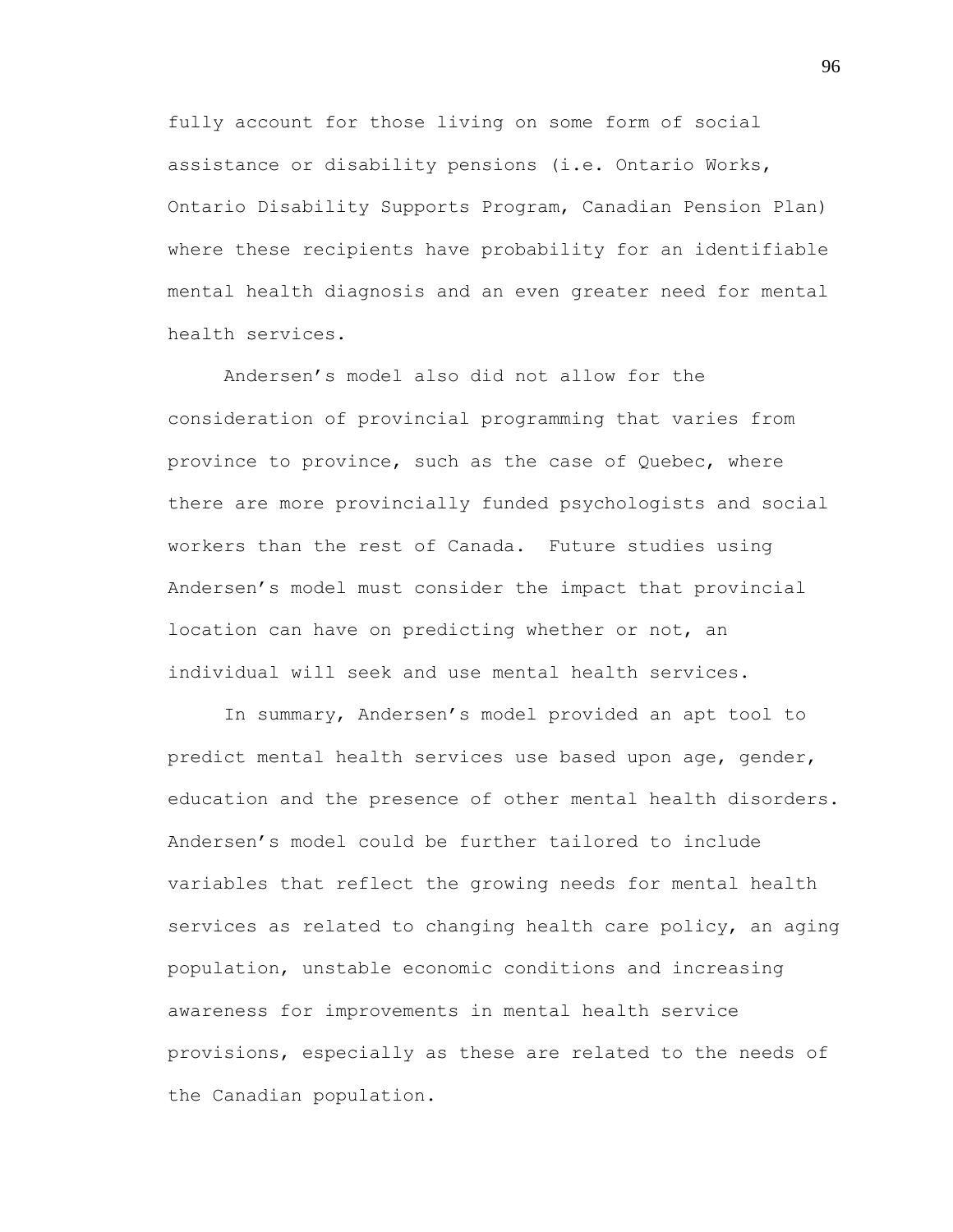fully account for those living on some form of social assistance or disability pensions (i.e. Ontario Works, Ontario Disability Supports Program, Canadian Pension Plan) where these recipients have probability for an identifiable mental health diagnosis and an even greater need for mental health services.

Andersen's model also did not allow for the consideration of provincial programming that varies from province to province, such as the case of Quebec, where there are more provincially funded psychologists and social workers than the rest of Canada. Future studies using Andersen's model must consider the impact that provincial location can have on predicting whether or not, an individual will seek and use mental health services.

In summary, Andersen's model provided an apt tool to predict mental health services use based upon age, gender, education and the presence of other mental health disorders. Andersen's model could be further tailored to include variables that reflect the growing needs for mental health services as related to changing health care policy, an aging population, unstable economic conditions and increasing awareness for improvements in mental health service provisions, especially as these are related to the needs of the Canadian population.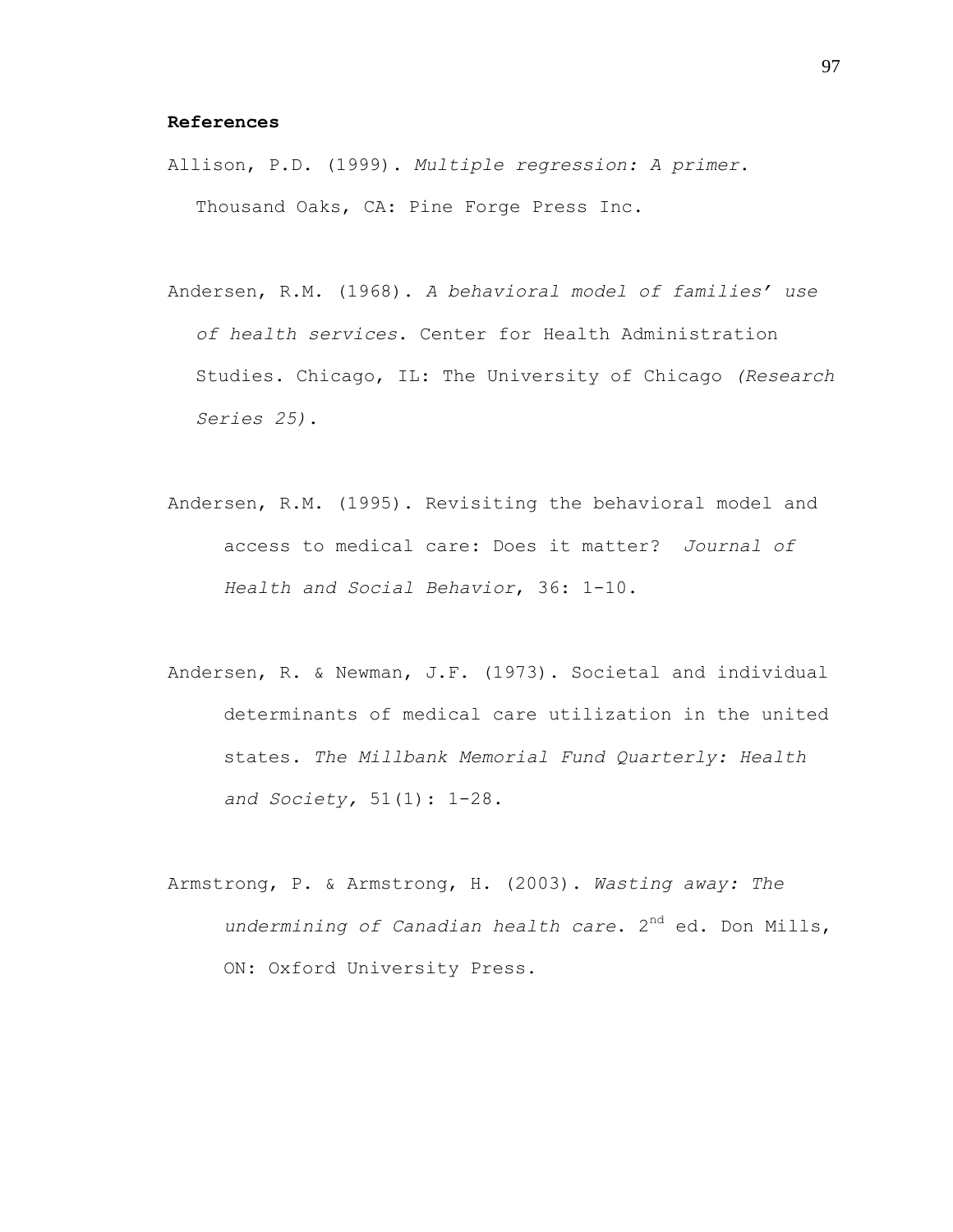**References**

Allison, P.D. (1999). *Multiple regression: A primer*. Thousand Oaks, CA: Pine Forge Press Inc.

Andersen, R.M. (1968). *A behavioral model of families' use of health services*. Center for Health Administration Studies. Chicago, IL: The University of Chicago *(Research Series 25)*.

Andersen, R.M. (1995). Revisiting the behavioral model and access to medical care: Does it matter? *Journal of Health and Social Behavior*, 36: 1-10.

Andersen, R. & Newman, J.F. (1973). Societal and individual determinants of medical care utilization in the united states. *The Millbank Memorial Fund Quarterly: Health and Society,* 51(1): 1-28.

Armstrong, P. & Armstrong, H. (2003). *Wasting away: The undermining of Canadian health care*. 2nd ed. Don Mills, ON: Oxford University Press.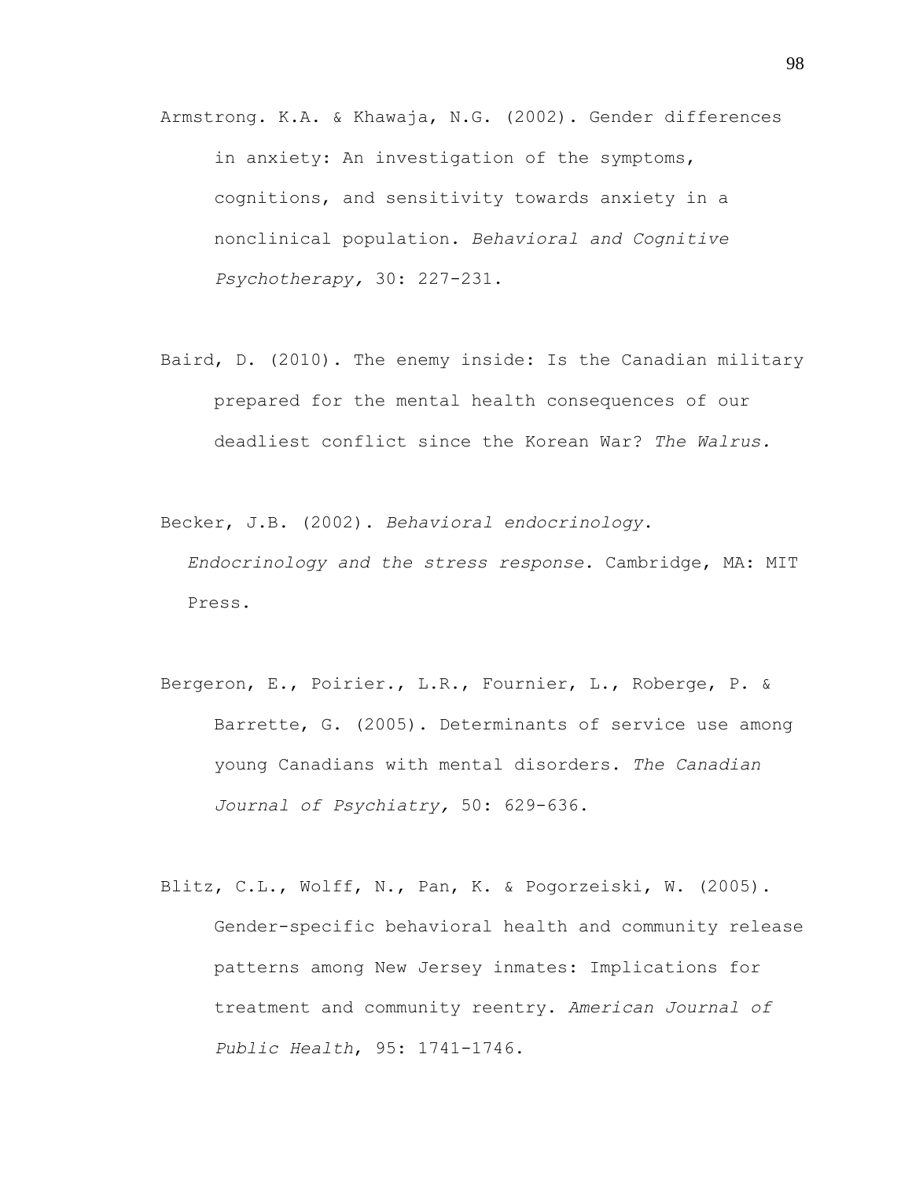Armstrong. K.A. & Khawaja, N.G. (2002). Gender differences in anxiety: An investigation of the symptoms, cognitions, and sensitivity towards anxiety in a nonclinical population. *Behavioral and Cognitive Psychotherapy,* 30: 227-231.

Baird, D. (2010). The enemy inside: Is the Canadian military prepared for the mental health consequences of our deadliest conflict since the Korean War? *The Walrus.*

Becker, J.B. (2002). *Behavioral endocrinology*. *Endocrinology and the stress response*. Cambridge, MA: MIT Press.

Bergeron, E., Poirier., L.R., Fournier, L., Roberge, P. & Barrette, G. (2005). Determinants of service use among young Canadians with mental disorders. *The Canadian Journal of Psychiatry,* 50: 629-636.

Blitz, C.L., Wolff, N., Pan, K. & Pogorzeiski, W. (2005). Gender-specific behavioral health and community release patterns among New Jersey inmates: Implications for treatment and community reentry. *American Journal of Public Health*, 95: 1741-1746.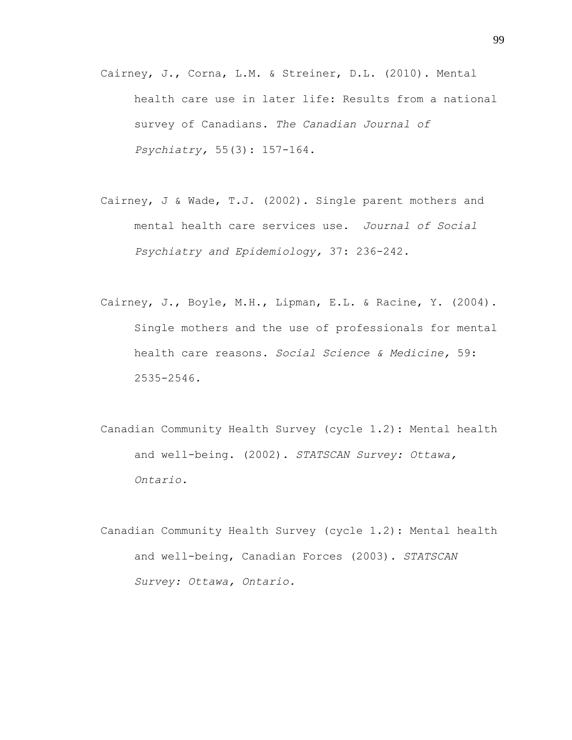Cairney, J., Corna, L.M. & Streiner, D.L. (2010). Mental health care use in later life: Results from a national survey of Canadians. *The Canadian Journal of Psychiatry,* 55(3): 157-164.

Cairney, J & Wade, T.J. (2002). Single parent mothers and mental health care services use. *Journal of Social Psychiatry and Epidemiology,* 37: 236-242.

Cairney, J., Boyle, M.H., Lipman, E.L. & Racine, Y. (2004). Single mothers and the use of professionals for mental health care reasons. *Social Science & Medicine,* 59: 2535-2546.

Canadian Community Health Survey (cycle 1.2): Mental health and well-being. (2002). *STATSCAN Survey: Ottawa, Ontario.*

Canadian Community Health Survey (cycle 1.2): Mental health and well-being, Canadian Forces (2003). *STATSCAN Survey: Ottawa, Ontario.*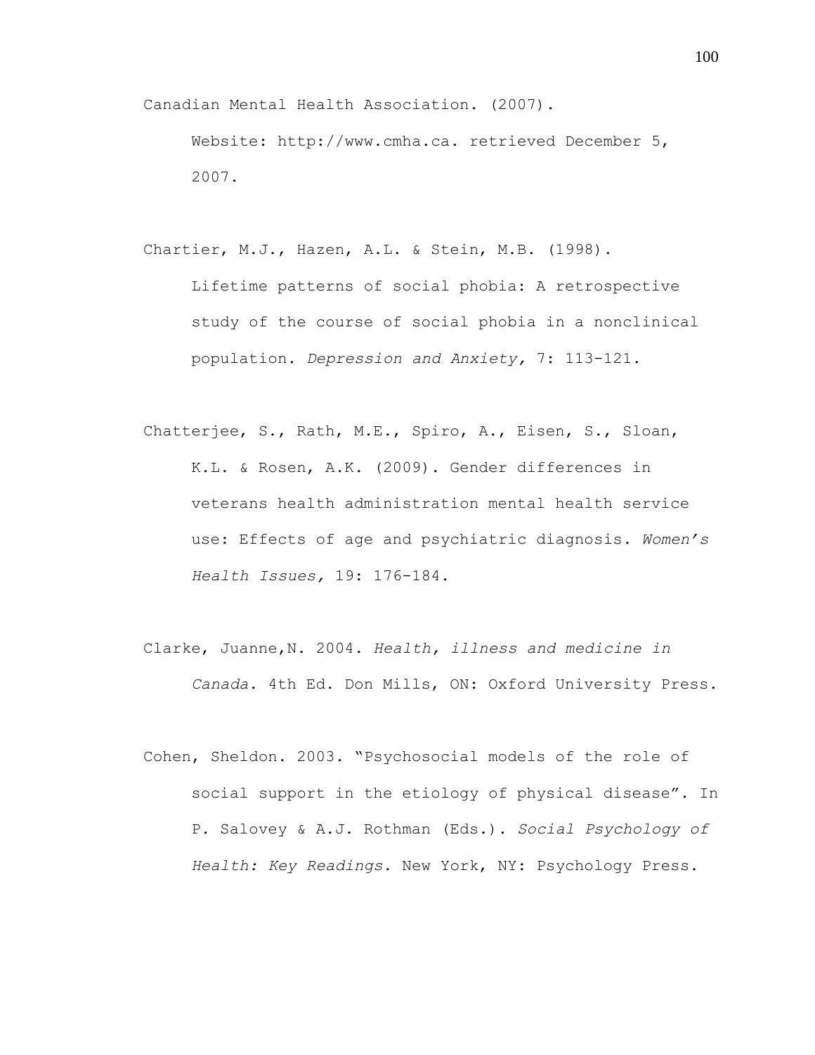Canadian Mental Health Association. (2007). Website: http://www.cmha.ca. retrieved December 5, 2007.

Chartier, M.J., Hazen, A.L. & Stein, M.B. (1998). Lifetime patterns of social phobia: A retrospective study of the course of social phobia in a nonclinical population. *Depression and Anxiety,* 7: 113-121.

Chatterjee, S., Rath, M.E., Spiro, A., Eisen, S., Sloan, K.L. & Rosen, A.K. (2009). Gender differences in veterans health administration mental health service use: Effects of age and psychiatric diagnosis. *Women's Health Issues,* 19: 176-184.

Clarke, Juanne,N. 2004. *Health, illness and medicine in Canada*. 4th Ed. Don Mills, ON: Oxford University Press.

Cohen, Sheldon. 2003. "Psychosocial models of the role of social support in the etiology of physical disease". In P. Salovey & A.J. Rothman (Eds.). *Social Psychology of Health: Key Readings*. New York, NY: Psychology Press.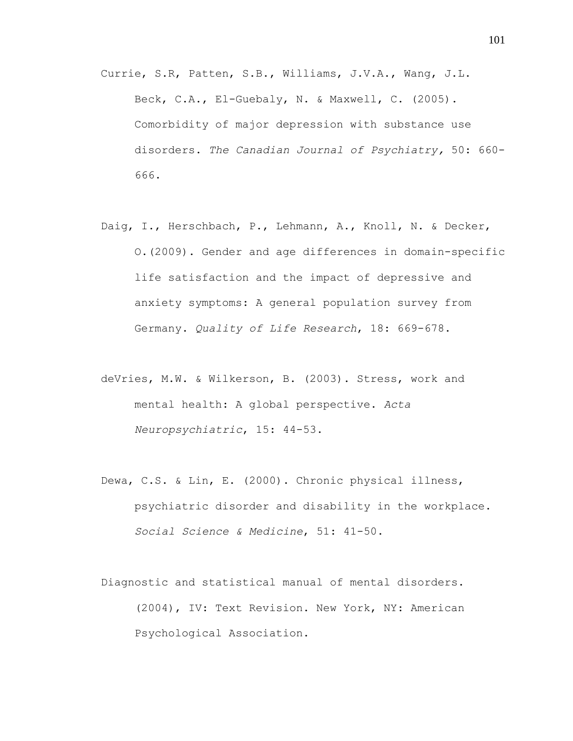Currie, S.R, Patten, S.B., Williams, J.V.A., Wang, J.L. Beck, C.A., El-Guebaly, N. & Maxwell, C. (2005). Comorbidity of major depression with substance use disorders. *The Canadian Journal of Psychiatry,* 50: 660-666.

Daig, I., Herschbach, P., Lehmann, A., Knoll, N. & Decker, O.(2009). Gender and age differences in domain-specific life satisfaction and the impact of depressive and anxiety symptoms: A general population survey from Germany. *Quality of Life Research*, 18: 669-678.

deVries, M.W. & Wilkerson, B. (2003). Stress, work and mental health: A global perspective. *Acta Neuropsychiatric*, 15: 44-53.

Dewa, C.S. & Lin, E. (2000). Chronic physical illness, psychiatric disorder and disability in the workplace. *Social Science & Medicine*, 51: 41-50.

Diagnostic and statistical manual of mental disorders. (2004), IV: Text Revision. New York, NY: American Psychological Association.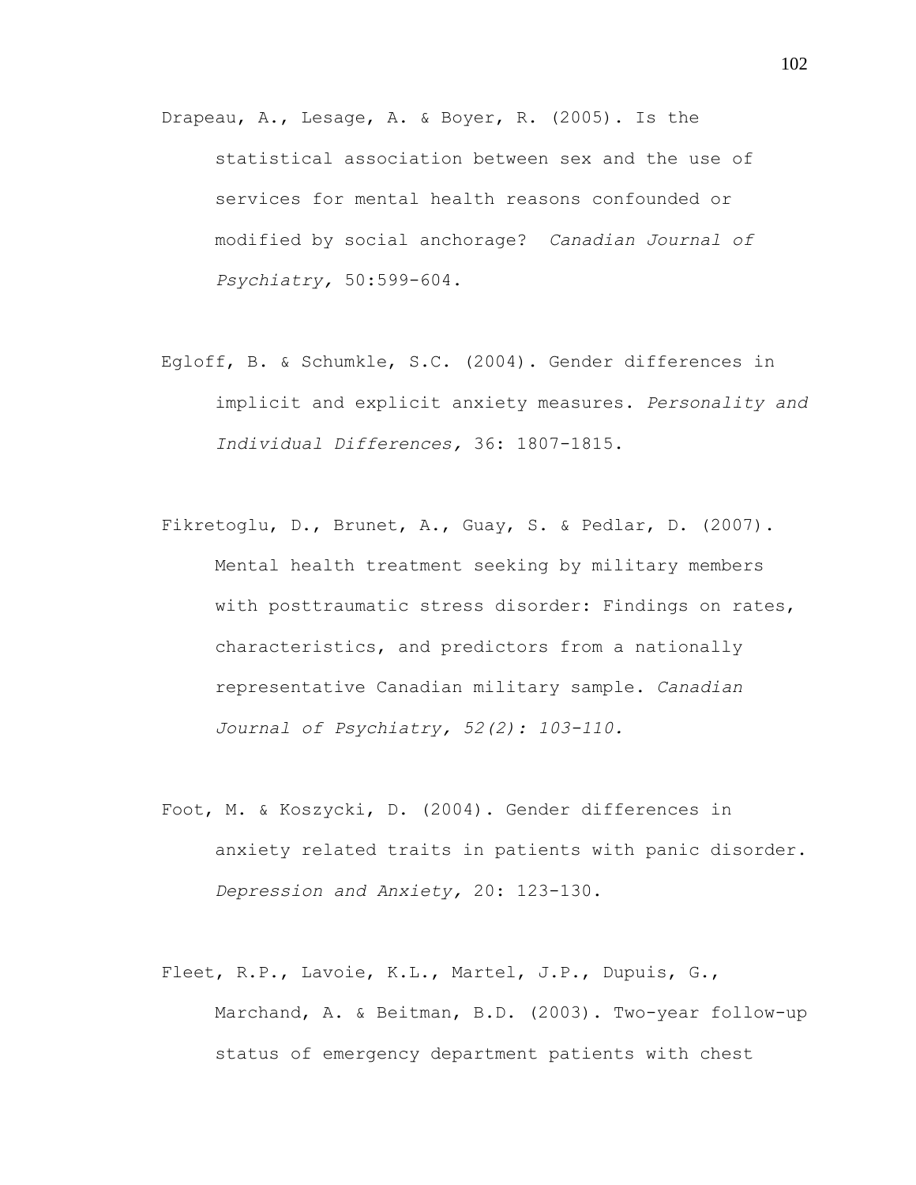Drapeau, A., Lesage, A. & Boyer, R. (2005). Is the statistical association between sex and the use of services for mental health reasons confounded or modified by social anchorage? *Canadian Journal of Psychiatry,* 50:599-604.

Egloff, B. & Schumkle, S.C. (2004). Gender differences in implicit and explicit anxiety measures. *Personality and Individual Differences,* 36: 1807-1815.

Fikretoglu, D., Brunet, A., Guay, S. & Pedlar, D. (2007). Mental health treatment seeking by military members with posttraumatic stress disorder: Findings on rates, characteristics, and predictors from a nationally representative Canadian military sample. *Canadian Journal of Psychiatry, 52(2): 103-110.*

Foot, M. & Koszycki, D. (2004). Gender differences in anxiety related traits in patients with panic disorder. *Depression and Anxiety,* 20: 123-130.

Fleet, R.P., Lavoie, K.L., Martel, J.P., Dupuis, G., Marchand, A. & Beitman, B.D. (2003). Two-year follow-up status of emergency department patients with chest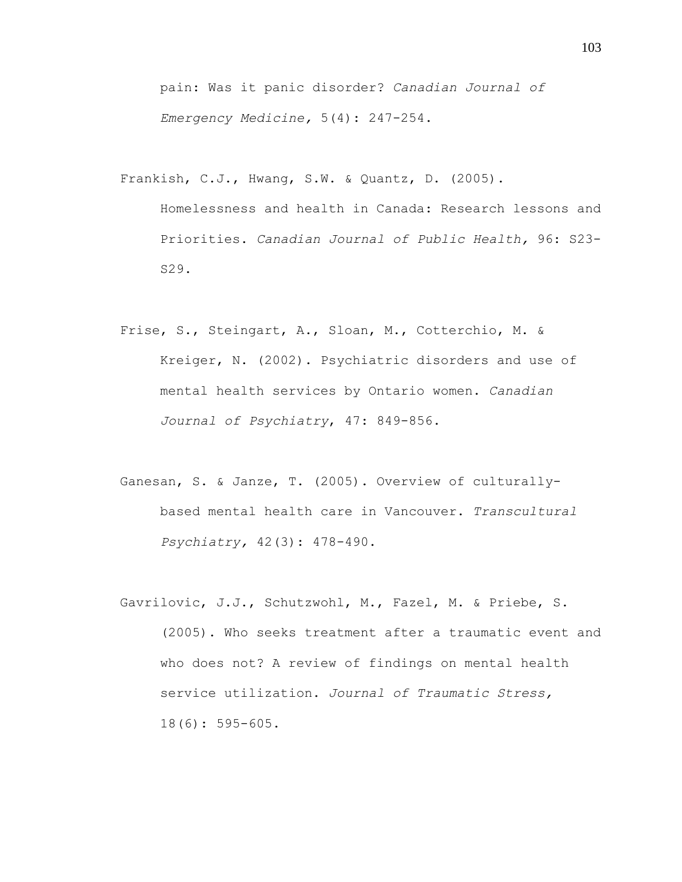pain: Was it panic disorder? *Canadian Journal of Emergency Medicine,* 5(4): 247-254.

Frankish, C.J., Hwang, S.W. & Quantz, D. (2005). Homelessness and health in Canada: Research lessons and Priorities. *Canadian Journal of Public Health,* 96: S23-S29.

Frise, S., Steingart, A., Sloan, M., Cotterchio, M. & Kreiger, N. (2002). Psychiatric disorders and use of mental health services by Ontario women. *Canadian Journal of Psychiatry*, 47: 849-856.

Ganesan, S. & Janze, T. (2005). Overview of culturally-based mental health care in Vancouver. *Transcultural Psychiatry,* 42(3): 478-490.

Gavrilovic, J.J., Schutzwohl, M., Fazel, M. & Priebe, S. (2005). Who seeks treatment after a traumatic event and who does not? A review of findings on mental health service utilization. *Journal of Traumatic Stress,* 18(6): 595-605.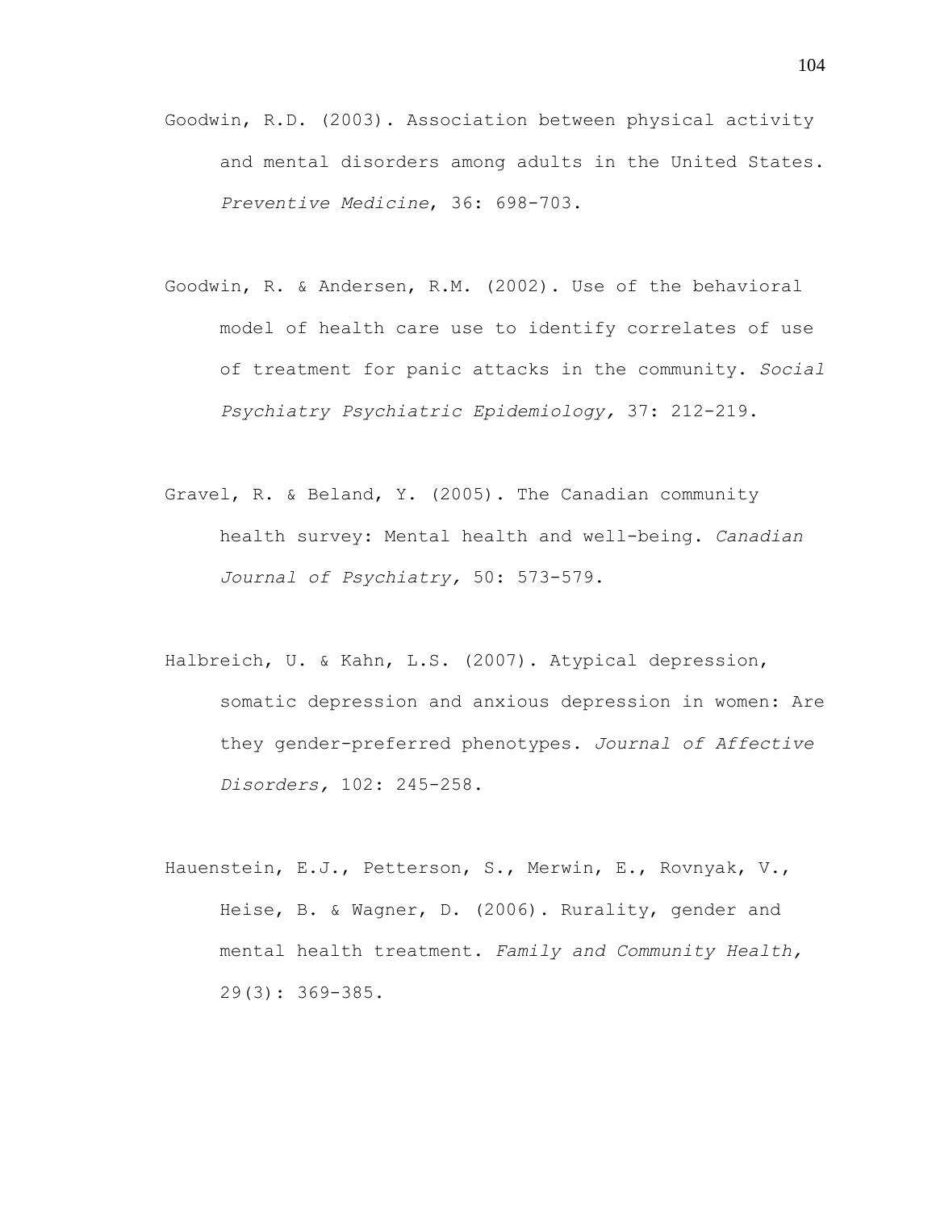Goodwin, R.D. (2003). Association between physical activity and mental disorders among adults in the United States. *Preventive Medicine*, 36: 698-703.

Goodwin, R. & Andersen, R.M. (2002). Use of the behavioral model of health care use to identify correlates of use of treatment for panic attacks in the community. *Social Psychiatry Psychiatric Epidemiology,* 37: 212-219.

Gravel, R. & Beland, Y. (2005). The Canadian community health survey: Mental health and well-being. *Canadian Journal of Psychiatry,* 50: 573-579.

Halbreich, U. & Kahn, L.S. (2007). Atypical depression, somatic depression and anxious depression in women: Are they gender-preferred phenotypes. *Journal of Affective Disorders,* 102: 245-258.

Hauenstein, E.J., Petterson, S., Merwin, E., Rovnyak, V., Heise, B. & Wagner, D. (2006). Rurality, gender and mental health treatment. *Family and Community Health,* 29(3): 369-385.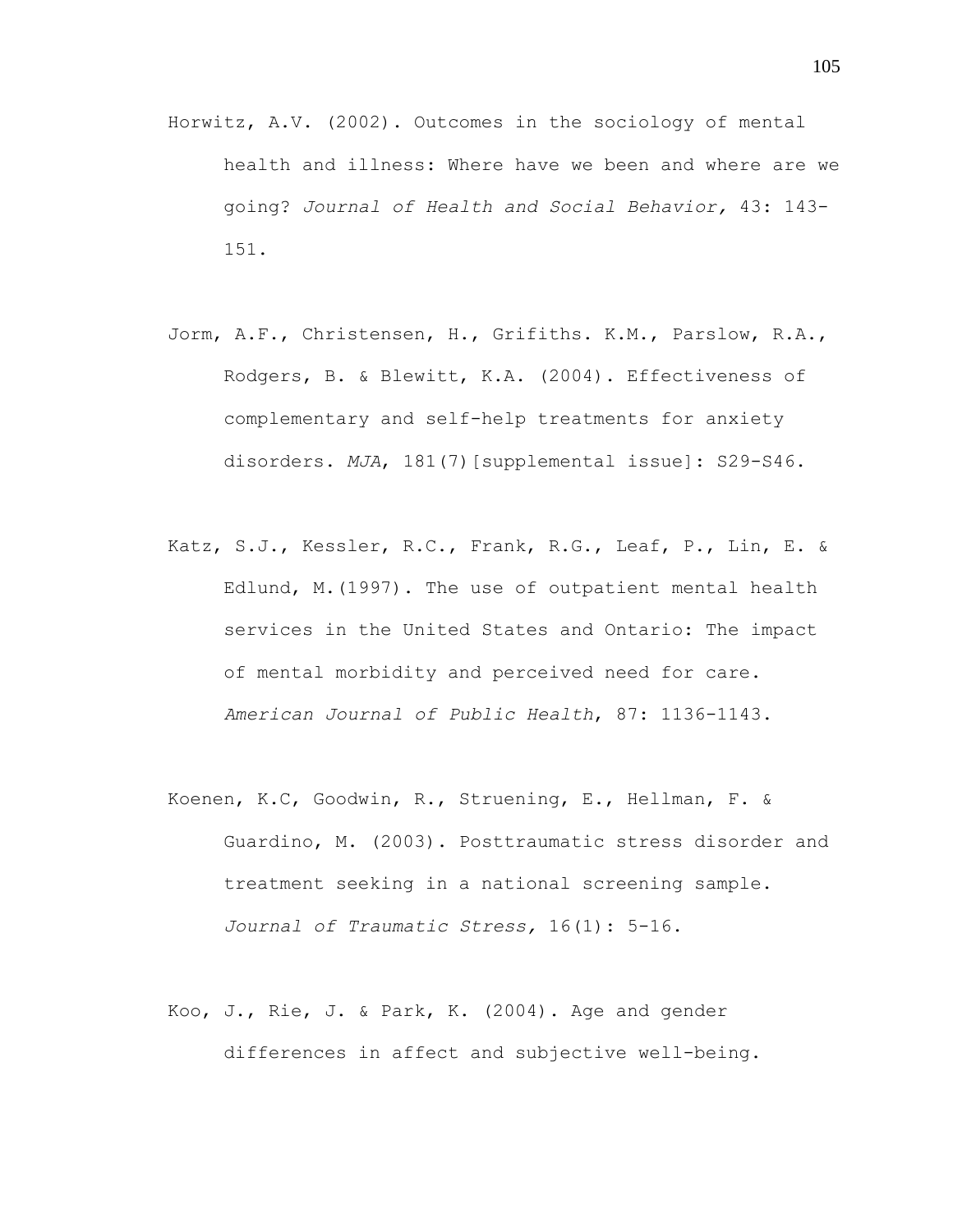Horwitz, A.V. (2002). Outcomes in the sociology of mental health and illness: Where have we been and where are we going? *Journal of Health and Social Behavior,* 43: 143-151.

Jorm, A.F., Christensen, H., Grifiths. K.M., Parslow, R.A., Rodgers, B. & Blewitt, K.A. (2004). Effectiveness of complementary and self-help treatments for anxiety disorders. *MJA*, 181(7)[supplemental issue]: S29-S46.

Katz, S.J., Kessler, R.C., Frank, R.G., Leaf, P., Lin, E. & Edlund, M.(1997). The use of outpatient mental health services in the United States and Ontario: The impact of mental morbidity and perceived need for care. *American Journal of Public Health*, 87: 1136-1143.

Koenen, K.C, Goodwin, R., Struening, E., Hellman, F. & Guardino, M. (2003). Posttraumatic stress disorder and treatment seeking in a national screening sample. *Journal of Traumatic Stress,* 16(1): 5-16.

Koo, J., Rie, J. & Park, K. (2004). Age and gender differences in affect and subjective well-being.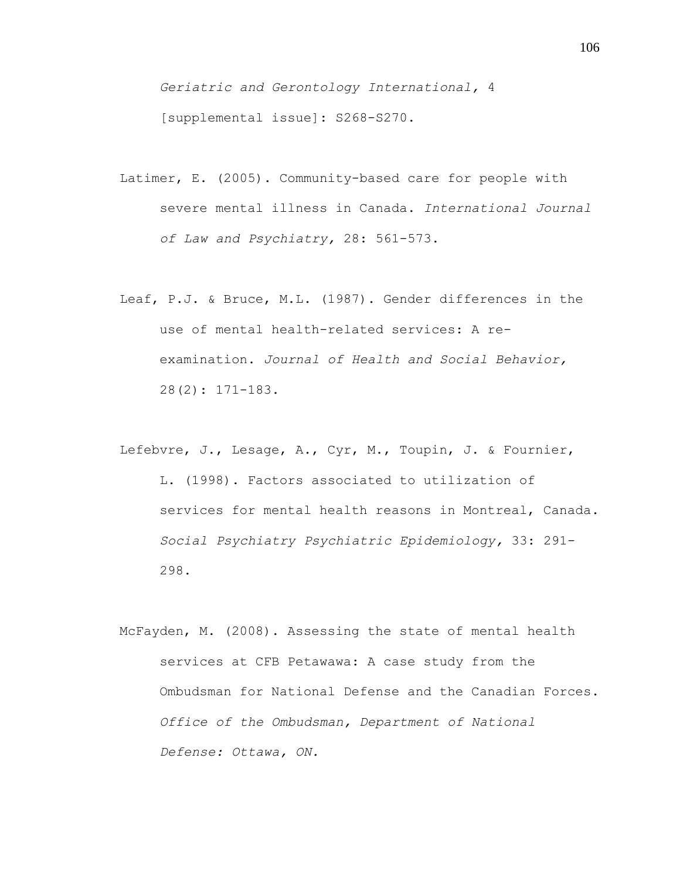*Geriatric and Gerontology International,* 4 [supplemental issue]: S268-S270.

Latimer, E. (2005). Community-based care for people with severe mental illness in Canada. *International Journal of Law and Psychiatry,* 28: 561-573.

Leaf, P.J. & Bruce, M.L. (1987). Gender differences in the use of mental health-related services: A re-examination. *Journal of Health and Social Behavior,* 28(2): 171-183.

Lefebvre, J., Lesage, A., Cyr, M., Toupin, J. & Fournier, L. (1998). Factors associated to utilization of services for mental health reasons in Montreal, Canada. *Social Psychiatry Psychiatric Epidemiology,* 33: 291-298.

McFayden, M. (2008). Assessing the state of mental health services at CFB Petawawa: A case study from the Ombudsman for National Defense and the Canadian Forces. *Office of the Ombudsman, Department of National Defense: Ottawa, ON.*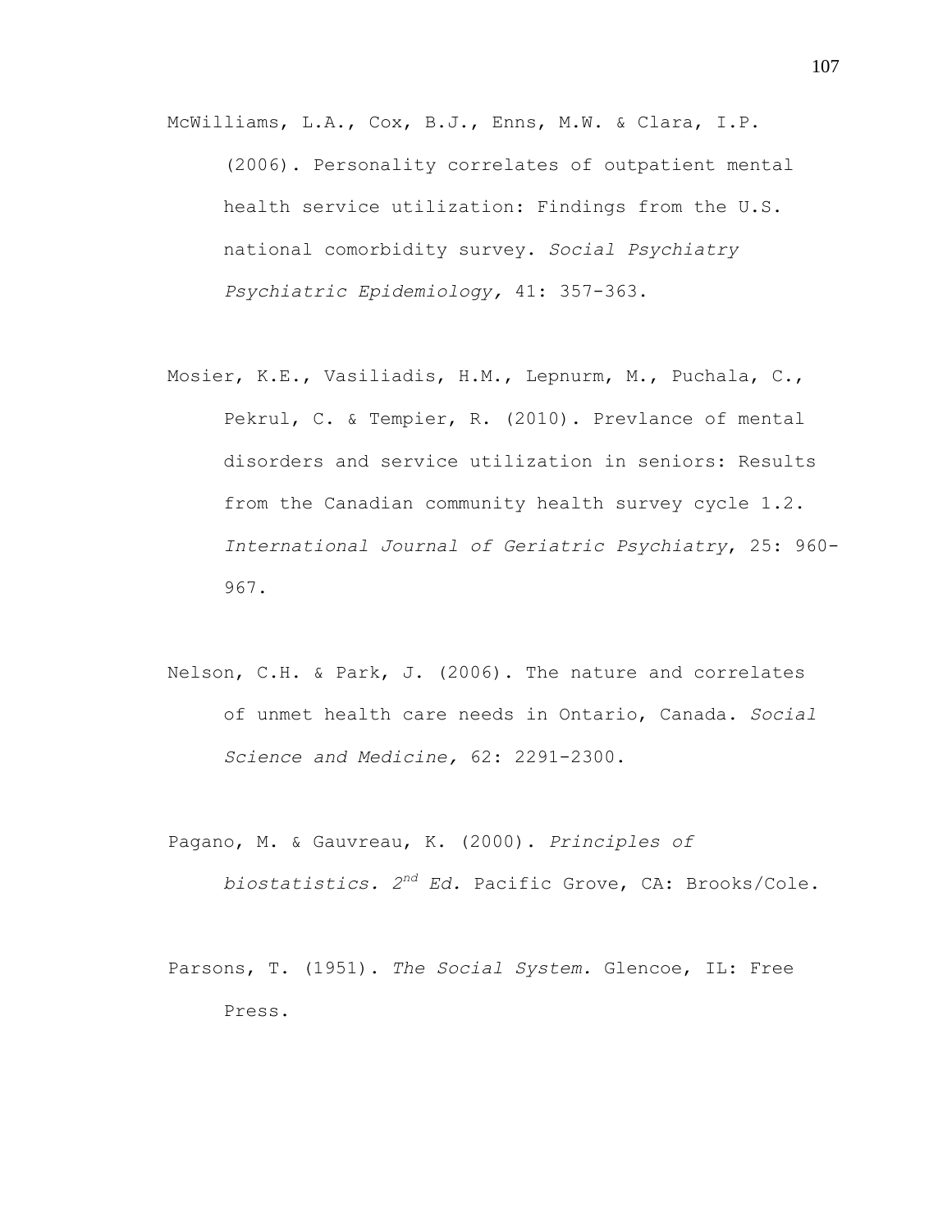McWilliams, L.A., Cox, B.J., Enns, M.W. & Clara, I.P. (2006). Personality correlates of outpatient mental health service utilization: Findings from the U.S. national comorbidity survey. *Social Psychiatry Psychiatric Epidemiology,* 41: 357-363.

Mosier, K.E., Vasiliadis, H.M., Lepnurm, M., Puchala, C., Pekrul, C. & Tempier, R. (2010). Prevlance of mental disorders and service utilization in seniors: Results from the Canadian community health survey cycle 1.2. *International Journal of Geriatric Psychiatry*, 25: 960-967.

Nelson, C.H. & Park, J. (2006). The nature and correlates of unmet health care needs in Ontario, Canada. *Social Science and Medicine,* 62: 2291-2300.

Pagano, M. & Gauvreau, K. (2000). *Principles of biostatistics. 2nd Ed.* Pacific Grove, CA: Brooks/Cole.

Parsons, T. (1951). *The Social System.* Glencoe, IL: Free Press.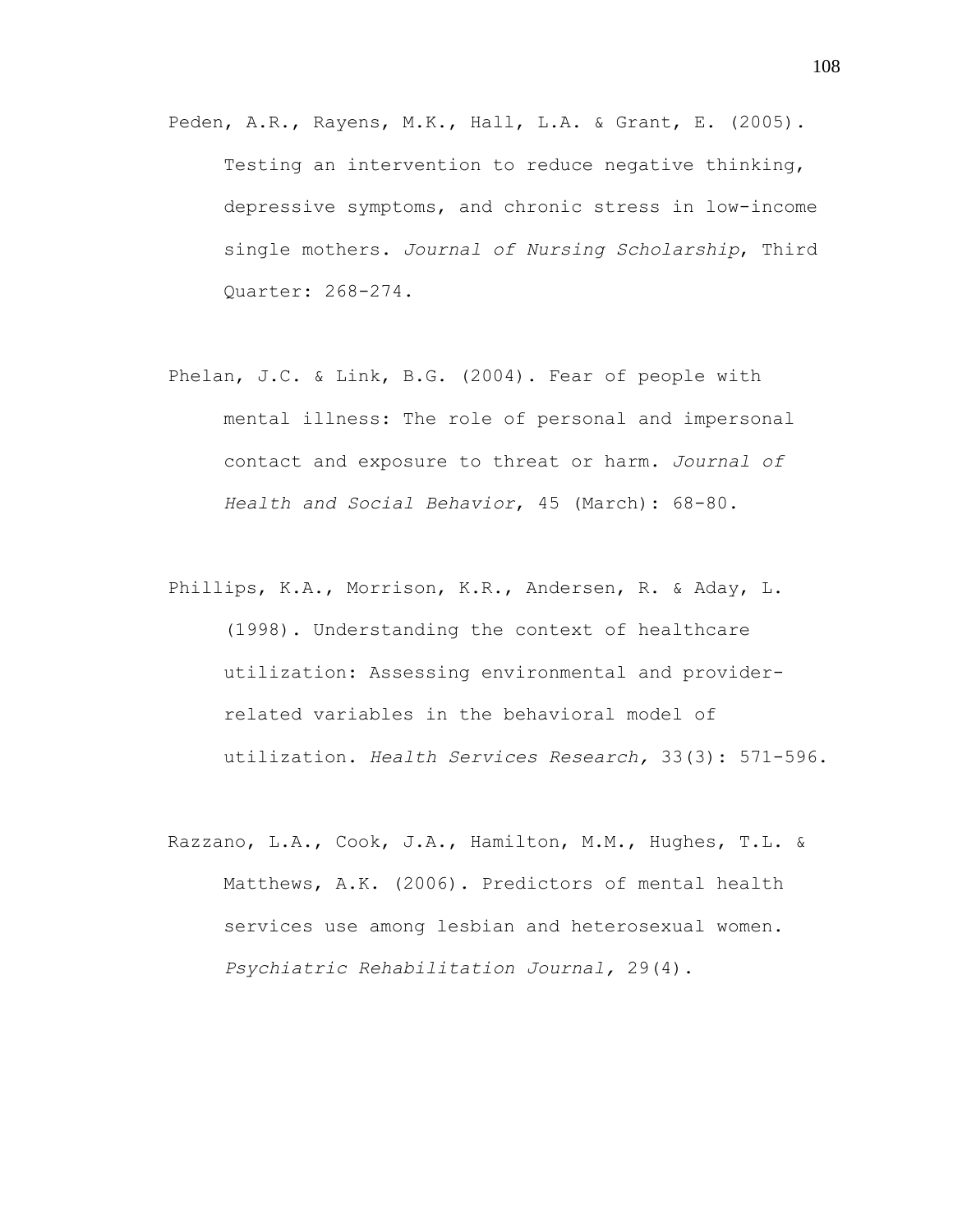Peden, A.R., Rayens, M.K., Hall, L.A. & Grant, E. (2005). Testing an intervention to reduce negative thinking, depressive symptoms, and chronic stress in low-income single mothers. *Journal of Nursing Scholarship*, Third Quarter: 268-274.

Phelan, J.C. & Link, B.G. (2004). Fear of people with mental illness: The role of personal and impersonal contact and exposure to threat or harm. *Journal of Health and Social Behavior*, 45 (March): 68-80.

Phillips, K.A., Morrison, K.R., Andersen, R. & Aday, L. (1998). Understanding the context of healthcare utilization: Assessing environmental and provider-related variables in the behavioral model of utilization. *Health Services Research,* 33(3): 571-596.

Razzano, L.A., Cook, J.A., Hamilton, M.M., Hughes, T.L. & Matthews, A.K. (2006). Predictors of mental health services use among lesbian and heterosexual women. *Psychiatric Rehabilitation Journal,* 29(4).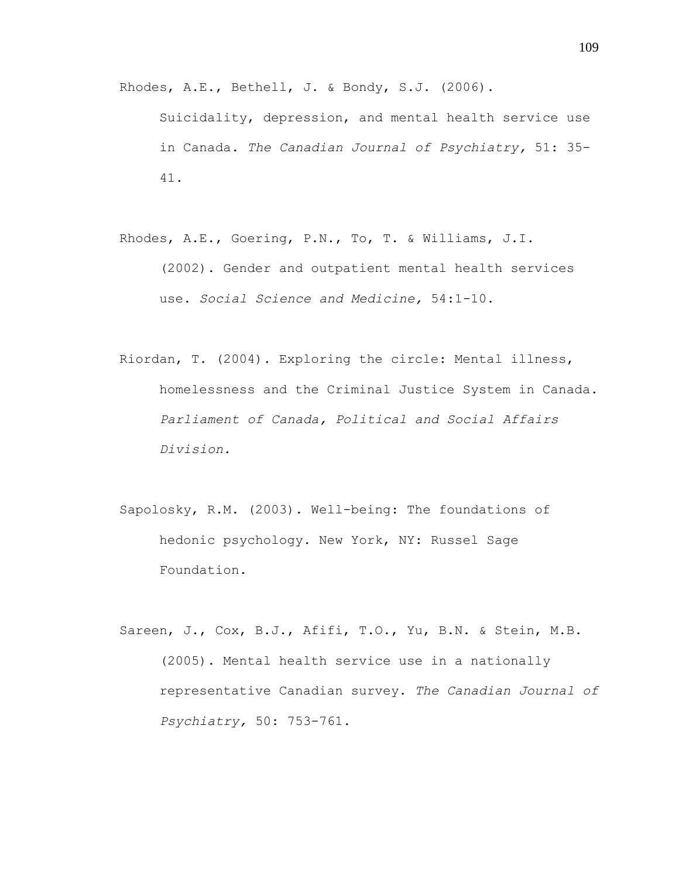Rhodes, A.E., Bethell, J. & Bondy, S.J. (2006). Suicidality, depression, and mental health service use in Canada. *The Canadian Journal of Psychiatry,* 51: 35-41.

Rhodes, A.E., Goering, P.N., To, T. & Williams, J.I. (2002). Gender and outpatient mental health services use. *Social Science and Medicine,* 54:1-10.

Riordan, T. (2004). Exploring the circle: Mental illness, homelessness and the Criminal Justice System in Canada. *Parliament of Canada, Political and Social Affairs Division.*

Sapolosky, R.M. (2003). Well-being: The foundations of hedonic psychology. New York, NY: Russel Sage Foundation.

Sareen, J., Cox, B.J., Afifi, T.O., Yu, B.N. & Stein, M.B. (2005). Mental health service use in a nationally representative Canadian survey. *The Canadian Journal of Psychiatry,* 50: 753-761.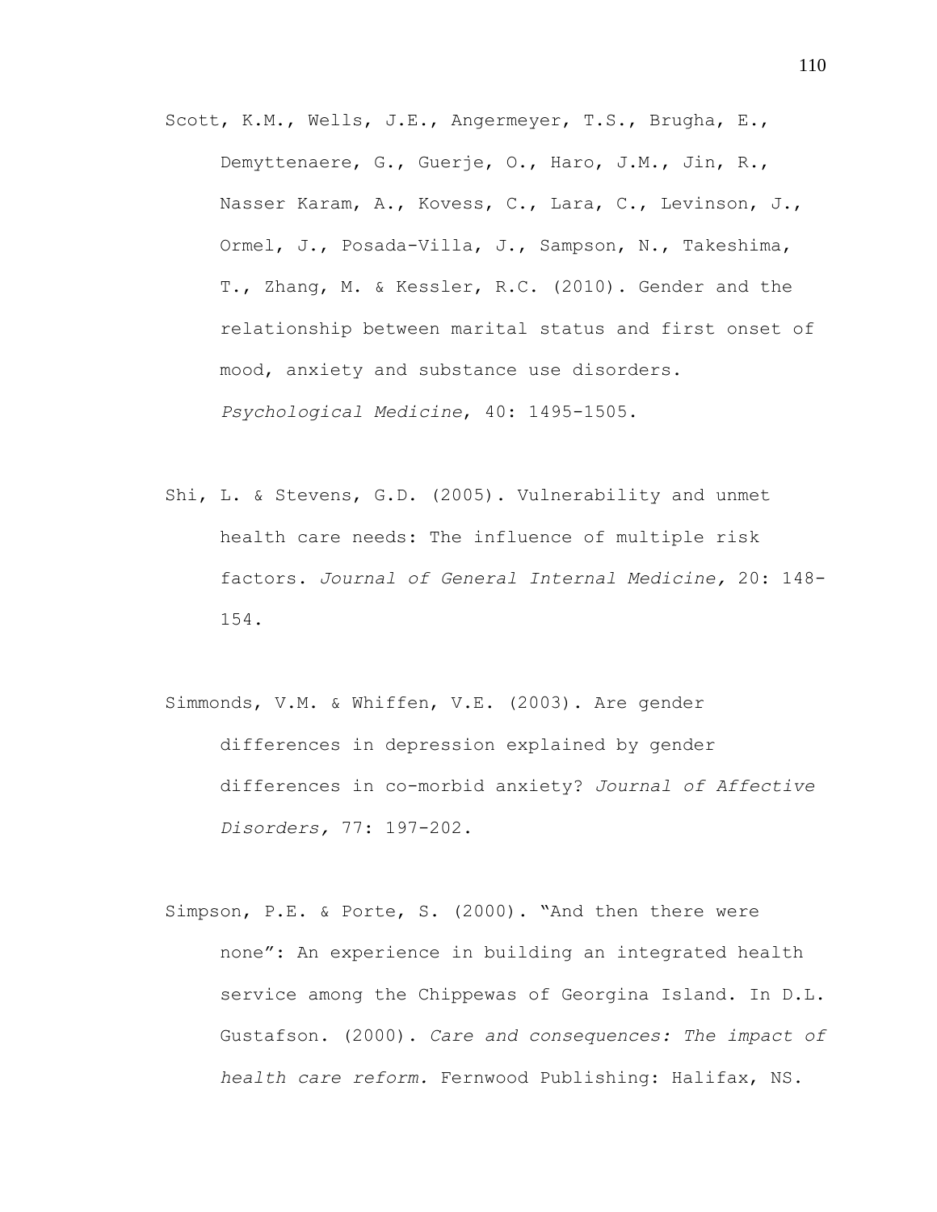Scott, K.M., Wells, J.E., Angermeyer, T.S., Brugha, E., Demyttenaere, G., Guerje, O., Haro, J.M., Jin, R., Nasser Karam, A., Kovess, C., Lara, C., Levinson, J., Ormel, J., Posada-Villa, J., Sampson, N., Takeshima, T., Zhang, M. & Kessler, R.C. (2010). Gender and the relationship between marital status and first onset of mood, anxiety and substance use disorders. *Psychological Medicine*, 40: 1495-1505.

Shi, L. & Stevens, G.D. (2005). Vulnerability and unmet health care needs: The influence of multiple risk factors. *Journal of General Internal Medicine,* 20: 148-154.

Simmonds, V.M. & Whiffen, V.E. (2003). Are gender differences in depression explained by gender differences in co-morbid anxiety? *Journal of Affective Disorders,* 77: 197-202.

Simpson, P.E. & Porte, S. (2000). "And then there were none": An experience in building an integrated health service among the Chippewas of Georgina Island. In D.L. Gustafson. (2000). *Care and consequences: The impact of health care reform.* Fernwood Publishing: Halifax, NS.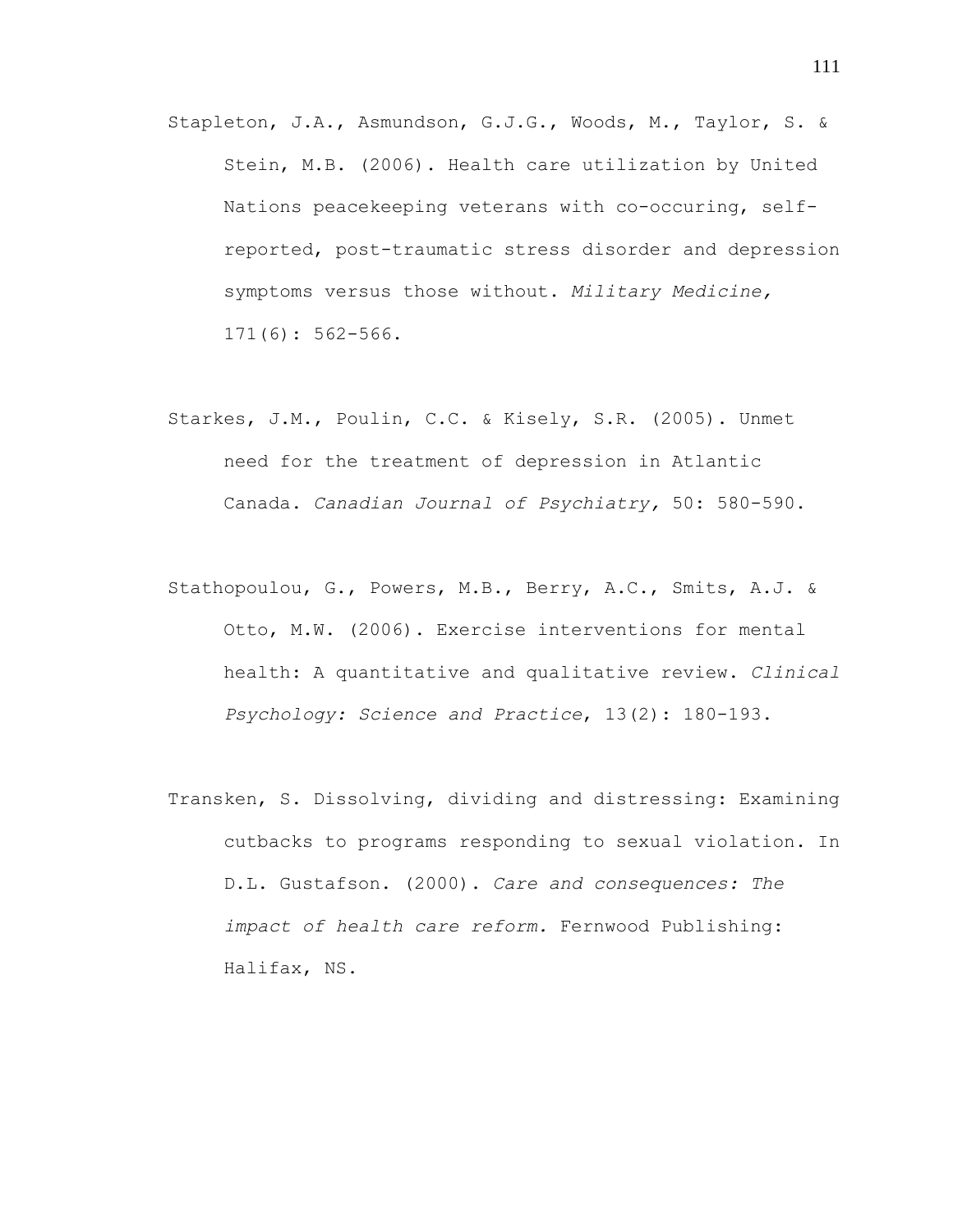Stapleton, J.A., Asmundson, G.J.G., Woods, M., Taylor, S. & Stein, M.B. (2006). Health care utilization by United Nations peacekeeping veterans with co-occuring, self-reported, post-traumatic stress disorder and depression symptoms versus those without. *Military Medicine,* 171(6): 562-566.

Starkes, J.M., Poulin, C.C. & Kisely, S.R. (2005). Unmet need for the treatment of depression in Atlantic Canada. *Canadian Journal of Psychiatry,* 50: 580-590.

Stathopoulou, G., Powers, M.B., Berry, A.C., Smits, A.J. & Otto, M.W. (2006). Exercise interventions for mental health: A quantitative and qualitative review. *Clinical Psychology: Science and Practice*, 13(2): 180-193.

Transken, S. Dissolving, dividing and distressing: Examining cutbacks to programs responding to sexual violation. In D.L. Gustafson. (2000). *Care and consequences: The impact of health care reform.* Fernwood Publishing: Halifax, NS.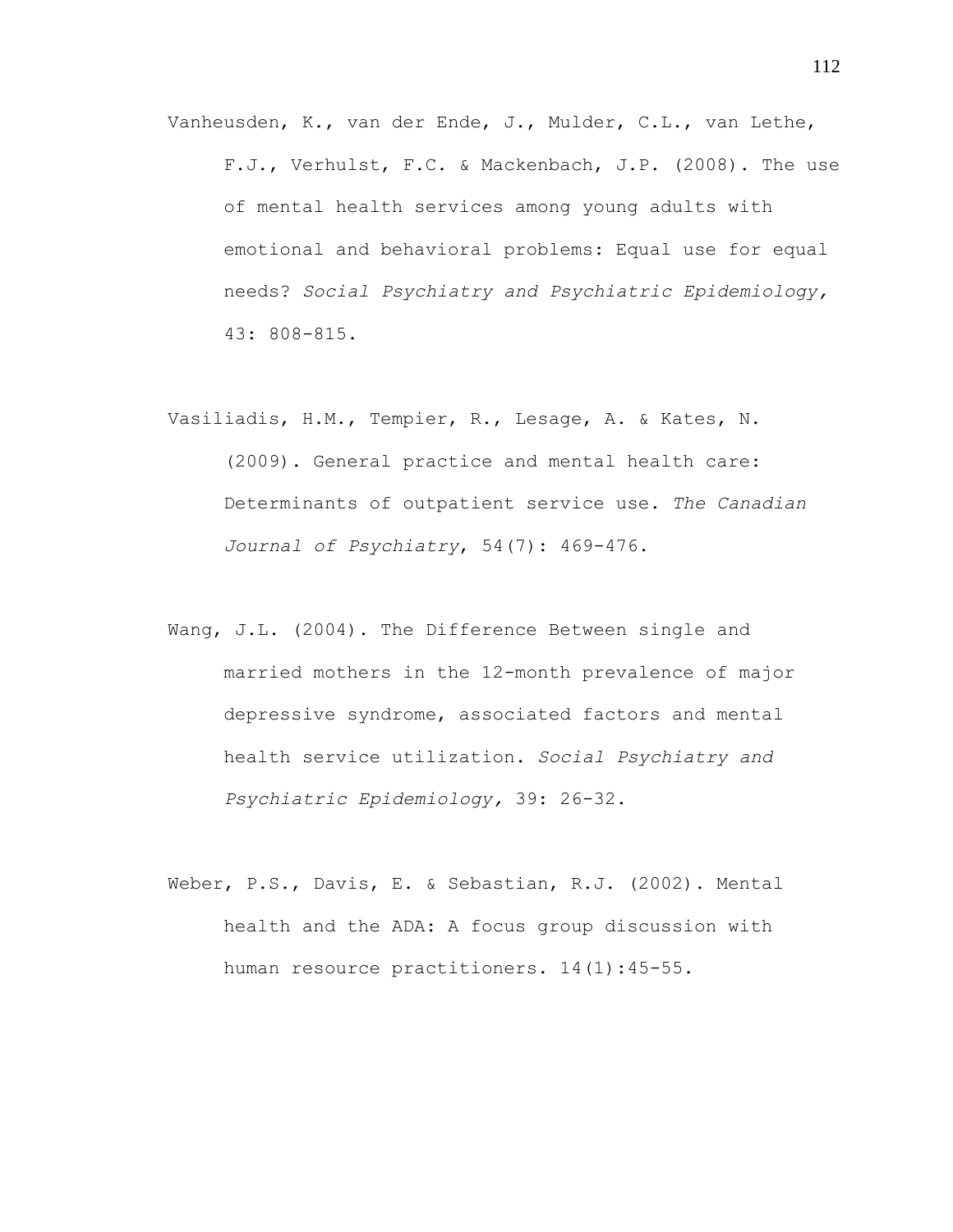Vanheusden, K., van der Ende, J., Mulder, C.L., van Lethe, F.J., Verhulst, F.C. & Mackenbach, J.P. (2008). The use of mental health services among young adults with emotional and behavioral problems: Equal use for equal needs? *Social Psychiatry and Psychiatric Epidemiology,* 43: 808-815.

Vasiliadis, H.M., Tempier, R., Lesage, A. & Kates, N. (2009). General practice and mental health care: Determinants of outpatient service use. *The Canadian Journal of Psychiatry*, 54(7): 469-476.

Wang, J.L. (2004). The Difference Between single and married mothers in the 12-month prevalence of major depressive syndrome, associated factors and mental health service utilization. *Social Psychiatry and Psychiatric Epidemiology,* 39: 26-32.

Weber, P.S., Davis, E. & Sebastian, R.J. (2002). Mental health and the ADA: A focus group discussion with human resource practitioners. 14(1):45-55.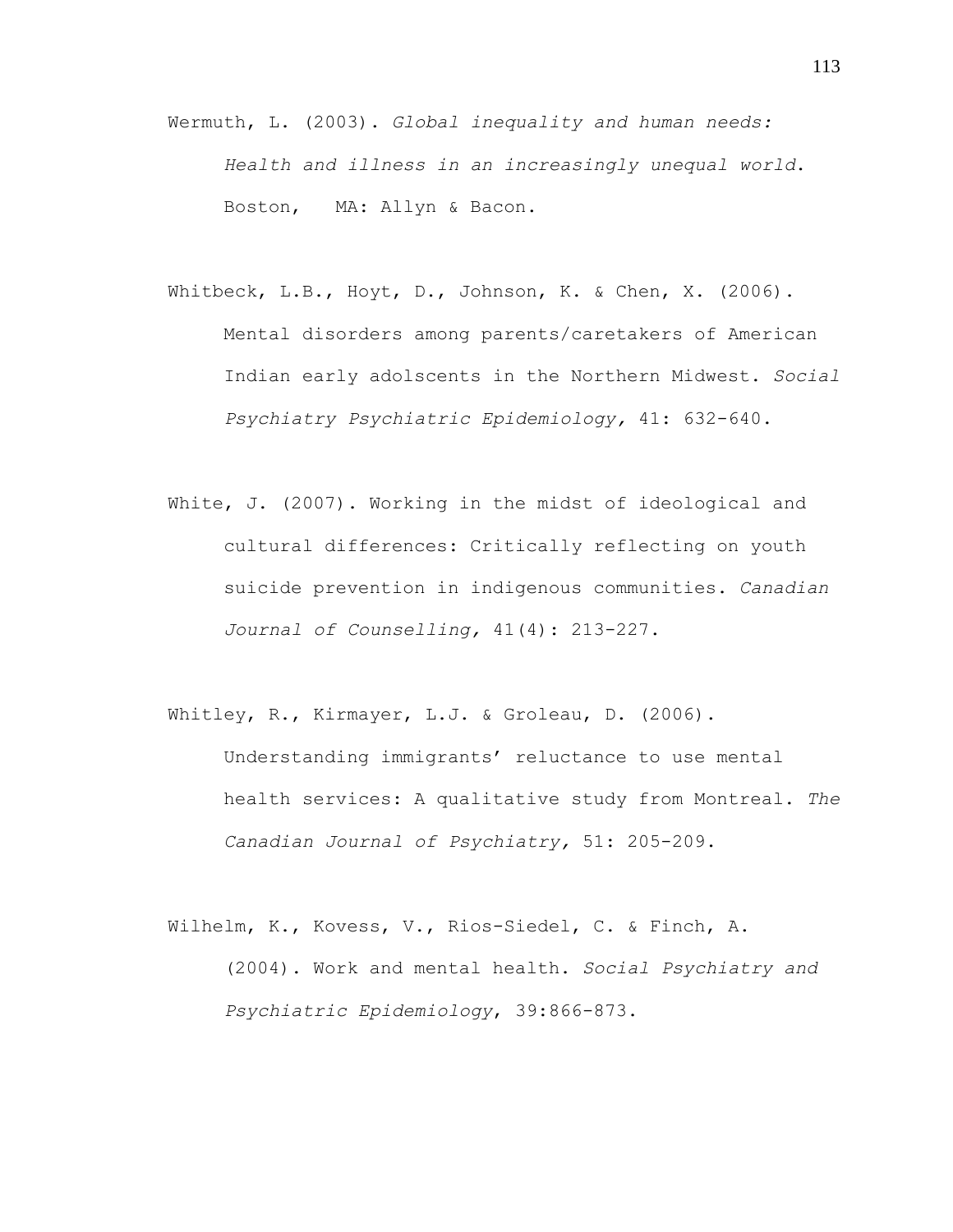Wermuth, L. (2003). *Global inequality and human needs: Health and illness in an increasingly unequal world*. Boston, MA: Allyn & Bacon.

Whitbeck, L.B., Hoyt, D., Johnson, K. & Chen, X. (2006). Mental disorders among parents/caretakers of American Indian early adolscents in the Northern Midwest. *Social Psychiatry Psychiatric Epidemiology,* 41: 632-640.

White, J. (2007). Working in the midst of ideological and cultural differences: Critically reflecting on youth suicide prevention in indigenous communities. *Canadian Journal of Counselling,* 41(4): 213-227.

Whitley, R., Kirmayer, L.J. & Groleau, D. (2006). Understanding immigrants' reluctance to use mental health services: A qualitative study from Montreal. *The Canadian Journal of Psychiatry,* 51: 205-209.

Wilhelm, K., Kovess, V., Rios-Siedel, C. & Finch, A. (2004). Work and mental health. *Social Psychiatry and Psychiatric Epidemiology*, 39:866-873.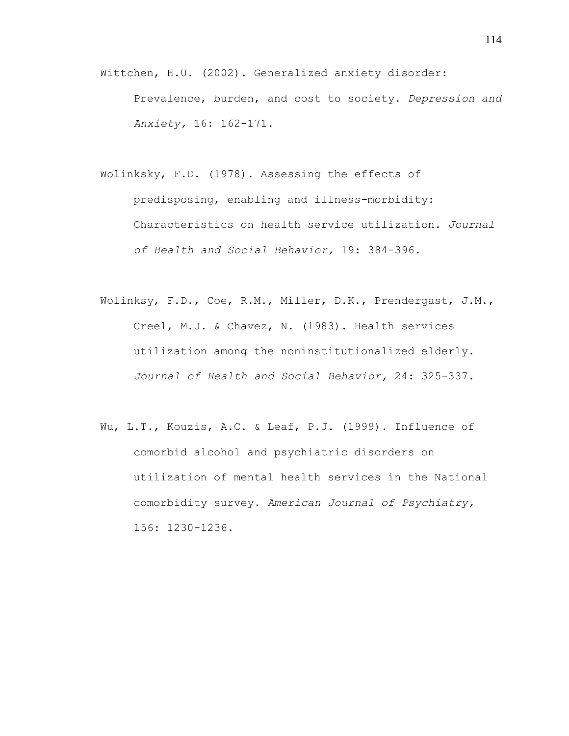Wittchen, H.U. (2002). Generalized anxiety disorder: Prevalence, burden, and cost to society. *Depression and Anxiety,* 16: 162-171.

Wolinksky, F.D. (1978). Assessing the effects of predisposing, enabling and illness-morbidity: Characteristics on health service utilization. *Journal of Health and Social Behavior,* 19: 384-396.

Wolinksy, F.D., Coe, R.M., Miller, D.K., Prendergast, J.M., Creel, M.J. & Chavez, N. (1983). Health services utilization among the noninstitutionalized elderly. *Journal of Health and Social Behavior,* 24: 325-337.

Wu, L.T., Kouzis, A.C. & Leaf, P.J. (1999). Influence of comorbid alcohol and psychiatric disorders on utilization of mental health services in the National comorbidity survey. *American Journal of Psychiatry,* 156: 1230-1236.